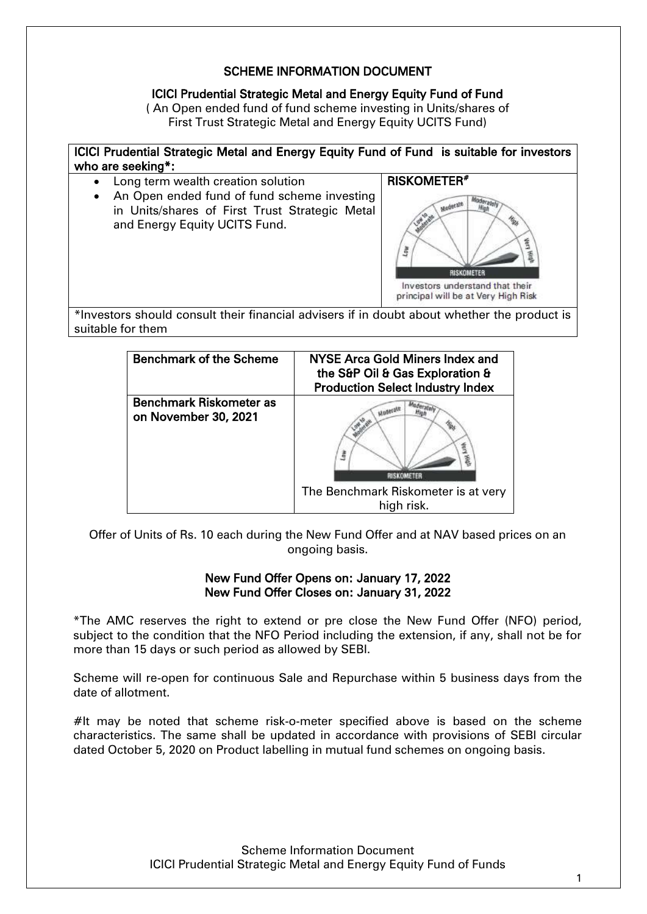# SCHEME INFORMATION DOCUMENT

## ICICI Prudential Strategic Metal and Energy Equity Fund of Fund

( An Open ended fund of fund scheme investing in Units/shares of First Trust Strategic Metal and Energy Equity UCITS Fund)

| ICICI Prudential Strategic Metal and Energy Equity Fund of Fund is suitable for investors who are seeking*: | |
|---|---|
| • Long term wealth creation solution<br>• An Open ended fund of fund scheme investing in Units/shares of First Trust Strategic Metal and Energy Equity UCITS Fund. | **RISKOMETER#**<br>Investors understand that their principal will be at Very High Risk |

*Investors should consult their financial advisers if in doubt about whether the product is suitable for them

| **Benchmark of the Scheme** | **NYSE Arca Gold Miners Index and the S&P Oil & Gas Exploration & Production Select Industry Index** |
|---|---|
| **Benchmark Riskometer as on November 30, 2021** | The Benchmark Riskometer is at very high risk. |

Offer of Units of Rs. 10 each during the New Fund Offer and at NAV based prices on an ongoing basis.

**New Fund Offer Opens on: January 17, 2022**
**New Fund Offer Closes on: January 31, 2022**

*The AMC reserves the right to extend or pre close the New Fund Offer (NFO) period, subject to the condition that the NFO Period including the extension, if any, shall not be for more than 15 days or such period as allowed by SEBI.

Scheme will re-open for continuous Sale and Repurchase within 5 business days from the date of allotment.

#It may be noted that scheme risk-o-meter specified above is based on the scheme characteristics. The same shall be updated in accordance with provisions of SEBI circular dated October 5, 2020 on Product labelling in mutual fund schemes on ongoing basis.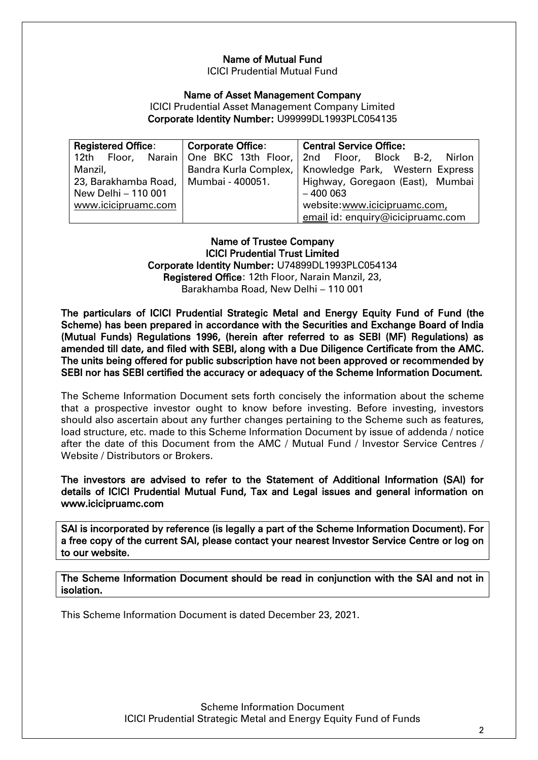**Name of Mutual Fund**

ICICI Prudential Mutual Fund

**Name of Asset Management Company**

ICICI Prudential Asset Management Company Limited

**Corporate Identity Number:** U99999DL1993PLC054135

| **Registered Office**: | **Corporate Office**: | **Central Service Office:** |
|---|---|---|
| 12th Floor, Narain Manzil, 23, Barakhamba Road, New Delhi – 110 001 www.icicipruamc.com | One BKC 13th Floor, Bandra Kurla Complex, Mumbai - 400051. | 2nd Floor, Block B-2, Nirlon Knowledge Park, Western Express Highway, Goregaon (East), Mumbai – 400 063 website:www.icicipruamc.com, email id: enquiry@icicipruamc.com |

**Name of Trustee Company**

**ICICI Prudential Trust Limited**

**Corporate Identity Number:** U74899DL1993PLC054134

**Registered Office**: 12th Floor, Narain Manzil, 23, Barakhamba Road, New Delhi – 110 001

**The particulars of ICICI Prudential Strategic Metal and Energy Equity Fund of Fund (the Scheme) has been prepared in accordance with the Securities and Exchange Board of India (Mutual Funds) Regulations 1996, (herein after referred to as SEBI (MF) Regulations) as amended till date, and filed with SEBI, along with a Due Diligence Certificate from the AMC. The units being offered for public subscription have not been approved or recommended by SEBI nor has SEBI certified the accuracy or adequacy of the Scheme Information Document.**

The Scheme Information Document sets forth concisely the information about the scheme that a prospective investor ought to know before investing. Before investing, investors should also ascertain about any further changes pertaining to the Scheme such as features, load structure, etc. made to this Scheme Information Document by issue of addenda / notice after the date of this Document from the AMC / Mutual Fund / Investor Service Centres / Website / Distributors or Brokers.

**The investors are advised to refer to the Statement of Additional Information (SAI) for details of ICICI Prudential Mutual Fund, Tax and Legal issues and general information on www.icicipruamc.com**

**SAI is incorporated by reference (is legally a part of the Scheme Information Document). For a free copy of the current SAI, please contact your nearest Investor Service Centre or log on to our website.**

**The Scheme Information Document should be read in conjunction with the SAI and not in isolation.**

This Scheme Information Document is dated December 23, 2021.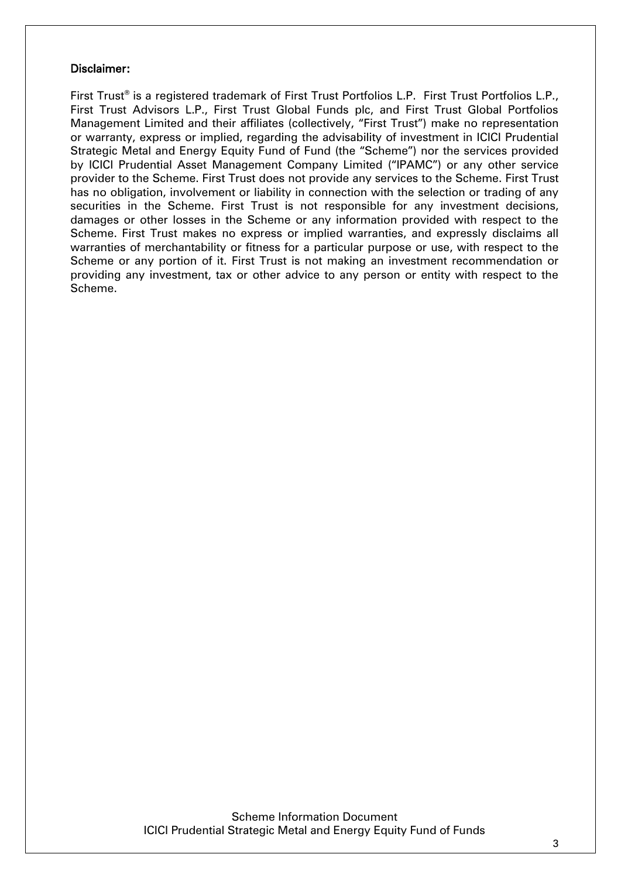**Disclaimer:**

First Trust® is a registered trademark of First Trust Portfolios L.P. First Trust Portfolios L.P., First Trust Advisors L.P., First Trust Global Funds plc, and First Trust Global Portfolios Management Limited and their affiliates (collectively, "First Trust") make no representation or warranty, express or implied, regarding the advisability of investment in ICICI Prudential Strategic Metal and Energy Equity Fund of Fund (the "Scheme") nor the services provided by ICICI Prudential Asset Management Company Limited ("IPAMC") or any other service provider to the Scheme. First Trust does not provide any services to the Scheme. First Trust has no obligation, involvement or liability in connection with the selection or trading of any securities in the Scheme. First Trust is not responsible for any investment decisions, damages or other losses in the Scheme or any information provided with respect to the Scheme. First Trust makes no express or implied warranties, and expressly disclaims all warranties of merchantability or fitness for a particular purpose or use, with respect to the Scheme or any portion of it. First Trust is not making an investment recommendation or providing any investment, tax or other advice to any person or entity with respect to the Scheme.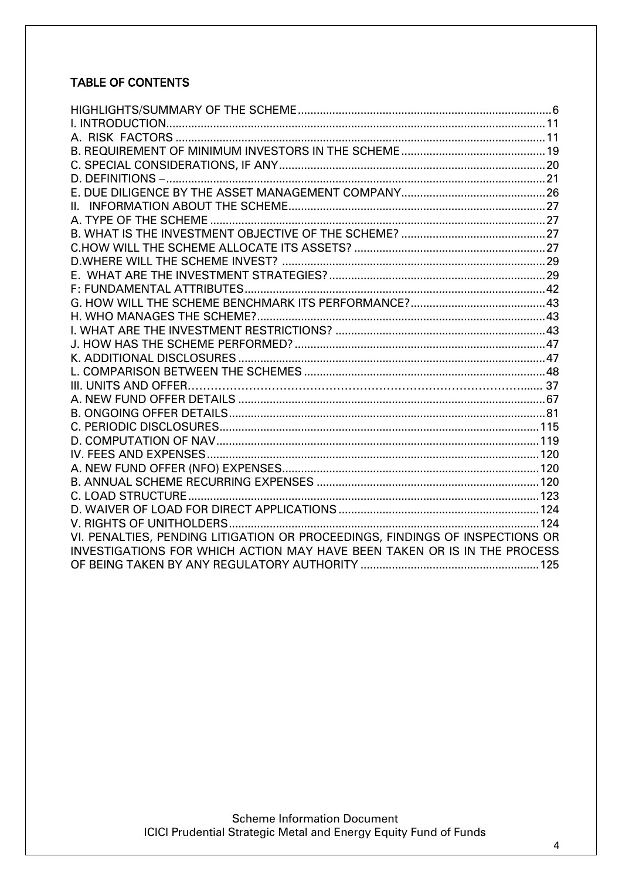## TABLE OF CONTENTS

| | |
|---|---|
| HIGHLIGHTS/SUMMARY OF THE SCHEME | 6 |
| I. INTRODUCTION | 11 |
| A. RISK FACTORS | 11 |
| B. REQUIREMENT OF MINIMUM INVESTORS IN THE SCHEME | 19 |
| C. SPECIAL CONSIDERATIONS, IF ANY | 20 |
| D. DEFINITIONS – | 21 |
| E. DUE DILIGENCE BY THE ASSET MANAGEMENT COMPANY | 26 |
| II. INFORMATION ABOUT THE SCHEME | 27 |
| A. TYPE OF THE SCHEME | 27 |
| B. WHAT IS THE INVESTMENT OBJECTIVE OF THE SCHEME? | 27 |
| C.HOW WILL THE SCHEME ALLOCATE ITS ASSETS? | 27 |
| D.WHERE WILL THE SCHEME INVEST? | 29 |
| E. WHAT ARE THE INVESTMENT STRATEGIES? | 29 |
| F: FUNDAMENTAL ATTRIBUTES | 42 |
| G. HOW WILL THE SCHEME BENCHMARK ITS PERFORMANCE? | 43 |
| H. WHO MANAGES THE SCHEME? | 43 |
| I. WHAT ARE THE INVESTMENT RESTRICTIONS? | 43 |
| J. HOW HAS THE SCHEME PERFORMED? | 47 |
| K. ADDITIONAL DISCLOSURES | 47 |
| L. COMPARISON BETWEEN THE SCHEMES | 48 |
| III. UNITS AND OFFER | 37 |
| A. NEW FUND OFFER DETAILS | 67 |
| B. ONGOING OFFER DETAILS | 81 |
| C. PERIODIC DISCLOSURES | 115 |
| D. COMPUTATION OF NAV | 119 |
| IV. FEES AND EXPENSES | 120 |
| A. NEW FUND OFFER (NFO) EXPENSES | 120 |
| B. ANNUAL SCHEME RECURRING EXPENSES | 120 |
| C. LOAD STRUCTURE | 123 |
| D. WAIVER OF LOAD FOR DIRECT APPLICATIONS | 124 |
| V. RIGHTS OF UNITHOLDERS | 124 |
| VI. PENALTIES, PENDING LITIGATION OR PROCEEDINGS, FINDINGS OF INSPECTIONS OR INVESTIGATIONS FOR WHICH ACTION MAY HAVE BEEN TAKEN OR IS IN THE PROCESS OF BEING TAKEN BY ANY REGULATORY AUTHORITY | 125 |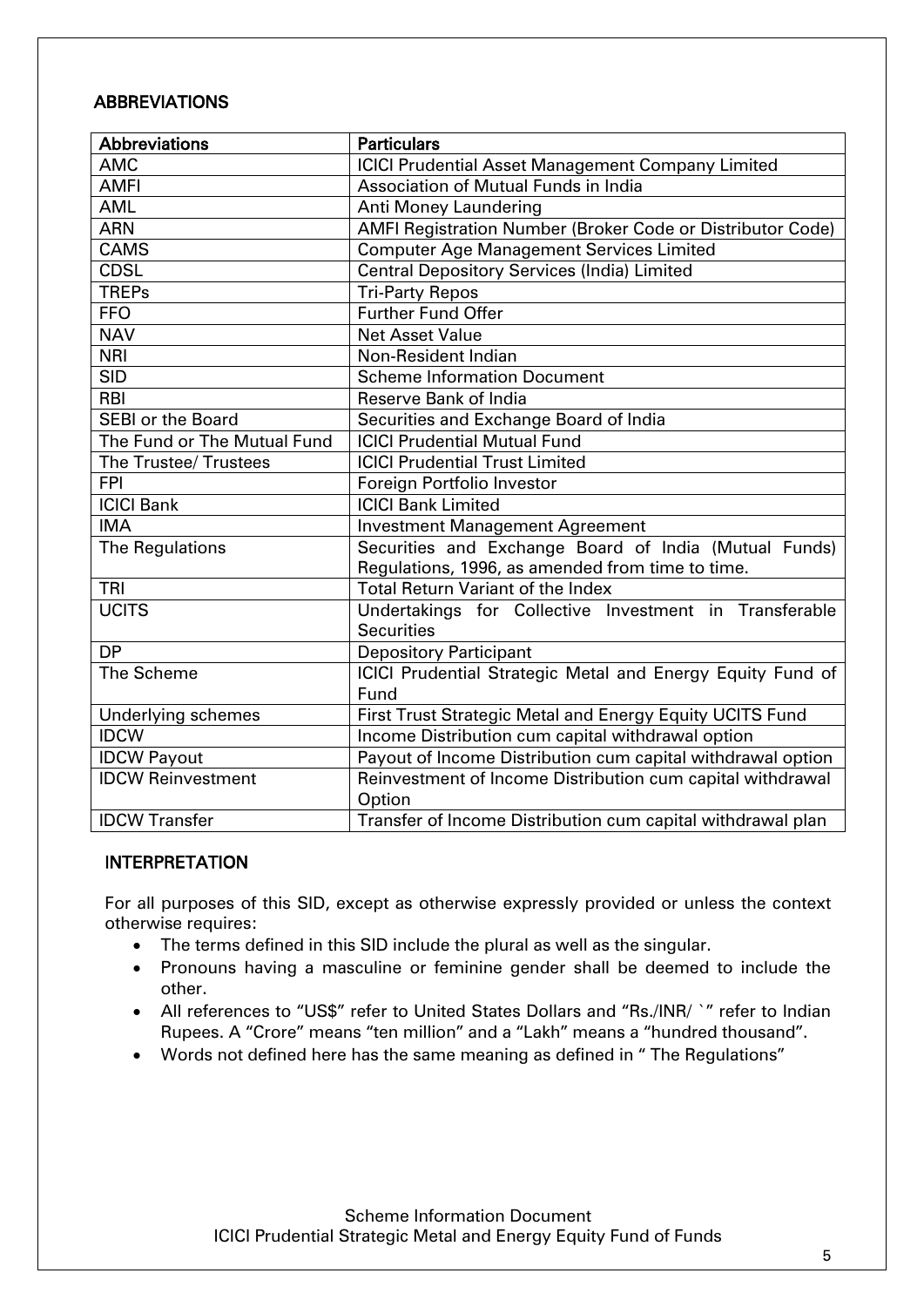## ABBREVIATIONS

| Abbreviations | Particulars |
|---|---|
| AMC | ICICI Prudential Asset Management Company Limited |
| AMFI | Association of Mutual Funds in India |
| AML | Anti Money Laundering |
| ARN | AMFI Registration Number (Broker Code or Distributor Code) |
| CAMS | Computer Age Management Services Limited |
| CDSL | Central Depository Services (India) Limited |
| TREPs | Tri-Party Repos |
| FFO | Further Fund Offer |
| NAV | Net Asset Value |
| NRI | Non-Resident Indian |
| SID | Scheme Information Document |
| RBI | Reserve Bank of India |
| SEBI or the Board | Securities and Exchange Board of India |
| The Fund or The Mutual Fund | ICICI Prudential Mutual Fund |
| The Trustee/ Trustees | ICICI Prudential Trust Limited |
| FPI | Foreign Portfolio Investor |
| ICICI Bank | ICICI Bank Limited |
| IMA | Investment Management Agreement |
| The Regulations | Securities and Exchange Board of India (Mutual Funds) Regulations, 1996, as amended from time to time. |
| TRI | Total Return Variant of the Index |
| UCITS | Undertakings for Collective Investment in Transferable Securities |
| DP | Depository Participant |
| The Scheme | ICICI Prudential Strategic Metal and Energy Equity Fund of Fund |
| Underlying schemes | First Trust Strategic Metal and Energy Equity UCITS Fund |
| IDCW | Income Distribution cum capital withdrawal option |
| IDCW Payout | Payout of Income Distribution cum capital withdrawal option |
| IDCW Reinvestment | Reinvestment of Income Distribution cum capital withdrawal Option |
| IDCW Transfer | Transfer of Income Distribution cum capital withdrawal plan |

## INTERPRETATION

For all purposes of this SID, except as otherwise expressly provided or unless the context otherwise requires:

- The terms defined in this SID include the plural as well as the singular.
- Pronouns having a masculine or feminine gender shall be deemed to include the other.
- All references to "US$" refer to United States Dollars and "Rs./INR/ `" refer to Indian Rupees. A "Crore" means "ten million" and a "Lakh" means a "hundred thousand".
- Words not defined here has the same meaning as defined in " The Regulations"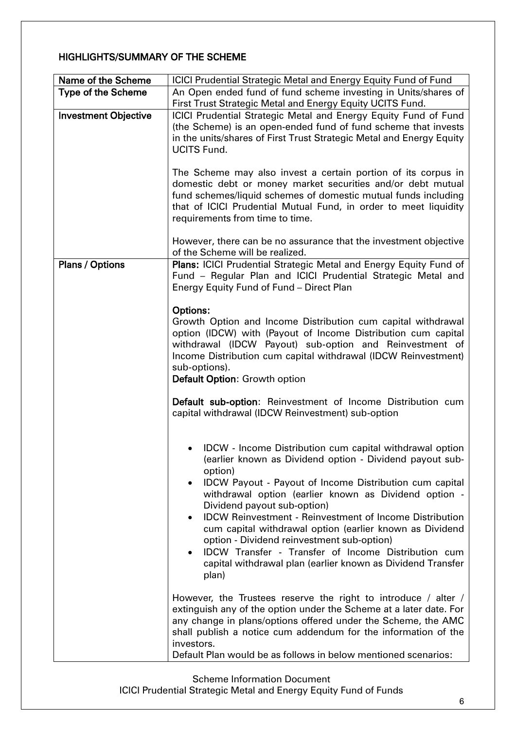## HIGHLIGHTS/SUMMARY OF THE SCHEME

| Name of the Scheme | ICICI Prudential Strategic Metal and Energy Equity Fund of Fund |
|---|---|
| **Type of the Scheme** | An Open ended fund of fund scheme investing in Units/shares of First Trust Strategic Metal and Energy Equity UCITS Fund. |
| **Investment Objective** | ICICI Prudential Strategic Metal and Energy Equity Fund of Fund (the Scheme) is an open-ended fund of fund scheme that invests in the units/shares of First Trust Strategic Metal and Energy Equity UCITS Fund.<br><br>The Scheme may also invest a certain portion of its corpus in domestic debt or money market securities and/or debt mutual fund schemes/liquid schemes of domestic mutual funds including that of ICICI Prudential Mutual Fund, in order to meet liquidity requirements from time to time.<br><br>However, there can be no assurance that the investment objective of the Scheme will be realized. |
| **Plans / Options** | **Plans:** ICICI Prudential Strategic Metal and Energy Equity Fund of Fund – Regular Plan and ICICI Prudential Strategic Metal and Energy Equity Fund of Fund – Direct Plan<br><br>**Options:**<br>Growth Option and Income Distribution cum capital withdrawal option (IDCW) with (Payout of Income Distribution cum capital withdrawal (IDCW Payout) sub-option and Reinvestment of Income Distribution cum capital withdrawal (IDCW Reinvestment) sub-options).<br>**Default Option**: Growth option<br><br>**Default sub-option**: Reinvestment of Income Distribution cum capital withdrawal (IDCW Reinvestment) sub-option<br><br>• IDCW - Income Distribution cum capital withdrawal option (earlier known as Dividend option - Dividend payout sub-option)<br>• IDCW Payout - Payout of Income Distribution cum capital withdrawal option (earlier known as Dividend option - Dividend payout sub-option)<br>• IDCW Reinvestment - Reinvestment of Income Distribution cum capital withdrawal option (earlier known as Dividend option - Dividend reinvestment sub-option)<br>• IDCW Transfer - Transfer of Income Distribution cum capital withdrawal plan (earlier known as Dividend Transfer plan)<br><br>However, the Trustees reserve the right to introduce / alter / extinguish any of the option under the Scheme at a later date. For any change in plans/options offered under the Scheme, the AMC shall publish a notice cum addendum for the information of the investors.<br>Default Plan would be as follows in below mentioned scenarios: |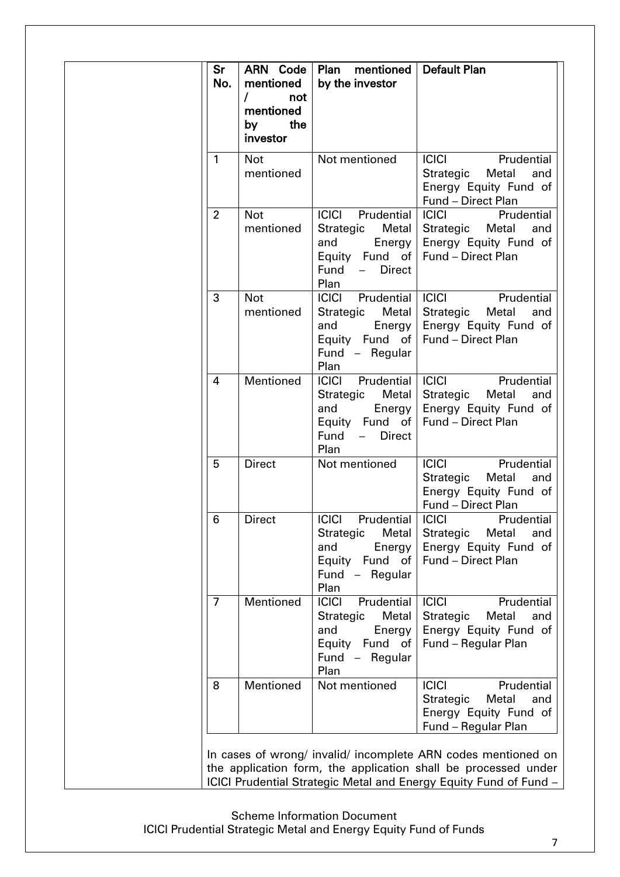| Sr No. | ARN Code mentioned / not mentioned by the investor | Plan mentioned by the investor | Default Plan |
|---|---|---|---|
| 1 | Not mentioned | Not mentioned | ICICI Prudential Strategic Metal and Energy Equity Fund of Fund – Direct Plan |
| 2 | Not mentioned | ICICI Prudential Strategic Metal and Energy Equity Fund of Fund – Direct Plan | ICICI Prudential Strategic Metal and Energy Equity Fund of Fund – Direct Plan |
| 3 | Not mentioned | ICICI Prudential Strategic Metal and Energy Equity Fund of Fund – Regular Plan | ICICI Prudential Strategic Metal and Energy Equity Fund of Fund – Direct Plan |
| 4 | Mentioned | ICICI Prudential Strategic Metal and Energy Equity Fund of Fund – Direct Plan | ICICI Prudential Strategic Metal and Energy Equity Fund of Fund – Direct Plan |
| 5 | Direct | Not mentioned | ICICI Prudential Strategic Metal and Energy Equity Fund of Fund – Direct Plan |
| 6 | Direct | ICICI Prudential Strategic Metal and Energy Equity Fund of Fund – Regular Plan | ICICI Prudential Strategic Metal and Energy Equity Fund of Fund – Direct Plan |
| 7 | Mentioned | ICICI Prudential Strategic Metal and Energy Equity Fund of Fund – Regular Plan | ICICI Prudential Strategic Metal and Energy Equity Fund of Fund – Regular Plan |
| 8 | Mentioned | Not mentioned | ICICI Prudential Strategic Metal and Energy Equity Fund of Fund – Regular Plan |

In cases of wrong/ invalid/ incomplete ARN codes mentioned on the application form, the application shall be processed under ICICI Prudential Strategic Metal and Energy Equity Fund of Fund –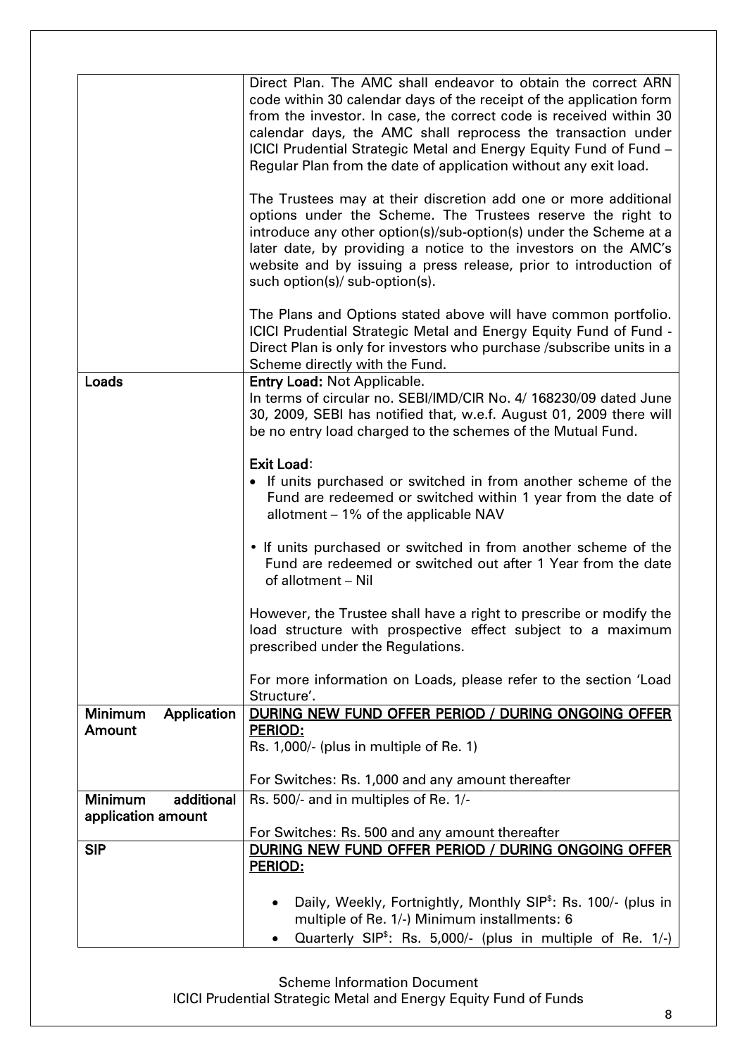| | |
|---|---|
| | Direct Plan. The AMC shall endeavor to obtain the correct ARN code within 30 calendar days of the receipt of the application form from the investor. In case, the correct code is received within 30 calendar days, the AMC shall reprocess the transaction under ICICI Prudential Strategic Metal and Energy Equity Fund of Fund – Regular Plan from the date of application without any exit load.<br><br>The Trustees may at their discretion add one or more additional options under the Scheme. The Trustees reserve the right to introduce any other option(s)/sub-option(s) under the Scheme at a later date, by providing a notice to the investors on the AMC's website and by issuing a press release, prior to introduction of such option(s)/ sub-option(s).<br><br>The Plans and Options stated above will have common portfolio. ICICI Prudential Strategic Metal and Energy Equity Fund of Fund - Direct Plan is only for investors who purchase /subscribe units in a Scheme directly with the Fund. |
| **Loads** | **Entry Load:** Not Applicable.<br>In terms of circular no. SEBI/IMD/CIR No. 4/ 168230/09 dated June 30, 2009, SEBI has notified that, w.e.f. August 01, 2009 there will be no entry load charged to the schemes of the Mutual Fund.<br><br>**Exit Load**:<br>• If units purchased or switched in from another scheme of the Fund are redeemed or switched within 1 year from the date of allotment – 1% of the applicable NAV<br><br>• If units purchased or switched in from another scheme of the Fund are redeemed or switched out after 1 Year from the date of allotment – Nil<br><br>However, the Trustee shall have a right to prescribe or modify the load structure with prospective effect subject to a maximum prescribed under the Regulations.<br><br>For more information on Loads, please refer to the section 'Load Structure'. |
| **Minimum Application Amount** | **DURING NEW FUND OFFER PERIOD / DURING ONGOING OFFER PERIOD:**<br>Rs. 1,000/- (plus in multiple of Re. 1)<br><br>For Switches: Rs. 1,000 and any amount thereafter |
| **Minimum additional application amount** | Rs. 500/- and in multiples of Re. 1/-<br><br>For Switches: Rs. 500 and any amount thereafter |
| **SIP** | **DURING NEW FUND OFFER PERIOD / DURING ONGOING OFFER PERIOD:**<br><br>• Daily, Weekly, Fortnightly, Monthly SIP$: Rs. 100/- (plus in multiple of Re. 1/-) Minimum installments: 6<br>• Quarterly SIP$: Rs. 5,000/- (plus in multiple of Re. 1/-) |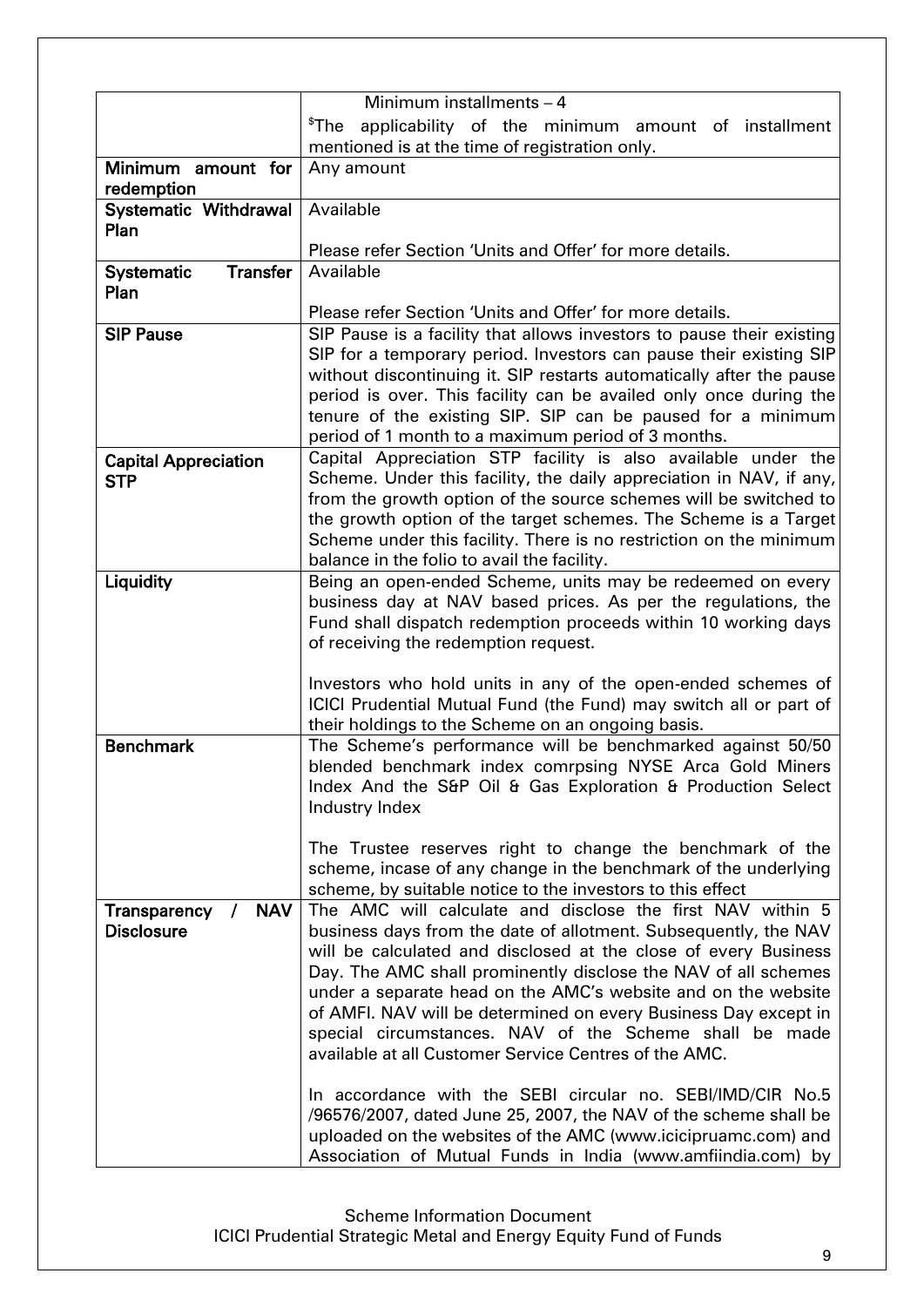| | |
|---|---|
| | Minimum installments – 4<br>$The applicability of the minimum amount of installment mentioned is at the time of registration only. |
| **Minimum amount for redemption** | Any amount |
| **Systematic Withdrawal Plan** | Available<br><br>Please refer Section 'Units and Offer' for more details. |
| **Systematic Transfer Plan** | Available<br><br>Please refer Section 'Units and Offer' for more details. |
| **SIP Pause** | SIP Pause is a facility that allows investors to pause their existing SIP for a temporary period. Investors can pause their existing SIP without discontinuing it. SIP restarts automatically after the pause period is over. This facility can be availed only once during the tenure of the existing SIP. SIP can be paused for a minimum period of 1 month to a maximum period of 3 months. |
| **Capital Appreciation STP** | Capital Appreciation STP facility is also available under the Scheme. Under this facility, the daily appreciation in NAV, if any, from the growth option of the source schemes will be switched to the growth option of the target schemes. The Scheme is a Target Scheme under this facility. There is no restriction on the minimum balance in the folio to avail the facility. |
| **Liquidity** | Being an open-ended Scheme, units may be redeemed on every business day at NAV based prices. As per the regulations, the Fund shall dispatch redemption proceeds within 10 working days of receiving the redemption request.<br><br>Investors who hold units in any of the open-ended schemes of ICICI Prudential Mutual Fund (the Fund) may switch all or part of their holdings to the Scheme on an ongoing basis. |
| **Benchmark** | The Scheme's performance will be benchmarked against 50/50 blended benchmark index comrpsing NYSE Arca Gold Miners Index And the S&P Oil & Gas Exploration & Production Select Industry Index<br><br>The Trustee reserves right to change the benchmark of the scheme, incase of any change in the benchmark of the underlying scheme, by suitable notice to the investors to this effect |
| **Transparency / NAV Disclosure** | The AMC will calculate and disclose the first NAV within 5 business days from the date of allotment. Subsequently, the NAV will be calculated and disclosed at the close of every Business Day. The AMC shall prominently disclose the NAV of all schemes under a separate head on the AMC's website and on the website of AMFI. NAV will be determined on every Business Day except in special circumstances. NAV of the Scheme shall be made available at all Customer Service Centres of the AMC.<br><br>In accordance with the SEBI circular no. SEBI/IMD/CIR No.5 /96576/2007, dated June 25, 2007, the NAV of the scheme shall be uploaded on the websites of the AMC (www.icicipruamc.com) and Association of Mutual Funds in India (www.amfiindia.com) by |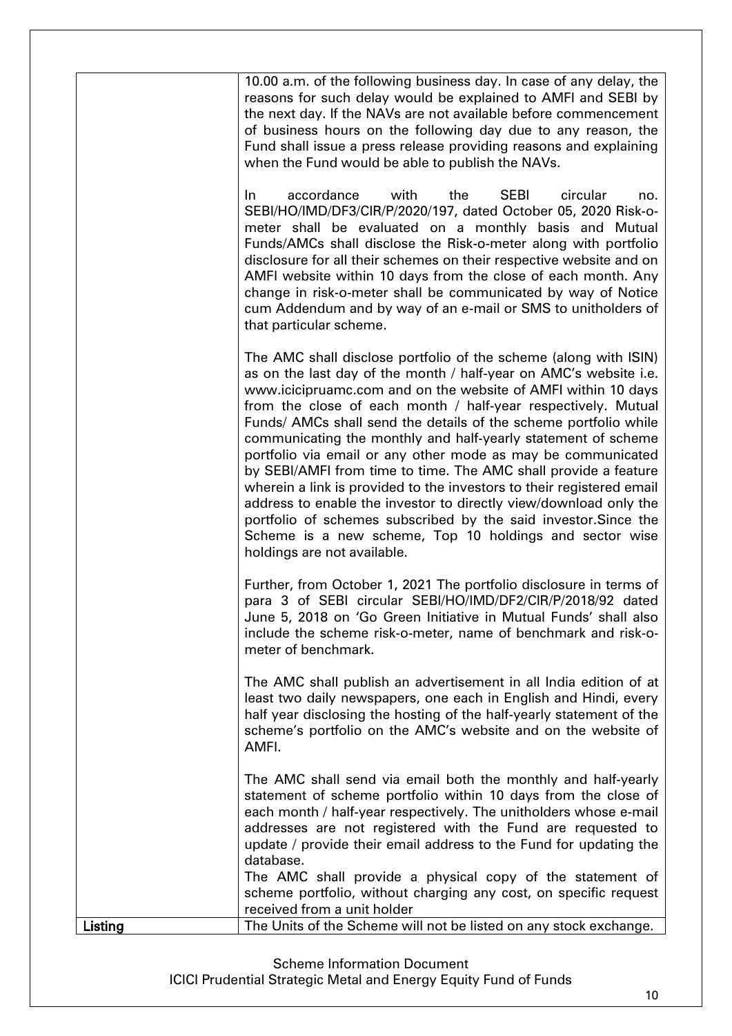| | |
|---|---|
| | 10.00 a.m. of the following business day. In case of any delay, the reasons for such delay would be explained to AMFI and SEBI by the next day. If the NAVs are not available before commencement of business hours on the following day due to any reason, the Fund shall issue a press release providing reasons and explaining when the Fund would be able to publish the NAVs.<br><br>In accordance with the SEBI circular no. SEBI/HO/IMD/DF3/CIR/P/2020/197, dated October 05, 2020 Risk-o-meter shall be evaluated on a monthly basis and Mutual Funds/AMCs shall disclose the Risk-o-meter along with portfolio disclosure for all their schemes on their respective website and on AMFI website within 10 days from the close of each month. Any change in risk-o-meter shall be communicated by way of Notice cum Addendum and by way of an e-mail or SMS to unitholders of that particular scheme.<br><br>The AMC shall disclose portfolio of the scheme (along with ISIN) as on the last day of the month / half-year on AMC's website i.e. www.icicipruamc.com and on the website of AMFI within 10 days from the close of each month / half-year respectively. Mutual Funds/ AMCs shall send the details of the scheme portfolio while communicating the monthly and half-yearly statement of scheme portfolio via email or any other mode as may be communicated by SEBI/AMFI from time to time. The AMC shall provide a feature wherein a link is provided to the investors to their registered email address to enable the investor to directly view/download only the portfolio of schemes subscribed by the said investor.Since the Scheme is a new scheme, Top 10 holdings and sector wise holdings are not available.<br><br>Further, from October 1, 2021 The portfolio disclosure in terms of para 3 of SEBI circular SEBI/HO/IMD/DF2/CIR/P/2018/92 dated June 5, 2018 on 'Go Green Initiative in Mutual Funds' shall also include the scheme risk-o-meter, name of benchmark and risk-o-meter of benchmark.<br><br>The AMC shall publish an advertisement in all India edition of at least two daily newspapers, one each in English and Hindi, every half year disclosing the hosting of the half-yearly statement of the scheme's portfolio on the AMC's website and on the website of AMFI.<br><br>The AMC shall send via email both the monthly and half-yearly statement of scheme portfolio within 10 days from the close of each month / half-year respectively. The unitholders whose e-mail addresses are not registered with the Fund are requested to update / provide their email address to the Fund for updating the database.<br>The AMC shall provide a physical copy of the statement of scheme portfolio, without charging any cost, on specific request received from a unit holder |
| **Listing** | The Units of the Scheme will not be listed on any stock exchange. |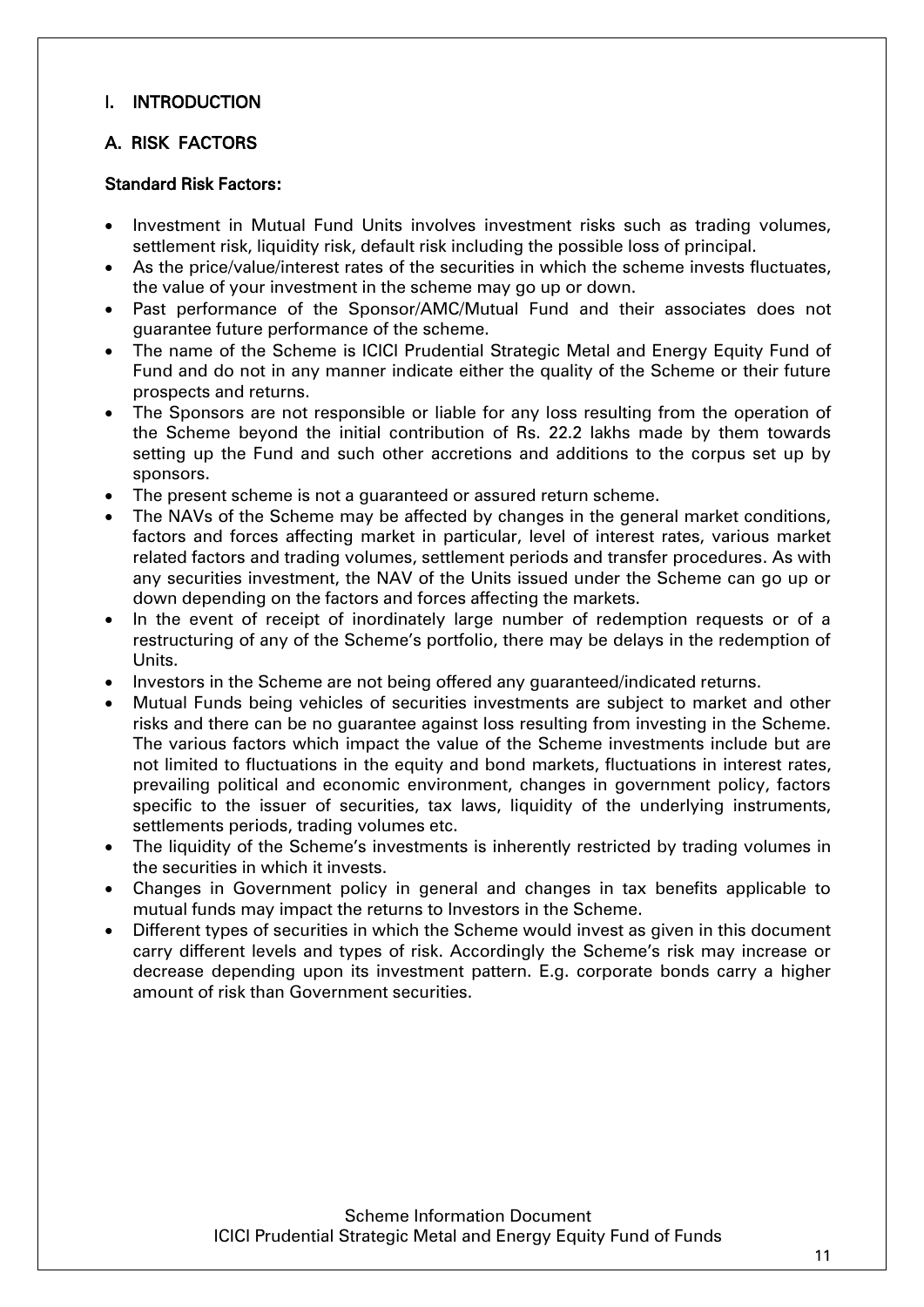# I. INTRODUCTION

## A. RISK FACTORS

### Standard Risk Factors:

- Investment in Mutual Fund Units involves investment risks such as trading volumes, settlement risk, liquidity risk, default risk including the possible loss of principal.
- As the price/value/interest rates of the securities in which the scheme invests fluctuates, the value of your investment in the scheme may go up or down.
- Past performance of the Sponsor/AMC/Mutual Fund and their associates does not guarantee future performance of the scheme.
- The name of the Scheme is ICICI Prudential Strategic Metal and Energy Equity Fund of Fund and do not in any manner indicate either the quality of the Scheme or their future prospects and returns.
- The Sponsors are not responsible or liable for any loss resulting from the operation of the Scheme beyond the initial contribution of Rs. 22.2 lakhs made by them towards setting up the Fund and such other accretions and additions to the corpus set up by sponsors.
- The present scheme is not a guaranteed or assured return scheme.
- The NAVs of the Scheme may be affected by changes in the general market conditions, factors and forces affecting market in particular, level of interest rates, various market related factors and trading volumes, settlement periods and transfer procedures. As with any securities investment, the NAV of the Units issued under the Scheme can go up or down depending on the factors and forces affecting the markets.
- In the event of receipt of inordinately large number of redemption requests or of a restructuring of any of the Scheme's portfolio, there may be delays in the redemption of Units.
- Investors in the Scheme are not being offered any guaranteed/indicated returns.
- Mutual Funds being vehicles of securities investments are subject to market and other risks and there can be no guarantee against loss resulting from investing in the Scheme. The various factors which impact the value of the Scheme investments include but are not limited to fluctuations in the equity and bond markets, fluctuations in interest rates, prevailing political and economic environment, changes in government policy, factors specific to the issuer of securities, tax laws, liquidity of the underlying instruments, settlements periods, trading volumes etc.
- The liquidity of the Scheme's investments is inherently restricted by trading volumes in the securities in which it invests.
- Changes in Government policy in general and changes in tax benefits applicable to mutual funds may impact the returns to Investors in the Scheme.
- Different types of securities in which the Scheme would invest as given in this document carry different levels and types of risk. Accordingly the Scheme's risk may increase or decrease depending upon its investment pattern. E.g. corporate bonds carry a higher amount of risk than Government securities.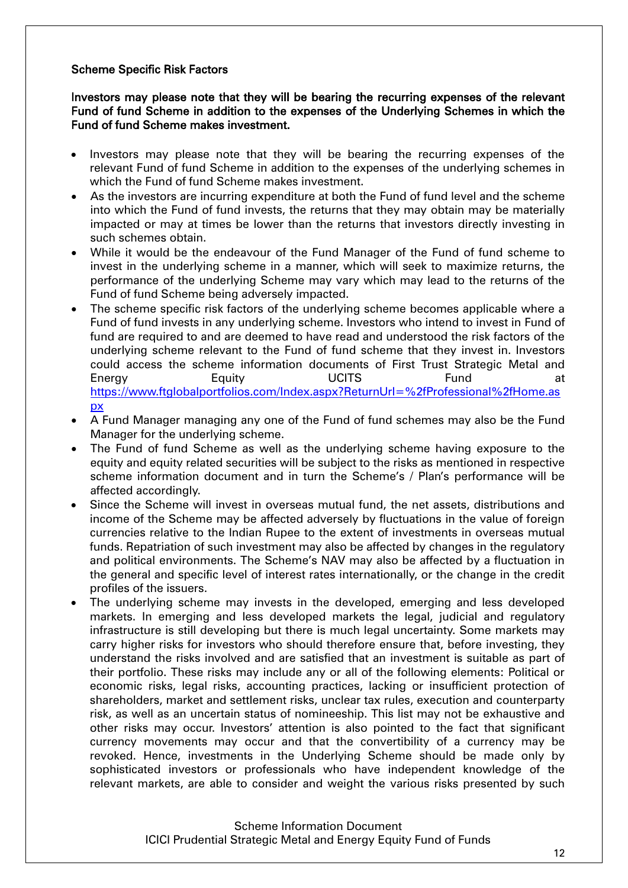**Scheme Specific Risk Factors**

**Investors may please note that they will be bearing the recurring expenses of the relevant Fund of fund Scheme in addition to the expenses of the Underlying Schemes in which the Fund of fund Scheme makes investment.**

- Investors may please note that they will be bearing the recurring expenses of the relevant Fund of fund Scheme in addition to the expenses of the underlying schemes in which the Fund of fund Scheme makes investment.
- As the investors are incurring expenditure at both the Fund of fund level and the scheme into which the Fund of fund invests, the returns that they may obtain may be materially impacted or may at times be lower than the returns that investors directly investing in such schemes obtain.
- While it would be the endeavour of the Fund Manager of the Fund of fund scheme to invest in the underlying scheme in a manner, which will seek to maximize returns, the performance of the underlying Scheme may vary which may lead to the returns of the Fund of fund Scheme being adversely impacted.
- The scheme specific risk factors of the underlying scheme becomes applicable where a Fund of fund invests in any underlying scheme. Investors who intend to invest in Fund of fund are required to and are deemed to have read and understood the risk factors of the underlying scheme relevant to the Fund of fund scheme that they invest in. Investors could access the scheme information documents of First Trust Strategic Metal and Energy Equity UCITS Fund at https://www.ftglobalportfolios.com/Index.aspx?ReturnUrl=%2fProfessional%2fHome.aspx
- A Fund Manager managing any one of the Fund of fund schemes may also be the Fund Manager for the underlying scheme.
- The Fund of fund Scheme as well as the underlying scheme having exposure to the equity and equity related securities will be subject to the risks as mentioned in respective scheme information document and in turn the Scheme's / Plan's performance will be affected accordingly.
- Since the Scheme will invest in overseas mutual fund, the net assets, distributions and income of the Scheme may be affected adversely by fluctuations in the value of foreign currencies relative to the Indian Rupee to the extent of investments in overseas mutual funds. Repatriation of such investment may also be affected by changes in the regulatory and political environments. The Scheme's NAV may also be affected by a fluctuation in the general and specific level of interest rates internationally, or the change in the credit profiles of the issuers.
- The underlying scheme may invests in the developed, emerging and less developed markets. In emerging and less developed markets the legal, judicial and regulatory infrastructure is still developing but there is much legal uncertainty. Some markets may carry higher risks for investors who should therefore ensure that, before investing, they understand the risks involved and are satisfied that an investment is suitable as part of their portfolio. These risks may include any or all of the following elements: Political or economic risks, legal risks, accounting practices, lacking or insufficient protection of shareholders, market and settlement risks, unclear tax rules, execution and counterparty risk, as well as an uncertain status of nomineeship. This list may not be exhaustive and other risks may occur. Investors' attention is also pointed to the fact that significant currency movements may occur and that the convertibility of a currency may be revoked. Hence, investments in the Underlying Scheme should be made only by sophisticated investors or professionals who have independent knowledge of the relevant markets, are able to consider and weight the various risks presented by such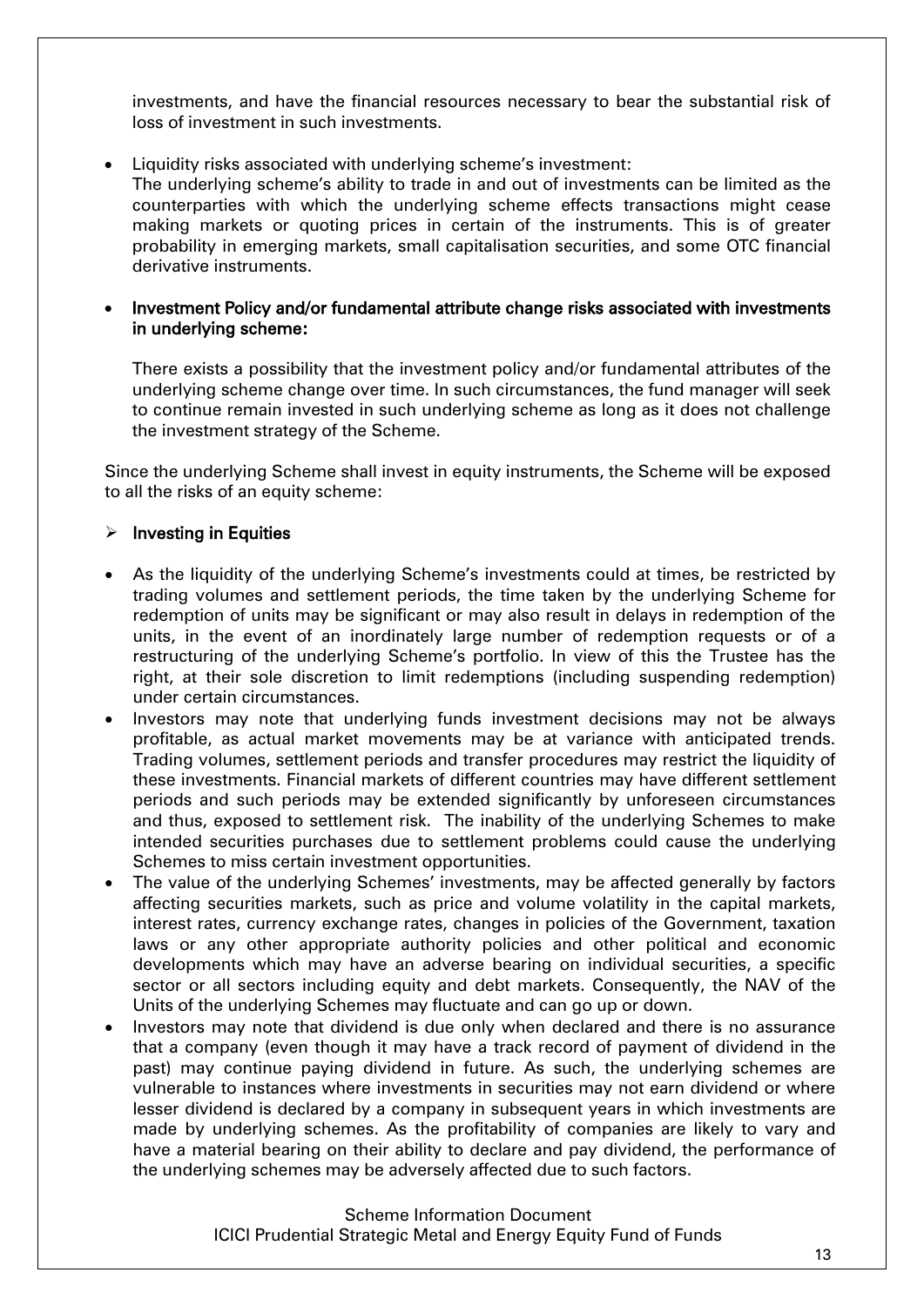investments, and have the financial resources necessary to bear the substantial risk of loss of investment in such investments.

- Liquidity risks associated with underlying scheme's investment:
  The underlying scheme's ability to trade in and out of investments can be limited as the counterparties with which the underlying scheme effects transactions might cease making markets or quoting prices in certain of the instruments. This is of greater probability in emerging markets, small capitalisation securities, and some OTC financial derivative instruments.

- **Investment Policy and/or fundamental attribute change risks associated with investments in underlying scheme:**

  There exists a possibility that the investment policy and/or fundamental attributes of the underlying scheme change over time. In such circumstances, the fund manager will seek to continue remain invested in such underlying scheme as long as it does not challenge the investment strategy of the Scheme.

Since the underlying Scheme shall invest in equity instruments, the Scheme will be exposed to all the risks of an equity scheme:

➢ **Investing in Equities**

- As the liquidity of the underlying Scheme's investments could at times, be restricted by trading volumes and settlement periods, the time taken by the underlying Scheme for redemption of units may be significant or may also result in delays in redemption of the units, in the event of an inordinately large number of redemption requests or of a restructuring of the underlying Scheme's portfolio. In view of this the Trustee has the right, at their sole discretion to limit redemptions (including suspending redemption) under certain circumstances.
- Investors may note that underlying funds investment decisions may not be always profitable, as actual market movements may be at variance with anticipated trends. Trading volumes, settlement periods and transfer procedures may restrict the liquidity of these investments. Financial markets of different countries may have different settlement periods and such periods may be extended significantly by unforeseen circumstances and thus, exposed to settlement risk. The inability of the underlying Schemes to make intended securities purchases due to settlement problems could cause the underlying Schemes to miss certain investment opportunities.
- The value of the underlying Schemes' investments, may be affected generally by factors affecting securities markets, such as price and volume volatility in the capital markets, interest rates, currency exchange rates, changes in policies of the Government, taxation laws or any other appropriate authority policies and other political and economic developments which may have an adverse bearing on individual securities, a specific sector or all sectors including equity and debt markets. Consequently, the NAV of the Units of the underlying Schemes may fluctuate and can go up or down.
- Investors may note that dividend is due only when declared and there is no assurance that a company (even though it may have a track record of payment of dividend in the past) may continue paying dividend in future. As such, the underlying schemes are vulnerable to instances where investments in securities may not earn dividend or where lesser dividend is declared by a company in subsequent years in which investments are made by underlying schemes. As the profitability of companies are likely to vary and have a material bearing on their ability to declare and pay dividend, the performance of the underlying schemes may be adversely affected due to such factors.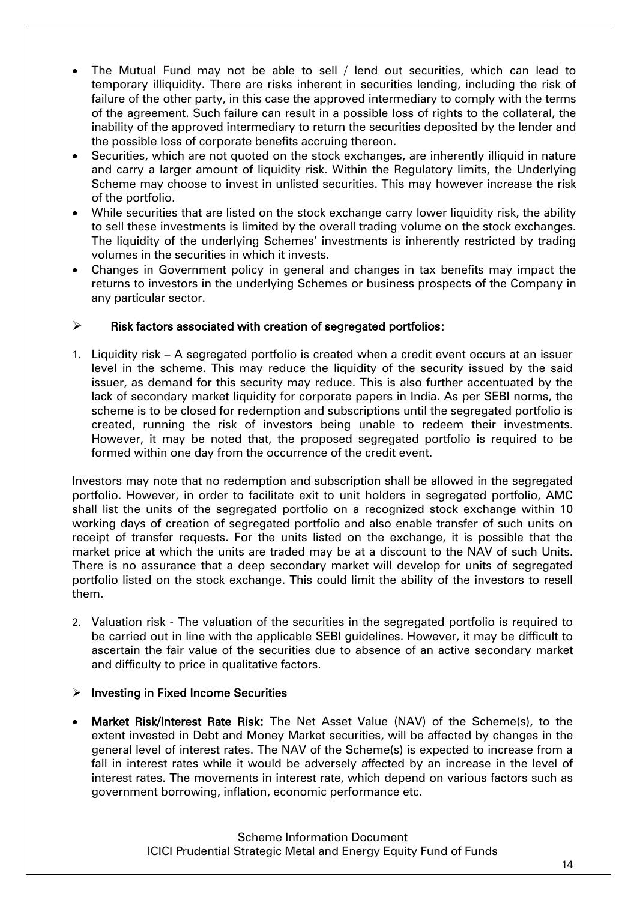- The Mutual Fund may not be able to sell / lend out securities, which can lead to temporary illiquidity. There are risks inherent in securities lending, including the risk of failure of the other party, in this case the approved intermediary to comply with the terms of the agreement. Such failure can result in a possible loss of rights to the collateral, the inability of the approved intermediary to return the securities deposited by the lender and the possible loss of corporate benefits accruing thereon.
- Securities, which are not quoted on the stock exchanges, are inherently illiquid in nature and carry a larger amount of liquidity risk. Within the Regulatory limits, the Underlying Scheme may choose to invest in unlisted securities. This may however increase the risk of the portfolio.
- While securities that are listed on the stock exchange carry lower liquidity risk, the ability to sell these investments is limited by the overall trading volume on the stock exchanges. The liquidity of the underlying Schemes' investments is inherently restricted by trading volumes in the securities in which it invests.
- Changes in Government policy in general and changes in tax benefits may impact the returns to investors in the underlying Schemes or business prospects of the Company in any particular sector.

## ➢ Risk factors associated with creation of segregated portfolios:

1. Liquidity risk – A segregated portfolio is created when a credit event occurs at an issuer level in the scheme. This may reduce the liquidity of the security issued by the said issuer, as demand for this security may reduce. This is also further accentuated by the lack of secondary market liquidity for corporate papers in India. As per SEBI norms, the scheme is to be closed for redemption and subscriptions until the segregated portfolio is created, running the risk of investors being unable to redeem their investments. However, it may be noted that, the proposed segregated portfolio is required to be formed within one day from the occurrence of the credit event.

Investors may note that no redemption and subscription shall be allowed in the segregated portfolio. However, in order to facilitate exit to unit holders in segregated portfolio, AMC shall list the units of the segregated portfolio on a recognized stock exchange within 10 working days of creation of segregated portfolio and also enable transfer of such units on receipt of transfer requests. For the units listed on the exchange, it is possible that the market price at which the units are traded may be at a discount to the NAV of such Units. There is no assurance that a deep secondary market will develop for units of segregated portfolio listed on the stock exchange. This could limit the ability of the investors to resell them.

2. Valuation risk - The valuation of the securities in the segregated portfolio is required to be carried out in line with the applicable SEBI guidelines. However, it may be difficult to ascertain the fair value of the securities due to absence of an active secondary market and difficulty to price in qualitative factors.

## ➢ Investing in Fixed Income Securities

- **Market Risk/Interest Rate Risk:** The Net Asset Value (NAV) of the Scheme(s), to the extent invested in Debt and Money Market securities, will be affected by changes in the general level of interest rates. The NAV of the Scheme(s) is expected to increase from a fall in interest rates while it would be adversely affected by an increase in the level of interest rates. The movements in interest rate, which depend on various factors such as government borrowing, inflation, economic performance etc.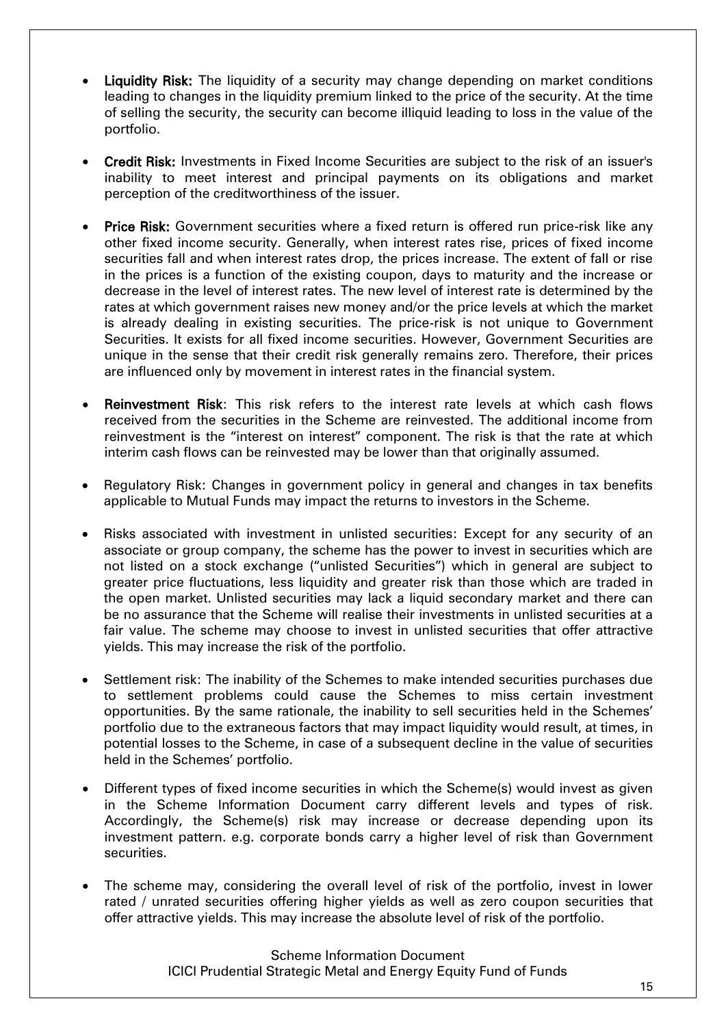- **Liquidity Risk:** The liquidity of a security may change depending on market conditions leading to changes in the liquidity premium linked to the price of the security. At the time of selling the security, the security can become illiquid leading to loss in the value of the portfolio.

- **Credit Risk:** Investments in Fixed Income Securities are subject to the risk of an issuer's inability to meet interest and principal payments on its obligations and market perception of the creditworthiness of the issuer.

- **Price Risk:** Government securities where a fixed return is offered run price-risk like any other fixed income security. Generally, when interest rates rise, prices of fixed income securities fall and when interest rates drop, the prices increase. The extent of fall or rise in the prices is a function of the existing coupon, days to maturity and the increase or decrease in the level of interest rates. The new level of interest rate is determined by the rates at which government raises new money and/or the price levels at which the market is already dealing in existing securities. The price-risk is not unique to Government Securities. It exists for all fixed income securities. However, Government Securities are unique in the sense that their credit risk generally remains zero. Therefore, their prices are influenced only by movement in interest rates in the financial system.

- **Reinvestment Risk**: This risk refers to the interest rate levels at which cash flows received from the securities in the Scheme are reinvested. The additional income from reinvestment is the "interest on interest" component. The risk is that the rate at which interim cash flows can be reinvested may be lower than that originally assumed.

- Regulatory Risk: Changes in government policy in general and changes in tax benefits applicable to Mutual Funds may impact the returns to investors in the Scheme.

- Risks associated with investment in unlisted securities: Except for any security of an associate or group company, the scheme has the power to invest in securities which are not listed on a stock exchange ("unlisted Securities") which in general are subject to greater price fluctuations, less liquidity and greater risk than those which are traded in the open market. Unlisted securities may lack a liquid secondary market and there can be no assurance that the Scheme will realise their investments in unlisted securities at a fair value. The scheme may choose to invest in unlisted securities that offer attractive yields. This may increase the risk of the portfolio.

- Settlement risk: The inability of the Schemes to make intended securities purchases due to settlement problems could cause the Schemes to miss certain investment opportunities. By the same rationale, the inability to sell securities held in the Schemes' portfolio due to the extraneous factors that may impact liquidity would result, at times, in potential losses to the Scheme, in case of a subsequent decline in the value of securities held in the Schemes' portfolio.

- Different types of fixed income securities in which the Scheme(s) would invest as given in the Scheme Information Document carry different levels and types of risk. Accordingly, the Scheme(s) risk may increase or decrease depending upon its investment pattern. e.g. corporate bonds carry a higher level of risk than Government securities.

- The scheme may, considering the overall level of risk of the portfolio, invest in lower rated / unrated securities offering higher yields as well as zero coupon securities that offer attractive yields. This may increase the absolute level of risk of the portfolio.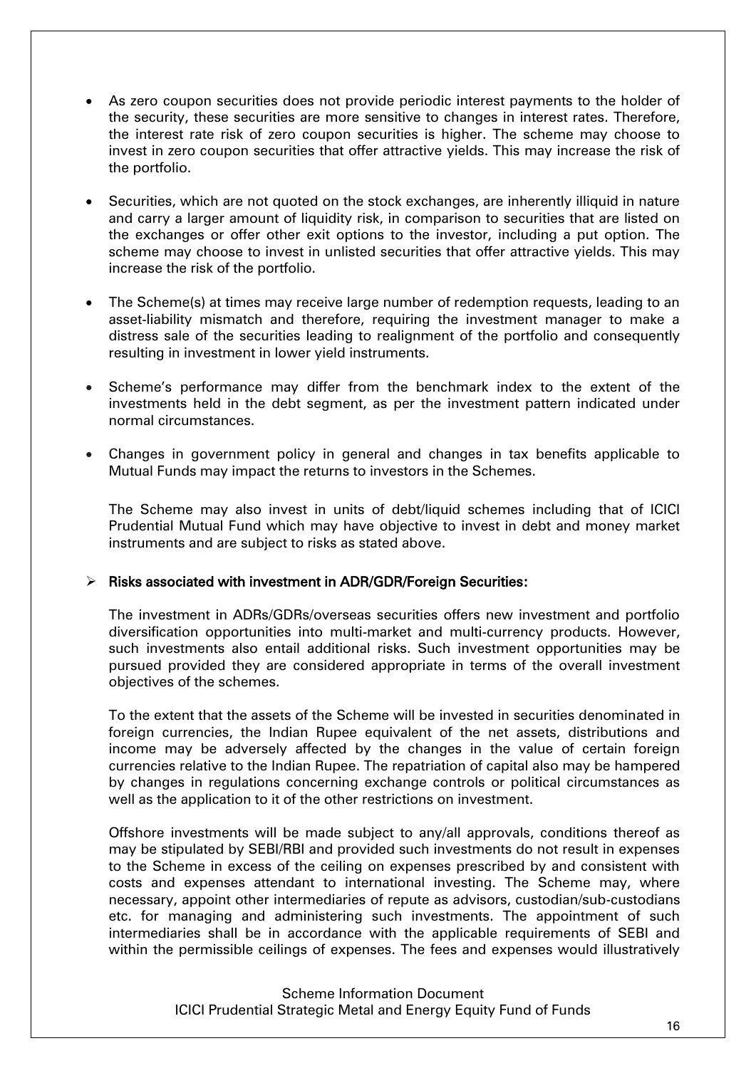- As zero coupon securities does not provide periodic interest payments to the holder of the security, these securities are more sensitive to changes in interest rates. Therefore, the interest rate risk of zero coupon securities is higher. The scheme may choose to invest in zero coupon securities that offer attractive yields. This may increase the risk of the portfolio.

- Securities, which are not quoted on the stock exchanges, are inherently illiquid in nature and carry a larger amount of liquidity risk, in comparison to securities that are listed on the exchanges or offer other exit options to the investor, including a put option. The scheme may choose to invest in unlisted securities that offer attractive yields. This may increase the risk of the portfolio.

- The Scheme(s) at times may receive large number of redemption requests, leading to an asset-liability mismatch and therefore, requiring the investment manager to make a distress sale of the securities leading to realignment of the portfolio and consequently resulting in investment in lower yield instruments.

- Scheme's performance may differ from the benchmark index to the extent of the investments held in the debt segment, as per the investment pattern indicated under normal circumstances.

- Changes in government policy in general and changes in tax benefits applicable to Mutual Funds may impact the returns to investors in the Schemes.

  The Scheme may also invest in units of debt/liquid schemes including that of ICICI Prudential Mutual Fund which may have objective to invest in debt and money market instruments and are subject to risks as stated above.

➢ **Risks associated with investment in ADR/GDR/Foreign Securities:**

The investment in ADRs/GDRs/overseas securities offers new investment and portfolio diversification opportunities into multi-market and multi-currency products. However, such investments also entail additional risks. Such investment opportunities may be pursued provided they are considered appropriate in terms of the overall investment objectives of the schemes.

To the extent that the assets of the Scheme will be invested in securities denominated in foreign currencies, the Indian Rupee equivalent of the net assets, distributions and income may be adversely affected by the changes in the value of certain foreign currencies relative to the Indian Rupee. The repatriation of capital also may be hampered by changes in regulations concerning exchange controls or political circumstances as well as the application to it of the other restrictions on investment.

Offshore investments will be made subject to any/all approvals, conditions thereof as may be stipulated by SEBI/RBI and provided such investments do not result in expenses to the Scheme in excess of the ceiling on expenses prescribed by and consistent with costs and expenses attendant to international investing. The Scheme may, where necessary, appoint other intermediaries of repute as advisors, custodian/sub-custodians etc. for managing and administering such investments. The appointment of such intermediaries shall be in accordance with the applicable requirements of SEBI and within the permissible ceilings of expenses. The fees and expenses would illustratively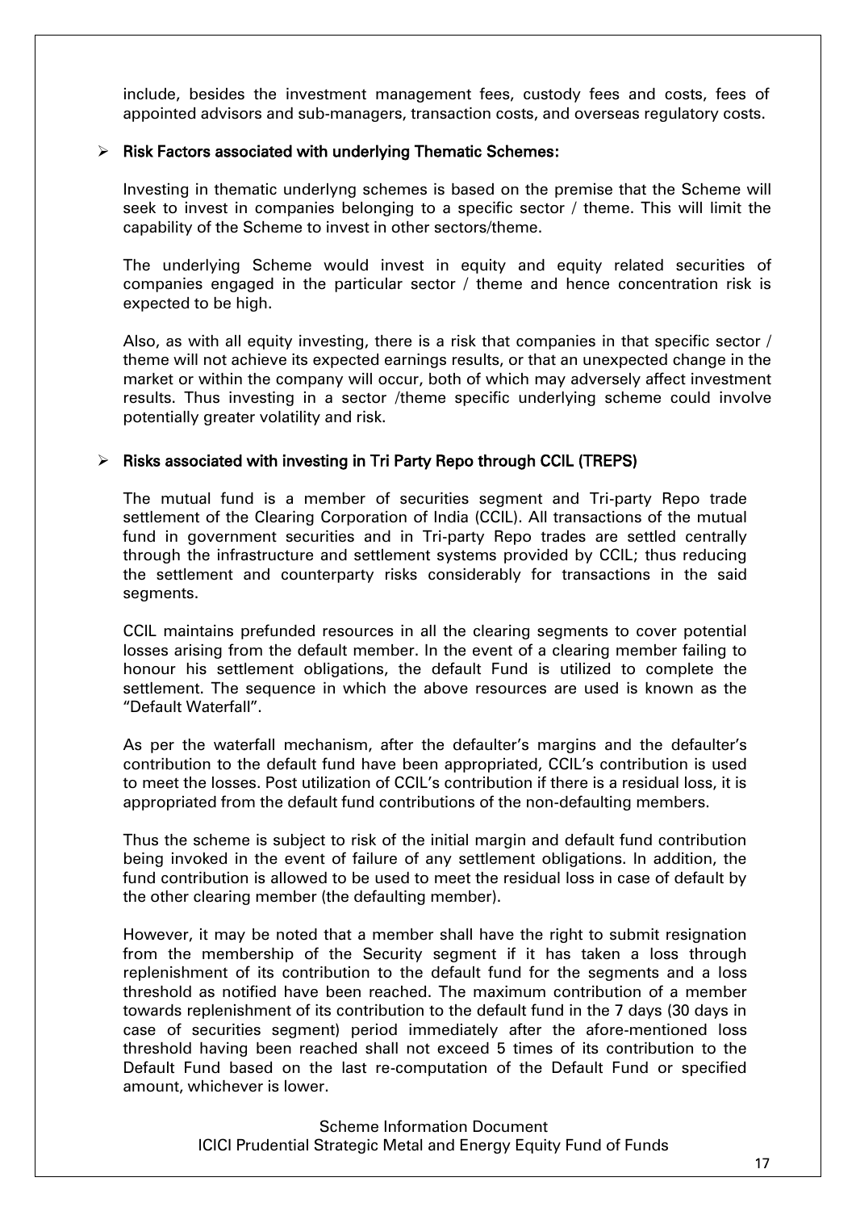include, besides the investment management fees, custody fees and costs, fees of appointed advisors and sub-managers, transaction costs, and overseas regulatory costs.

- **Risk Factors associated with underlying Thematic Schemes:**

  Investing in thematic underlyng schemes is based on the premise that the Scheme will seek to invest in companies belonging to a specific sector / theme. This will limit the capability of the Scheme to invest in other sectors/theme.

  The underlying Scheme would invest in equity and equity related securities of companies engaged in the particular sector / theme and hence concentration risk is expected to be high.

  Also, as with all equity investing, there is a risk that companies in that specific sector / theme will not achieve its expected earnings results, or that an unexpected change in the market or within the company will occur, both of which may adversely affect investment results. Thus investing in a sector /theme specific underlying scheme could involve potentially greater volatility and risk.

- **Risks associated with investing in Tri Party Repo through CCIL (TREPS)**

  The mutual fund is a member of securities segment and Tri-party Repo trade settlement of the Clearing Corporation of India (CCIL). All transactions of the mutual fund in government securities and in Tri-party Repo trades are settled centrally through the infrastructure and settlement systems provided by CCIL; thus reducing the settlement and counterparty risks considerably for transactions in the said segments.

  CCIL maintains prefunded resources in all the clearing segments to cover potential losses arising from the default member. In the event of a clearing member failing to honour his settlement obligations, the default Fund is utilized to complete the settlement. The sequence in which the above resources are used is known as the "Default Waterfall".

  As per the waterfall mechanism, after the defaulter's margins and the defaulter's contribution to the default fund have been appropriated, CCIL's contribution is used to meet the losses. Post utilization of CCIL's contribution if there is a residual loss, it is appropriated from the default fund contributions of the non-defaulting members.

  Thus the scheme is subject to risk of the initial margin and default fund contribution being invoked in the event of failure of any settlement obligations. In addition, the fund contribution is allowed to be used to meet the residual loss in case of default by the other clearing member (the defaulting member).

  However, it may be noted that a member shall have the right to submit resignation from the membership of the Security segment if it has taken a loss through replenishment of its contribution to the default fund for the segments and a loss threshold as notified have been reached. The maximum contribution of a member towards replenishment of its contribution to the default fund in the 7 days (30 days in case of securities segment) period immediately after the afore-mentioned loss threshold having been reached shall not exceed 5 times of its contribution to the Default Fund based on the last re-computation of the Default Fund or specified amount, whichever is lower.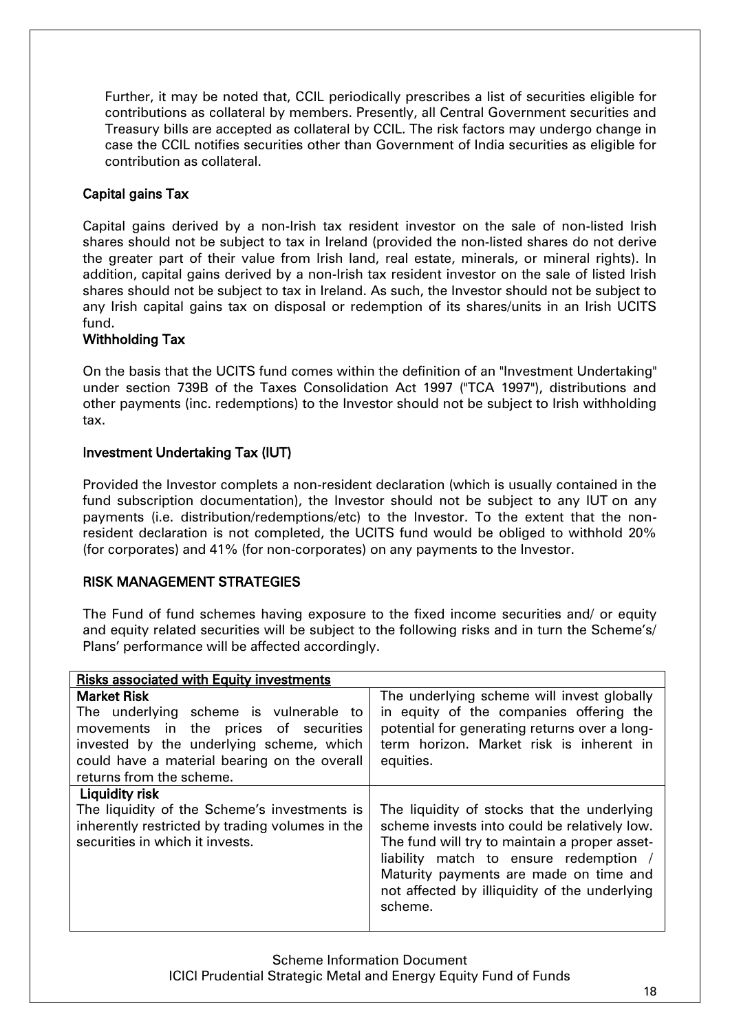Further, it may be noted that, CCIL periodically prescribes a list of securities eligible for contributions as collateral by members. Presently, all Central Government securities and Treasury bills are accepted as collateral by CCIL. The risk factors may undergo change in case the CCIL notifies securities other than Government of India securities as eligible for contribution as collateral.

**Capital gains Tax**

Capital gains derived by a non-Irish tax resident investor on the sale of non-listed Irish shares should not be subject to tax in Ireland (provided the non-listed shares do not derive the greater part of their value from Irish land, real estate, minerals, or mineral rights). In addition, capital gains derived by a non-Irish tax resident investor on the sale of listed Irish shares should not be subject to tax in Ireland. As such, the Investor should not be subject to any Irish capital gains tax on disposal or redemption of its shares/units in an Irish UCITS fund.

**Withholding Tax**

On the basis that the UCITS fund comes within the definition of an "Investment Undertaking" under section 739B of the Taxes Consolidation Act 1997 ("TCA 1997"), distributions and other payments (inc. redemptions) to the Investor should not be subject to Irish withholding tax.

**Investment Undertaking Tax (IUT)**

Provided the Investor completes a non-resident declaration (which is usually contained in the fund subscription documentation), the Investor should not be subject to any IUT on any payments (i.e. distribution/redemptions/etc) to the Investor. To the extent that the non-resident declaration is not completed, the UCITS fund would be obliged to withhold 20% (for corporates) and 41% (for non-corporates) on any payments to the Investor.

**RISK MANAGEMENT STRATEGIES**

The Fund of fund schemes having exposure to the fixed income securities and/ or equity and equity related securities will be subject to the following risks and in turn the Scheme's/ Plans' performance will be affected accordingly.

| **Risks associated with Equity investments** | |
|---|---|
| **Market Risk**<br>The underlying scheme is vulnerable to movements in the prices of securities invested by the underlying scheme, which could have a material bearing on the overall returns from the scheme. | The underlying scheme will invest globally in equity of the companies offering the potential for generating returns over a long-term horizon. Market risk is inherent in equities. |
| **Liquidity risk**<br>The liquidity of the Scheme's investments is inherently restricted by trading volumes in the securities in which it invests. | The liquidity of stocks that the underlying scheme invests into could be relatively low. The fund will try to maintain a proper asset-liability match to ensure redemption / Maturity payments are made on time and not affected by illiquidity of the underlying scheme. |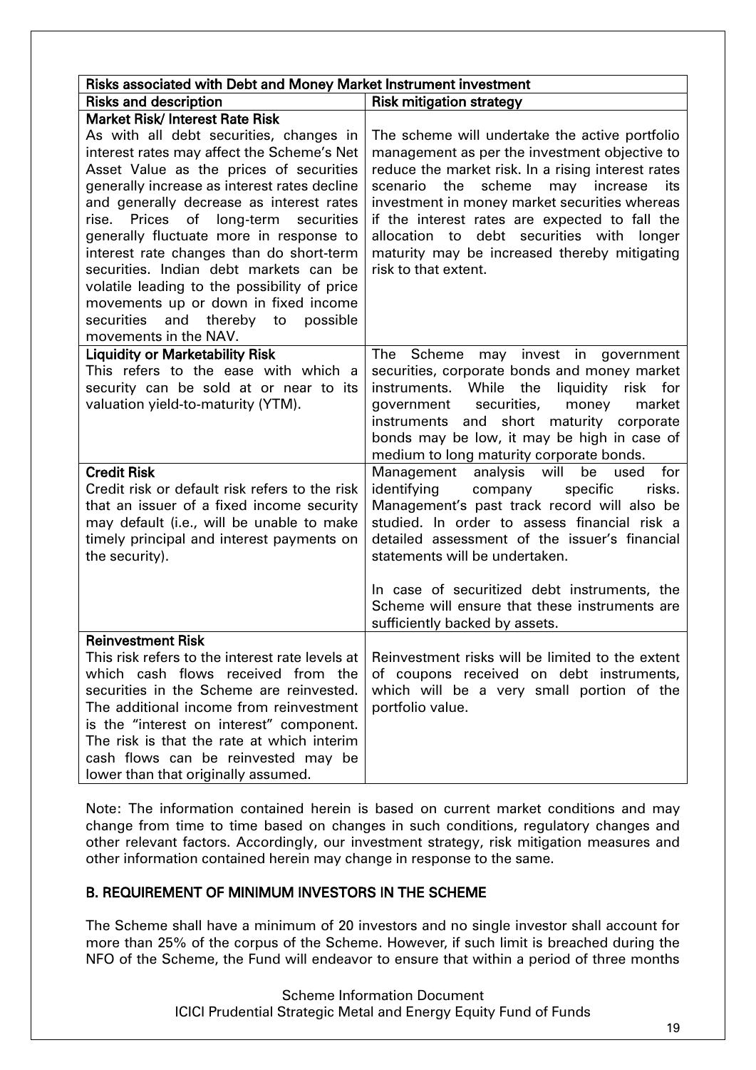| Risks associated with Debt and Money Market Instrument investment | |
|---|---|
| **Risks and description** | **Risk mitigation strategy** |
| **Market Risk/ Interest Rate Risk**<br>As with all debt securities, changes in interest rates may affect the Scheme's Net Asset Value as the prices of securities generally increase as interest rates decline and generally decrease as interest rates rise. Prices of long-term securities generally fluctuate more in response to interest rate changes than do short-term securities. Indian debt markets can be volatile leading to the possibility of price movements up or down in fixed income securities and thereby to possible movements in the NAV. | The scheme will undertake the active portfolio management as per the investment objective to reduce the market risk. In a rising interest rates scenario the scheme may increase its investment in money market securities whereas if the interest rates are expected to fall the allocation to debt securities with longer maturity may be increased thereby mitigating risk to that extent. |
| **Liquidity or Marketability Risk**<br>This refers to the ease with which a security can be sold at or near to its valuation yield-to-maturity (YTM). | The Scheme may invest in government securities, corporate bonds and money market instruments. While the liquidity risk for government securities, money market instruments and short maturity corporate bonds may be low, it may be high in case of medium to long maturity corporate bonds. |
| **Credit Risk**<br>Credit risk or default risk refers to the risk that an issuer of a fixed income security may default (i.e., will be unable to make timely principal and interest payments on the security). | Management analysis will be used for identifying company specific risks. Management's past track record will also be studied. In order to assess financial risk a detailed assessment of the issuer's financial statements will be undertaken.<br><br>In case of securitized debt instruments, the Scheme will ensure that these instruments are sufficiently backed by assets. |
| **Reinvestment Risk**<br>This risk refers to the interest rate levels at which cash flows received from the securities in the Scheme are reinvested. The additional income from reinvestment is the "interest on interest" component. The risk is that the rate at which interim cash flows can be reinvested may be lower than that originally assumed. | Reinvestment risks will be limited to the extent of coupons received on debt instruments, which will be a very small portion of the portfolio value. |

Note: The information contained herein is based on current market conditions and may change from time to time based on changes in such conditions, regulatory changes and other relevant factors. Accordingly, our investment strategy, risk mitigation measures and other information contained herein may change in response to the same.

## B. REQUIREMENT OF MINIMUM INVESTORS IN THE SCHEME

The Scheme shall have a minimum of 20 investors and no single investor shall account for more than 25% of the corpus of the Scheme. However, if such limit is breached during the NFO of the Scheme, the Fund will endeavor to ensure that within a period of three months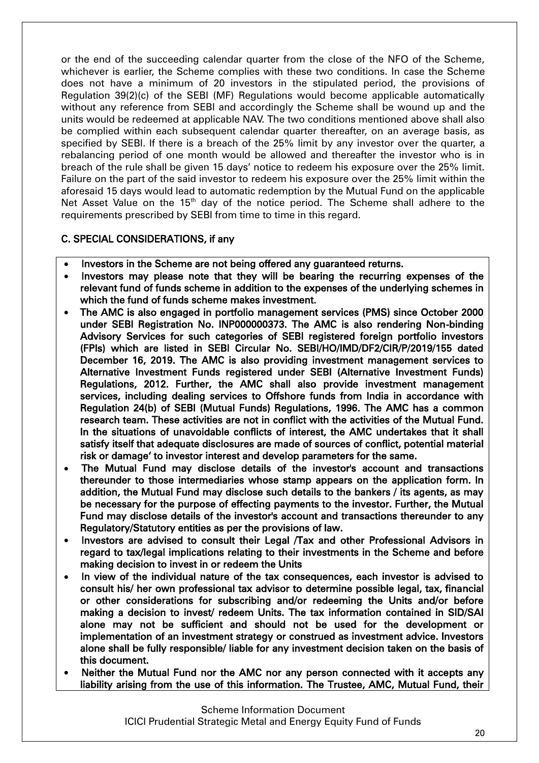or the end of the succeeding calendar quarter from the close of the NFO of the Scheme, whichever is earlier, the Scheme complies with these two conditions. In case the Scheme does not have a minimum of 20 investors in the stipulated period, the provisions of Regulation 39(2)(c) of the SEBI (MF) Regulations would become applicable automatically without any reference from SEBI and accordingly the Scheme shall be wound up and the units would be redeemed at applicable NAV. The two conditions mentioned above shall also be complied within each subsequent calendar quarter thereafter, on an average basis, as specified by SEBI. If there is a breach of the 25% limit by any investor over the quarter, a rebalancing period of one month would be allowed and thereafter the investor who is in breach of the rule shall be given 15 days' notice to redeem his exposure over the 25% limit. Failure on the part of the said investor to redeem his exposure over the 25% limit within the aforesaid 15 days would lead to automatic redemption by the Mutual Fund on the applicable Net Asset Value on the 15th day of the notice period. The Scheme shall adhere to the requirements prescribed by SEBI from time to time in this regard.

## C. SPECIAL CONSIDERATIONS, if any

- **Investors in the Scheme are not being offered any guaranteed returns.**
- **Investors may please note that they will be bearing the recurring expenses of the relevant fund of funds scheme in addition to the expenses of the underlying schemes in which the fund of funds scheme makes investment.**
- **The AMC is also engaged in portfolio management services (PMS) since October 2000 under SEBI Registration No. INP000000373. The AMC is also rendering Non-binding Advisory Services for such categories of SEBI registered foreign portfolio investors (FPIs) which are listed in SEBI Circular No. SEBI/HO/IMD/DF2/CIR/P/2019/155 dated December 16, 2019. The AMC is also providing investment management services to Alternative Investment Funds registered under SEBI (Alternative Investment Funds) Regulations, 2012. Further, the AMC shall also provide investment management services, including dealing services to Offshore funds from India in accordance with Regulation 24(b) of SEBI (Mutual Funds) Regulations, 1996. The AMC has a common research team. These activities are not in conflict with the activities of the Mutual Fund. In the situations of unavoidable conflicts of interest, the AMC undertakes that it shall satisfy itself that adequate disclosures are made of sources of conflict, potential material risk or damage' to investor interest and develop parameters for the same.**
- **The Mutual Fund may disclose details of the investor's account and transactions thereunder to those intermediaries whose stamp appears on the application form. In addition, the Mutual Fund may disclose such details to the bankers / its agents, as may be necessary for the purpose of effecting payments to the investor. Further, the Mutual Fund may disclose details of the investor's account and transactions thereunder to any Regulatory/Statutory entities as per the provisions of law.**
- **Investors are advised to consult their Legal /Tax and other Professional Advisors in regard to tax/legal implications relating to their investments in the Scheme and before making decision to invest in or redeem the Units**
- **In view of the individual nature of the tax consequences, each investor is advised to consult his/ her own professional tax advisor to determine possible legal, tax, financial or other considerations for subscribing and/or redeeming the Units and/or before making a decision to invest/ redeem Units. The tax information contained in SID/SAI alone may not be sufficient and should not be used for the development or implementation of an investment strategy or construed as investment advice. Investors alone shall be fully responsible/ liable for any investment decision taken on the basis of this document.**
- **Neither the Mutual Fund nor the AMC nor any person connected with it accepts any liability arising from the use of this information. The Trustee, AMC, Mutual Fund, their**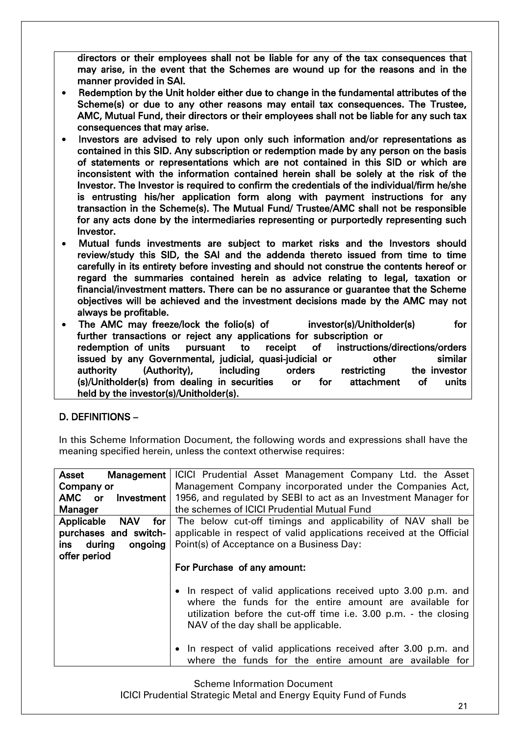directors or their employees shall not be liable for any of the tax consequences that may arise, in the event that the Schemes are wound up for the reasons and in the manner provided in SAI.

- Redemption by the Unit holder either due to change in the fundamental attributes of the Scheme(s) or due to any other reasons may entail tax consequences. The Trustee, AMC, Mutual Fund, their directors or their employees shall not be liable for any such tax consequences that may arise.
- Investors are advised to rely upon only such information and/or representations as contained in this SID. Any subscription or redemption made by any person on the basis of statements or representations which are not contained in this SID or which are inconsistent with the information contained herein shall be solely at the risk of the Investor. The Investor is required to confirm the credentials of the individual/firm he/she is entrusting his/her application form along with payment instructions for any transaction in the Scheme(s). The Mutual Fund/ Trustee/AMC shall not be responsible for any acts done by the intermediaries representing or purportedly representing such Investor.
- Mutual funds investments are subject to market risks and the Investors should review/study this SID, the SAI and the addenda thereto issued from time to time carefully in its entirety before investing and should not construe the contents hereof or regard the summaries contained herein as advice relating to legal, taxation or financial/investment matters. There can be no assurance or guarantee that the Scheme objectives will be achieved and the investment decisions made by the AMC may not always be profitable.
- The AMC may freeze/lock the folio(s) of investor(s)/Unitholder(s) for further transactions or reject any applications for subscription or redemption of units pursuant to receipt of instructions/directions/orders issued by any Governmental, judicial, quasi-judicial or other similar authority (Authority), including orders restricting the investor (s)/Unitholder(s) from dealing in securities or for attachment of units held by the investor(s)/Unitholder(s).

## D. DEFINITIONS –

In this Scheme Information Document, the following words and expressions shall have the meaning specified herein, unless the context otherwise requires:

| | |
|---|---|
| **Asset Management Company or AMC or Investment Manager** | ICICI Prudential Asset Management Company Ltd. the Asset Management Company incorporated under the Companies Act, 1956, and regulated by SEBI to act as an Investment Manager for the schemes of ICICI Prudential Mutual Fund |
| **Applicable NAV for purchases and switch-ins during ongoing offer period** | The below cut-off timings and applicability of NAV shall be applicable in respect of valid applications received at the Official Point(s) of Acceptance on a Business Day:<br><br>**For Purchase of any amount:**<br><br>• In respect of valid applications received upto 3.00 p.m. and where the funds for the entire amount are available for utilization before the cut-off time i.e. 3.00 p.m. - the closing NAV of the day shall be applicable.<br><br>• In respect of valid applications received after 3.00 p.m. and where the funds for the entire amount are available for |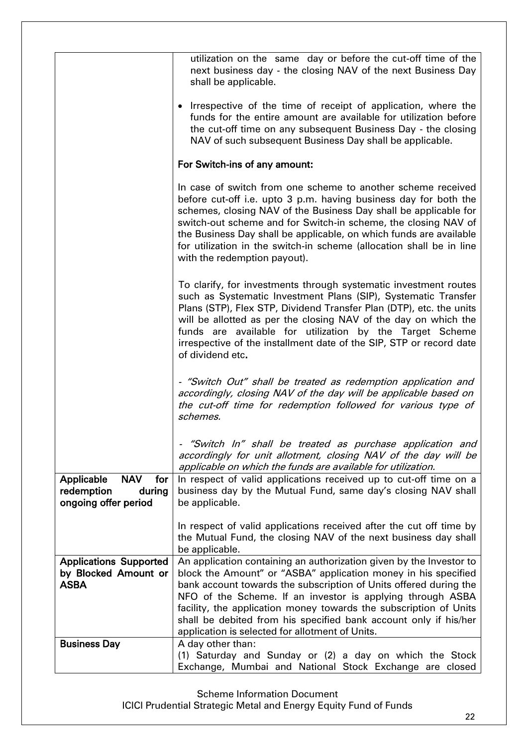| | |
|---|---|
| | utilization on the same day or before the cut-off time of the next business day - the closing NAV of the next Business Day shall be applicable.<br><br>• Irrespective of the time of receipt of application, where the funds for the entire amount are available for utilization before the cut-off time on any subsequent Business Day - the closing NAV of such subsequent Business Day shall be applicable.<br><br>**For Switch-ins of any amount:**<br><br>In case of switch from one scheme to another scheme received before cut-off i.e. upto 3 p.m. having business day for both the schemes, closing NAV of the Business Day shall be applicable for switch-out scheme and for Switch-in scheme, the closing NAV of the Business Day shall be applicable, on which funds are available for utilization in the switch-in scheme (allocation shall be in line with the redemption payout).<br><br>To clarify, for investments through systematic investment routes such as Systematic Investment Plans (SIP), Systematic Transfer Plans (STP), Flex STP, Dividend Transfer Plan (DTP), etc. the units will be allotted as per the closing NAV of the day on which the funds are available for utilization by the Target Scheme irrespective of the installment date of the SIP, STP or record date of dividend etc**.**<br><br>*- "Switch Out" shall be treated as redemption application and accordingly, closing NAV of the day will be applicable based on the cut-off time for redemption followed for various type of schemes.*<br><br>*- "Switch In" shall be treated as purchase application and accordingly for unit allotment, closing NAV of the day will be applicable on which the funds are available for utilization.* |
| **Applicable NAV for redemption during ongoing offer period** | In respect of valid applications received up to cut-off time on a business day by the Mutual Fund, same day's closing NAV shall be applicable.<br><br>In respect of valid applications received after the cut off time by the Mutual Fund, the closing NAV of the next business day shall be applicable. |
| **Applications Supported by Blocked Amount or ASBA** | An application containing an authorization given by the Investor to block the Amount" or "ASBA" application money in his specified bank account towards the subscription of Units offered during the NFO of the Scheme. If an investor is applying through ASBA facility, the application money towards the subscription of Units shall be debited from his specified bank account only if his/her application is selected for allotment of Units. |
| **Business Day** | A day other than:<br>(1) Saturday and Sunday or (2) a day on which the Stock Exchange, Mumbai and National Stock Exchange are closed |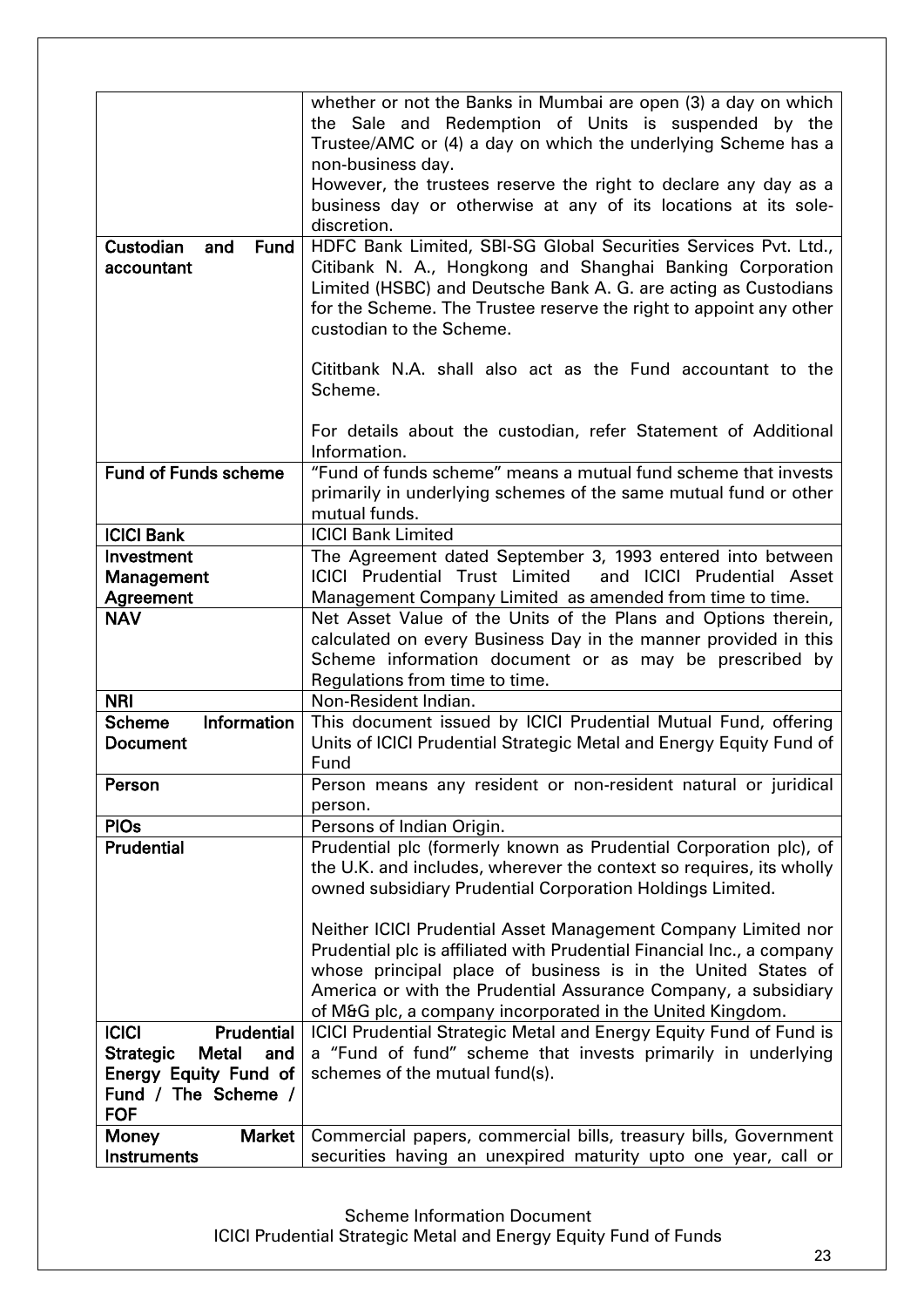|  |  |
|---|---|
|  | whether or not the Banks in Mumbai are open (3) a day on which the Sale and Redemption of Units is suspended by the Trustee/AMC or (4) a day on which the underlying Scheme has a non-business day.<br>However, the trustees reserve the right to declare any day as a business day or otherwise at any of its locations at its sole-discretion. |
| **Custodian and Fund accountant** | HDFC Bank Limited, SBI-SG Global Securities Services Pvt. Ltd., Citibank N. A., Hongkong and Shanghai Banking Corporation Limited (HSBC) and Deutsche Bank A. G. are acting as Custodians for the Scheme. The Trustee reserve the right to appoint any other custodian to the Scheme.<br><br>Cititbank N.A. shall also act as the Fund accountant to the Scheme.<br><br>For details about the custodian, refer Statement of Additional Information. |
| **Fund of Funds scheme** | "Fund of funds scheme" means a mutual fund scheme that invests primarily in underlying schemes of the same mutual fund or other mutual funds. |
| **ICICI Bank** | ICICI Bank Limited |
| **Investment Management Agreement** | The Agreement dated September 3, 1993 entered into between ICICI Prudential Trust Limited and ICICI Prudential Asset Management Company Limited as amended from time to time. |
| **NAV** | Net Asset Value of the Units of the Plans and Options therein, calculated on every Business Day in the manner provided in this Scheme information document or as may be prescribed by Regulations from time to time. |
| **NRI** | Non-Resident Indian. |
| **Scheme Information Document** | This document issued by ICICI Prudential Mutual Fund, offering Units of ICICI Prudential Strategic Metal and Energy Equity Fund of Fund |
| **Person** | Person means any resident or non-resident natural or juridical person. |
| **PIOs** | Persons of Indian Origin. |
| **Prudential** | Prudential plc (formerly known as Prudential Corporation plc), of the U.K. and includes, wherever the context so requires, its wholly owned subsidiary Prudential Corporation Holdings Limited.<br><br>Neither ICICI Prudential Asset Management Company Limited nor Prudential plc is affiliated with Prudential Financial Inc., a company whose principal place of business is in the United States of America or with the Prudential Assurance Company, a subsidiary of M&G plc, a company incorporated in the United Kingdom. |
| **ICICI Prudential Strategic Metal and Energy Equity Fund of Fund / The Scheme / FOF** | ICICI Prudential Strategic Metal and Energy Equity Fund of Fund is a "Fund of fund" scheme that invests primarily in underlying schemes of the mutual fund(s). |
| **Money Market Instruments** | Commercial papers, commercial bills, treasury bills, Government securities having an unexpired maturity upto one year, call or |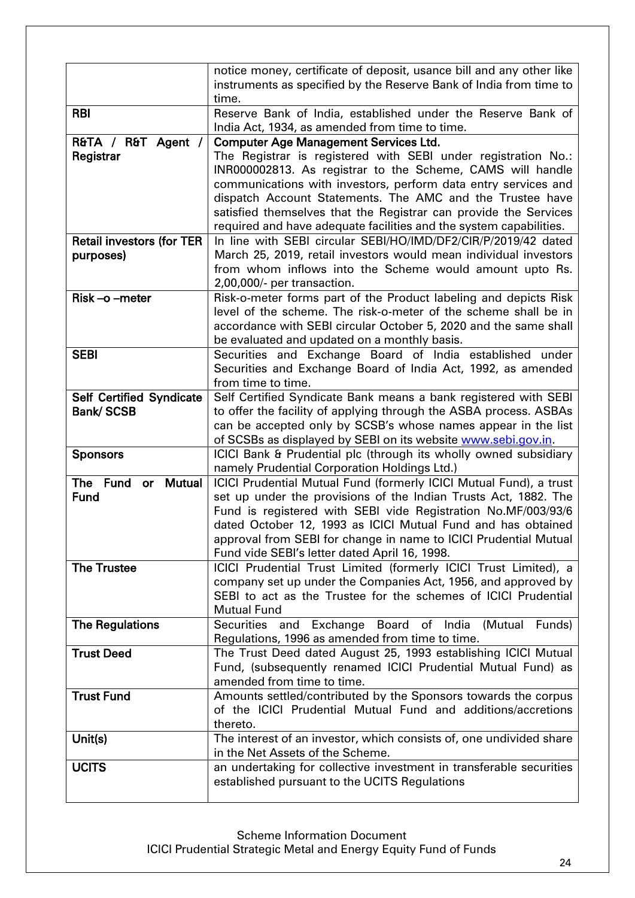| | |
|---|---|
| | notice money, certificate of deposit, usance bill and any other like instruments as specified by the Reserve Bank of India from time to time. |
| **RBI** | Reserve Bank of India, established under the Reserve Bank of India Act, 1934, as amended from time to time. |
| **R&TA / R&T Agent / Registrar** | **Computer Age Management Services Ltd.** The Registrar is registered with SEBI under registration No.: INR000002813. As registrar to the Scheme, CAMS will handle communications with investors, perform data entry services and dispatch Account Statements. The AMC and the Trustee have satisfied themselves that the Registrar can provide the Services required and have adequate facilities and the system capabilities. |
| **Retail investors (for TER purposes)** | In line with SEBI circular SEBI/HO/IMD/DF2/CIR/P/2019/42 dated March 25, 2019, retail investors would mean individual investors from whom inflows into the Scheme would amount upto Rs. 2,00,000/- per transaction. |
| **Risk –o –meter** | Risk-o-meter forms part of the Product labeling and depicts Risk level of the scheme. The risk-o-meter of the scheme shall be in accordance with SEBI circular October 5, 2020 and the same shall be evaluated and updated on a monthly basis. |
| **SEBI** | Securities and Exchange Board of India established under Securities and Exchange Board of India Act, 1992, as amended from time to time. |
| **Self Certified Syndicate Bank/ SCSB** | Self Certified Syndicate Bank means a bank registered with SEBI to offer the facility of applying through the ASBA process. ASBAs can be accepted only by SCSB's whose names appear in the list of SCSBs as displayed by SEBI on its website www.sebi.gov.in. |
| **Sponsors** | ICICI Bank & Prudential plc (through its wholly owned subsidiary namely Prudential Corporation Holdings Ltd.) |
| **The Fund or Mutual Fund** | ICICI Prudential Mutual Fund (formerly ICICI Mutual Fund), a trust set up under the provisions of the Indian Trusts Act, 1882. The Fund is registered with SEBI vide Registration No.MF/003/93/6 dated October 12, 1993 as ICICI Mutual Fund and has obtained approval from SEBI for change in name to ICICI Prudential Mutual Fund vide SEBI's letter dated April 16, 1998. |
| **The Trustee** | ICICI Prudential Trust Limited (formerly ICICI Trust Limited), a company set up under the Companies Act, 1956, and approved by SEBI to act as the Trustee for the schemes of ICICI Prudential Mutual Fund |
| **The Regulations** | Securities and Exchange Board of India (Mutual Funds) Regulations, 1996 as amended from time to time. |
| **Trust Deed** | The Trust Deed dated August 25, 1993 establishing ICICI Mutual Fund, (subsequently renamed ICICI Prudential Mutual Fund) as amended from time to time. |
| **Trust Fund** | Amounts settled/contributed by the Sponsors towards the corpus of the ICICI Prudential Mutual Fund and additions/accretions thereto. |
| **Unit(s)** | The interest of an investor, which consists of, one undivided share in the Net Assets of the Scheme. |
| **UCITS** | an undertaking for collective investment in transferable securities established pursuant to the UCITS Regulations |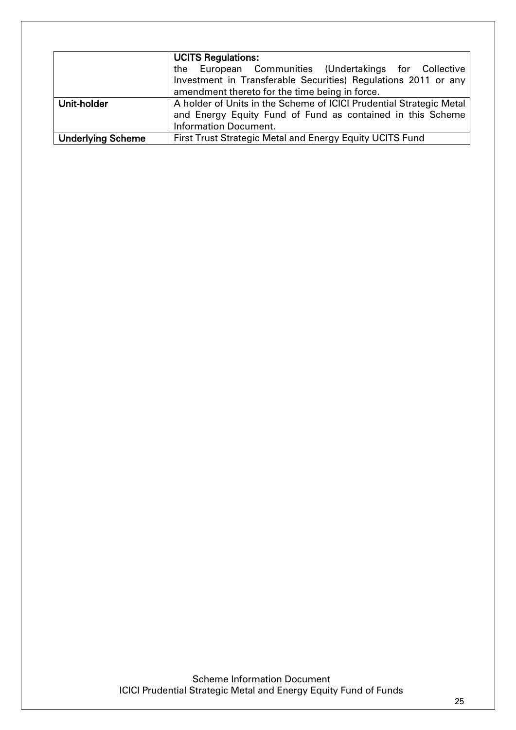| | |
|---|---|
| | **UCITS Regulations:** the European Communities (Undertakings for Collective Investment in Transferable Securities) Regulations 2011 or any amendment thereto for the time being in force. |
| **Unit-holder** | A holder of Units in the Scheme of ICICI Prudential Strategic Metal and Energy Equity Fund of Fund as contained in this Scheme Information Document. |
| **Underlying Scheme** | First Trust Strategic Metal and Energy Equity UCITS Fund |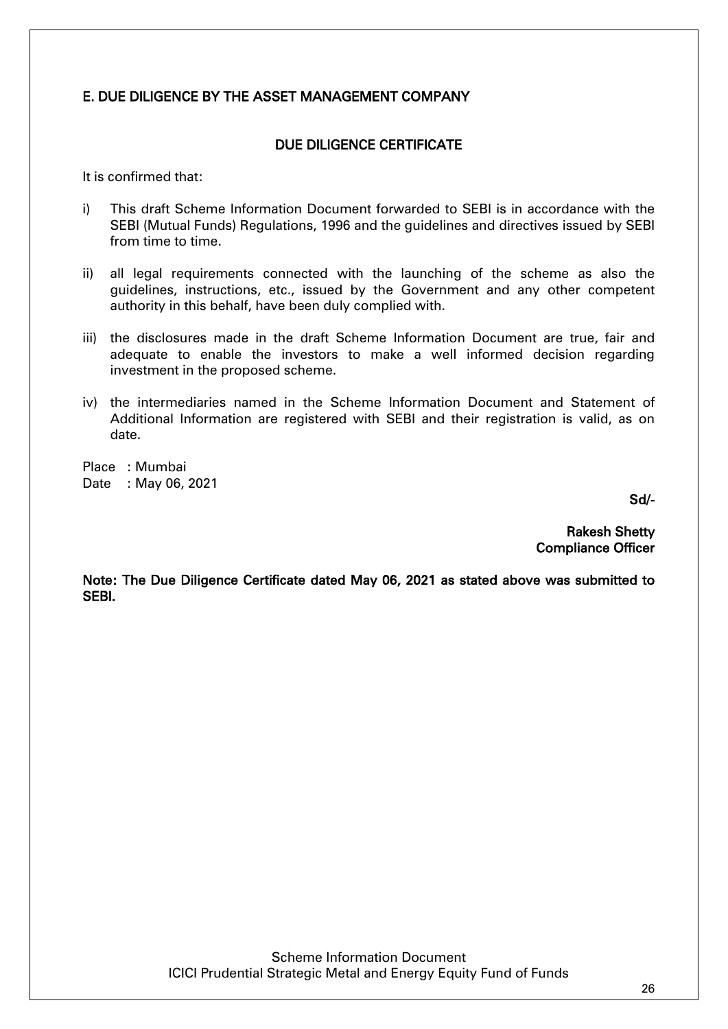## E. DUE DILIGENCE BY THE ASSET MANAGEMENT COMPANY

### DUE DILIGENCE CERTIFICATE

It is confirmed that:

i) This draft Scheme Information Document forwarded to SEBI is in accordance with the SEBI (Mutual Funds) Regulations, 1996 and the guidelines and directives issued by SEBI from time to time.

ii) all legal requirements connected with the launching of the scheme as also the guidelines, instructions, etc., issued by the Government and any other competent authority in this behalf, have been duly complied with.

iii) the disclosures made in the draft Scheme Information Document are true, fair and adequate to enable the investors to make a well informed decision regarding investment in the proposed scheme.

iv) the intermediaries named in the Scheme Information Document and Statement of Additional Information are registered with SEBI and their registration is valid, as on date.

Place : Mumbai
Date : May 06, 2021

**Sd/-**

**Rakesh Shetty**
**Compliance Officer**

**Note: The Due Diligence Certificate dated May 06, 2021 as stated above was submitted to SEBI.**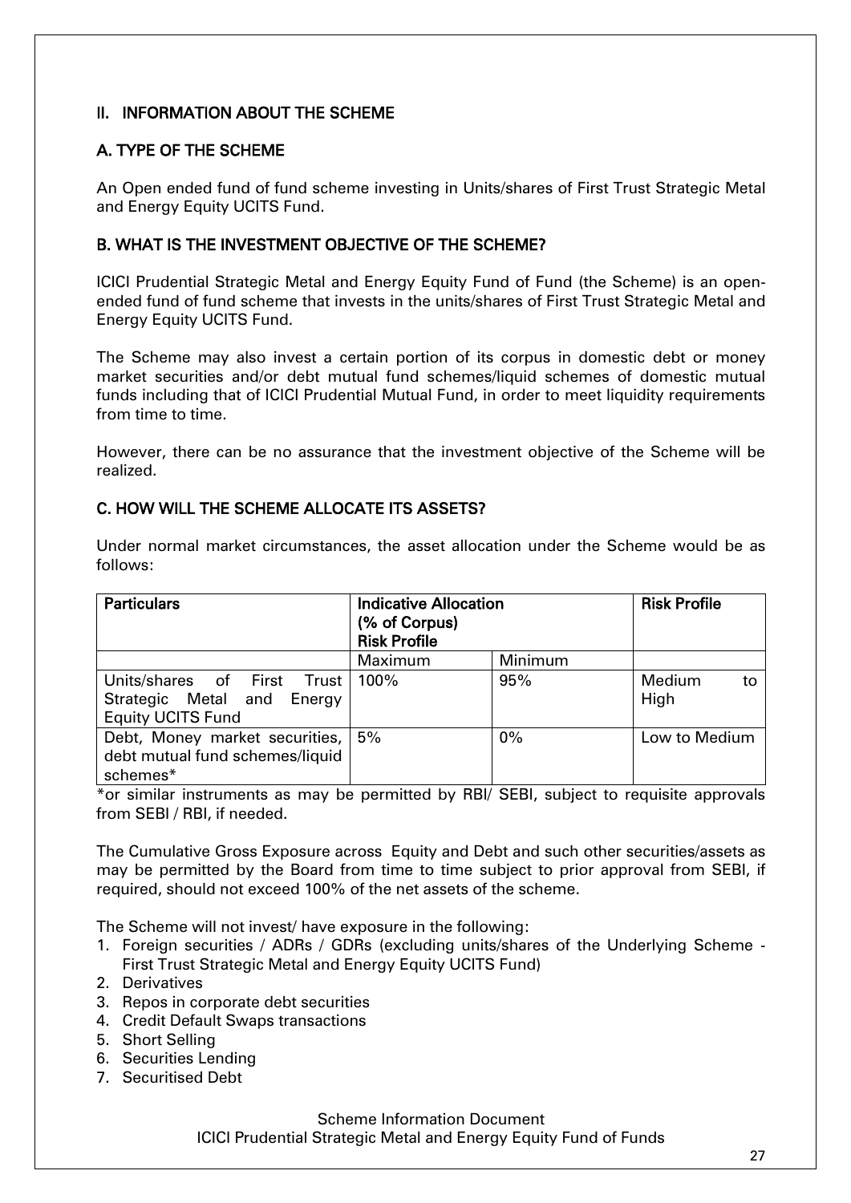## II. INFORMATION ABOUT THE SCHEME

### A. TYPE OF THE SCHEME

An Open ended fund of fund scheme investing in Units/shares of First Trust Strategic Metal and Energy Equity UCITS Fund.

### B. WHAT IS THE INVESTMENT OBJECTIVE OF THE SCHEME?

ICICI Prudential Strategic Metal and Energy Equity Fund of Fund (the Scheme) is an open-ended fund of fund scheme that invests in the units/shares of First Trust Strategic Metal and Energy Equity UCITS Fund.

The Scheme may also invest a certain portion of its corpus in domestic debt or money market securities and/or debt mutual fund schemes/liquid schemes of domestic mutual funds including that of ICICI Prudential Mutual Fund, in order to meet liquidity requirements from time to time.

However, there can be no assurance that the investment objective of the Scheme will be realized.

### C. HOW WILL THE SCHEME ALLOCATE ITS ASSETS?

Under normal market circumstances, the asset allocation under the Scheme would be as follows:

| Particulars | Indicative Allocation (% of Corpus) Risk Profile | | Risk Profile |
|---|---|---|---|
| | Maximum | Minimum | |
| Units/shares of First Trust Strategic Metal and Energy Equity UCITS Fund | 100% | 95% | Medium to High |
| Debt, Money market securities, debt mutual fund schemes/liquid schemes* | 5% | 0% | Low to Medium |

*or similar instruments as may be permitted by RBI/ SEBI, subject to requisite approvals from SEBI / RBI, if needed.

The Cumulative Gross Exposure across Equity and Debt and such other securities/assets as may be permitted by the Board from time to time subject to prior approval from SEBI, if required, should not exceed 100% of the net assets of the scheme.

The Scheme will not invest/ have exposure in the following:

1. Foreign securities / ADRs / GDRs (excluding units/shares of the Underlying Scheme - First Trust Strategic Metal and Energy Equity UCITS Fund)
2. Derivatives
3. Repos in corporate debt securities
4. Credit Default Swaps transactions
5. Short Selling
6. Securities Lending
7. Securitised Debt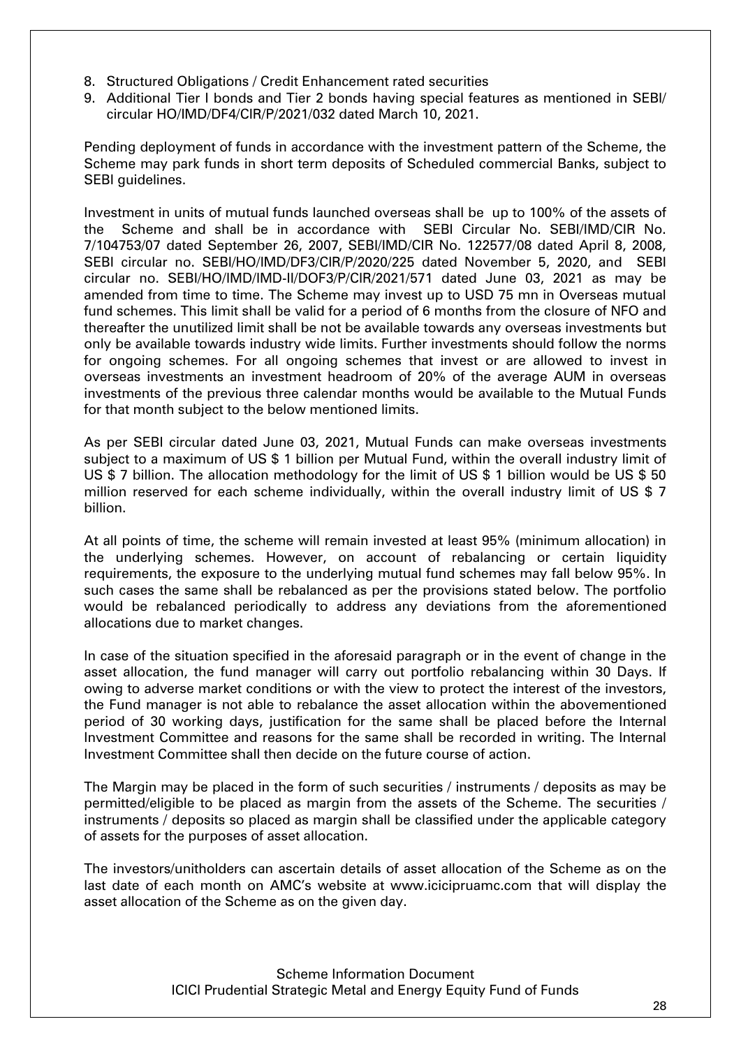8. Structured Obligations / Credit Enhancement rated securities
9. Additional Tier I bonds and Tier 2 bonds having special features as mentioned in SEBI/ circular HO/IMD/DF4/CIR/P/2021/032 dated March 10, 2021.

Pending deployment of funds in accordance with the investment pattern of the Scheme, the Scheme may park funds in short term deposits of Scheduled commercial Banks, subject to SEBI guidelines.

Investment in units of mutual funds launched overseas shall be up to 100% of the assets of the Scheme and shall be in accordance with SEBI Circular No. SEBI/IMD/CIR No. 7/104753/07 dated September 26, 2007, SEBI/IMD/CIR No. 122577/08 dated April 8, 2008, SEBI circular no. SEBI/HO/IMD/DF3/CIR/P/2020/225 dated November 5, 2020, and SEBI circular no. SEBI/HO/IMD/IMD-II/DOF3/P/CIR/2021/571 dated June 03, 2021 as may be amended from time to time. The Scheme may invest up to USD 75 mn in Overseas mutual fund schemes. This limit shall be valid for a period of 6 months from the closure of NFO and thereafter the unutilized limit shall be not be available towards any overseas investments but only be available towards industry wide limits. Further investments should follow the norms for ongoing schemes. For all ongoing schemes that invest or are allowed to invest in overseas investments an investment headroom of 20% of the average AUM in overseas investments of the previous three calendar months would be available to the Mutual Funds for that month subject to the below mentioned limits.

As per SEBI circular dated June 03, 2021, Mutual Funds can make overseas investments subject to a maximum of US $ 1 billion per Mutual Fund, within the overall industry limit of US $ 7 billion. The allocation methodology for the limit of US $ 1 billion would be US $ 50 million reserved for each scheme individually, within the overall industry limit of US $ 7 billion.

At all points of time, the scheme will remain invested at least 95% (minimum allocation) in the underlying schemes. However, on account of rebalancing or certain liquidity requirements, the exposure to the underlying mutual fund schemes may fall below 95%. In such cases the same shall be rebalanced as per the provisions stated below. The portfolio would be rebalanced periodically to address any deviations from the aforementioned allocations due to market changes.

In case of the situation specified in the aforesaid paragraph or in the event of change in the asset allocation, the fund manager will carry out portfolio rebalancing within 30 Days. If owing to adverse market conditions or with the view to protect the interest of the investors, the Fund manager is not able to rebalance the asset allocation within the abovementioned period of 30 working days, justification for the same shall be placed before the Internal Investment Committee and reasons for the same shall be recorded in writing. The Internal Investment Committee shall then decide on the future course of action.

The Margin may be placed in the form of such securities / instruments / deposits as may be permitted/eligible to be placed as margin from the assets of the Scheme. The securities / instruments / deposits so placed as margin shall be classified under the applicable category of assets for the purposes of asset allocation.

The investors/unitholders can ascertain details of asset allocation of the Scheme as on the last date of each month on AMC's website at www.icicipruamc.com that will display the asset allocation of the Scheme as on the given day.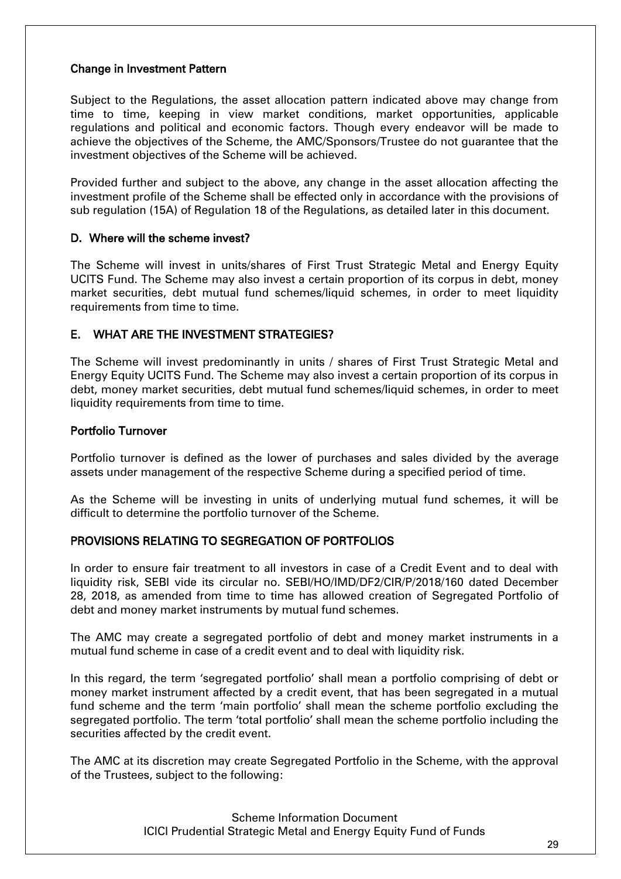### Change in Investment Pattern

Subject to the Regulations, the asset allocation pattern indicated above may change from time to time, keeping in view market conditions, market opportunities, applicable regulations and political and economic factors. Though every endeavor will be made to achieve the objectives of the Scheme, the AMC/Sponsors/Trustee do not guarantee that the investment objectives of the Scheme will be achieved.

Provided further and subject to the above, any change in the asset allocation affecting the investment profile of the Scheme shall be effected only in accordance with the provisions of sub regulation (15A) of Regulation 18 of the Regulations, as detailed later in this document.

## D. Where will the scheme invest?

The Scheme will invest in units/shares of First Trust Strategic Metal and Energy Equity UCITS Fund. The Scheme may also invest a certain proportion of its corpus in debt, money market securities, debt mutual fund schemes/liquid schemes, in order to meet liquidity requirements from time to time.

## E. WHAT ARE THE INVESTMENT STRATEGIES?

The Scheme will invest predominantly in units / shares of First Trust Strategic Metal and Energy Equity UCITS Fund. The Scheme may also invest a certain proportion of its corpus in debt, money market securities, debt mutual fund schemes/liquid schemes, in order to meet liquidity requirements from time to time.

### Portfolio Turnover

Portfolio turnover is defined as the lower of purchases and sales divided by the average assets under management of the respective Scheme during a specified period of time.

As the Scheme will be investing in units of underlying mutual fund schemes, it will be difficult to determine the portfolio turnover of the Scheme.

### PROVISIONS RELATING TO SEGREGATION OF PORTFOLIOS

In order to ensure fair treatment to all investors in case of a Credit Event and to deal with liquidity risk, SEBI vide its circular no. SEBI/HO/IMD/DF2/CIR/P/2018/160 dated December 28, 2018, as amended from time to time has allowed creation of Segregated Portfolio of debt and money market instruments by mutual fund schemes.

The AMC may create a segregated portfolio of debt and money market instruments in a mutual fund scheme in case of a credit event and to deal with liquidity risk.

In this regard, the term 'segregated portfolio' shall mean a portfolio comprising of debt or money market instrument affected by a credit event, that has been segregated in a mutual fund scheme and the term 'main portfolio' shall mean the scheme portfolio excluding the segregated portfolio. The term 'total portfolio' shall mean the scheme portfolio including the securities affected by the credit event.

The AMC at its discretion may create Segregated Portfolio in the Scheme, with the approval of the Trustees, subject to the following: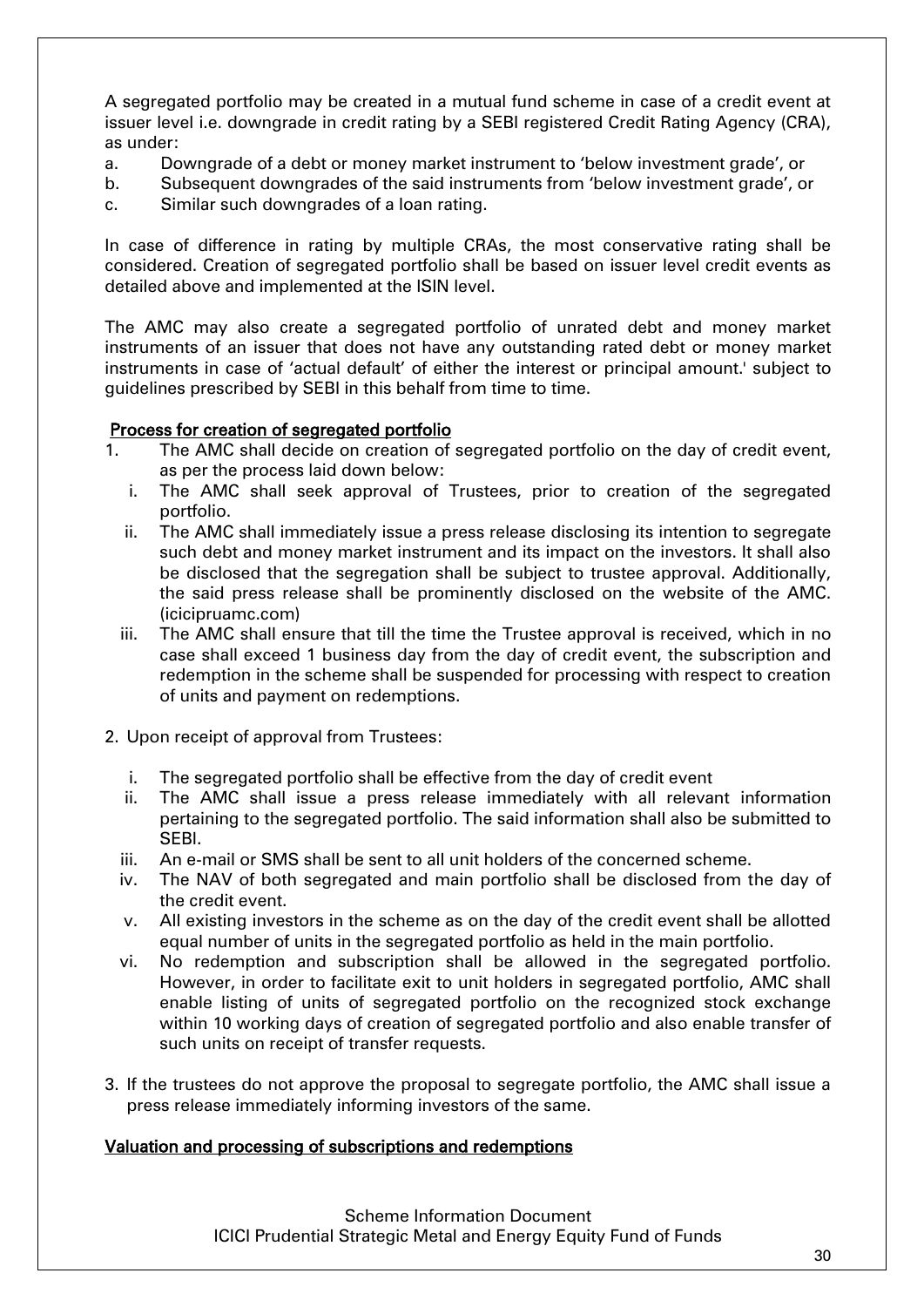A segregated portfolio may be created in a mutual fund scheme in case of a credit event at issuer level i.e. downgrade in credit rating by a SEBI registered Credit Rating Agency (CRA), as under:

a. Downgrade of a debt or money market instrument to 'below investment grade', or
b. Subsequent downgrades of the said instruments from 'below investment grade', or
c. Similar such downgrades of a loan rating.

In case of difference in rating by multiple CRAs, the most conservative rating shall be considered. Creation of segregated portfolio shall be based on issuer level credit events as detailed above and implemented at the ISIN level.

The AMC may also create a segregated portfolio of unrated debt and money market instruments of an issuer that does not have any outstanding rated debt or money market instruments in case of 'actual default' of either the interest or principal amount.' subject to guidelines prescribed by SEBI in this behalf from time to time.

**Process for creation of segregated portfolio**

1. The AMC shall decide on creation of segregated portfolio on the day of credit event, as per the process laid down below:
   i. The AMC shall seek approval of Trustees, prior to creation of the segregated portfolio.
   ii. The AMC shall immediately issue a press release disclosing its intention to segregate such debt and money market instrument and its impact on the investors. It shall also be disclosed that the segregation shall be subject to trustee approval. Additionally, the said press release shall be prominently disclosed on the website of the AMC. (icicipruamc.com)
   iii. The AMC shall ensure that till the time the Trustee approval is received, which in no case shall exceed 1 business day from the day of credit event, the subscription and redemption in the scheme shall be suspended for processing with respect to creation of units and payment on redemptions.

2. Upon receipt of approval from Trustees:
   i. The segregated portfolio shall be effective from the day of credit event
   ii. The AMC shall issue a press release immediately with all relevant information pertaining to the segregated portfolio. The said information shall also be submitted to SEBI.
   iii. An e-mail or SMS shall be sent to all unit holders of the concerned scheme.
   iv. The NAV of both segregated and main portfolio shall be disclosed from the day of the credit event.
   v. All existing investors in the scheme as on the day of the credit event shall be allotted equal number of units in the segregated portfolio as held in the main portfolio.
   vi. No redemption and subscription shall be allowed in the segregated portfolio. However, in order to facilitate exit to unit holders in segregated portfolio, AMC shall enable listing of units of segregated portfolio on the recognized stock exchange within 10 working days of creation of segregated portfolio and also enable transfer of such units on receipt of transfer requests.

3. If the trustees do not approve the proposal to segregate portfolio, the AMC shall issue a press release immediately informing investors of the same.

**Valuation and processing of subscriptions and redemptions**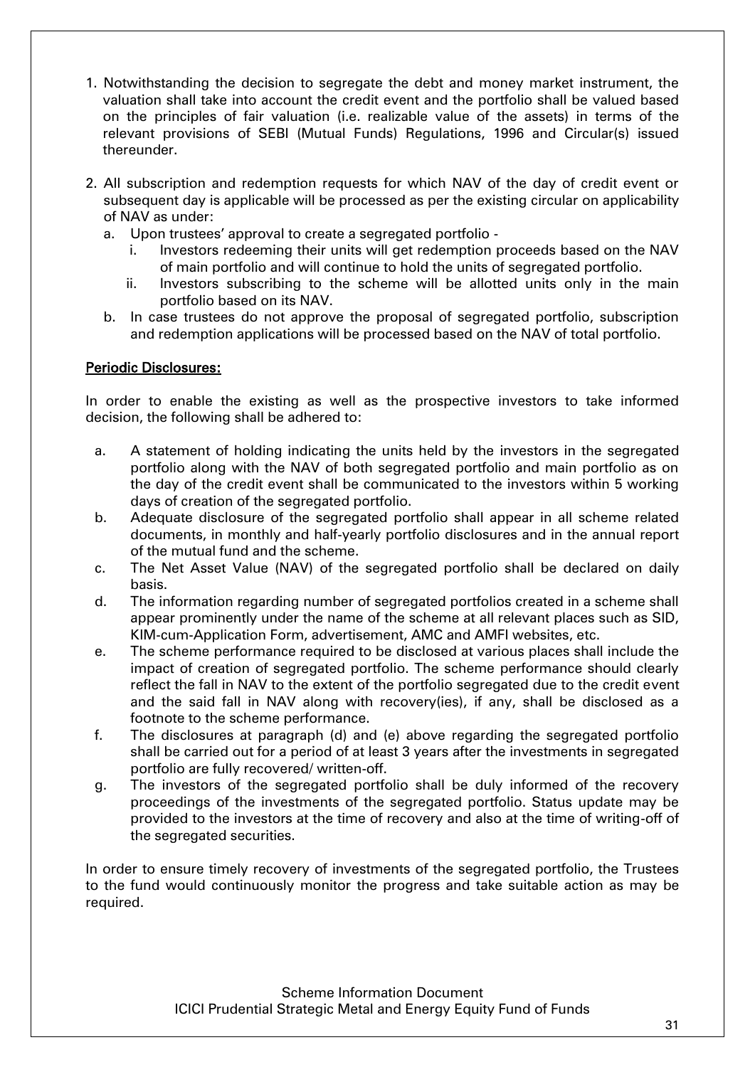1. Notwithstanding the decision to segregate the debt and money market instrument, the valuation shall take into account the credit event and the portfolio shall be valued based on the principles of fair valuation (i.e. realizable value of the assets) in terms of the relevant provisions of SEBI (Mutual Funds) Regulations, 1996 and Circular(s) issued thereunder.

2. All subscription and redemption requests for which NAV of the day of credit event or subsequent day is applicable will be processed as per the existing circular on applicability of NAV as under:
   a. Upon trustees' approval to create a segregated portfolio -
      i. Investors redeeming their units will get redemption proceeds based on the NAV of main portfolio and will continue to hold the units of segregated portfolio.
      ii. Investors subscribing to the scheme will be allotted units only in the main portfolio based on its NAV.
   b. In case trustees do not approve the proposal of segregated portfolio, subscription and redemption applications will be processed based on the NAV of total portfolio.

**Periodic Disclosures:**

In order to enable the existing as well as the prospective investors to take informed decision, the following shall be adhered to:

a. A statement of holding indicating the units held by the investors in the segregated portfolio along with the NAV of both segregated portfolio and main portfolio as on the day of the credit event shall be communicated to the investors within 5 working days of creation of the segregated portfolio.
b. Adequate disclosure of the segregated portfolio shall appear in all scheme related documents, in monthly and half-yearly portfolio disclosures and in the annual report of the mutual fund and the scheme.
c. The Net Asset Value (NAV) of the segregated portfolio shall be declared on daily basis.
d. The information regarding number of segregated portfolios created in a scheme shall appear prominently under the name of the scheme at all relevant places such as SID, KIM-cum-Application Form, advertisement, AMC and AMFI websites, etc.
e. The scheme performance required to be disclosed at various places shall include the impact of creation of segregated portfolio. The scheme performance should clearly reflect the fall in NAV to the extent of the portfolio segregated due to the credit event and the said fall in NAV along with recovery(ies), if any, shall be disclosed as a footnote to the scheme performance.
f. The disclosures at paragraph (d) and (e) above regarding the segregated portfolio shall be carried out for a period of at least 3 years after the investments in segregated portfolio are fully recovered/ written-off.
g. The investors of the segregated portfolio shall be duly informed of the recovery proceedings of the investments of the segregated portfolio. Status update may be provided to the investors at the time of recovery and also at the time of writing-off of the segregated securities.

In order to ensure timely recovery of investments of the segregated portfolio, the Trustees to the fund would continuously monitor the progress and take suitable action as may be required.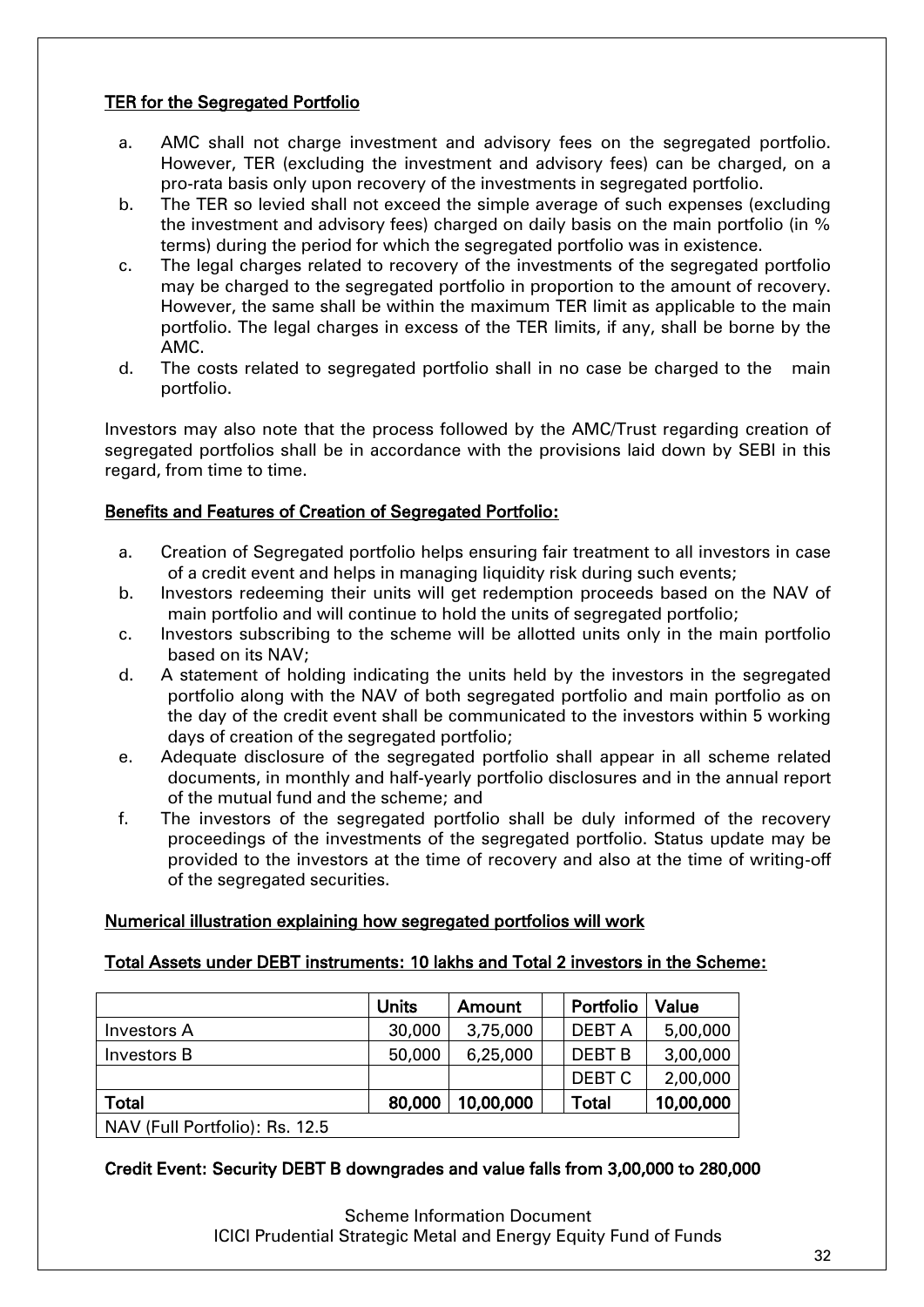**TER for the Segregated Portfolio**

a. AMC shall not charge investment and advisory fees on the segregated portfolio. However, TER (excluding the investment and advisory fees) can be charged, on a pro-rata basis only upon recovery of the investments in segregated portfolio.
b. The TER so levied shall not exceed the simple average of such expenses (excluding the investment and advisory fees) charged on daily basis on the main portfolio (in % terms) during the period for which the segregated portfolio was in existence.
c. The legal charges related to recovery of the investments of the segregated portfolio may be charged to the segregated portfolio in proportion to the amount of recovery. However, the same shall be within the maximum TER limit as applicable to the main portfolio. The legal charges in excess of the TER limits, if any, shall be borne by the AMC.
d. The costs related to segregated portfolio shall in no case be charged to the main portfolio.

Investors may also note that the process followed by the AMC/Trust regarding creation of segregated portfolios shall be in accordance with the provisions laid down by SEBI in this regard, from time to time.

**Benefits and Features of Creation of Segregated Portfolio:**

a. Creation of Segregated portfolio helps ensuring fair treatment to all investors in case of a credit event and helps in managing liquidity risk during such events;
b. Investors redeeming their units will get redemption proceeds based on the NAV of main portfolio and will continue to hold the units of segregated portfolio;
c. Investors subscribing to the scheme will be allotted units only in the main portfolio based on its NAV;
d. A statement of holding indicating the units held by the investors in the segregated portfolio along with the NAV of both segregated portfolio and main portfolio as on the day of the credit event shall be communicated to the investors within 5 working days of creation of the segregated portfolio;
e. Adequate disclosure of the segregated portfolio shall appear in all scheme related documents, in monthly and half-yearly portfolio disclosures and in the annual report of the mutual fund and the scheme; and
f. The investors of the segregated portfolio shall be duly informed of the recovery proceedings of the investments of the segregated portfolio. Status update may be provided to the investors at the time of recovery and also at the time of writing-off of the segregated securities.

**Numerical illustration explaining how segregated portfolios will work**

**Total Assets under DEBT instruments: 10 lakhs and Total 2 investors in the Scheme:**

| | Units | Amount | | Portfolio | Value |
|---|---|---|---|---|---|
| Investors A | 30,000 | 3,75,000 | | DEBT A | 5,00,000 |
| Investors B | 50,000 | 6,25,000 | | DEBT B | 3,00,000 |
| | | | | DEBT C | 2,00,000 |
| **Total** | **80,000** | **10,00,000** | | **Total** | **10,00,000** |
| NAV (Full Portfolio): Rs. 12.5 | | | | | |

**Credit Event: Security DEBT B downgrades and value falls from 3,00,000 to 280,000**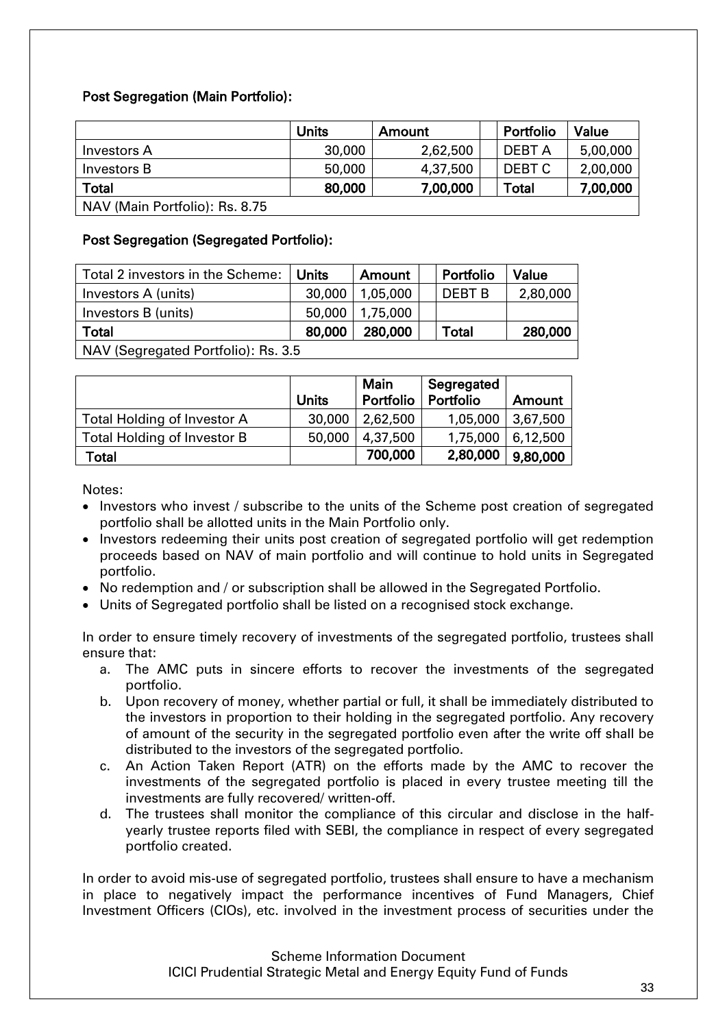**Post Segregation (Main Portfolio):**

| | Units | Amount | | Portfolio | Value |
|---|---|---|---|---|---|
| Investors A | 30,000 | 2,62,500 | | DEBT A | 5,00,000 |
| Investors B | 50,000 | 4,37,500 | | DEBT C | 2,00,000 |
| **Total** | **80,000** | **7,00,000** | | **Total** | **7,00,000** |
| NAV (Main Portfolio): Rs. 8.75 | | | | | |

**Post Segregation (Segregated Portfolio):**

| Total 2 investors in the Scheme: | Units | Amount | | Portfolio | Value |
|---|---|---|---|---|---|
| Investors A (units) | 30,000 | 1,05,000 | | DEBT B | 2,80,000 |
| Investors B (units) | 50,000 | 1,75,000 | | | |
| **Total** | **80,000** | **280,000** | | **Total** | **280,000** |
| NAV (Segregated Portfolio): Rs. 3.5 | | | | | |

| | Units | Main Portfolio | Segregated Portfolio | Amount |
|---|---|---|---|---|
| Total Holding of Investor A | 30,000 | 2,62,500 | 1,05,000 | 3,67,500 |
| Total Holding of Investor B | 50,000 | 4,37,500 | 1,75,000 | 6,12,500 |
| **Total** | | **700,000** | **2,80,000** | **9,80,000** |

Notes:

- Investors who invest / subscribe to the units of the Scheme post creation of segregated portfolio shall be allotted units in the Main Portfolio only.
- Investors redeeming their units post creation of segregated portfolio will get redemption proceeds based on NAV of main portfolio and will continue to hold units in Segregated portfolio.
- No redemption and / or subscription shall be allowed in the Segregated Portfolio.
- Units of Segregated portfolio shall be listed on a recognised stock exchange.

In order to ensure timely recovery of investments of the segregated portfolio, trustees shall ensure that:

a. The AMC puts in sincere efforts to recover the investments of the segregated portfolio.
b. Upon recovery of money, whether partial or full, it shall be immediately distributed to the investors in proportion to their holding in the segregated portfolio. Any recovery of amount of the security in the segregated portfolio even after the write off shall be distributed to the investors of the segregated portfolio.
c. An Action Taken Report (ATR) on the efforts made by the AMC to recover the investments of the segregated portfolio is placed in every trustee meeting till the investments are fully recovered/ written-off.
d. The trustees shall monitor the compliance of this circular and disclose in the half-yearly trustee reports filed with SEBI, the compliance in respect of every segregated portfolio created.

In order to avoid mis-use of segregated portfolio, trustees shall ensure to have a mechanism in place to negatively impact the performance incentives of Fund Managers, Chief Investment Officers (CIOs), etc. involved in the investment process of securities under the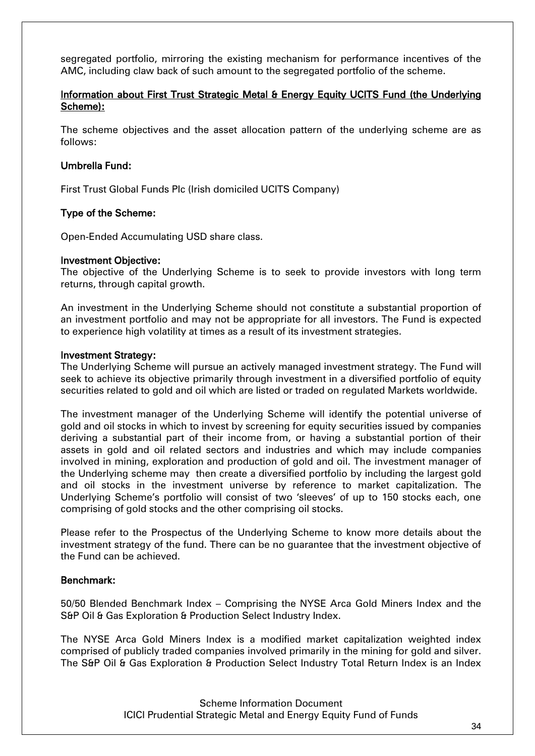segregated portfolio, mirroring the existing mechanism for performance incentives of the AMC, including claw back of such amount to the segregated portfolio of the scheme.

**Information about First Trust Strategic Metal & Energy Equity UCITS Fund (the Underlying Scheme):**

The scheme objectives and the asset allocation pattern of the underlying scheme are as follows:

**Umbrella Fund:**

First Trust Global Funds Plc (Irish domiciled UCITS Company)

**Type of the Scheme:**

Open-Ended Accumulating USD share class.

**Investment Objective:**
The objective of the Underlying Scheme is to seek to provide investors with long term returns, through capital growth.

An investment in the Underlying Scheme should not constitute a substantial proportion of an investment portfolio and may not be appropriate for all investors. The Fund is expected to experience high volatility at times as a result of its investment strategies.

**Investment Strategy:**
The Underlying Scheme will pursue an actively managed investment strategy. The Fund will seek to achieve its objective primarily through investment in a diversified portfolio of equity securities related to gold and oil which are listed or traded on regulated Markets worldwide.

The investment manager of the Underlying Scheme will identify the potential universe of gold and oil stocks in which to invest by screening for equity securities issued by companies deriving a substantial part of their income from, or having a substantial portion of their assets in gold and oil related sectors and industries and which may include companies involved in mining, exploration and production of gold and oil. The investment manager of the Underlying scheme may then create a diversified portfolio by including the largest gold and oil stocks in the investment universe by reference to market capitalization. The Underlying Scheme's portfolio will consist of two 'sleeves' of up to 150 stocks each, one comprising of gold stocks and the other comprising oil stocks.

Please refer to the Prospectus of the Underlying Scheme to know more details about the investment strategy of the fund. There can be no guarantee that the investment objective of the Fund can be achieved.

**Benchmark:**

50/50 Blended Benchmark Index – Comprising the NYSE Arca Gold Miners Index and the S&P Oil & Gas Exploration & Production Select Industry Index.

The NYSE Arca Gold Miners Index is a modified market capitalization weighted index comprised of publicly traded companies involved primarily in the mining for gold and silver. The S&P Oil & Gas Exploration & Production Select Industry Total Return Index is an Index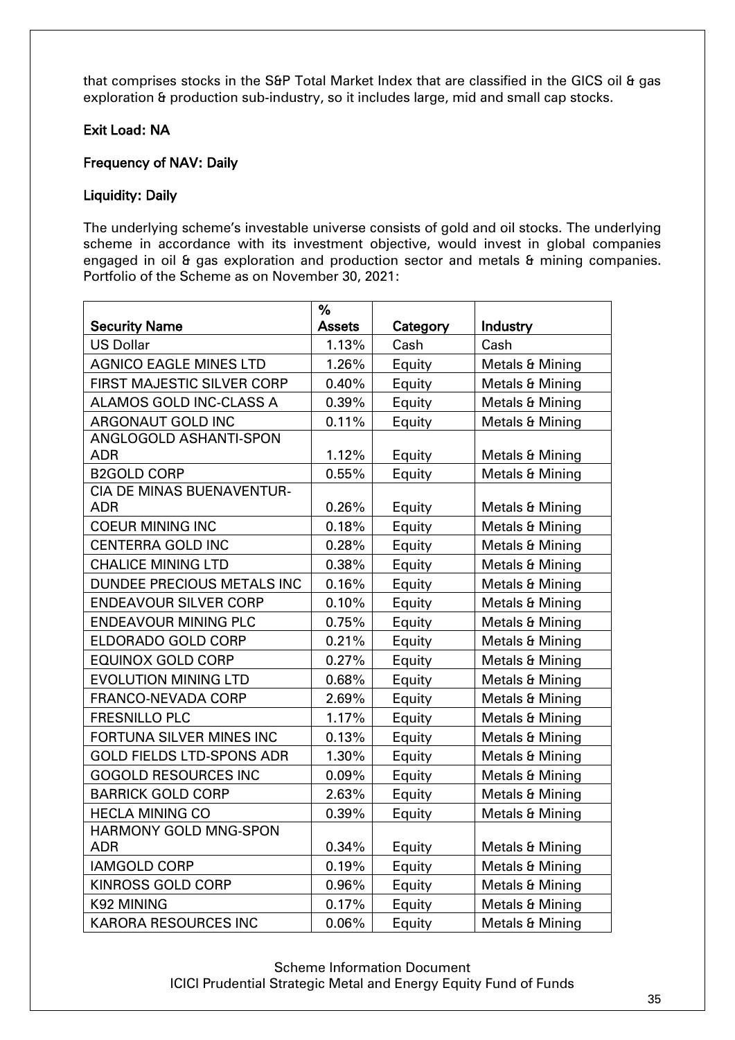that comprises stocks in the S&P Total Market Index that are classified in the GICS oil & gas exploration & production sub-industry, so it includes large, mid and small cap stocks.

**Exit Load: NA**

**Frequency of NAV: Daily**

**Liquidity: Daily**

The underlying scheme's investable universe consists of gold and oil stocks. The underlying scheme in accordance with its investment objective, would invest in global companies engaged in oil & gas exploration and production sector and metals & mining companies. Portfolio of the Scheme as on November 30, 2021:

| Security Name | % Assets | Category | Industry |
|---|---|---|---|
| US Dollar | 1.13% | Cash | Cash |
| AGNICO EAGLE MINES LTD | 1.26% | Equity | Metals & Mining |
| FIRST MAJESTIC SILVER CORP | 0.40% | Equity | Metals & Mining |
| ALAMOS GOLD INC-CLASS A | 0.39% | Equity | Metals & Mining |
| ARGONAUT GOLD INC | 0.11% | Equity | Metals & Mining |
| ANGLOGOLD ASHANTI-SPON ADR | 1.12% | Equity | Metals & Mining |
| B2GOLD CORP | 0.55% | Equity | Metals & Mining |
| CIA DE MINAS BUENAVENTUR-ADR | 0.26% | Equity | Metals & Mining |
| COEUR MINING INC | 0.18% | Equity | Metals & Mining |
| CENTERRA GOLD INC | 0.28% | Equity | Metals & Mining |
| CHALICE MINING LTD | 0.38% | Equity | Metals & Mining |
| DUNDEE PRECIOUS METALS INC | 0.16% | Equity | Metals & Mining |
| ENDEAVOUR SILVER CORP | 0.10% | Equity | Metals & Mining |
| ENDEAVOUR MINING PLC | 0.75% | Equity | Metals & Mining |
| ELDORADO GOLD CORP | 0.21% | Equity | Metals & Mining |
| EQUINOX GOLD CORP | 0.27% | Equity | Metals & Mining |
| EVOLUTION MINING LTD | 0.68% | Equity | Metals & Mining |
| FRANCO-NEVADA CORP | 2.69% | Equity | Metals & Mining |
| FRESNILLO PLC | 1.17% | Equity | Metals & Mining |
| FORTUNA SILVER MINES INC | 0.13% | Equity | Metals & Mining |
| GOLD FIELDS LTD-SPONS ADR | 1.30% | Equity | Metals & Mining |
| GOGOLD RESOURCES INC | 0.09% | Equity | Metals & Mining |
| BARRICK GOLD CORP | 2.63% | Equity | Metals & Mining |
| HECLA MINING CO | 0.39% | Equity | Metals & Mining |
| HARMONY GOLD MNG-SPON ADR | 0.34% | Equity | Metals & Mining |
| IAMGOLD CORP | 0.19% | Equity | Metals & Mining |
| KINROSS GOLD CORP | 0.96% | Equity | Metals & Mining |
| K92 MINING | 0.17% | Equity | Metals & Mining |
| KARORA RESOURCES INC | 0.06% | Equity | Metals & Mining |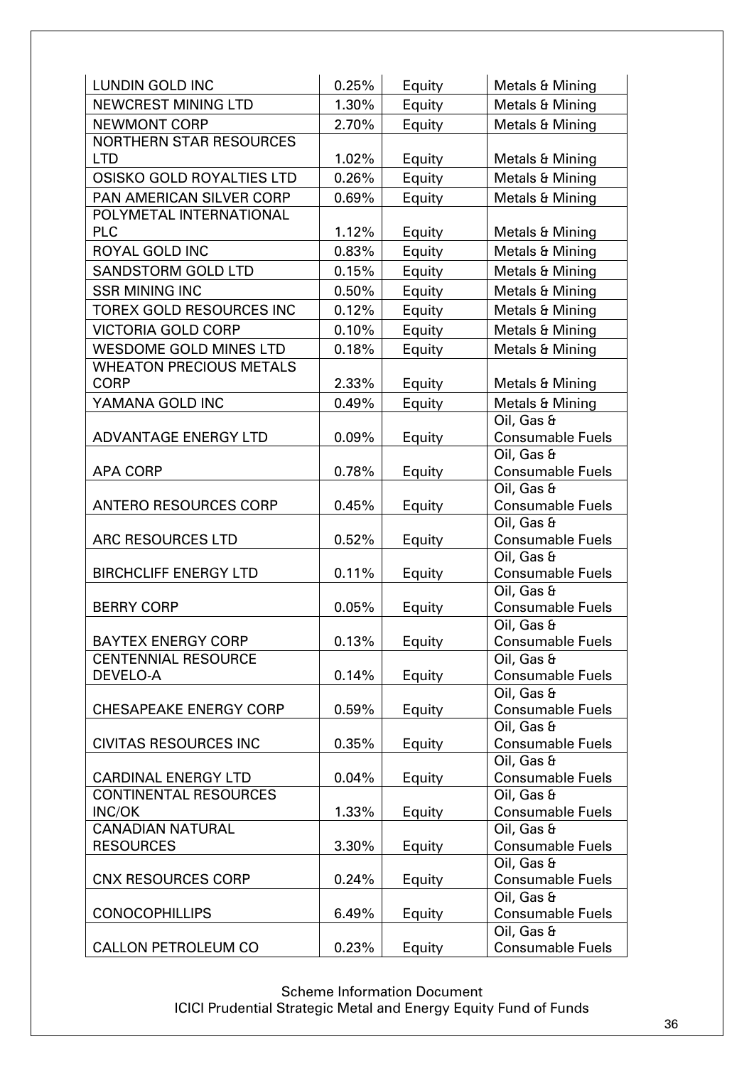| | | | |
|---|---|---|---|
| LUNDIN GOLD INC | 0.25% | Equity | Metals & Mining |
| NEWCREST MINING LTD | 1.30% | Equity | Metals & Mining |
| NEWMONT CORP | 2.70% | Equity | Metals & Mining |
| NORTHERN STAR RESOURCES LTD | 1.02% | Equity | Metals & Mining |
| OSISKO GOLD ROYALTIES LTD | 0.26% | Equity | Metals & Mining |
| PAN AMERICAN SILVER CORP | 0.69% | Equity | Metals & Mining |
| POLYMETAL INTERNATIONAL PLC | 1.12% | Equity | Metals & Mining |
| ROYAL GOLD INC | 0.83% | Equity | Metals & Mining |
| SANDSTORM GOLD LTD | 0.15% | Equity | Metals & Mining |
| SSR MINING INC | 0.50% | Equity | Metals & Mining |
| TOREX GOLD RESOURCES INC | 0.12% | Equity | Metals & Mining |
| VICTORIA GOLD CORP | 0.10% | Equity | Metals & Mining |
| WESDOME GOLD MINES LTD | 0.18% | Equity | Metals & Mining |
| WHEATON PRECIOUS METALS CORP | 2.33% | Equity | Metals & Mining |
| YAMANA GOLD INC | 0.49% | Equity | Metals & Mining |
| ADVANTAGE ENERGY LTD | 0.09% | Equity | Oil, Gas & Consumable Fuels |
| APA CORP | 0.78% | Equity | Oil, Gas & Consumable Fuels |
| ANTERO RESOURCES CORP | 0.45% | Equity | Oil, Gas & Consumable Fuels |
| ARC RESOURCES LTD | 0.52% | Equity | Oil, Gas & Consumable Fuels |
| BIRCHCLIFF ENERGY LTD | 0.11% | Equity | Oil, Gas & Consumable Fuels |
| BERRY CORP | 0.05% | Equity | Oil, Gas & Consumable Fuels |
| BAYTEX ENERGY CORP | 0.13% | Equity | Oil, Gas & Consumable Fuels |
| CENTENNIAL RESOURCE DEVELO-A | 0.14% | Equity | Oil, Gas & Consumable Fuels |
| CHESAPEAKE ENERGY CORP | 0.59% | Equity | Oil, Gas & Consumable Fuels |
| CIVITAS RESOURCES INC | 0.35% | Equity | Oil, Gas & Consumable Fuels |
| CARDINAL ENERGY LTD | 0.04% | Equity | Oil, Gas & Consumable Fuels |
| CONTINENTAL RESOURCES INC/OK | 1.33% | Equity | Oil, Gas & Consumable Fuels |
| CANADIAN NATURAL RESOURCES | 3.30% | Equity | Oil, Gas & Consumable Fuels |
| CNX RESOURCES CORP | 0.24% | Equity | Oil, Gas & Consumable Fuels |
| CONOCOPHILLIPS | 6.49% | Equity | Oil, Gas & Consumable Fuels |
| CALLON PETROLEUM CO | 0.23% | Equity | Oil, Gas & Consumable Fuels |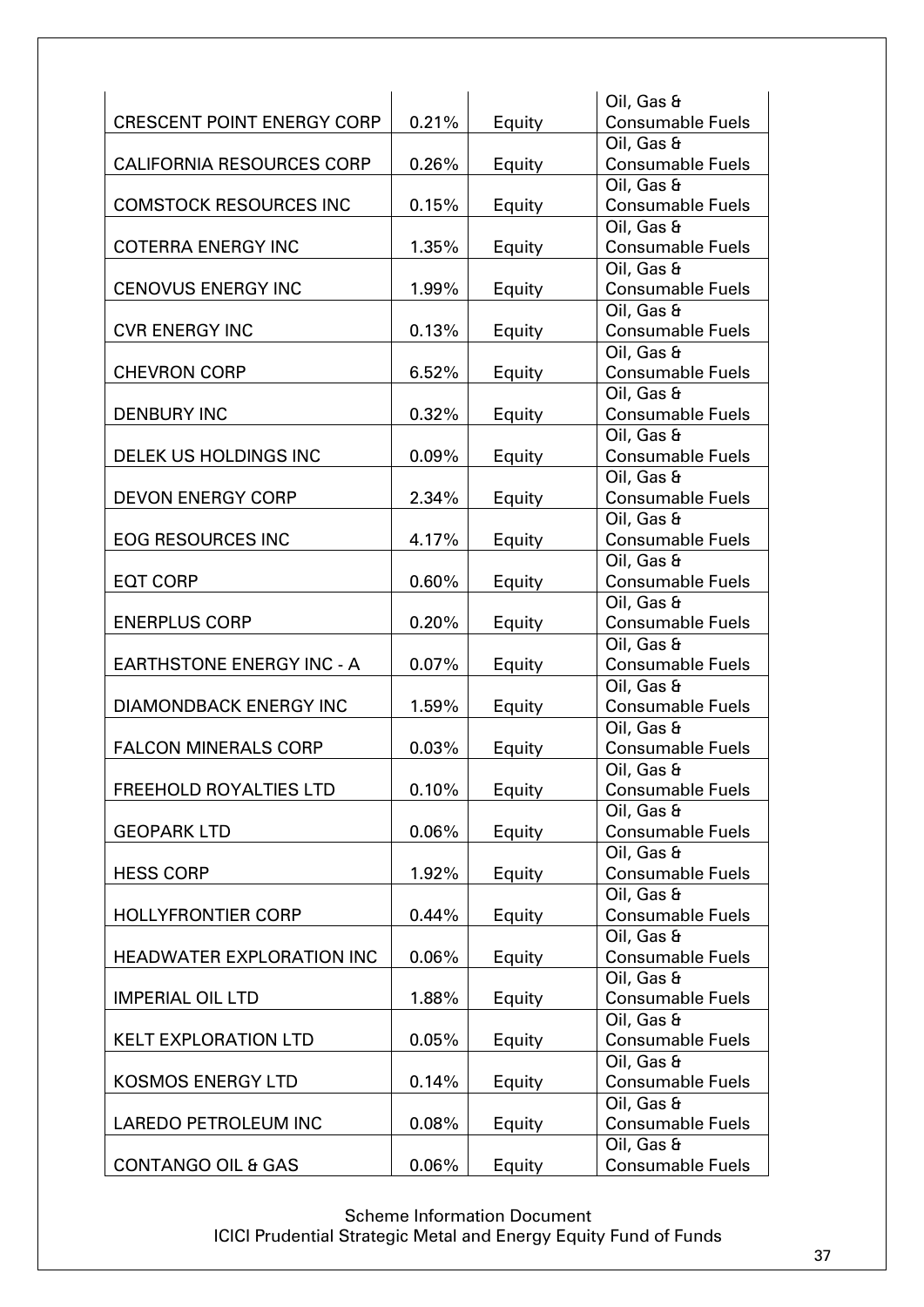| CRESCENT POINT ENERGY CORP | 0.21% | Equity | Oil, Gas & Consumable Fuels |
|---|---|---|---|
| CALIFORNIA RESOURCES CORP | 0.26% | Equity | Oil, Gas & Consumable Fuels |
| COMSTOCK RESOURCES INC | 0.15% | Equity | Oil, Gas & Consumable Fuels |
| COTERRA ENERGY INC | 1.35% | Equity | Oil, Gas & Consumable Fuels |
| CENOVUS ENERGY INC | 1.99% | Equity | Oil, Gas & Consumable Fuels |
| CVR ENERGY INC | 0.13% | Equity | Oil, Gas & Consumable Fuels |
| CHEVRON CORP | 6.52% | Equity | Oil, Gas & Consumable Fuels |
| DENBURY INC | 0.32% | Equity | Oil, Gas & Consumable Fuels |
| DELEK US HOLDINGS INC | 0.09% | Equity | Oil, Gas & Consumable Fuels |
| DEVON ENERGY CORP | 2.34% | Equity | Oil, Gas & Consumable Fuels |
| EOG RESOURCES INC | 4.17% | Equity | Oil, Gas & Consumable Fuels |
| EQT CORP | 0.60% | Equity | Oil, Gas & Consumable Fuels |
| ENERPLUS CORP | 0.20% | Equity | Oil, Gas & Consumable Fuels |
| EARTHSTONE ENERGY INC - A | 0.07% | Equity | Oil, Gas & Consumable Fuels |
| DIAMONDBACK ENERGY INC | 1.59% | Equity | Oil, Gas & Consumable Fuels |
| FALCON MINERALS CORP | 0.03% | Equity | Oil, Gas & Consumable Fuels |
| FREEHOLD ROYALTIES LTD | 0.10% | Equity | Oil, Gas & Consumable Fuels |
| GEOPARK LTD | 0.06% | Equity | Oil, Gas & Consumable Fuels |
| HESS CORP | 1.92% | Equity | Oil, Gas & Consumable Fuels |
| HOLLYFRONTIER CORP | 0.44% | Equity | Oil, Gas & Consumable Fuels |
| HEADWATER EXPLORATION INC | 0.06% | Equity | Oil, Gas & Consumable Fuels |
| IMPERIAL OIL LTD | 1.88% | Equity | Oil, Gas & Consumable Fuels |
| KELT EXPLORATION LTD | 0.05% | Equity | Oil, Gas & Consumable Fuels |
| KOSMOS ENERGY LTD | 0.14% | Equity | Oil, Gas & Consumable Fuels |
| LAREDO PETROLEUM INC | 0.08% | Equity | Oil, Gas & Consumable Fuels |
| CONTANGO OIL & GAS | 0.06% | Equity | Oil, Gas & Consumable Fuels |

Scheme Information Document
ICICI Prudential Strategic Metal and Energy Equity Fund of Funds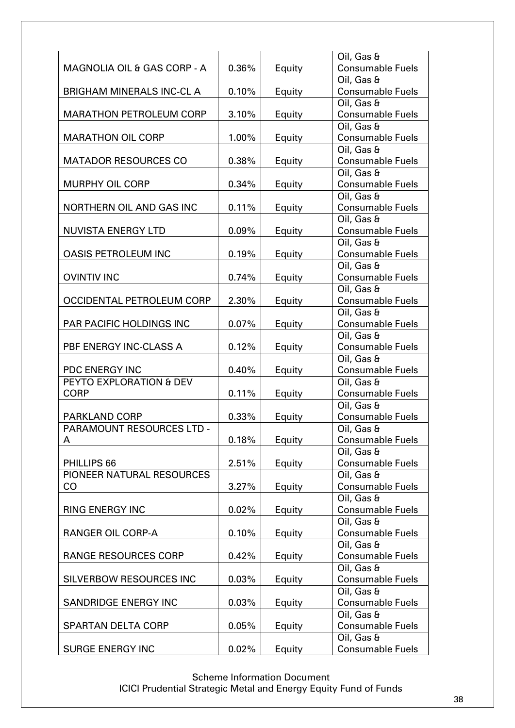| | | | |
|---|---|---|---|
| MAGNOLIA OIL & GAS CORP - A | 0.36% | Equity | Oil, Gas & Consumable Fuels |
| BRIGHAM MINERALS INC-CL A | 0.10% | Equity | Oil, Gas & Consumable Fuels |
| MARATHON PETROLEUM CORP | 3.10% | Equity | Oil, Gas & Consumable Fuels |
| MARATHON OIL CORP | 1.00% | Equity | Oil, Gas & Consumable Fuels |
| MATADOR RESOURCES CO | 0.38% | Equity | Oil, Gas & Consumable Fuels |
| MURPHY OIL CORP | 0.34% | Equity | Oil, Gas & Consumable Fuels |
| NORTHERN OIL AND GAS INC | 0.11% | Equity | Oil, Gas & Consumable Fuels |
| NUVISTA ENERGY LTD | 0.09% | Equity | Oil, Gas & Consumable Fuels |
| OASIS PETROLEUM INC | 0.19% | Equity | Oil, Gas & Consumable Fuels |
| OVINTIV INC | 0.74% | Equity | Oil, Gas & Consumable Fuels |
| OCCIDENTAL PETROLEUM CORP | 2.30% | Equity | Oil, Gas & Consumable Fuels |
| PAR PACIFIC HOLDINGS INC | 0.07% | Equity | Oil, Gas & Consumable Fuels |
| PBF ENERGY INC-CLASS A | 0.12% | Equity | Oil, Gas & Consumable Fuels |
| PDC ENERGY INC | 0.40% | Equity | Oil, Gas & Consumable Fuels |
| PEYTO EXPLORATION & DEV CORP | 0.11% | Equity | Oil, Gas & Consumable Fuels |
| PARKLAND CORP | 0.33% | Equity | Oil, Gas & Consumable Fuels |
| PARAMOUNT RESOURCES LTD - A | 0.18% | Equity | Oil, Gas & Consumable Fuels |
| PHILLIPS 66 | 2.51% | Equity | Oil, Gas & Consumable Fuels |
| PIONEER NATURAL RESOURCES CO | 3.27% | Equity | Oil, Gas & Consumable Fuels |
| RING ENERGY INC | 0.02% | Equity | Oil, Gas & Consumable Fuels |
| RANGER OIL CORP-A | 0.10% | Equity | Oil, Gas & Consumable Fuels |
| RANGE RESOURCES CORP | 0.42% | Equity | Oil, Gas & Consumable Fuels |
| SILVERBOW RESOURCES INC | 0.03% | Equity | Oil, Gas & Consumable Fuels |
| SANDRIDGE ENERGY INC | 0.03% | Equity | Oil, Gas & Consumable Fuels |
| SPARTAN DELTA CORP | 0.05% | Equity | Oil, Gas & Consumable Fuels |
| SURGE ENERGY INC | 0.02% | Equity | Oil, Gas & Consumable Fuels |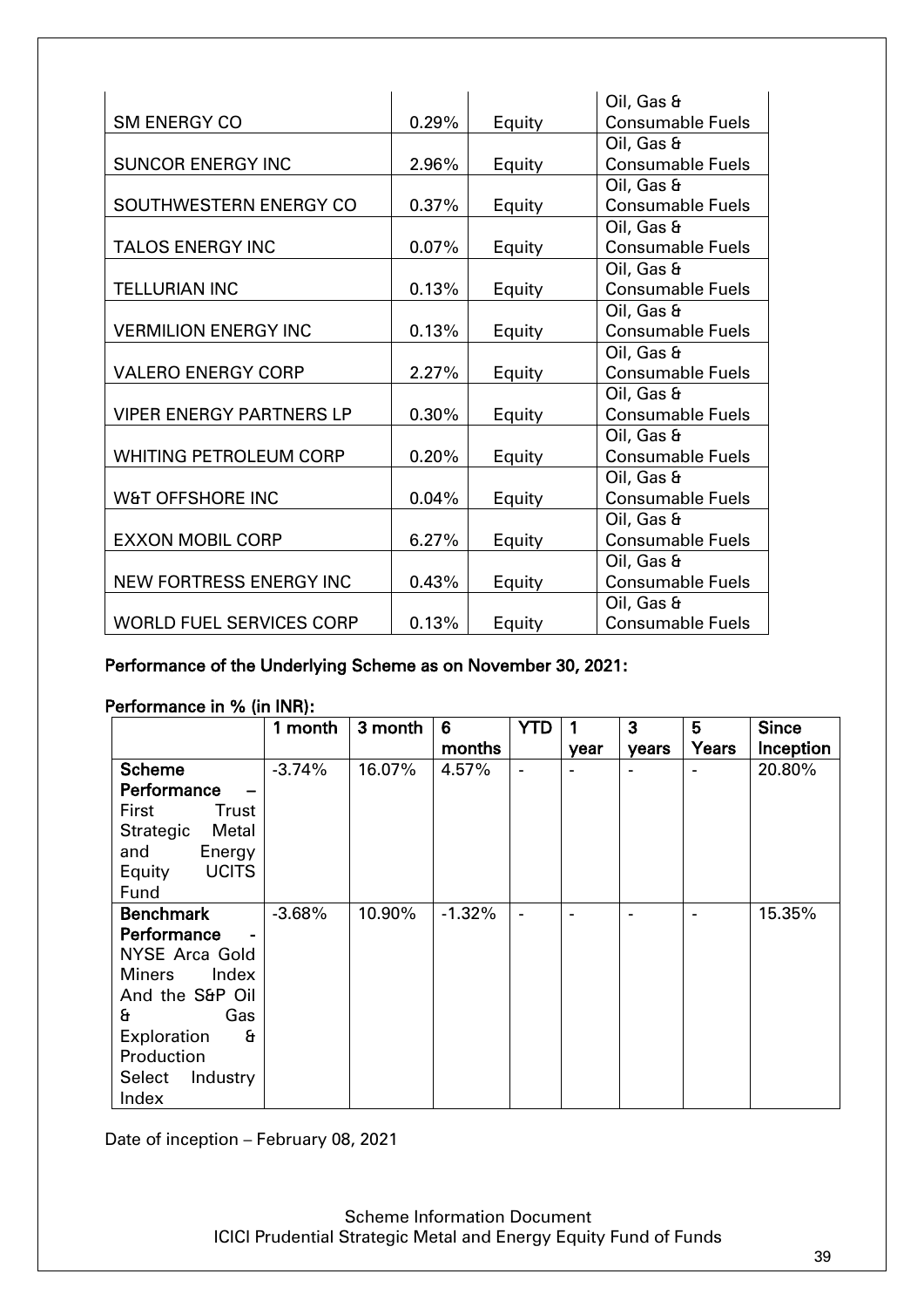| | | | |
|---|---|---|---|
| SM ENERGY CO | 0.29% | Equity | Oil, Gas & Consumable Fuels |
| SUNCOR ENERGY INC | 2.96% | Equity | Oil, Gas & Consumable Fuels |
| SOUTHWESTERN ENERGY CO | 0.37% | Equity | Oil, Gas & Consumable Fuels |
| TALOS ENERGY INC | 0.07% | Equity | Oil, Gas & Consumable Fuels |
| TELLURIAN INC | 0.13% | Equity | Oil, Gas & Consumable Fuels |
| VERMILION ENERGY INC | 0.13% | Equity | Oil, Gas & Consumable Fuels |
| VALERO ENERGY CORP | 2.27% | Equity | Oil, Gas & Consumable Fuels |
| VIPER ENERGY PARTNERS LP | 0.30% | Equity | Oil, Gas & Consumable Fuels |
| WHITING PETROLEUM CORP | 0.20% | Equity | Oil, Gas & Consumable Fuels |
| W&T OFFSHORE INC | 0.04% | Equity | Oil, Gas & Consumable Fuels |
| EXXON MOBIL CORP | 6.27% | Equity | Oil, Gas & Consumable Fuels |
| NEW FORTRESS ENERGY INC | 0.43% | Equity | Oil, Gas & Consumable Fuels |
| WORLD FUEL SERVICES CORP | 0.13% | Equity | Oil, Gas & Consumable Fuels |

**Performance of the Underlying Scheme as on November 30, 2021:**

**Performance in % (in INR):**

| | 1 month | 3 month | 6 months | YTD | 1 year | 3 years | 5 Years | Since Inception |
|---|---|---|---|---|---|---|---|---|
| **Scheme Performance** – First Trust Strategic Metal and Energy Equity UCITS Fund | -3.74% | 16.07% | 4.57% | - | - | - | - | 20.80% |
| **Benchmark Performance** - NYSE Arca Gold Miners Index And the S&P Oil & Gas Exploration & Production Select Industry Index | -3.68% | 10.90% | -1.32% | - | - | - | - | 15.35% |

Date of inception – February 08, 2021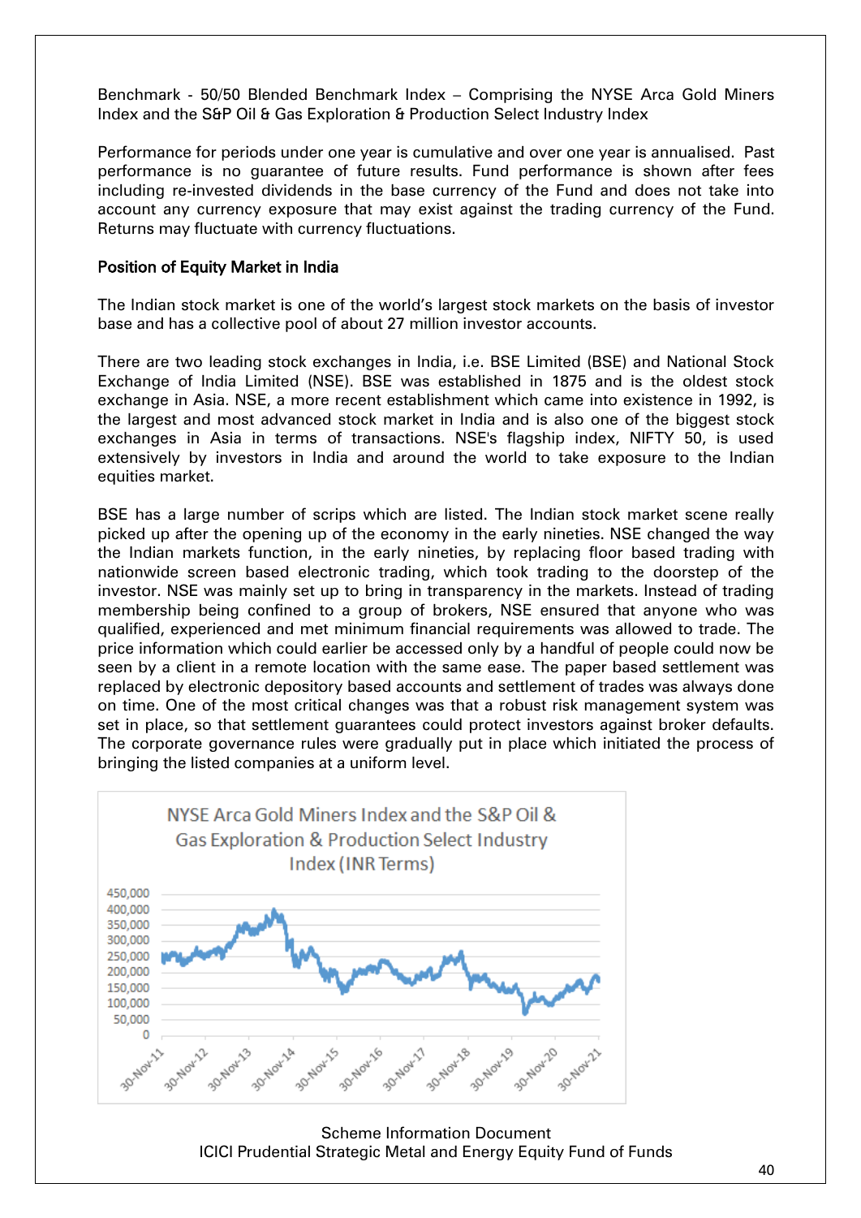Benchmark - 50/50 Blended Benchmark Index – Comprising the NYSE Arca Gold Miners Index and the S&P Oil & Gas Exploration & Production Select Industry Index

Performance for periods under one year is cumulative and over one year is annualised. Past performance is no guarantee of future results. Fund performance is shown after fees including re-invested dividends in the base currency of the Fund and does not take into account any currency exposure that may exist against the trading currency of the Fund. Returns may fluctuate with currency fluctuations.

**Position of Equity Market in India**

The Indian stock market is one of the world's largest stock markets on the basis of investor base and has a collective pool of about 27 million investor accounts.

There are two leading stock exchanges in India, i.e. BSE Limited (BSE) and National Stock Exchange of India Limited (NSE). BSE was established in 1875 and is the oldest stock exchange in Asia. NSE, a more recent establishment which came into existence in 1992, is the largest and most advanced stock market in India and is also one of the biggest stock exchanges in Asia in terms of transactions. NSE's flagship index, NIFTY 50, is used extensively by investors in India and around the world to take exposure to the Indian equities market.

BSE has a large number of scrips which are listed. The Indian stock market scene really picked up after the opening up of the economy in the early nineties. NSE changed the way the Indian markets function, in the early nineties, by replacing floor based trading with nationwide screen based electronic trading, which took trading to the doorstep of the investor. NSE was mainly set up to bring in transparency in the markets. Instead of trading membership being confined to a group of brokers, NSE ensured that anyone who was qualified, experienced and met minimum financial requirements was allowed to trade. The price information which could earlier be accessed only by a handful of people could now be seen by a client in a remote location with the same ease. The paper based settlement was replaced by electronic depository based accounts and settlement of trades was always done on time. One of the most critical changes was that a robust risk management system was set in place, so that settlement guarantees could protect investors against broker defaults. The corporate governance rules were gradually put in place which initiated the process of bringing the listed companies at a uniform level.

NYSE Arca Gold Miners Index and the S&P Oil & Gas Exploration & Production Select Industry Index (INR Terms)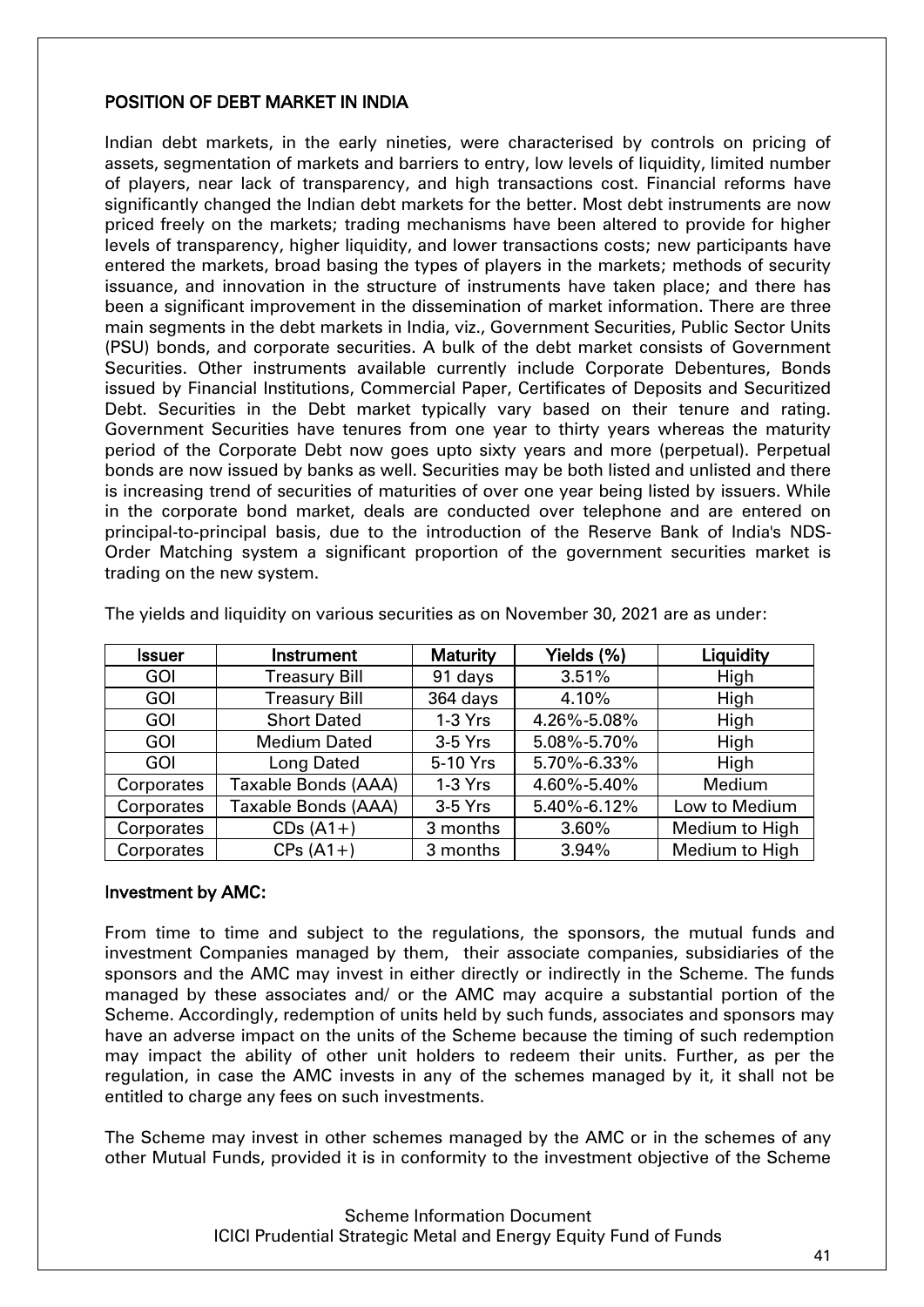## POSITION OF DEBT MARKET IN INDIA

Indian debt markets, in the early nineties, were characterised by controls on pricing of assets, segmentation of markets and barriers to entry, low levels of liquidity, limited number of players, near lack of transparency, and high transactions cost. Financial reforms have significantly changed the Indian debt markets for the better. Most debt instruments are now priced freely on the markets; trading mechanisms have been altered to provide for higher levels of transparency, higher liquidity, and lower transactions costs; new participants have entered the markets, broad basing the types of players in the markets; methods of security issuance, and innovation in the structure of instruments have taken place; and there has been a significant improvement in the dissemination of market information. There are three main segments in the debt markets in India, viz., Government Securities, Public Sector Units (PSU) bonds, and corporate securities. A bulk of the debt market consists of Government Securities. Other instruments available currently include Corporate Debentures, Bonds issued by Financial Institutions, Commercial Paper, Certificates of Deposits and Securitized Debt. Securities in the Debt market typically vary based on their tenure and rating. Government Securities have tenures from one year to thirty years whereas the maturity period of the Corporate Debt now goes upto sixty years and more (perpetual). Perpetual bonds are now issued by banks as well. Securities may be both listed and unlisted and there is increasing trend of securities of maturities of over one year being listed by issuers. While in the corporate bond market, deals are conducted over telephone and are entered on principal-to-principal basis, due to the introduction of the Reserve Bank of India's NDS-Order Matching system a significant proportion of the government securities market is trading on the new system.

The yields and liquidity on various securities as on November 30, 2021 are as under:

| Issuer | Instrument | Maturity | Yields (%) | Liquidity |
|---|---|---|---|---|
| GOI | Treasury Bill | 91 days | 3.51% | High |
| GOI | Treasury Bill | 364 days | 4.10% | High |
| GOI | Short Dated | 1-3 Yrs | 4.26%-5.08% | High |
| GOI | Medium Dated | 3-5 Yrs | 5.08%-5.70% | High |
| GOI | Long Dated | 5-10 Yrs | 5.70%-6.33% | High |
| Corporates | Taxable Bonds (AAA) | 1-3 Yrs | 4.60%-5.40% | Medium |
| Corporates | Taxable Bonds (AAA) | 3-5 Yrs | 5.40%-6.12% | Low to Medium |
| Corporates | CDs (A1+) | 3 months | 3.60% | Medium to High |
| Corporates | CPs (A1+) | 3 months | 3.94% | Medium to High |

### Investment by AMC:

From time to time and subject to the regulations, the sponsors, the mutual funds and investment Companies managed by them, their associate companies, subsidiaries of the sponsors and the AMC may invest in either directly or indirectly in the Scheme. The funds managed by these associates and/ or the AMC may acquire a substantial portion of the Scheme. Accordingly, redemption of units held by such funds, associates and sponsors may have an adverse impact on the units of the Scheme because the timing of such redemption may impact the ability of other unit holders to redeem their units. Further, as per the regulation, in case the AMC invests in any of the schemes managed by it, it shall not be entitled to charge any fees on such investments.

The Scheme may invest in other schemes managed by the AMC or in the schemes of any other Mutual Funds, provided it is in conformity to the investment objective of the Scheme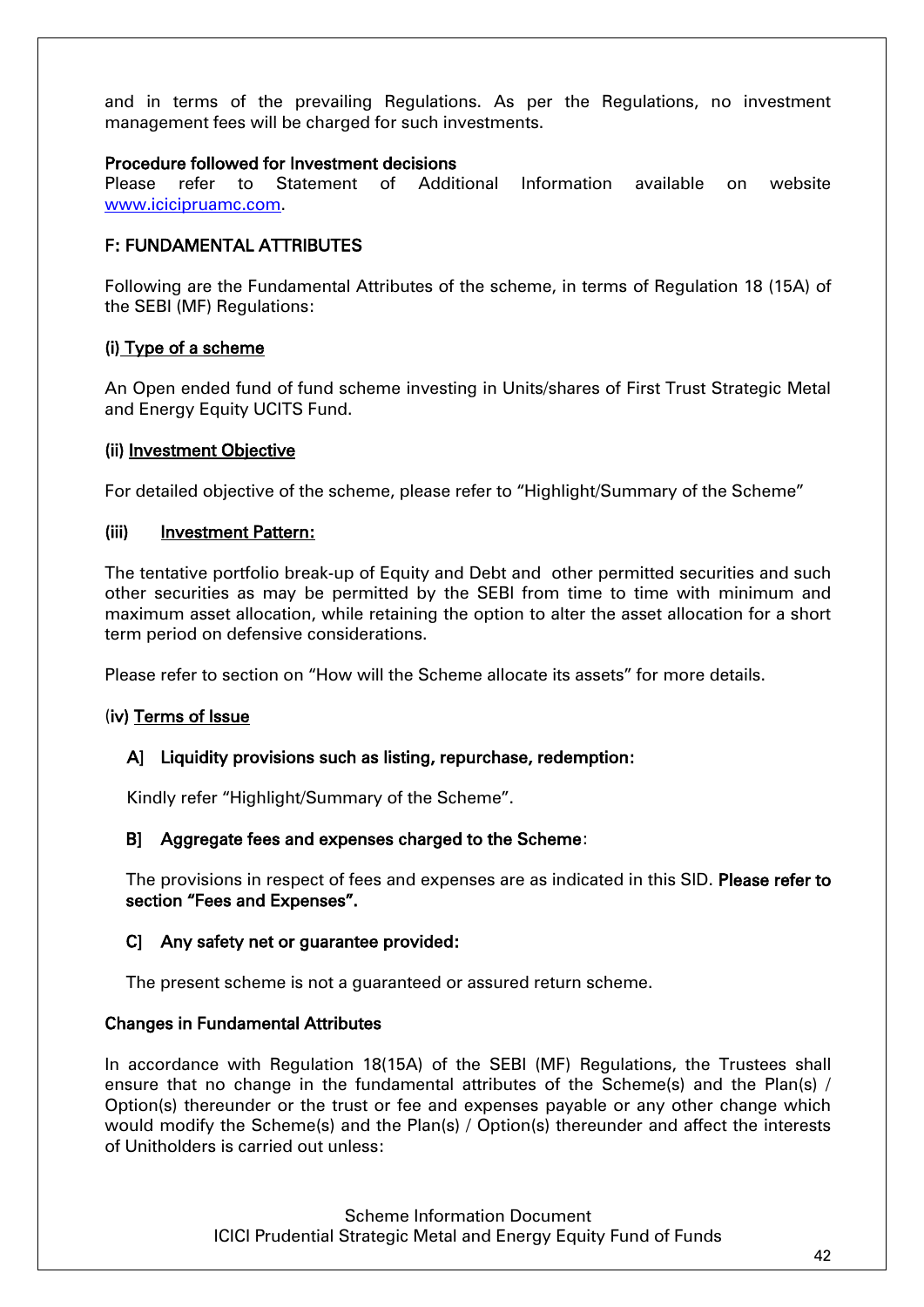and in terms of the prevailing Regulations. As per the Regulations, no investment management fees will be charged for such investments.

**Procedure followed for Investment decisions**
Please refer to Statement of Additional Information available on website www.icicipruamc.com.

## F: FUNDAMENTAL ATTRIBUTES

Following are the Fundamental Attributes of the scheme, in terms of Regulation 18 (15A) of the SEBI (MF) Regulations:

### (i) Type of a scheme

An Open ended fund of fund scheme investing in Units/shares of First Trust Strategic Metal and Energy Equity UCITS Fund.

### (ii) Investment Objective

For detailed objective of the scheme, please refer to "Highlight/Summary of the Scheme"

### (iii) Investment Pattern:

The tentative portfolio break-up of Equity and Debt and other permitted securities and such other securities as may be permitted by the SEBI from time to time with minimum and maximum asset allocation, while retaining the option to alter the asset allocation for a short term period on defensive considerations.

Please refer to section on "How will the Scheme allocate its assets" for more details.

### (iv) Terms of Issue

**A] Liquidity provisions such as listing, repurchase, redemption:**

Kindly refer "Highlight/Summary of the Scheme".

**B] Aggregate fees and expenses charged to the Scheme:**

The provisions in respect of fees and expenses are as indicated in this SID. **Please refer to section "Fees and Expenses".**

**C] Any safety net or guarantee provided:**

The present scheme is not a guaranteed or assured return scheme.

**Changes in Fundamental Attributes**

In accordance with Regulation 18(15A) of the SEBI (MF) Regulations, the Trustees shall ensure that no change in the fundamental attributes of the Scheme(s) and the Plan(s) / Option(s) thereunder or the trust or fee and expenses payable or any other change which would modify the Scheme(s) and the Plan(s) / Option(s) thereunder and affect the interests of Unitholders is carried out unless: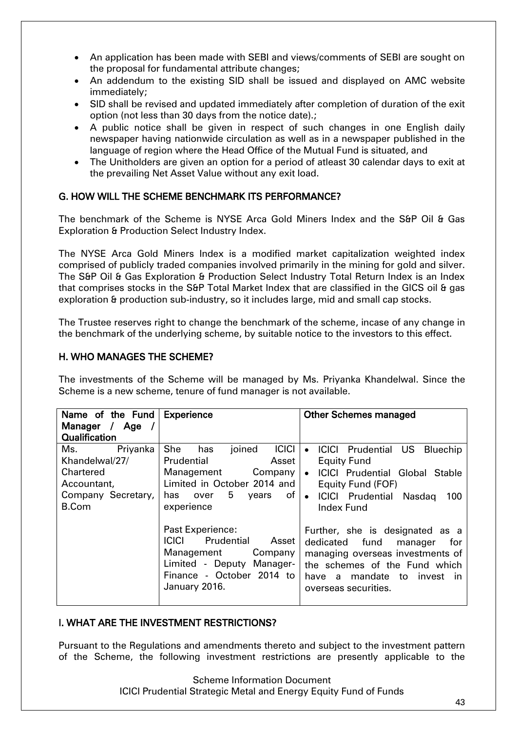- An application has been made with SEBI and views/comments of SEBI are sought on the proposal for fundamental attribute changes;
- An addendum to the existing SID shall be issued and displayed on AMC website immediately;
- SID shall be revised and updated immediately after completion of duration of the exit option (not less than 30 days from the notice date).;
- A public notice shall be given in respect of such changes in one English daily newspaper having nationwide circulation as well as in a newspaper published in the language of region where the Head Office of the Mutual Fund is situated, and
- The Unitholders are given an option for a period of atleast 30 calendar days to exit at the prevailing Net Asset Value without any exit load.

## G. HOW WILL THE SCHEME BENCHMARK ITS PERFORMANCE?

The benchmark of the Scheme is NYSE Arca Gold Miners Index and the S&P Oil & Gas Exploration & Production Select Industry Index.

The NYSE Arca Gold Miners Index is a modified market capitalization weighted index comprised of publicly traded companies involved primarily in the mining for gold and silver. The S&P Oil & Gas Exploration & Production Select Industry Total Return Index is an Index that comprises stocks in the S&P Total Market Index that are classified in the GICS oil & gas exploration & production sub-industry, so it includes large, mid and small cap stocks.

The Trustee reserves right to change the benchmark of the scheme, incase of any change in the benchmark of the underlying scheme, by suitable notice to the investors to this effect.

## H. WHO MANAGES THE SCHEME?

The investments of the Scheme will be managed by Ms. Priyanka Khandelwal. Since the Scheme is a new scheme, tenure of fund manager is not available.

| Name of the Fund Manager / Age / Qualification | Experience | Other Schemes managed |
|---|---|---|
| Ms. Priyanka Khandelwal/27/ Chartered Accountant, Company Secretary, B.Com | She has joined ICICI Prudential Asset Management Company Limited in October 2014 and has over 5 years of experience<br><br>Past Experience:<br>ICICI Prudential Asset Management Company Limited - Deputy Manager-Finance - October 2014 to January 2016. | • ICICI Prudential US Bluechip Equity Fund<br>• ICICI Prudential Global Stable Equity Fund (FOF)<br>• ICICI Prudential Nasdaq 100 Index Fund<br><br>Further, she is designated as a dedicated fund manager for managing overseas investments of the schemes of the Fund which have a mandate to invest in overseas securities. |

## I. WHAT ARE THE INVESTMENT RESTRICTIONS?

Pursuant to the Regulations and amendments thereto and subject to the investment pattern of the Scheme, the following investment restrictions are presently applicable to the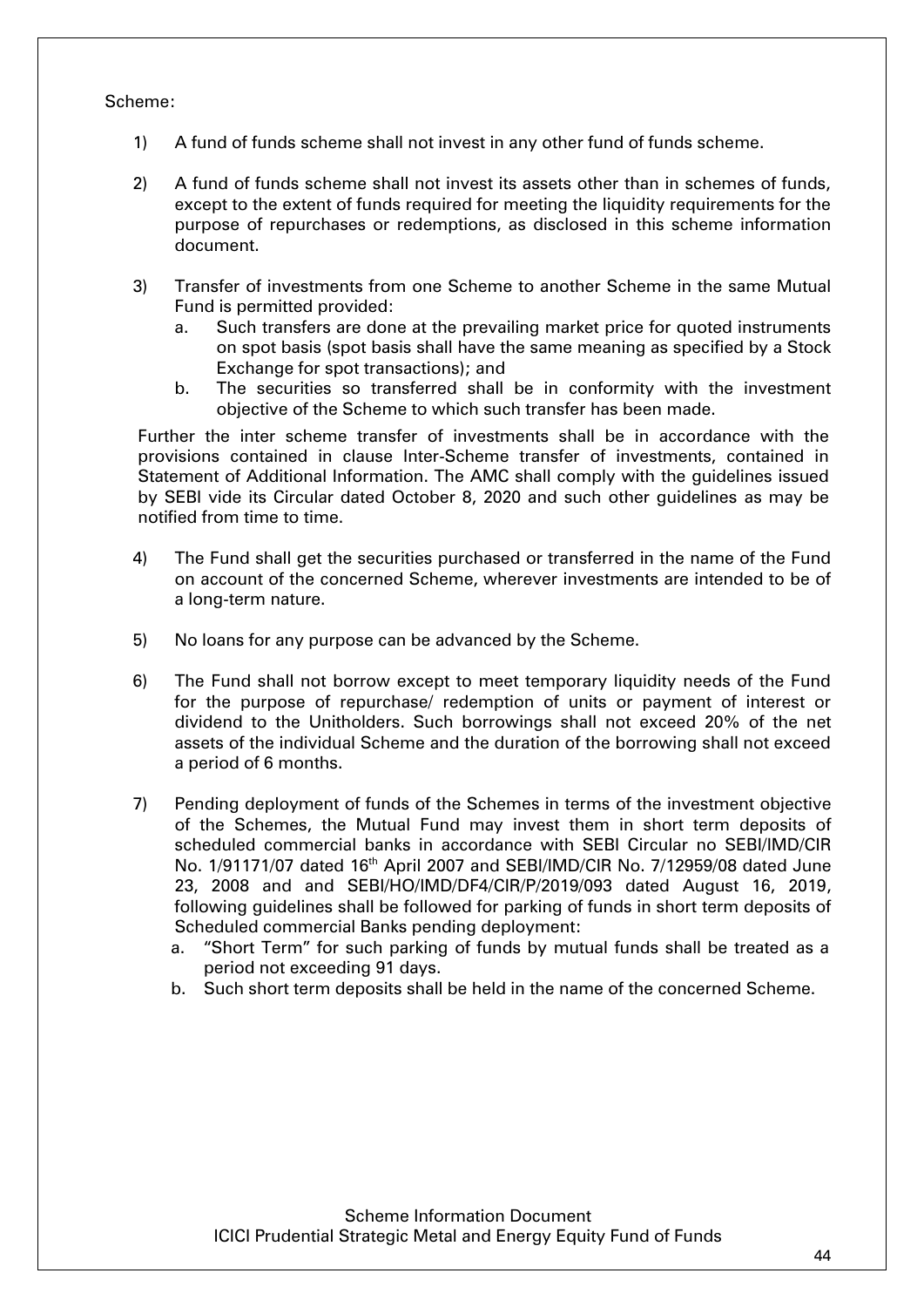Scheme:

1) A fund of funds scheme shall not invest in any other fund of funds scheme.

2) A fund of funds scheme shall not invest its assets other than in schemes of funds, except to the extent of funds required for meeting the liquidity requirements for the purpose of repurchases or redemptions, as disclosed in this scheme information document.

3) Transfer of investments from one Scheme to another Scheme in the same Mutual Fund is permitted provided:
   a. Such transfers are done at the prevailing market price for quoted instruments on spot basis (spot basis shall have the same meaning as specified by a Stock Exchange for spot transactions); and
   b. The securities so transferred shall be in conformity with the investment objective of the Scheme to which such transfer has been made.

   Further the inter scheme transfer of investments shall be in accordance with the provisions contained in clause Inter-Scheme transfer of investments, contained in Statement of Additional Information. The AMC shall comply with the guidelines issued by SEBI vide its Circular dated October 8, 2020 and such other guidelines as may be notified from time to time.

4) The Fund shall get the securities purchased or transferred in the name of the Fund on account of the concerned Scheme, wherever investments are intended to be of a long-term nature.

5) No loans for any purpose can be advanced by the Scheme.

6) The Fund shall not borrow except to meet temporary liquidity needs of the Fund for the purpose of repurchase/ redemption of units or payment of interest or dividend to the Unitholders. Such borrowings shall not exceed 20% of the net assets of the individual Scheme and the duration of the borrowing shall not exceed a period of 6 months.

7) Pending deployment of funds of the Schemes in terms of the investment objective of the Schemes, the Mutual Fund may invest them in short term deposits of scheduled commercial banks in accordance with SEBI Circular no SEBI/IMD/CIR No. 1/91171/07 dated 16th April 2007 and SEBI/IMD/CIR No. 7/12959/08 dated June 23, 2008 and and SEBI/HO/IMD/DF4/CIR/P/2019/093 dated August 16, 2019, following guidelines shall be followed for parking of funds in short term deposits of Scheduled commercial Banks pending deployment:
   a. "Short Term" for such parking of funds by mutual funds shall be treated as a period not exceeding 91 days.
   b. Such short term deposits shall be held in the name of the concerned Scheme.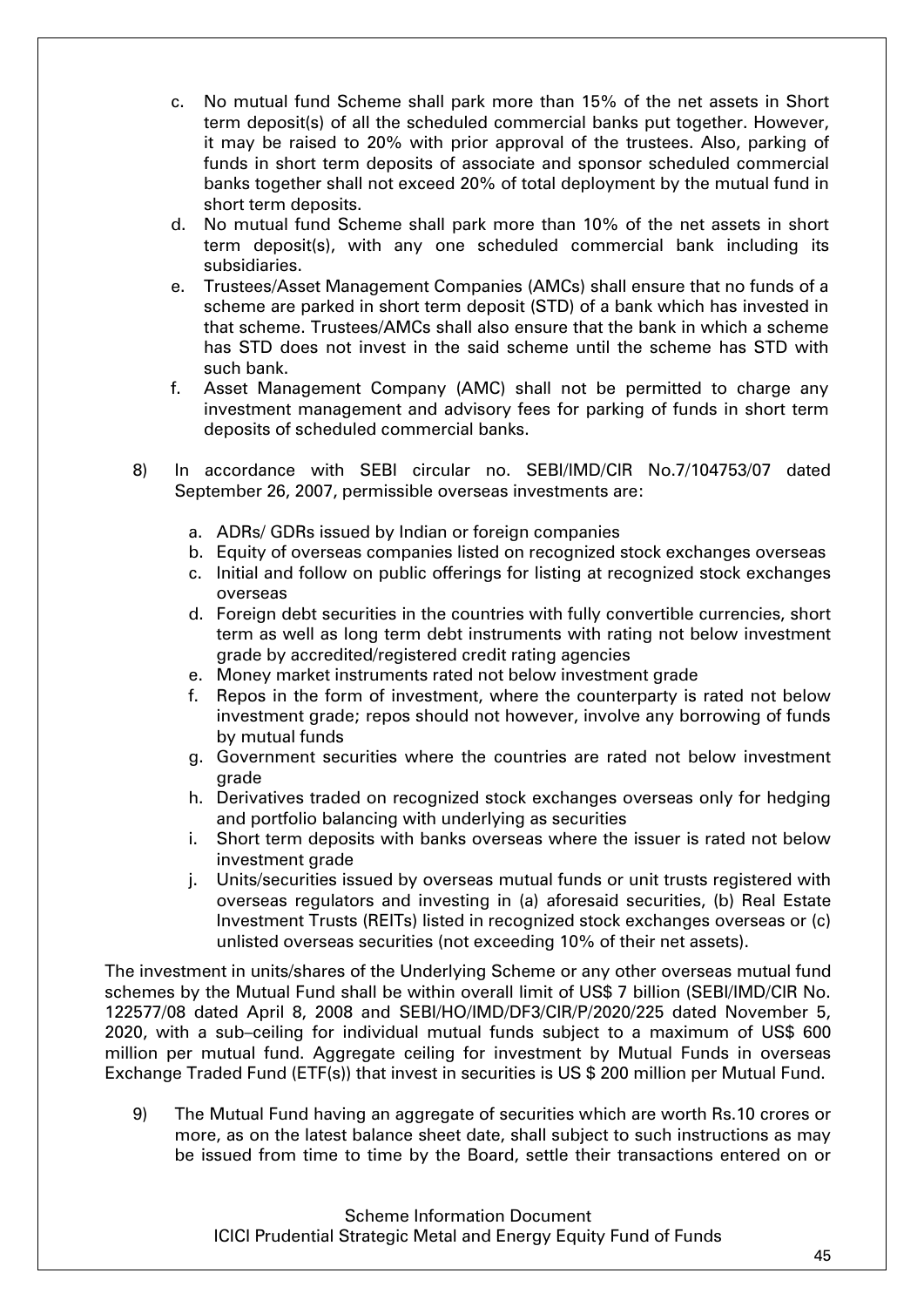c. No mutual fund Scheme shall park more than 15% of the net assets in Short term deposit(s) of all the scheduled commercial banks put together. However, it may be raised to 20% with prior approval of the trustees. Also, parking of funds in short term deposits of associate and sponsor scheduled commercial banks together shall not exceed 20% of total deployment by the mutual fund in short term deposits.

d. No mutual fund Scheme shall park more than 10% of the net assets in short term deposit(s), with any one scheduled commercial bank including its subsidiaries.

e. Trustees/Asset Management Companies (AMCs) shall ensure that no funds of a scheme are parked in short term deposit (STD) of a bank which has invested in that scheme. Trustees/AMCs shall also ensure that the bank in which a scheme has STD does not invest in the said scheme until the scheme has STD with such bank.

f. Asset Management Company (AMC) shall not be permitted to charge any investment management and advisory fees for parking of funds in short term deposits of scheduled commercial banks.

8) In accordance with SEBI circular no. SEBI/IMD/CIR No.7/104753/07 dated September 26, 2007, permissible overseas investments are:

   a. ADRs/ GDRs issued by Indian or foreign companies
   b. Equity of overseas companies listed on recognized stock exchanges overseas
   c. Initial and follow on public offerings for listing at recognized stock exchanges overseas
   d. Foreign debt securities in the countries with fully convertible currencies, short term as well as long term debt instruments with rating not below investment grade by accredited/registered credit rating agencies
   e. Money market instruments rated not below investment grade
   f. Repos in the form of investment, where the counterparty is rated not below investment grade; repos should not however, involve any borrowing of funds by mutual funds
   g. Government securities where the countries are rated not below investment grade
   h. Derivatives traded on recognized stock exchanges overseas only for hedging and portfolio balancing with underlying as securities
   i. Short term deposits with banks overseas where the issuer is rated not below investment grade
   j. Units/securities issued by overseas mutual funds or unit trusts registered with overseas regulators and investing in (a) aforesaid securities, (b) Real Estate Investment Trusts (REITs) listed in recognized stock exchanges overseas or (c) unlisted overseas securities (not exceeding 10% of their net assets).

The investment in units/shares of the Underlying Scheme or any other overseas mutual fund schemes by the Mutual Fund shall be within overall limit of US$ 7 billion (SEBI/IMD/CIR No. 122577/08 dated April 8, 2008 and SEBI/HO/IMD/DF3/CIR/P/2020/225 dated November 5, 2020, with a sub–ceiling for individual mutual funds subject to a maximum of US$ 600 million per mutual fund. Aggregate ceiling for investment by Mutual Funds in overseas Exchange Traded Fund (ETF(s)) that invest in securities is US $ 200 million per Mutual Fund.

9) The Mutual Fund having an aggregate of securities which are worth Rs.10 crores or more, as on the latest balance sheet date, shall subject to such instructions as may be issued from time to time by the Board, settle their transactions entered on or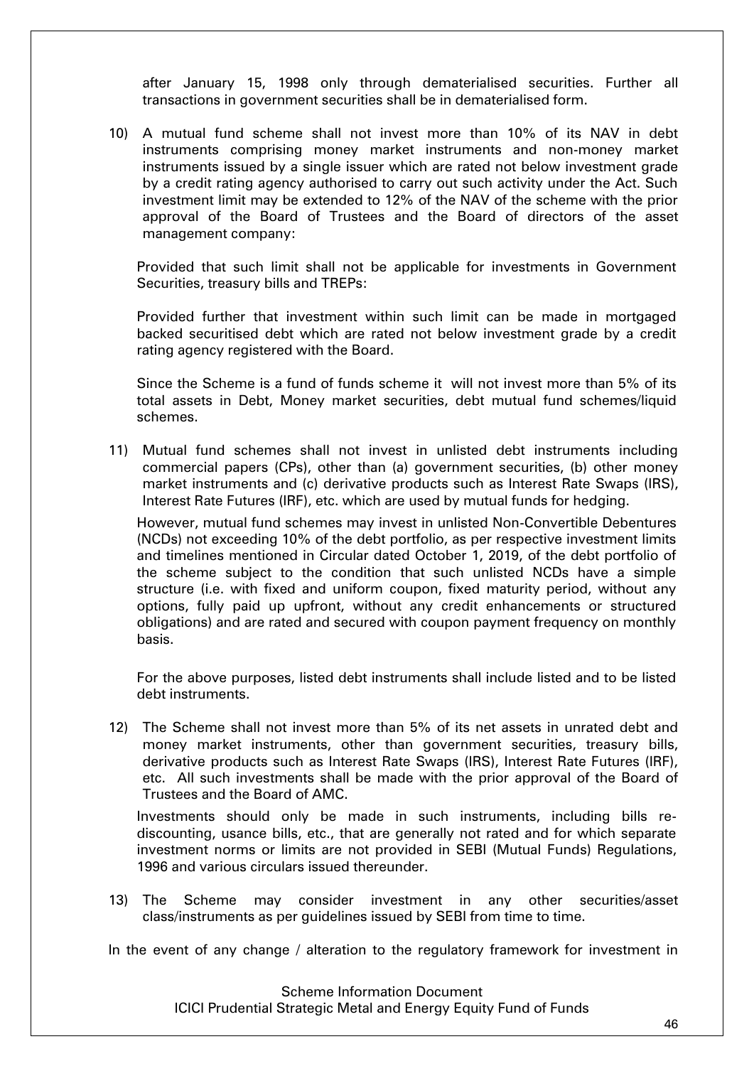after January 15, 1998 only through dematerialised securities. Further all transactions in government securities shall be in dematerialised form.

10) A mutual fund scheme shall not invest more than 10% of its NAV in debt instruments comprising money market instruments and non-money market instruments issued by a single issuer which are rated not below investment grade by a credit rating agency authorised to carry out such activity under the Act. Such investment limit may be extended to 12% of the NAV of the scheme with the prior approval of the Board of Trustees and the Board of directors of the asset management company:

    Provided that such limit shall not be applicable for investments in Government Securities, treasury bills and TREPs:

    Provided further that investment within such limit can be made in mortgaged backed securitised debt which are rated not below investment grade by a credit rating agency registered with the Board.

    Since the Scheme is a fund of funds scheme it will not invest more than 5% of its total assets in Debt, Money market securities, debt mutual fund schemes/liquid schemes.

11) Mutual fund schemes shall not invest in unlisted debt instruments including commercial papers (CPs), other than (a) government securities, (b) other money market instruments and (c) derivative products such as Interest Rate Swaps (IRS), Interest Rate Futures (IRF), etc. which are used by mutual funds for hedging.

    However, mutual fund schemes may invest in unlisted Non-Convertible Debentures (NCDs) not exceeding 10% of the debt portfolio, as per respective investment limits and timelines mentioned in Circular dated October 1, 2019, of the debt portfolio of the scheme subject to the condition that such unlisted NCDs have a simple structure (i.e. with fixed and uniform coupon, fixed maturity period, without any options, fully paid up upfront, without any credit enhancements or structured obligations) and are rated and secured with coupon payment frequency on monthly basis.

    For the above purposes, listed debt instruments shall include listed and to be listed debt instruments.

12) The Scheme shall not invest more than 5% of its net assets in unrated debt and money market instruments, other than government securities, treasury bills, derivative products such as Interest Rate Swaps (IRS), Interest Rate Futures (IRF), etc. All such investments shall be made with the prior approval of the Board of Trustees and the Board of AMC.

    Investments should only be made in such instruments, including bills re-discounting, usance bills, etc., that are generally not rated and for which separate investment norms or limits are not provided in SEBI (Mutual Funds) Regulations, 1996 and various circulars issued thereunder.

13) The Scheme may consider investment in any other securities/asset class/instruments as per guidelines issued by SEBI from time to time.

In the event of any change / alteration to the regulatory framework for investment in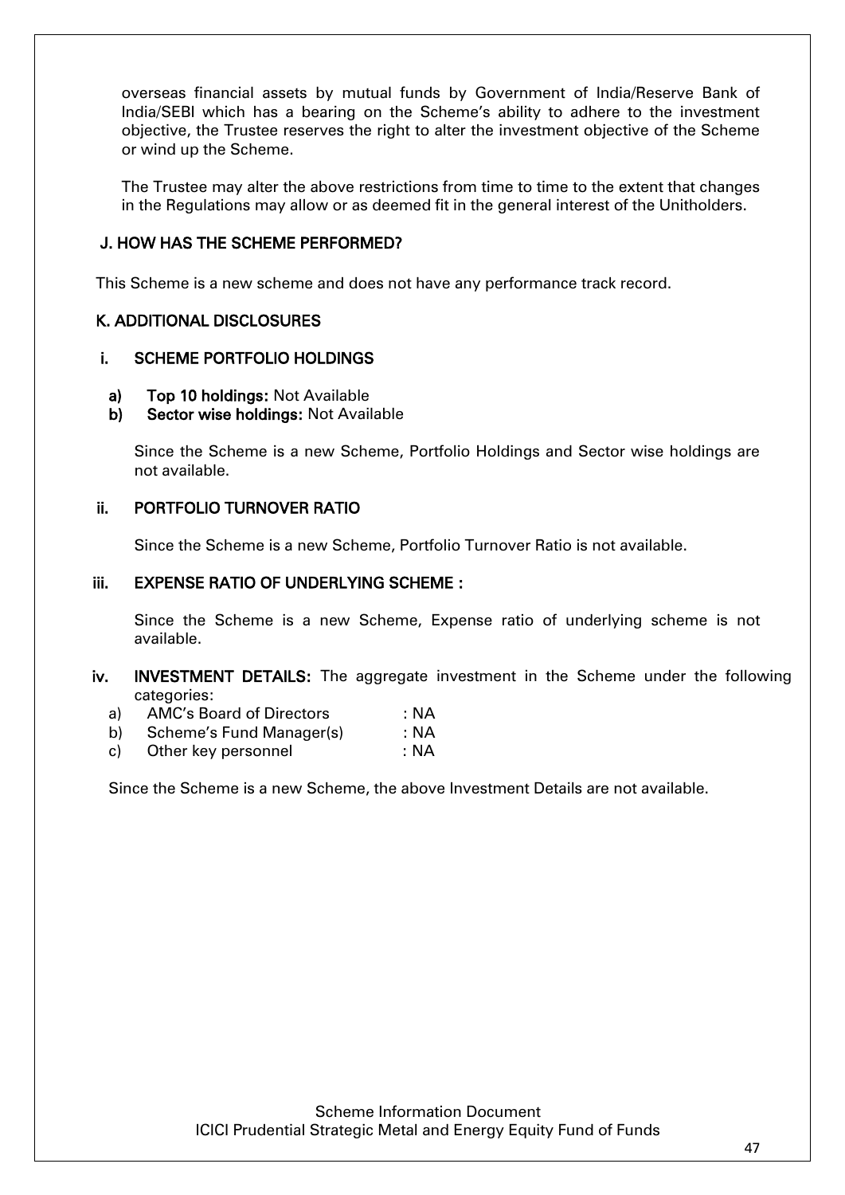overseas financial assets by mutual funds by Government of India/Reserve Bank of India/SEBI which has a bearing on the Scheme's ability to adhere to the investment objective, the Trustee reserves the right to alter the investment objective of the Scheme or wind up the Scheme.

The Trustee may alter the above restrictions from time to time to the extent that changes in the Regulations may allow or as deemed fit in the general interest of the Unitholders.

## J. HOW HAS THE SCHEME PERFORMED?

This Scheme is a new scheme and does not have any performance track record.

## K. ADDITIONAL DISCLOSURES

### i. SCHEME PORTFOLIO HOLDINGS

**a) Top 10 holdings:** Not Available

**b) Sector wise holdings:** Not Available

Since the Scheme is a new Scheme, Portfolio Holdings and Sector wise holdings are not available.

### ii. PORTFOLIO TURNOVER RATIO

Since the Scheme is a new Scheme, Portfolio Turnover Ratio is not available.

### iii. EXPENSE RATIO OF UNDERLYING SCHEME :

Since the Scheme is a new Scheme, Expense ratio of underlying scheme is not available.

**iv. INVESTMENT DETAILS:** The aggregate investment in the Scheme under the following categories:

a) AMC's Board of Directors : NA

b) Scheme's Fund Manager(s) : NA

c) Other key personnel : NA

Since the Scheme is a new Scheme, the above Investment Details are not available.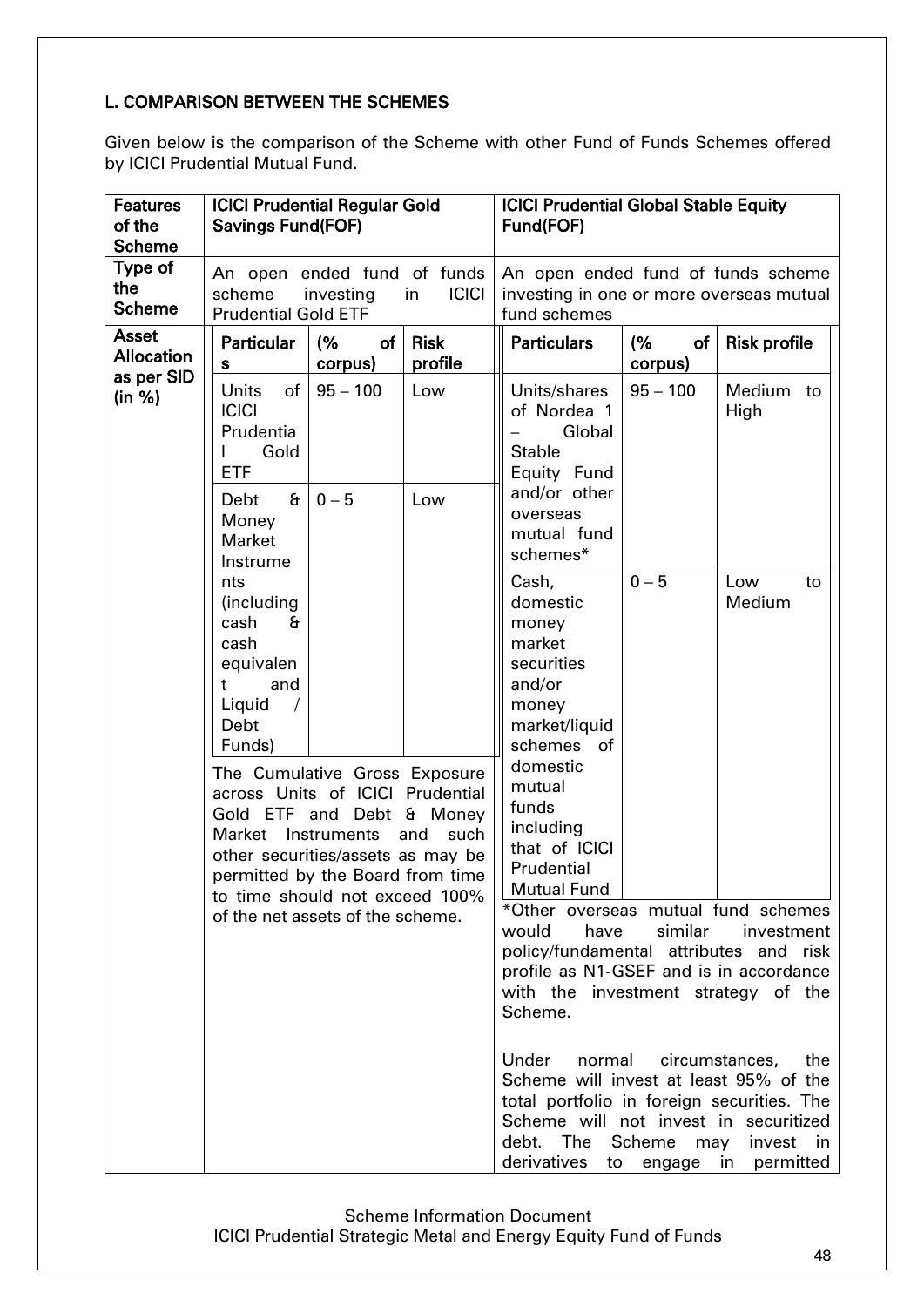## L. COMPARISON BETWEEN THE SCHEMES

Given below is the comparison of the Scheme with other Fund of Funds Schemes offered by ICICI Prudential Mutual Fund.

| Features of the Scheme | ICICI Prudential Regular Gold Savings Fund(FOF) | ICICI Prudential Global Stable Equity Fund(FOF) |
|---|---|---|
| Type of the Scheme | An open ended fund of funds scheme investing in ICICI Prudential Gold ETF | An open ended fund of funds scheme investing in one or more overseas mutual fund schemes |
| Asset Allocation as per SID (in %) | <table><tr><th>Particulars</th><th>(% of corpus)</th><th>Risk profile</th></tr><tr><td>Units of ICICI Prudential Gold ETF</td><td>95 – 100</td><td>Low</td></tr><tr><td>Debt & Money Market Instruments (including cash & cash equivalent and Liquid / Debt Funds)</td><td>0 – 5</td><td>Low</td></tr></table> The Cumulative Gross Exposure across Units of ICICI Prudential Gold ETF and Debt & Money Market Instruments and such other securities/assets as may be permitted by the Board from time to time should not exceed 100% of the net assets of the scheme. | <table><tr><th>Particulars</th><th>(% of corpus)</th><th>Risk profile</th></tr><tr><td>Units/shares of Nordea 1 – Global Stable Equity Fund and/or other overseas mutual fund schemes*</td><td>95 – 100</td><td>Medium to High</td></tr><tr><td>Cash, domestic money market securities and/or money market/liquid schemes of domestic mutual funds including that of ICICI Prudential Mutual Fund</td><td>0 – 5</td><td>Low to Medium</td></tr></table> *Other overseas mutual fund schemes would have similar investment policy/fundamental attributes and risk profile as N1-GSEF and is in accordance with the investment strategy of the Scheme.<br><br>Under normal circumstances, the Scheme will invest at least 95% of the total portfolio in foreign securities. The Scheme will not invest in securitized debt. The Scheme may invest in derivatives to engage in permitted |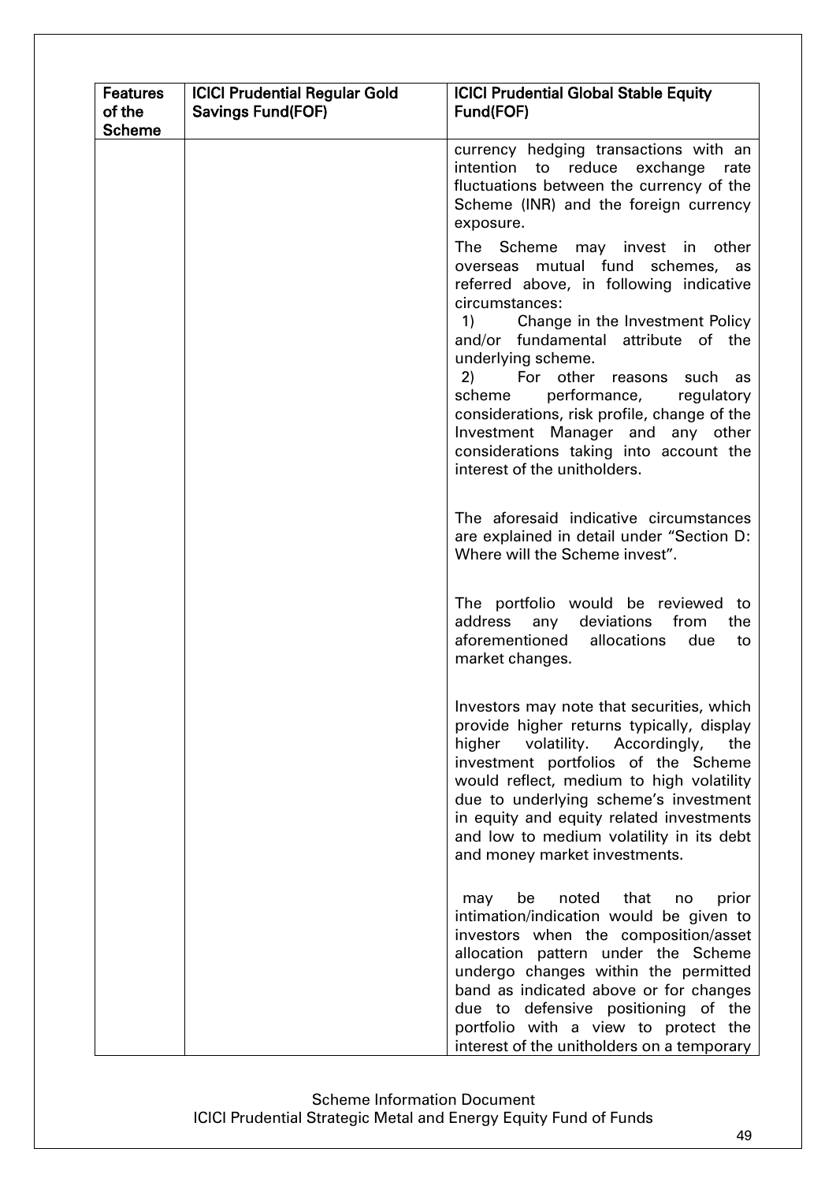| Features of the Scheme | ICICI Prudential Regular Gold Savings Fund(FOF) | ICICI Prudential Global Stable Equity Fund(FOF) |
|---|---|---|
| | | currency hedging transactions with an intention to reduce exchange rate fluctuations between the currency of the Scheme (INR) and the foreign currency exposure.<br><br>The Scheme may invest in other overseas mutual fund schemes, as referred above, in following indicative circumstances:<br>1) Change in the Investment Policy and/or fundamental attribute of the underlying scheme.<br>2) For other reasons such as scheme performance, regulatory considerations, risk profile, change of the Investment Manager and any other considerations taking into account the interest of the unitholders.<br><br>The aforesaid indicative circumstances are explained in detail under "Section D: Where will the Scheme invest".<br><br>The portfolio would be reviewed to address any deviations from the aforementioned allocations due to market changes.<br><br>Investors may note that securities, which provide higher returns typically, display higher volatility. Accordingly, the investment portfolios of the Scheme would reflect, medium to high volatility due to underlying scheme's investment in equity and equity related investments and low to medium volatility in its debt and money market investments.<br><br>may be noted that no prior intimation/indication would be given to investors when the composition/asset allocation pattern under the Scheme undergo changes within the permitted band as indicated above or for changes due to defensive positioning of the portfolio with a view to protect the interest of the unitholders on a temporary |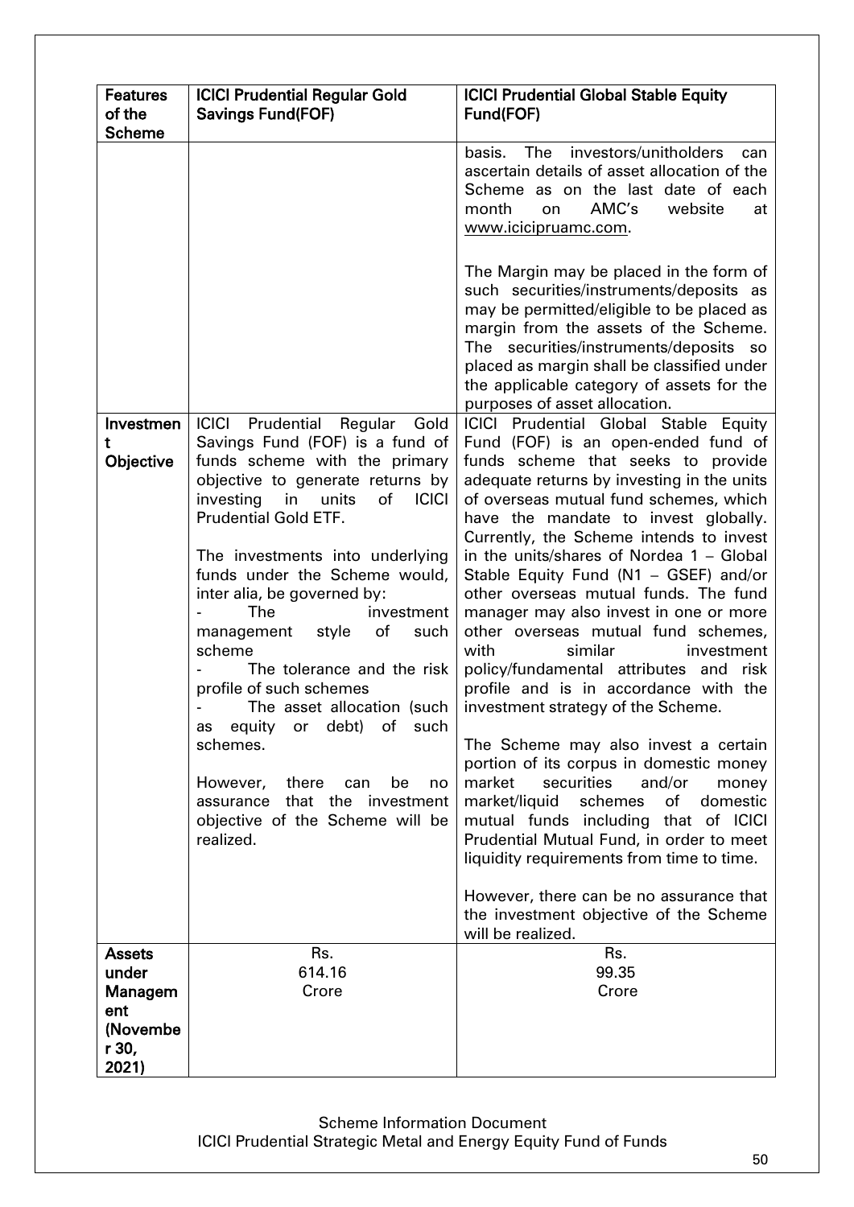| Features of the Scheme | ICICI Prudential Regular Gold Savings Fund(FOF) | ICICI Prudential Global Stable Equity Fund(FOF) |
|---|---|---|
| | | basis. The investors/unitholders can ascertain details of asset allocation of the Scheme as on the last date of each month on AMC's website at www.icicipruamc.com.<br><br>The Margin may be placed in the form of such securities/instruments/deposits as may be permitted/eligible to be placed as margin from the assets of the Scheme. The securities/instruments/deposits so placed as margin shall be classified under the applicable category of assets for the purposes of asset allocation. |
| **Investment Objective** | ICICI Prudential Regular Gold Savings Fund (FOF) is a fund of funds scheme with the primary objective to generate returns by investing in units of ICICI Prudential Gold ETF.<br><br>The investments into underlying funds under the Scheme would, inter alia, be governed by:<br>- The investment management style of such scheme<br>- The tolerance and the risk profile of such schemes<br>- The asset allocation (such as equity or debt) of such schemes.<br><br>However, there can be no assurance that the investment objective of the Scheme will be realized. | ICICI Prudential Global Stable Equity Fund (FOF) is an open-ended fund of funds scheme that seeks to provide adequate returns by investing in the units of overseas mutual fund schemes, which have the mandate to invest globally. Currently, the Scheme intends to invest in the units/shares of Nordea 1 – Global Stable Equity Fund (N1 – GSEF) and/or other overseas mutual funds. The fund manager may also invest in one or more other overseas mutual fund schemes, with similar investment policy/fundamental attributes and risk profile and is in accordance with the investment strategy of the Scheme.<br><br>The Scheme may also invest a certain portion of its corpus in domestic money market securities and/or money market/liquid schemes of domestic mutual funds including that of ICICI Prudential Mutual Fund, in order to meet liquidity requirements from time to time.<br><br>However, there can be no assurance that the investment objective of the Scheme will be realized. |
| **Assets under Management (November 30, 2021)** | Rs. 614.16 Crore | Rs. 99.35 Crore |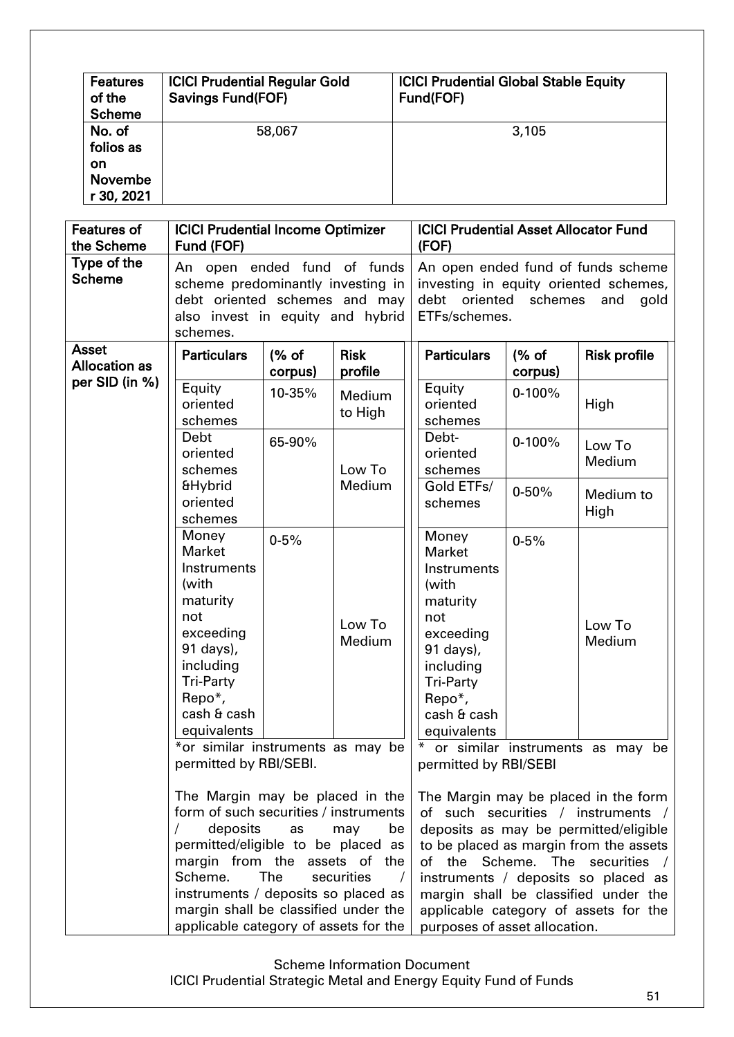| Features of the Scheme | ICICI Prudential Regular Gold Savings Fund(FOF) | ICICI Prudential Global Stable Equity Fund(FOF) |
|---|---|---|
| No. of folios as on November 30, 2021 | 58,067 | 3,105 |

| Features of the Scheme | ICICI Prudential Income Optimizer Fund (FOF) | ICICI Prudential Asset Allocator Fund (FOF) |
|---|---|---|
| Type of the Scheme | An open ended fund of funds scheme predominantly investing in debt oriented schemes and may also invest in equity and hybrid schemes. | An open ended fund of funds scheme investing in equity oriented schemes, debt oriented schemes and gold ETFs/schemes. |
| Asset Allocation as per SID (in %) | **Particulars** / **(% of corpus)** / **Risk profile**<br>Equity oriented schemes / 10-35% / Medium to High<br>Debt oriented schemes &Hybrid oriented schemes / 65-90% / Low To Medium<br>Money Market Instruments (with maturity not exceeding 91 days), including Tri-Party Repo*, cash & cash equivalents / 0-5% / Low To Medium<br><br>*or similar instruments as may be permitted by RBI/SEBI.<br><br>The Margin may be placed in the form of such securities / instruments / deposits as may be permitted/eligible to be placed as margin from the assets of the Scheme. The securities / instruments / deposits so placed as margin shall be classified under the applicable category of assets for the | **Particulars** / **(% of corpus)** / **Risk profile**<br>Equity oriented schemes / 0-100% / High<br>Debt-oriented schemes / 0-100% / Low To Medium<br>Gold ETFs/ schemes / 0-50% / Medium to High<br>Money Market Instruments (with maturity not exceeding 91 days), including Tri-Party Repo*, cash & cash equivalents / 0-5% / Low To Medium<br><br>* or similar instruments as may be permitted by RBI/SEBI<br><br>The Margin may be placed in the form of such securities / instruments / deposits as may be permitted/eligible to be placed as margin from the assets of the Scheme. The securities / instruments / deposits so placed as margin shall be classified under the applicable category of assets for the purposes of asset allocation. |

Scheme Information Document
ICICI Prudential Strategic Metal and Energy Equity Fund of Funds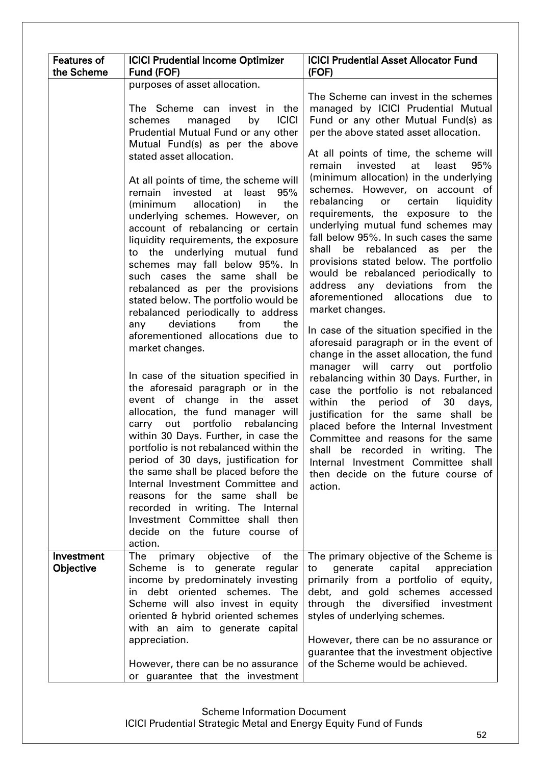| Features of the Scheme | ICICI Prudential Income Optimizer Fund (FOF) | ICICI Prudential Asset Allocator Fund (FOF) |
|---|---|---|
| | purposes of asset allocation.<br><br>The Scheme can invest in the schemes managed by ICICI Prudential Mutual Fund or any other Mutual Fund(s) as per the above stated asset allocation.<br><br>At all points of time, the scheme will remain invested at least 95% (minimum allocation) in the underlying schemes. However, on account of rebalancing or certain liquidity requirements, the exposure to the underlying mutual fund schemes may fall below 95%. In such cases the same shall be rebalanced as per the provisions stated below. The portfolio would be rebalanced periodically to address any deviations from the aforementioned allocations due to market changes.<br><br>In case of the situation specified in the aforesaid paragraph or in the event of change in the asset allocation, the fund manager will carry out portfolio rebalancing within 30 Days. Further, in case the portfolio is not rebalanced within the period of 30 days, justification for the same shall be placed before the Internal Investment Committee and reasons for the same shall be recorded in writing. The Internal Investment Committee shall then decide on the future course of action. | The Scheme can invest in the schemes managed by ICICI Prudential Mutual Fund or any other Mutual Fund(s) as per the above stated asset allocation.<br><br>At all points of time, the scheme will remain invested at least 95% (minimum allocation) in the underlying schemes. However, on account of rebalancing or certain liquidity requirements, the exposure to the underlying mutual fund schemes may fall below 95%. In such cases the same shall be rebalanced as per the provisions stated below. The portfolio would be rebalanced periodically to address any deviations from the aforementioned allocations due to market changes.<br><br>In case of the situation specified in the aforesaid paragraph or in the event of change in the asset allocation, the fund manager will carry out portfolio rebalancing within 30 Days. Further, in case the portfolio is not rebalanced within the period of 30 days, justification for the same shall be placed before the Internal Investment Committee and reasons for the same shall be recorded in writing. The Internal Investment Committee shall then decide on the future course of action. |
| **Investment Objective** | The primary objective of the Scheme is to generate regular income by predominately investing in debt oriented schemes. The Scheme will also invest in equity oriented & hybrid oriented schemes with an aim to generate capital appreciation.<br><br>However, there can be no assurance or guarantee that the investment | The primary objective of the Scheme is to generate capital appreciation primarily from a portfolio of equity, debt, and gold schemes accessed through the diversified investment styles of underlying schemes.<br><br>However, there can be no assurance or guarantee that the investment objective of the Scheme would be achieved. |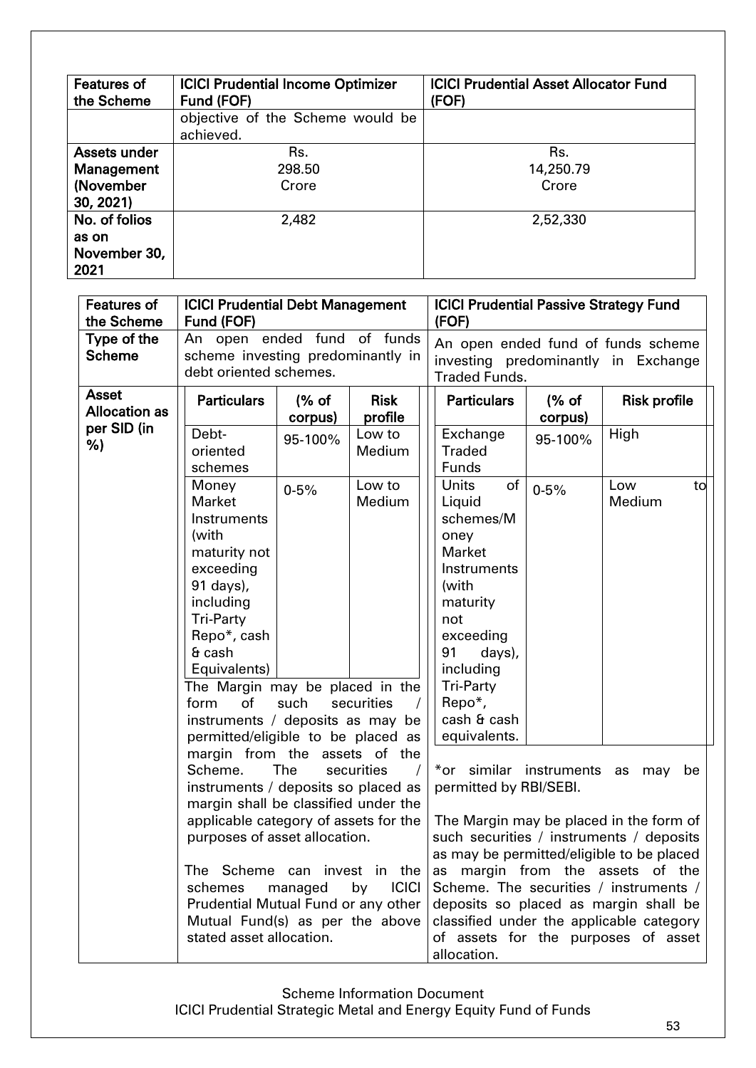| Features of the Scheme | ICICI Prudential Income Optimizer Fund (FOF) | ICICI Prudential Asset Allocator Fund (FOF) |
|---|---|---|
| | objective of the Scheme would be achieved. | |
| Assets under Management (November 30, 2021) | Rs. 298.50 Crore | Rs. 14,250.79 Crore |
| No. of folios as on November 30, 2021 | 2,482 | 2,52,330 |

| Features of the Scheme | ICICI Prudential Debt Management Fund (FOF) | ICICI Prudential Passive Strategy Fund (FOF) |
|---|---|---|
| Type of the Scheme | An open ended fund of funds scheme investing predominantly in debt oriented schemes. | An open ended fund of funds scheme investing predominantly in Exchange Traded Funds. |
| Asset Allocation as per SID (in %) | (see tables below) | (see tables below) |

**ICICI Prudential Debt Management Fund (FOF)**

| Particulars | (% of corpus) | Risk profile |
|---|---|---|
| Debt-oriented schemes | 95-100% | Low to Medium |
| Money Market Instruments (with maturity not exceeding 91 days), including Tri-Party Repo*, cash & cash Equivalents) | 0-5% | Low to Medium |

The Margin may be placed in the form of such securities / instruments / deposits as may be permitted/eligible to be placed as margin from the assets of the Scheme. The securities / instruments / deposits so placed as margin shall be classified under the applicable category of assets for the purposes of asset allocation.

The Scheme can invest in the schemes managed by ICICI Prudential Mutual Fund or any other Mutual Fund(s) as per the above stated asset allocation.

**ICICI Prudential Passive Strategy Fund (FOF)**

| Particulars | (% of corpus) | Risk profile |
|---|---|---|
| Exchange Traded Funds | 95-100% | High |
| Units of Liquid schemes/Money Market Instruments (with maturity not exceeding 91 days), including Tri-Party Repo*, cash & cash equivalents. | 0-5% | Low to Medium |

*or similar instruments as may be permitted by RBI/SEBI.

The Margin may be placed in the form of such securities / instruments / deposits as may be permitted/eligible to be placed as margin from the assets of the Scheme. The securities / instruments / deposits so placed as margin shall be classified under the applicable category of assets for the purposes of asset allocation.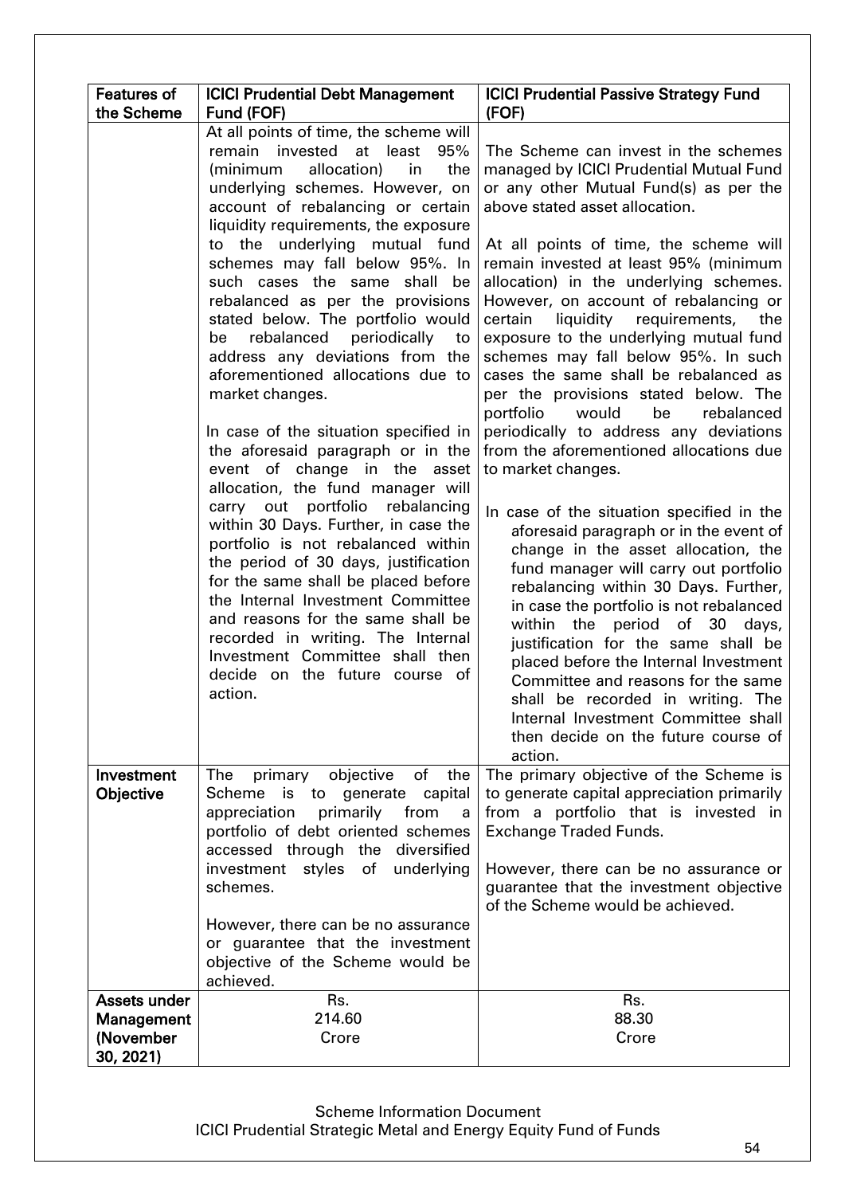| Features of the Scheme | ICICI Prudential Debt Management Fund (FOF) | ICICI Prudential Passive Strategy Fund (FOF) |
|---|---|---|
| | At all points of time, the scheme will remain invested at least 95% (minimum allocation) in the underlying schemes. However, on account of rebalancing or certain liquidity requirements, the exposure to the underlying mutual fund schemes may fall below 95%. In such cases the same shall be rebalanced as per the provisions stated below. The portfolio would be rebalanced periodically to address any deviations from the aforementioned allocations due to market changes.<br><br>In case of the situation specified in the aforesaid paragraph or in the event of change in the asset allocation, the fund manager will carry out portfolio rebalancing within 30 Days. Further, in case the portfolio is not rebalanced within the period of 30 days, justification for the same shall be placed before the Internal Investment Committee and reasons for the same shall be recorded in writing. The Internal Investment Committee shall then decide on the future course of action. | The Scheme can invest in the schemes managed by ICICI Prudential Mutual Fund or any other Mutual Fund(s) as per the above stated asset allocation.<br><br>At all points of time, the scheme will remain invested at least 95% (minimum allocation) in the underlying schemes. However, on account of rebalancing or certain liquidity requirements, the exposure to the underlying mutual fund schemes may fall below 95%. In such cases the same shall be rebalanced as per the provisions stated below. The portfolio would be rebalanced periodically to address any deviations from the aforementioned allocations due to market changes.<br><br>In case of the situation specified in the aforesaid paragraph or in the event of change in the asset allocation, the fund manager will carry out portfolio rebalancing within 30 Days. Further, in case the portfolio is not rebalanced within the period of 30 days, justification for the same shall be placed before the Internal Investment Committee and reasons for the same shall be recorded in writing. The Internal Investment Committee shall then decide on the future course of action. |
| **Investment Objective** | The primary objective of the Scheme is to generate capital appreciation primarily from a portfolio of debt oriented schemes accessed through the diversified investment styles of underlying schemes.<br><br>However, there can be no assurance or guarantee that the investment objective of the Scheme would be achieved. | The primary objective of the Scheme is to generate capital appreciation primarily from a portfolio that is invested in Exchange Traded Funds.<br><br>However, there can be no assurance or guarantee that the investment objective of the Scheme would be achieved. |
| **Assets under Management (November 30, 2021)** | Rs. 214.60 Crore | Rs. 88.30 Crore |

Scheme Information Document
ICICI Prudential Strategic Metal and Energy Equity Fund of Funds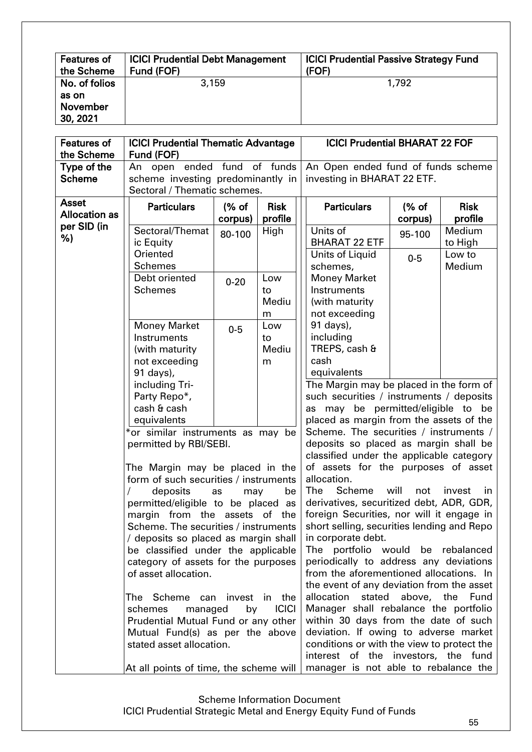| Features of the Scheme | ICICI Prudential Debt Management Fund (FOF) | ICICI Prudential Passive Strategy Fund (FOF) |
|---|---|---|
| No. of folios as on November 30, 2021 | 3,159 | 1,792 |

| Features of the Scheme | ICICI Prudential Thematic Advantage Fund (FOF) | ICICI Prudential BHARAT 22 FOF |
|---|---|---|
| Type of the Scheme | An open ended fund of funds scheme investing predominantly in Sectoral / Thematic schemes. | An Open ended fund of funds scheme investing in BHARAT 22 ETF. |
| Asset Allocation as per SID (in %) | (see tables below) | (see tables below) |

**ICICI Prudential Thematic Advantage Fund (FOF)**

| Particulars | (% of corpus) | Risk profile |
|---|---|---|
| Sectoral/Thematic Equity Oriented Schemes | 80-100 | High |
| Debt oriented Schemes | 0-20 | Low to Medium |
| Money Market Instruments (with maturity not exceeding 91 days), including Tri-Party Repo*, cash & cash equivalents | 0-5 | Low to Medium |

*or similar instruments as may be permitted by RBI/SEBI.

The Margin may be placed in the form of such securities / instruments / deposits as may be permitted/eligible to be placed as margin from the assets of the Scheme. The securities / instruments / deposits so placed as margin shall be classified under the applicable category of assets for the purposes of asset allocation.

The Scheme can invest in the schemes managed by ICICI Prudential Mutual Fund or any other Mutual Fund(s) as per the above stated asset allocation.

At all points of time, the scheme will

**ICICI Prudential BHARAT 22 FOF**

| Particulars | (% of corpus) | Risk profile |
|---|---|---|
| Units of BHARAT 22 ETF | 95-100 | Medium to High |
| Units of Liquid schemes, Money Market Instruments (with maturity not exceeding 91 days), including TREPS, cash & cash equivalents | 0-5 | Low to Medium |

The Margin may be placed in the form of such securities / instruments / deposits as may be permitted/eligible to be placed as margin from the assets of the Scheme. The securities / instruments / deposits so placed as margin shall be classified under the applicable category of assets for the purposes of asset allocation.

The Scheme will not invest in derivatives, securitized debt, ADR, GDR, foreign Securities, nor will it engage in short selling, securities lending and Repo in corporate debt.

The portfolio would be rebalanced periodically to address any deviations from the aforementioned allocations. In the event of any deviation from the asset allocation stated above, the Fund Manager shall rebalance the portfolio within 30 days from the date of such deviation. If owing to adverse market conditions or with the view to protect the interest of the investors, the fund manager is not able to rebalance the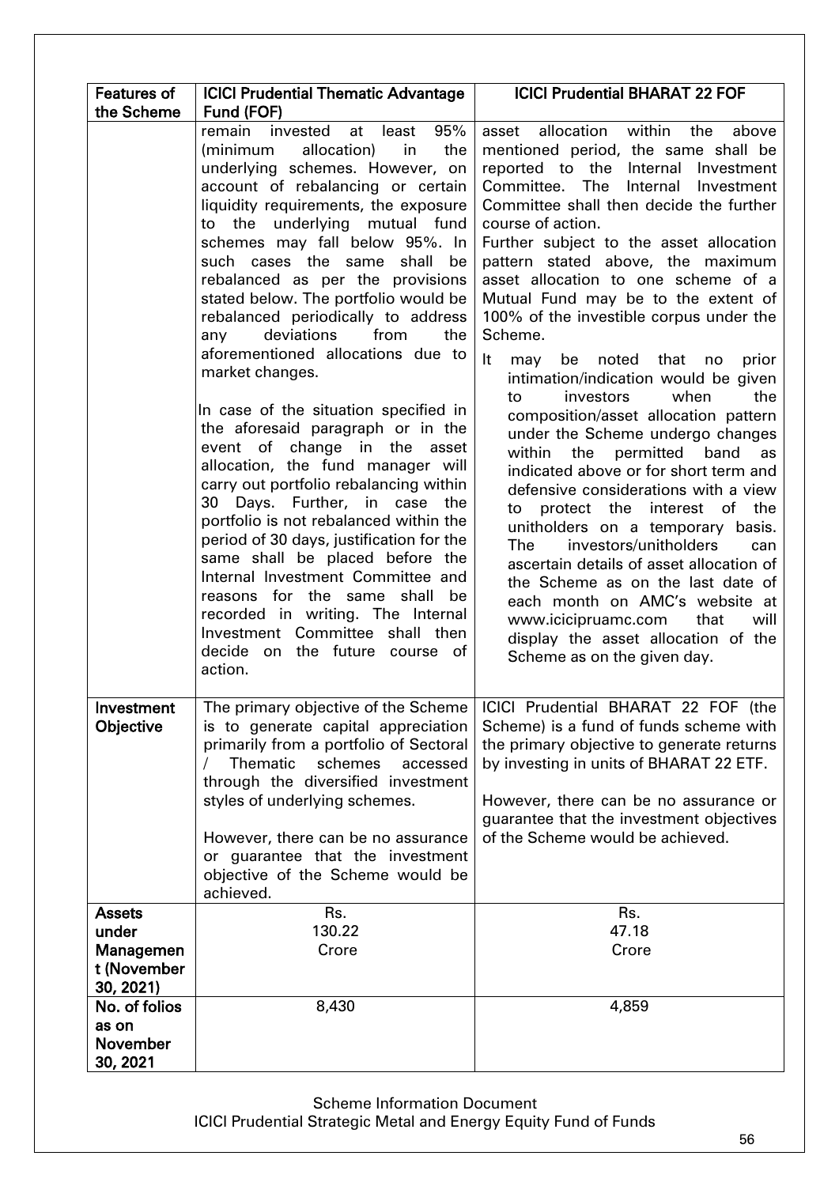| Features of the Scheme | ICICI Prudential Thematic Advantage Fund (FOF) | ICICI Prudential BHARAT 22 FOF |
|---|---|---|
| | remain invested at least 95% (minimum allocation) in the underlying schemes. However, on account of rebalancing or certain liquidity requirements, the exposure to the underlying mutual fund schemes may fall below 95%. In such cases the same shall be rebalanced as per the provisions stated below. The portfolio would be rebalanced periodically to address any deviations from the aforementioned allocations due to market changes.<br><br>In case of the situation specified in the aforesaid paragraph or in the event of change in the asset allocation, the fund manager will carry out portfolio rebalancing within 30 Days. Further, in case the portfolio is not rebalanced within the period of 30 days, justification for the same shall be placed before the Internal Investment Committee and reasons for the same shall be recorded in writing. The Internal Investment Committee shall then decide on the future course of action. | asset allocation within the above mentioned period, the same shall be reported to the Internal Investment Committee. The Internal Investment Committee shall then decide the further course of action.<br>Further subject to the asset allocation pattern stated above, the maximum asset allocation to one scheme of a Mutual Fund may be to the extent of 100% of the investible corpus under the Scheme.<br><br>It may be noted that no prior intimation/indication would be given to investors when the composition/asset allocation pattern under the Scheme undergo changes within the permitted band as indicated above or for short term and defensive considerations with a view to protect the interest of the unitholders on a temporary basis. The investors/unitholders can ascertain details of asset allocation of the Scheme as on the last date of each month on AMC's website at www.icicipruamc.com that will display the asset allocation of the Scheme as on the given day. |
| **Investment Objective** | The primary objective of the Scheme is to generate capital appreciation primarily from a portfolio of Sectoral / Thematic schemes accessed through the diversified investment styles of underlying schemes.<br><br>However, there can be no assurance or guarantee that the investment objective of the Scheme would be achieved. | ICICI Prudential BHARAT 22 FOF (the Scheme) is a fund of funds scheme with the primary objective to generate returns by investing in units of BHARAT 22 ETF.<br><br>However, there can be no assurance or guarantee that the investment objectives of the Scheme would be achieved. |
| **Assets under Management (November 30, 2021)** | Rs. 130.22 Crore | Rs. 47.18 Crore |
| **No. of folios as on November 30, 2021** | 8,430 | 4,859 |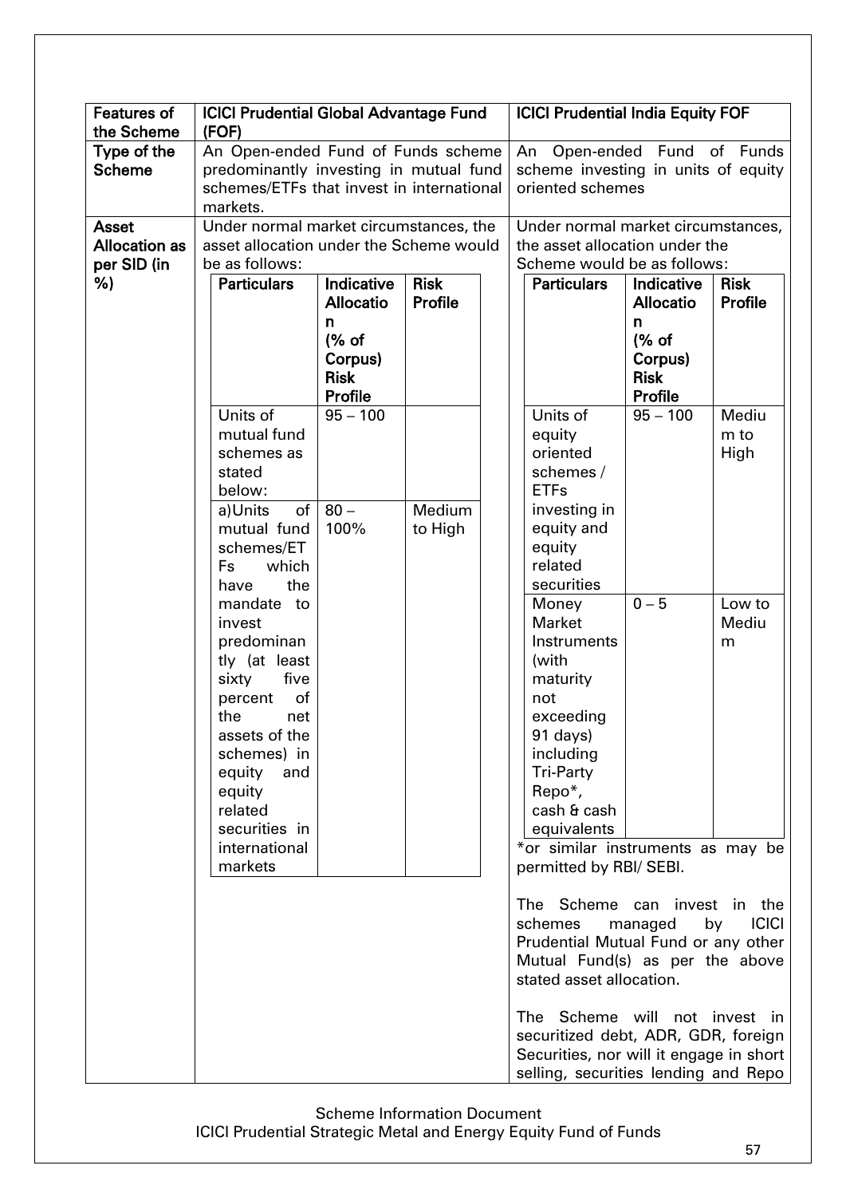| Features of the Scheme | ICICI Prudential Global Advantage Fund (FOF) | ICICI Prudential India Equity FOF |
|---|---|---|
| Type of the Scheme | An Open-ended Fund of Funds scheme predominantly investing in mutual fund schemes/ETFs that invest in international markets. | An Open-ended Fund of Funds scheme investing in units of equity oriented schemes |
| Asset Allocation as per SID (in %) | Under normal market circumstances, the asset allocation under the Scheme would be as follows:<br><br>**Particulars** / **Indicative Allocation (% of Corpus) Risk Profile** / **Risk Profile**<br>Units of mutual fund schemes as stated below: / 95 – 100 /<br>a) Units of mutual fund schemes/ETFs which have the mandate to invest predominantly (at least sixty five percent of the net assets of the schemes) in equity and equity related securities in international markets / 80 – 100% / Medium to High | Under normal market circumstances, the asset allocation under the Scheme would be as follows:<br><br>**Particulars** / **Indicative Allocation (% of Corpus) Risk Profile** / **Risk Profile**<br>Units of equity oriented schemes / ETFs investing in equity and equity related securities / 95 – 100 / Medium to High<br>Money Market Instruments (with maturity not exceeding 91 days) including Tri-Party Repo*, cash & cash equivalents / 0 – 5 / Low to Medium<br><br>*or similar instruments as may be permitted by RBI/ SEBI.<br><br>The Scheme can invest in the schemes managed by ICICI Prudential Mutual Fund or any other Mutual Fund(s) as per the above stated asset allocation.<br><br>The Scheme will not invest in securitized debt, ADR, GDR, foreign Securities, nor will it engage in short selling, securities lending and Repo |

Scheme Information Document
ICICI Prudential Strategic Metal and Energy Equity Fund of Funds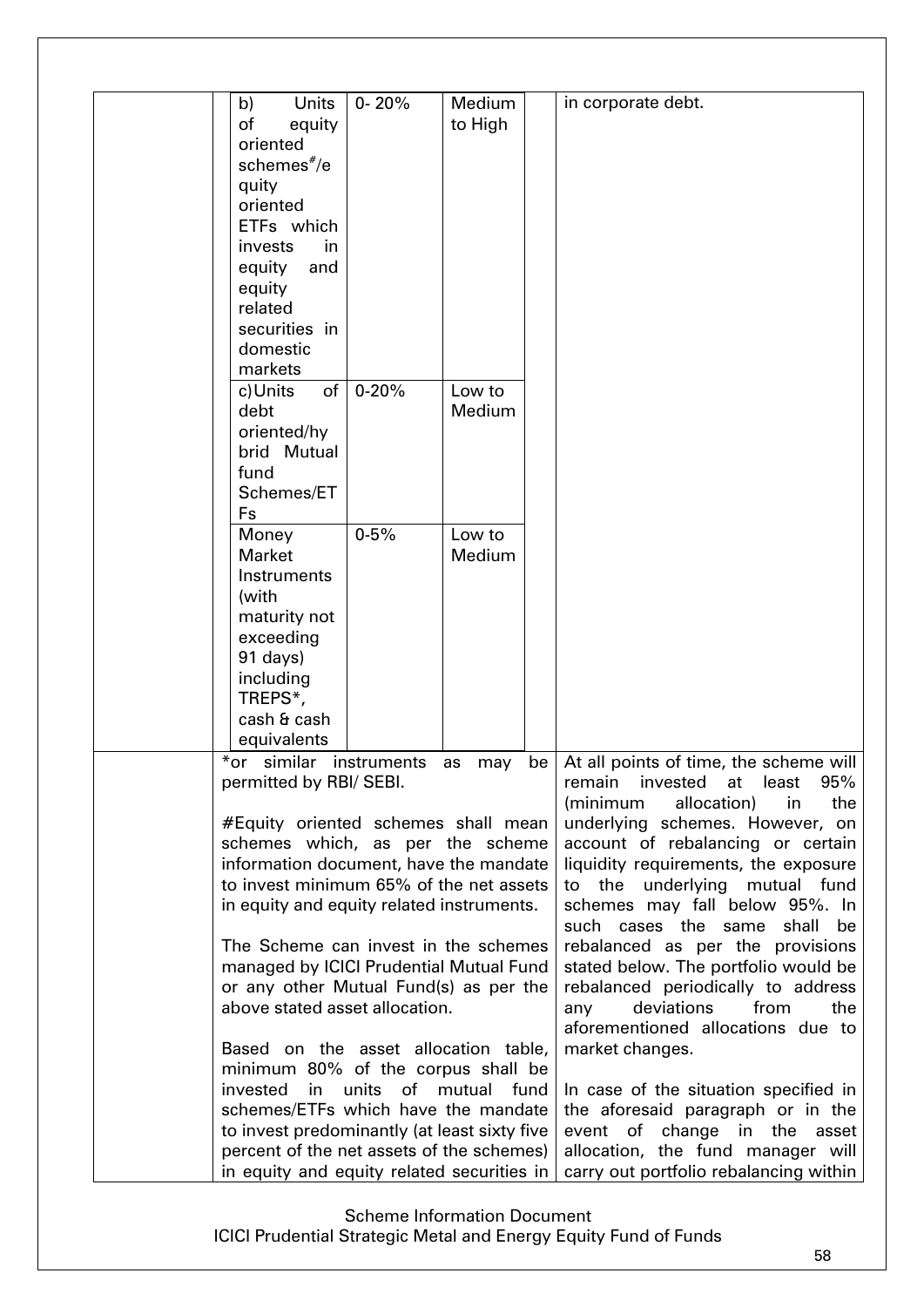| | Instruments | Allocation | Risk Profile | |
|---|---|---|---|---|
| | b) Units of equity oriented schemes#/equity oriented ETFs which invests in equity and equity related securities in domestic markets | 0- 20% | Medium to High | in corporate debt. |
| | c) Units of debt oriented/hybrid Mutual fund Schemes/ETFs | 0-20% | Low to Medium | |
| | Money Market Instruments (with maturity not exceeding 91 days) including TREPS*, cash & cash equivalents | 0-5% | Low to Medium | |

*or similar instruments as may be permitted by RBI/ SEBI.

#Equity oriented schemes shall mean schemes which, as per the scheme information document, have the mandate to invest minimum 65% of the net assets in equity and equity related instruments.

The Scheme can invest in the schemes managed by ICICI Prudential Mutual Fund or any other Mutual Fund(s) as per the above stated asset allocation.

Based on the asset allocation table, minimum 80% of the corpus shall be invested in units of mutual fund schemes/ETFs which have the mandate to invest predominantly (at least sixty five percent of the net assets of the schemes) in equity and equity related securities in

At all points of time, the scheme will remain invested at least 95% (minimum allocation) in the underlying schemes. However, on account of rebalancing or certain liquidity requirements, the exposure to the underlying mutual fund schemes may fall below 95%. In such cases the same shall be rebalanced as per the provisions stated below. The portfolio would be rebalanced periodically to address any deviations from the aforementioned allocations due to market changes.

In case of the situation specified in the aforesaid paragraph or in the event of change in the asset allocation, the fund manager will carry out portfolio rebalancing within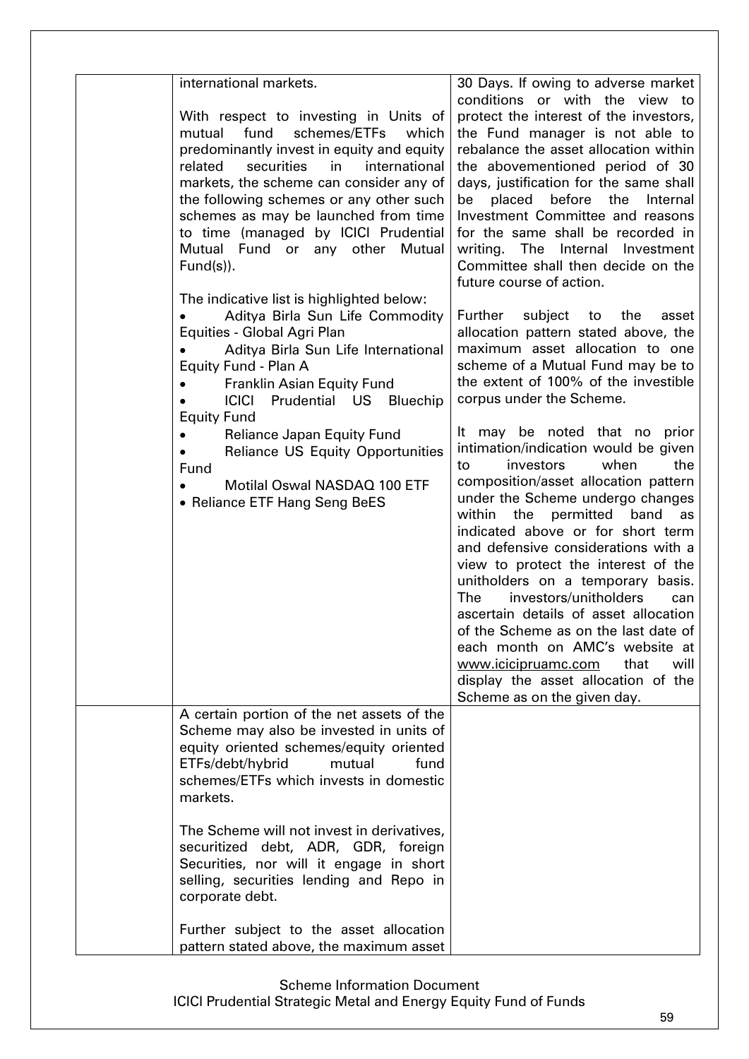| | | |
|---|---|---|
| | international markets.<br><br>With respect to investing in Units of mutual fund schemes/ETFs which predominantly invest in equity and equity related securities in international markets, the scheme can consider any of the following schemes or any other such schemes as may be launched from time to time (managed by ICICI Prudential Mutual Fund or any other Mutual Fund(s)).<br><br>The indicative list is highlighted below:<br>• Aditya Birla Sun Life Commodity Equities - Global Agri Plan<br>• Aditya Birla Sun Life International Equity Fund - Plan A<br>• Franklin Asian Equity Fund<br>• ICICI Prudential US Bluechip Equity Fund<br>• Reliance Japan Equity Fund<br>• Reliance US Equity Opportunities Fund<br>• Motilal Oswal NASDAQ 100 ETF<br>• Reliance ETF Hang Seng BeES | 30 Days. If owing to adverse market conditions or with the view to protect the interest of the investors, the Fund manager is not able to rebalance the asset allocation within the abovementioned period of 30 days, justification for the same shall be placed before the Internal Investment Committee and reasons for the same shall be recorded in writing. The Internal Investment Committee shall then decide on the future course of action.<br><br>Further subject to the asset allocation pattern stated above, the maximum asset allocation to one scheme of a Mutual Fund may be to the extent of 100% of the investible corpus under the Scheme.<br><br>It may be noted that no prior intimation/indication would be given to investors when the composition/asset allocation pattern under the Scheme undergo changes within the permitted band as indicated above or for short term and defensive considerations with a view to protect the interest of the unitholders on a temporary basis. The investors/unitholders can ascertain details of asset allocation of the Scheme as on the last date of each month on AMC's website at www.icicipruamc.com that will display the asset allocation of the Scheme as on the given day. |
| | A certain portion of the net assets of the Scheme may also be invested in units of equity oriented schemes/equity oriented ETFs/debt/hybrid mutual fund schemes/ETFs which invests in domestic markets.<br><br>The Scheme will not invest in derivatives, securitized debt, ADR, GDR, foreign Securities, nor will it engage in short selling, securities lending and Repo in corporate debt.<br><br>Further subject to the asset allocation pattern stated above, the maximum asset | |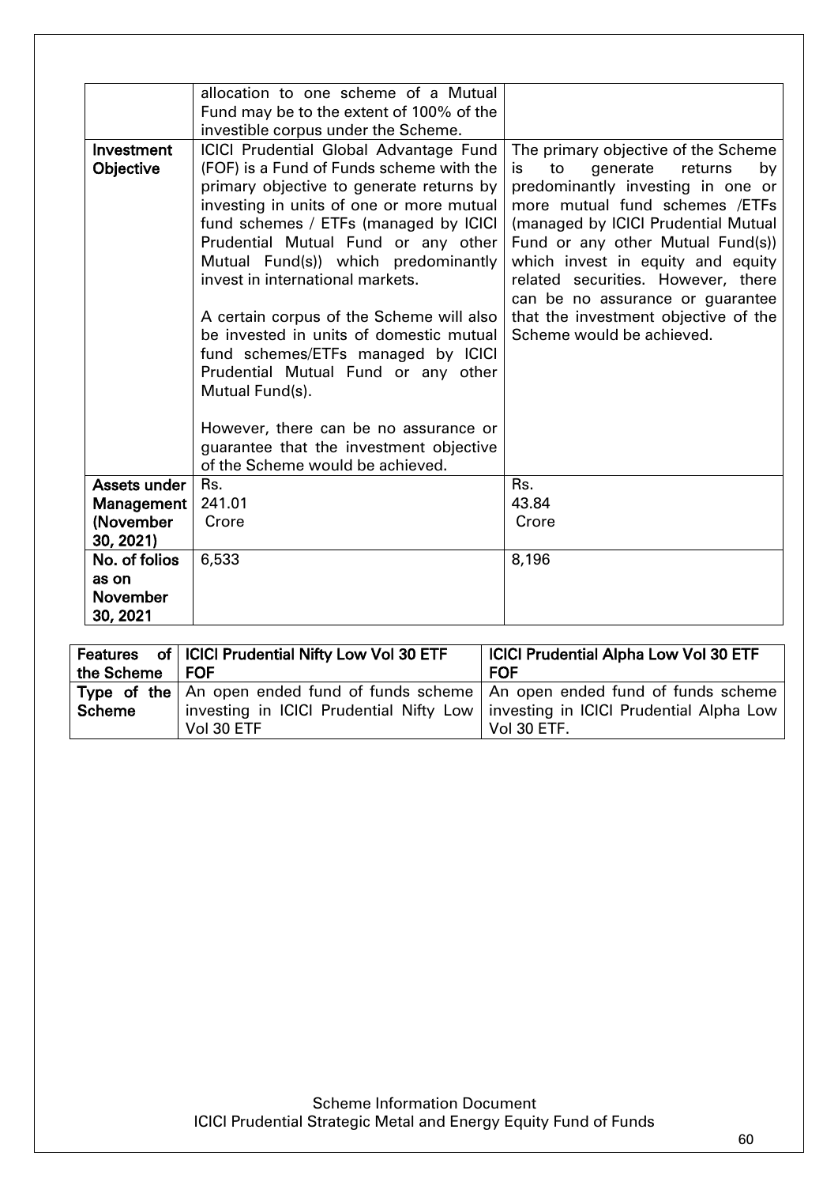| | | |
|---|---|---|
| | allocation to one scheme of a Mutual Fund may be to the extent of 100% of the investible corpus under the Scheme. | |
| **Investment Objective** | ICICI Prudential Global Advantage Fund (FOF) is a Fund of Funds scheme with the primary objective to generate returns by investing in units of one or more mutual fund schemes / ETFs (managed by ICICI Prudential Mutual Fund or any other Mutual Fund(s)) which predominantly invest in international markets.<br><br>A certain corpus of the Scheme will also be invested in units of domestic mutual fund schemes/ETFs managed by ICICI Prudential Mutual Fund or any other Mutual Fund(s).<br><br>However, there can be no assurance or guarantee that the investment objective of the Scheme would be achieved. | The primary objective of the Scheme is to generate returns by predominantly investing in one or more mutual fund schemes /ETFs (managed by ICICI Prudential Mutual Fund or any other Mutual Fund(s)) which invest in equity and equity related securities. However, there can be no assurance or guarantee that the investment objective of the Scheme would be achieved. |
| **Assets under Management (November 30, 2021)** | Rs. 241.01 Crore | Rs. 43.84 Crore |
| **No. of folios as on November 30, 2021** | 6,533 | 8,196 |

| Features of the Scheme | ICICI Prudential Nifty Low Vol 30 ETF FOF | ICICI Prudential Alpha Low Vol 30 ETF FOF |
|---|---|---|
| **Type of the Scheme** | An open ended fund of funds scheme investing in ICICI Prudential Nifty Low Vol 30 ETF | An open ended fund of funds scheme investing in ICICI Prudential Alpha Low Vol 30 ETF. |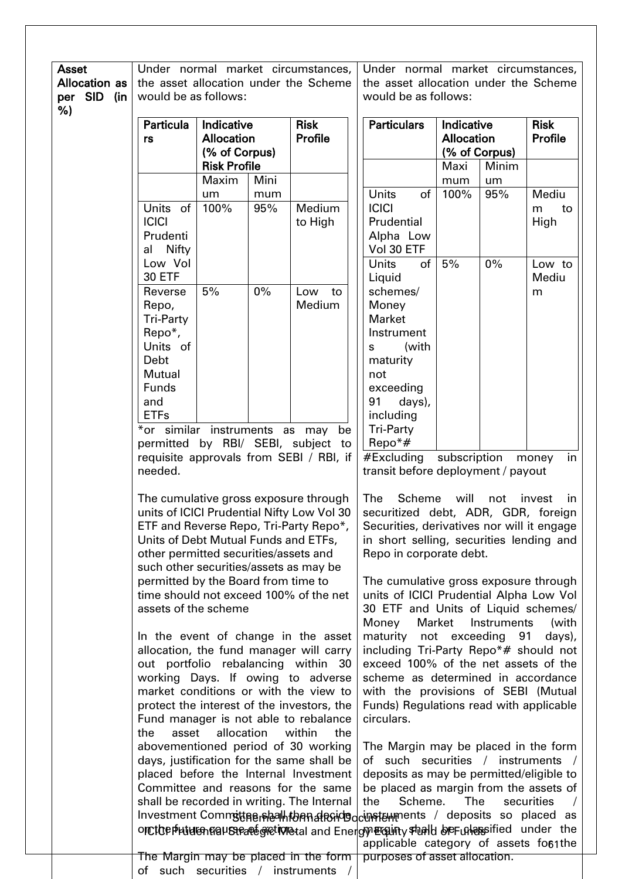| Asset Allocation as per SID (in %) | Under normal market circumstances, the asset allocation under the Scheme would be as follows: | Under normal market circumstances, the asset allocation under the Scheme would be as follows: |
|---|---|---|
| | *(see Table A below)* | *(see Table B below)* |
| | *or similar instruments as may be permitted by RBI/ SEBI, subject to requisite approvals from SEBI / RBI, if needed. | #Excluding subscription money in transit before deployment / payout |
| | The cumulative gross exposure through units of ICICI Prudential Nifty Low Vol 30 ETF and Reverse Repo, Tri-Party Repo*, Units of Debt Mutual Funds and ETFs, other permitted securities/assets and such other securities/assets as may be permitted by the Board from time to time should not exceed 100% of the net assets of the scheme | The Scheme will not invest in securitized debt, ADR, GDR, foreign Securities, derivatives nor will it engage in short selling, securities lending and Repo in corporate debt. |
| | In the event of change in the asset allocation, the fund manager will carry out portfolio rebalancing within 30 working Days. If owing to adverse market conditions or with the view to protect the interest of the investors, the Fund manager is not able to rebalance the asset allocation within the abovementioned period of 30 working days, justification for the same shall be placed before the Internal Investment Committee and reasons for the same shall be recorded in writing. The Internal Investment Committee shall then decide on the future course of action. | The cumulative gross exposure through units of ICICI Prudential Alpha Low Vol 30 ETF and Units of Liquid schemes/ Money Market Instruments (with maturity not exceeding 91 days), including Tri-Party Repo*# should not exceed 100% of the net assets of the scheme as determined in accordance with the provisions of SEBI (Mutual Funds) Regulations read with applicable circulars. |
| | The Margin may be placed in the form of such securities / instruments / | The Margin may be placed in the form of such securities / instruments / deposits as may be permitted/eligible to be placed as margin from the assets of the Scheme. The securities / instruments / deposits so placed as margin shall be classified under the applicable category of assets for the purposes of asset allocation. |

**Table A:**

| Particulars | Indicative Allocation (% of Corpus) Risk Profile | | Risk Profile |
|---|---|---|---|
| | Maximum | Minimum | |
| Units of ICICI Prudential Nifty Low Vol 30 ETF | 100% | 95% | Medium to High |
| Reverse Repo, Tri-Party Repo*, Units of Debt Mutual Funds and ETFs | 5% | 0% | Low to Medium |

**Table B:**

| Particulars | Indicative Allocation (% of Corpus) | | Risk Profile |
|---|---|---|---|
| | Maximum | Minimum | |
| Units of ICICI Prudential Alpha Low Vol 30 ETF | 100% | 95% | Medium to High |
| Units of Liquid schemes/ Money Market Instruments (with maturity not exceeding 91 days), including Tri-Party Repo*# | 5% | 0% | Low to Medium |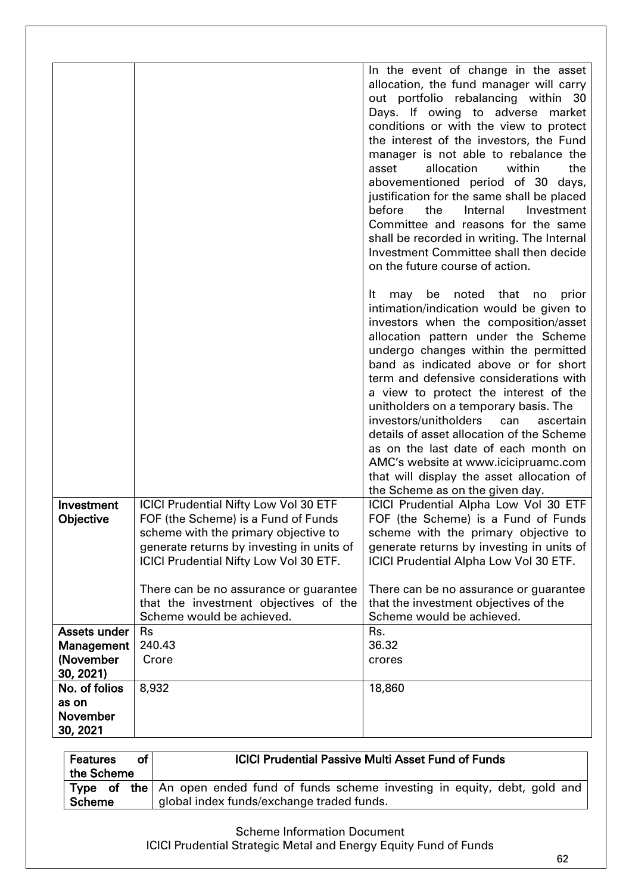| | | |
|---|---|---|
| | | In the event of change in the asset allocation, the fund manager will carry out portfolio rebalancing within 30 Days. If owing to adverse market conditions or with the view to protect the interest of the investors, the Fund manager is not able to rebalance the asset allocation within the abovementioned period of 30 days, justification for the same shall be placed before the Internal Investment Committee and reasons for the same shall be recorded in writing. The Internal Investment Committee shall then decide on the future course of action.<br><br>It may be noted that no prior intimation/indication would be given to investors when the composition/asset allocation pattern under the Scheme undergo changes within the permitted band as indicated above or for short term and defensive considerations with a view to protect the interest of the unitholders on a temporary basis. The investors/unitholders can ascertain details of asset allocation of the Scheme as on the last date of each month on AMC's website at www.icicipruamc.com that will display the asset allocation of the Scheme as on the given day. |
| **Investment Objective** | ICICI Prudential Nifty Low Vol 30 ETF FOF (the Scheme) is a Fund of Funds scheme with the primary objective to generate returns by investing in units of ICICI Prudential Nifty Low Vol 30 ETF.<br><br>There can be no assurance or guarantee that the investment objectives of the Scheme would be achieved. | ICICI Prudential Alpha Low Vol 30 ETF FOF (the Scheme) is a Fund of Funds scheme with the primary objective to generate returns by investing in units of ICICI Prudential Alpha Low Vol 30 ETF.<br><br>There can be no assurance or guarantee that the investment objectives of the Scheme would be achieved. |
| **Assets under Management (November 30, 2021)** | Rs 240.43 Crore | Rs. 36.32 crores |
| **No. of folios as on November 30, 2021** | 8,932 | 18,860 |

| **Features of the Scheme** | **ICICI Prudential Passive Multi Asset Fund of Funds** |
|---|---|
| **Type of the Scheme** | An open ended fund of funds scheme investing in equity, debt, gold and global index funds/exchange traded funds. |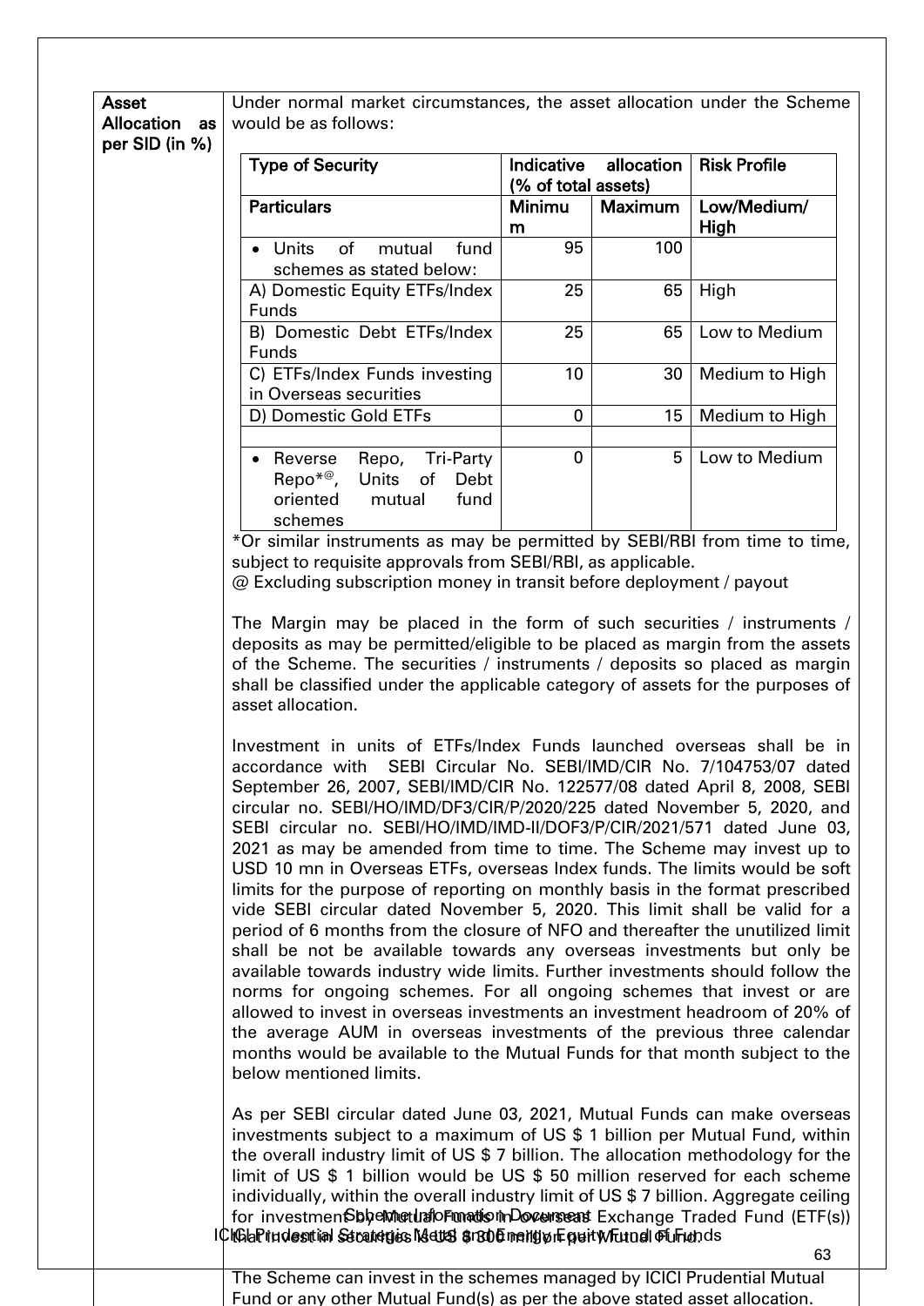**Asset Allocation as per SID (in %)**

Under normal market circumstances, the asset allocation under the Scheme would be as follows:

| Type of Security | Indicative allocation (% of total assets) | | Risk Profile |
|---|---|---|---|
| **Particulars** | **Minimum** | **Maximum** | **Low/Medium/ High** |
| • Units of mutual fund schemes as stated below: | 95 | 100 | |
| A) Domestic Equity ETFs/Index Funds | 25 | 65 | High |
| B) Domestic Debt ETFs/Index Funds | 25 | 65 | Low to Medium |
| C) ETFs/Index Funds investing in Overseas securities | 10 | 30 | Medium to High |
| D) Domestic Gold ETFs | 0 | 15 | Medium to High |
| | | | |
| • Reverse Repo, Tri-Party Repo*@, Units of Debt oriented mutual fund schemes | 0 | 5 | Low to Medium |

*Or similar instruments as may be permitted by SEBI/RBI from time to time, subject to requisite approvals from SEBI/RBI, as applicable.
@ Excluding subscription money in transit before deployment / payout

The Margin may be placed in the form of such securities / instruments / deposits as may be permitted/eligible to be placed as margin from the assets of the Scheme. The securities / instruments / deposits so placed as margin shall be classified under the applicable category of assets for the purposes of asset allocation.

Investment in units of ETFs/Index Funds launched overseas shall be in accordance with SEBI Circular No. SEBI/IMD/CIR No. 7/104753/07 dated September 26, 2007, SEBI/IMD/CIR No. 122577/08 dated April 8, 2008, SEBI circular no. SEBI/HO/IMD/DF3/CIR/P/2020/225 dated November 5, 2020, and SEBI circular no. SEBI/HO/IMD/IMD-II/DOF3/P/CIR/2021/571 dated June 03, 2021 as may be amended from time to time. The Scheme may invest up to USD 10 mn in Overseas ETFs, overseas Index funds. The limits would be soft limits for the purpose of reporting on monthly basis in the format prescribed vide SEBI circular dated November 5, 2020. This limit shall be valid for a period of 6 months from the closure of NFO and thereafter the unutilized limit shall be not be available towards any overseas investments but only be available towards industry wide limits. Further investments should follow the norms for ongoing schemes. For all ongoing schemes that invest or are allowed to invest in overseas investments an investment headroom of 20% of the average AUM in overseas investments of the previous three calendar months would be available to the Mutual Funds for that month subject to the below mentioned limits.

As per SEBI circular dated June 03, 2021, Mutual Funds can make overseas investments subject to a maximum of US $ 1 billion per Mutual Fund, within the overall industry limit of US $ 7 billion. The allocation methodology for the limit of US $ 1 billion would be US $ 50 million reserved for each scheme individually, within the overall industry limit of US $ 7 billion. Aggregate ceiling for investment by Mutual Funds in overseas Exchange Traded Fund (ETF(s)) that invest in securities is US $ 300 million per Mutual Fund.

The Scheme can invest in the schemes managed by ICICI Prudential Mutual Fund or any other Mutual Fund(s) as per the above stated asset allocation.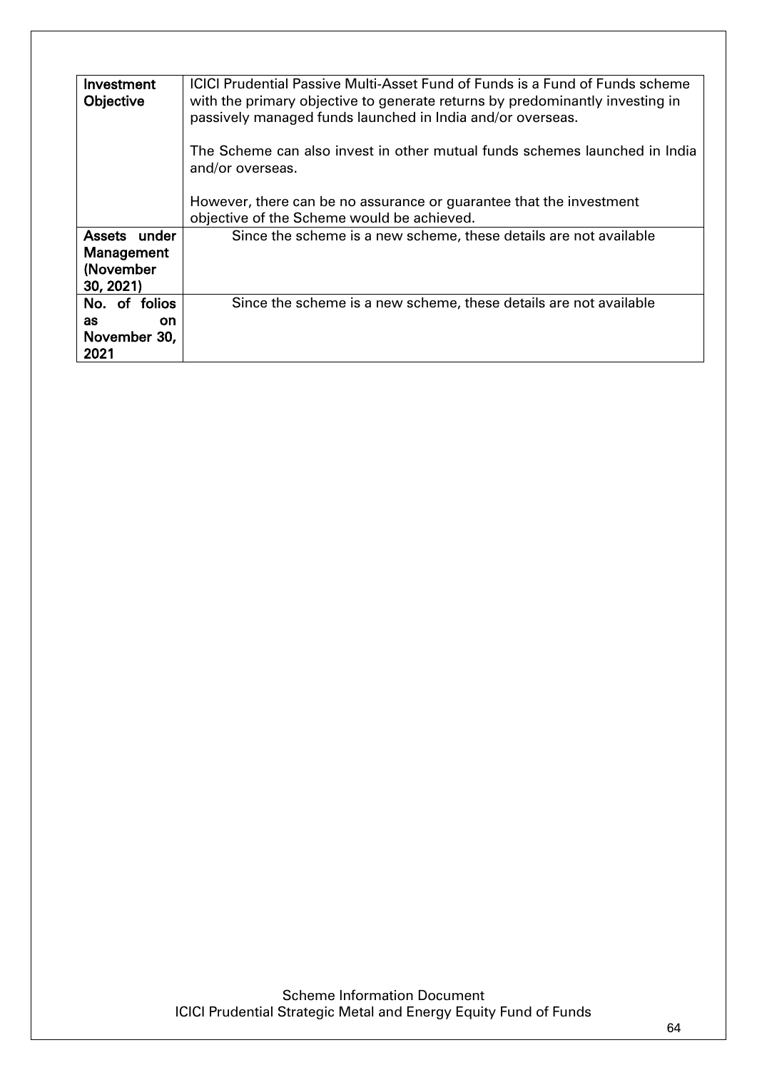| **Investment Objective** | ICICI Prudential Passive Multi-Asset Fund of Funds is a Fund of Funds scheme with the primary objective to generate returns by predominantly investing in passively managed funds launched in India and/or overseas.<br><br>The Scheme can also invest in other mutual funds schemes launched in India and/or overseas.<br><br>However, there can be no assurance or guarantee that the investment objective of the Scheme would be achieved. |
|---|---|
| **Assets under Management (November 30, 2021)** | Since the scheme is a new scheme, these details are not available |
| **No. of folios as on November 30, 2021** | Since the scheme is a new scheme, these details are not available |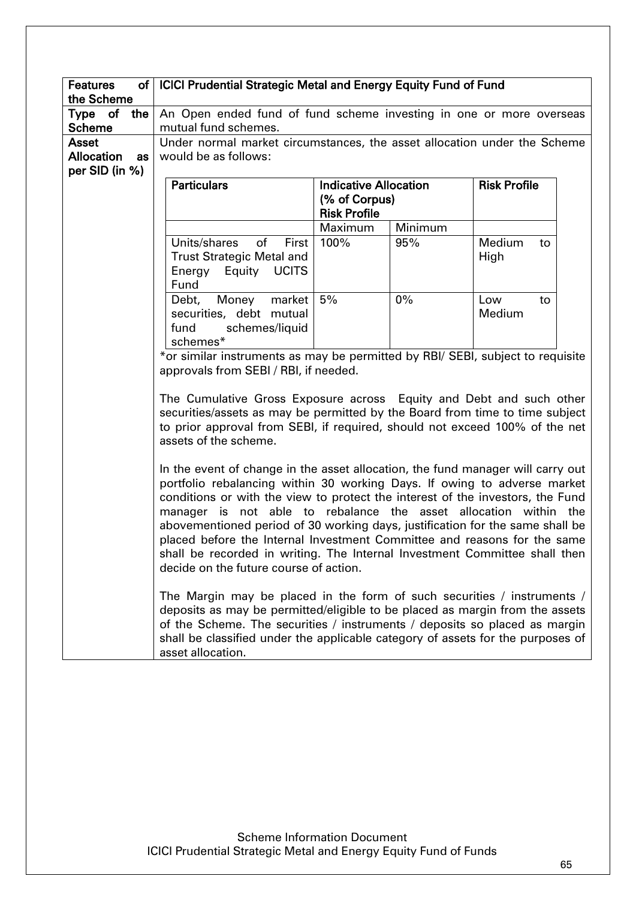| Features of the Scheme | ICICI Prudential Strategic Metal and Energy Equity Fund of Fund |
|---|---|
| Type of the Scheme | An Open ended fund of fund scheme investing in one or more overseas mutual fund schemes. |
| Asset Allocation as per SID (in %) | Under normal market circumstances, the asset allocation under the Scheme would be as follows: |

| Particulars | Indicative Allocation (% of Corpus) Risk Profile | | Risk Profile |
|---|---|---|---|
| | Maximum | Minimum | |
| Units/shares of First Trust Strategic Metal and Energy Equity UCITS Fund | 100% | 95% | Medium to High |
| Debt, Money market securities, debt mutual fund schemes/liquid schemes* | 5% | 0% | Low to Medium |

*or similar instruments as may be permitted by RBI/ SEBI, subject to requisite approvals from SEBI / RBI, if needed.

The Cumulative Gross Exposure across Equity and Debt and such other securities/assets as may be permitted by the Board from time to time subject to prior approval from SEBI, if required, should not exceed 100% of the net assets of the scheme.

In the event of change in the asset allocation, the fund manager will carry out portfolio rebalancing within 30 working Days. If owing to adverse market conditions or with the view to protect the interest of the investors, the Fund manager is not able to rebalance the asset allocation within the abovementioned period of 30 working days, justification for the same shall be placed before the Internal Investment Committee and reasons for the same shall be recorded in writing. The Internal Investment Committee shall then decide on the future course of action.

The Margin may be placed in the form of such securities / instruments / deposits as may be permitted/eligible to be placed as margin from the assets of the Scheme. The securities / instruments / deposits so placed as margin shall be classified under the applicable category of assets for the purposes of asset allocation.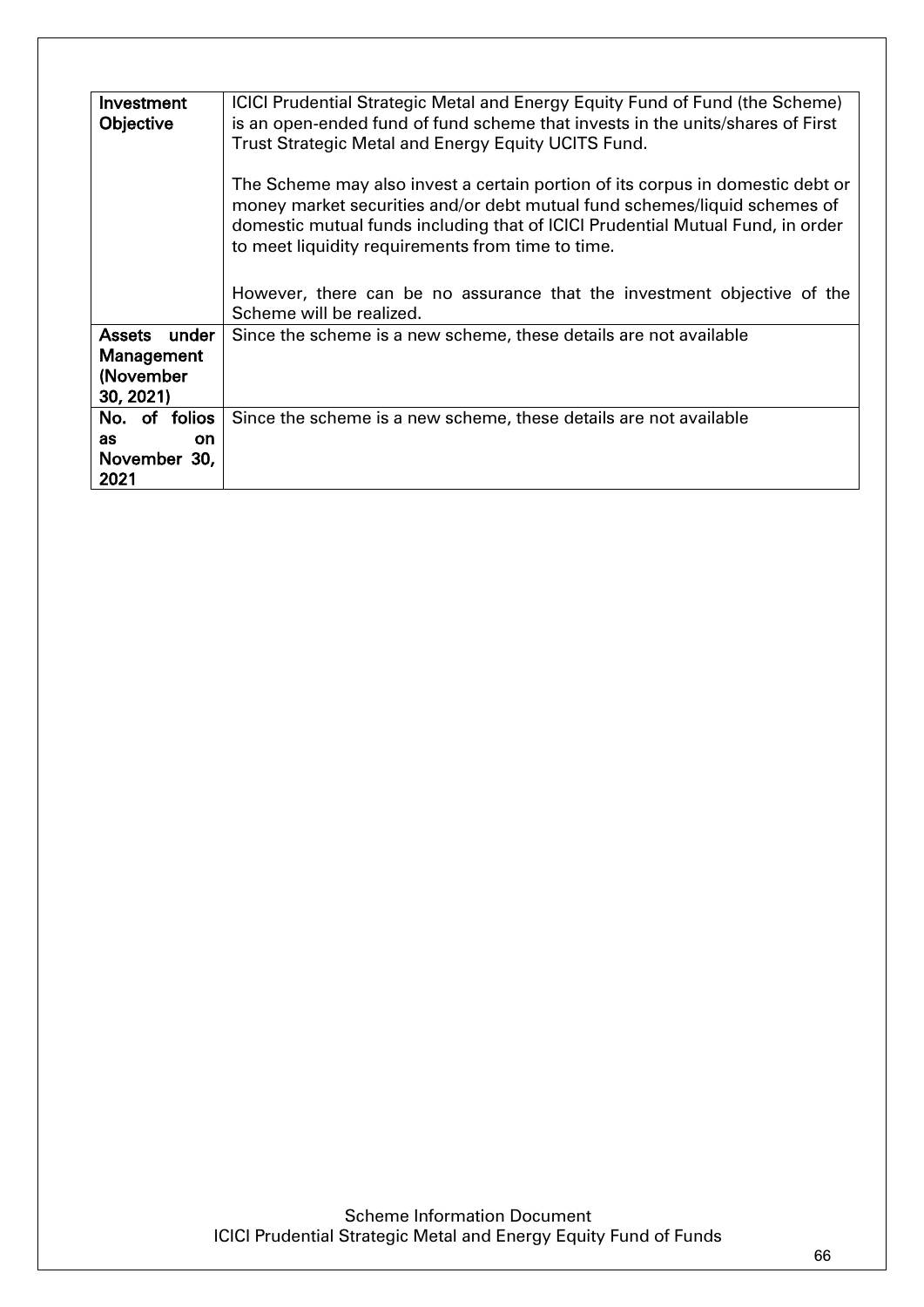| Investment Objective | ICICI Prudential Strategic Metal and Energy Equity Fund of Fund (the Scheme) is an open-ended fund of fund scheme that invests in the units/shares of First Trust Strategic Metal and Energy Equity UCITS Fund.<br><br>The Scheme may also invest a certain portion of its corpus in domestic debt or money market securities and/or debt mutual fund schemes/liquid schemes of domestic mutual funds including that of ICICI Prudential Mutual Fund, in order to meet liquidity requirements from time to time.<br><br>However, there can be no assurance that the investment objective of the Scheme will be realized. |
|---|---|
| Assets under Management (November 30, 2021) | Since the scheme is a new scheme, these details are not available |
| No. of folios as on November 30, 2021 | Since the scheme is a new scheme, these details are not available |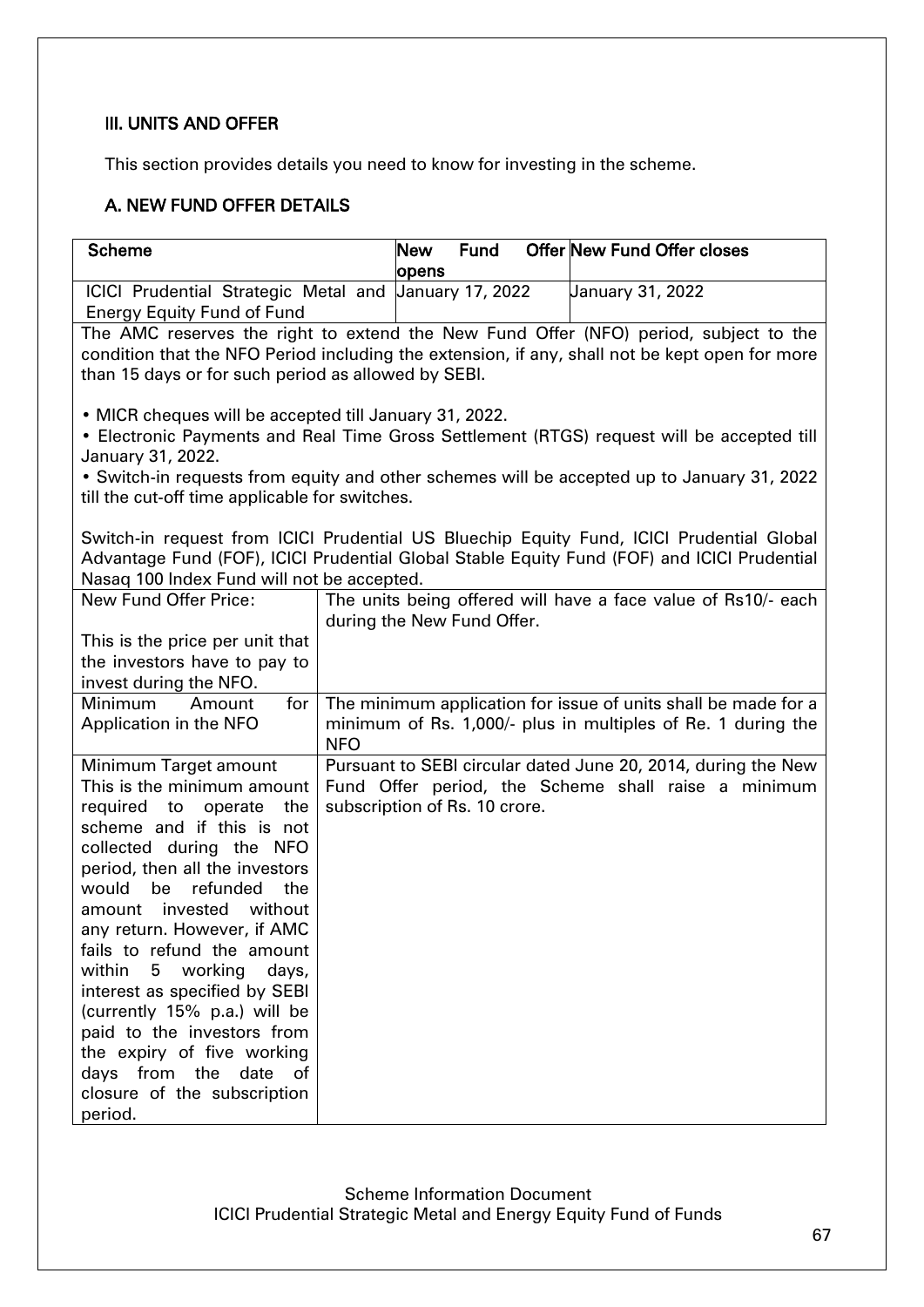## III. UNITS AND OFFER

This section provides details you need to know for investing in the scheme.

### A. NEW FUND OFFER DETAILS

| Scheme | New Fund Offer opens | New Fund Offer closes |
|---|---|---|
| ICICI Prudential Strategic Metal and Energy Equity Fund of Fund | January 17, 2022 | January 31, 2022 |

The AMC reserves the right to extend the New Fund Offer (NFO) period, subject to the condition that the NFO Period including the extension, if any, shall not be kept open for more than 15 days or for such period as allowed by SEBI.

- MICR cheques will be accepted till January 31, 2022.
- Electronic Payments and Real Time Gross Settlement (RTGS) request will be accepted till January 31, 2022.
- Switch-in requests from equity and other schemes will be accepted up to January 31, 2022 till the cut-off time applicable for switches.

Switch-in request from ICICI Prudential US Bluechip Equity Fund, ICICI Prudential Global Advantage Fund (FOF), ICICI Prudential Global Stable Equity Fund (FOF) and ICICI Prudential Nasaq 100 Index Fund will not be accepted.

| | |
|---|---|
| New Fund Offer Price:<br><br>This is the price per unit that the investors have to pay to invest during the NFO. | The units being offered will have a face value of Rs10/- each during the New Fund Offer. |
| Minimum Amount for Application in the NFO | The minimum application for issue of units shall be made for a minimum of Rs. 1,000/- plus in multiples of Re. 1 during the NFO |
| Minimum Target amount<br>This is the minimum amount required to operate the scheme and if this is not collected during the NFO period, then all the investors would be refunded the amount invested without any return. However, if AMC fails to refund the amount within 5 working days, interest as specified by SEBI (currently 15% p.a.) will be paid to the investors from the expiry of five working days from the date of closure of the subscription period. | Pursuant to SEBI circular dated June 20, 2014, during the New Fund Offer period, the Scheme shall raise a minimum subscription of Rs. 10 crore. |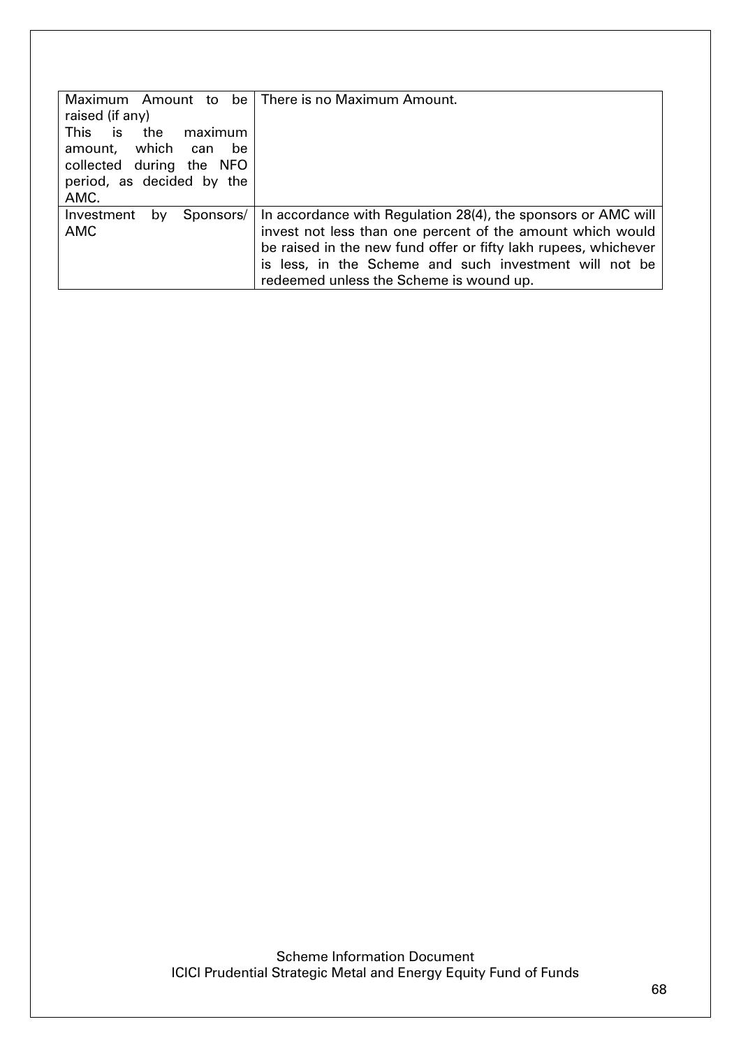| | |
|---|---|
| Maximum Amount to be raised (if any)<br>This is the maximum amount, which can be collected during the NFO period, as decided by the AMC. | There is no Maximum Amount. |
| Investment by Sponsors/ AMC | In accordance with Regulation 28(4), the sponsors or AMC will invest not less than one percent of the amount which would be raised in the new fund offer or fifty lakh rupees, whichever is less, in the Scheme and such investment will not be redeemed unless the Scheme is wound up. |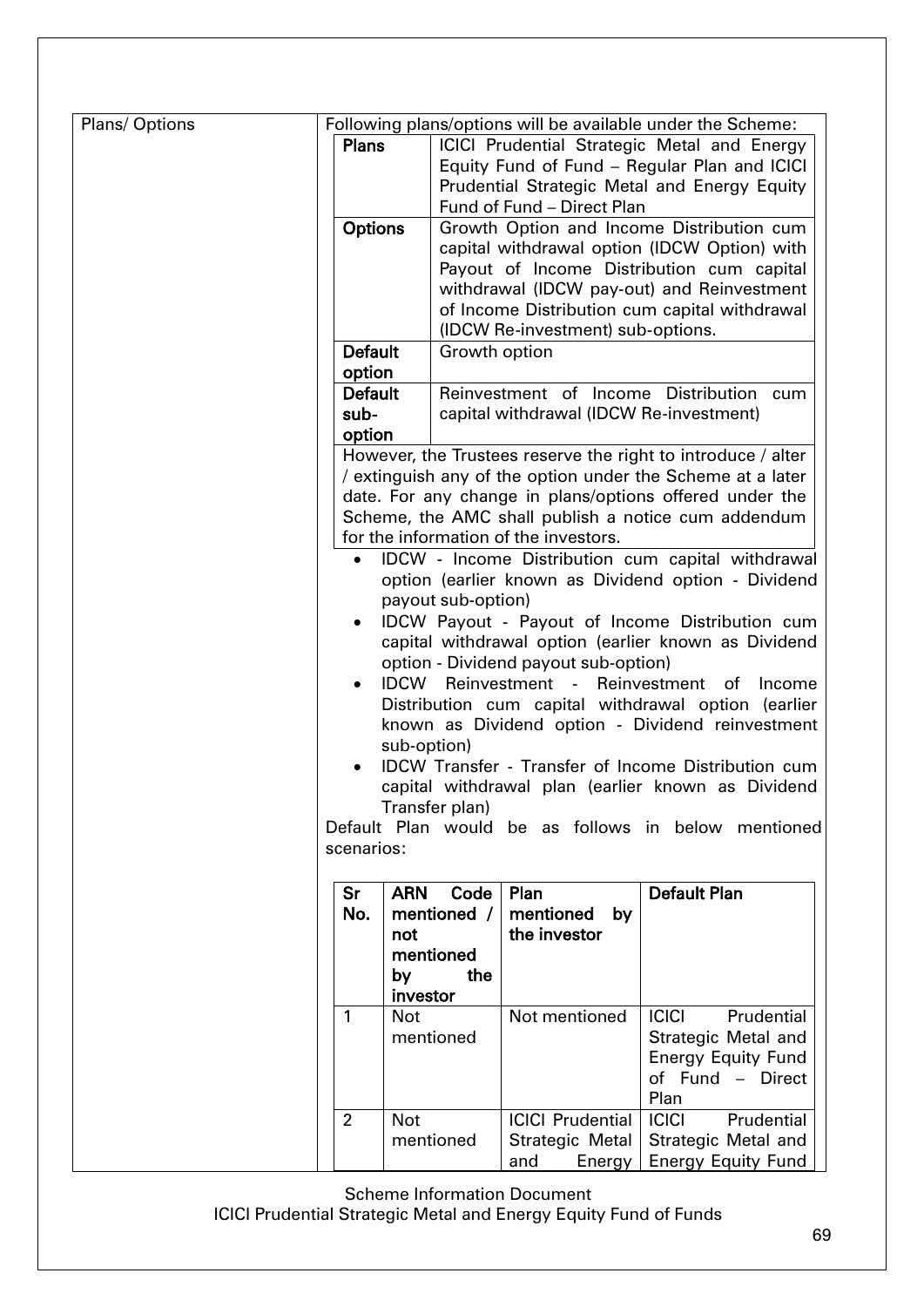| Plans/ Options | Following plans/options will be available under the Scheme: |
|---|---|

| | |
|---|---|
| **Plans** | ICICI Prudential Strategic Metal and Energy Equity Fund of Fund – Regular Plan and ICICI Prudential Strategic Metal and Energy Equity Fund of Fund – Direct Plan |
| **Options** | Growth Option and Income Distribution cum capital withdrawal option (IDCW Option) with Payout of Income Distribution cum capital withdrawal (IDCW pay-out) and Reinvestment of Income Distribution cum capital withdrawal (IDCW Re-investment) sub-options. |
| **Default option** | Growth option |
| **Default sub-option** | Reinvestment of Income Distribution cum capital withdrawal (IDCW Re-investment) |

However, the Trustees reserve the right to introduce / alter / extinguish any of the option under the Scheme at a later date. For any change in plans/options offered under the Scheme, the AMC shall publish a notice cum addendum for the information of the investors.

- IDCW - Income Distribution cum capital withdrawal option (earlier known as Dividend option - Dividend payout sub-option)
- IDCW Payout - Payout of Income Distribution cum capital withdrawal option (earlier known as Dividend option - Dividend payout sub-option)
- IDCW Reinvestment - Reinvestment of Income Distribution cum capital withdrawal option (earlier known as Dividend option - Dividend reinvestment sub-option)
- IDCW Transfer - Transfer of Income Distribution cum capital withdrawal plan (earlier known as Dividend Transfer plan)

Default Plan would be as follows in below mentioned scenarios:

| Sr No. | ARN Code mentioned / not mentioned by the investor | Plan mentioned by the investor | Default Plan |
|---|---|---|---|
| 1 | Not mentioned | Not mentioned | ICICI Prudential Strategic Metal and Energy Equity Fund of Fund – Direct Plan |
| 2 | Not mentioned | ICICI Prudential Strategic Metal and Energy | ICICI Prudential Strategic Metal and Energy Equity Fund |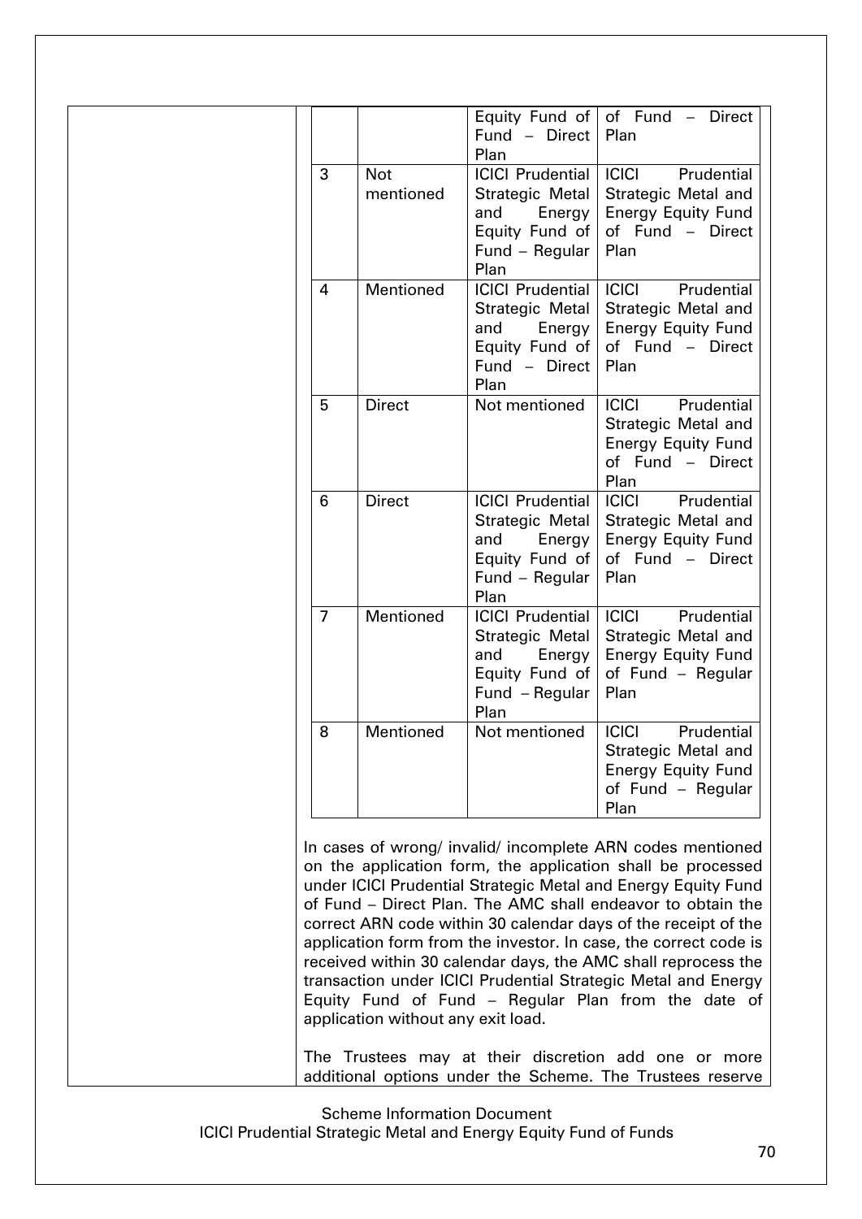| | | Equity Fund of Fund – Direct Plan | of Fund – Direct Plan |
|---|---|---|---|
| 3 | Not mentioned | ICICI Prudential Strategic Metal and Energy Equity Fund of Fund – Regular Plan | ICICI Prudential Strategic Metal and Energy Equity Fund of Fund – Direct Plan |
| 4 | Mentioned | ICICI Prudential Strategic Metal and Energy Equity Fund of Fund – Direct Plan | ICICI Prudential Strategic Metal and Energy Equity Fund of Fund – Direct Plan |
| 5 | Direct | Not mentioned | ICICI Prudential Strategic Metal and Energy Equity Fund of Fund – Direct Plan |
| 6 | Direct | ICICI Prudential Strategic Metal and Energy Equity Fund of Fund – Regular Plan | ICICI Prudential Strategic Metal and Energy Equity Fund of Fund – Direct Plan |
| 7 | Mentioned | ICICI Prudential Strategic Metal and Energy Equity Fund of Fund – Regular Plan | ICICI Prudential Strategic Metal and Energy Equity Fund of Fund – Regular Plan |
| 8 | Mentioned | Not mentioned | ICICI Prudential Strategic Metal and Energy Equity Fund of Fund – Regular Plan |

In cases of wrong/ invalid/ incomplete ARN codes mentioned on the application form, the application shall be processed under ICICI Prudential Strategic Metal and Energy Equity Fund of Fund – Direct Plan. The AMC shall endeavor to obtain the correct ARN code within 30 calendar days of the receipt of the application form from the investor. In case, the correct code is received within 30 calendar days, the AMC shall reprocess the transaction under ICICI Prudential Strategic Metal and Energy Equity Fund of Fund – Regular Plan from the date of application without any exit load.

The Trustees may at their discretion add one or more additional options under the Scheme. The Trustees reserve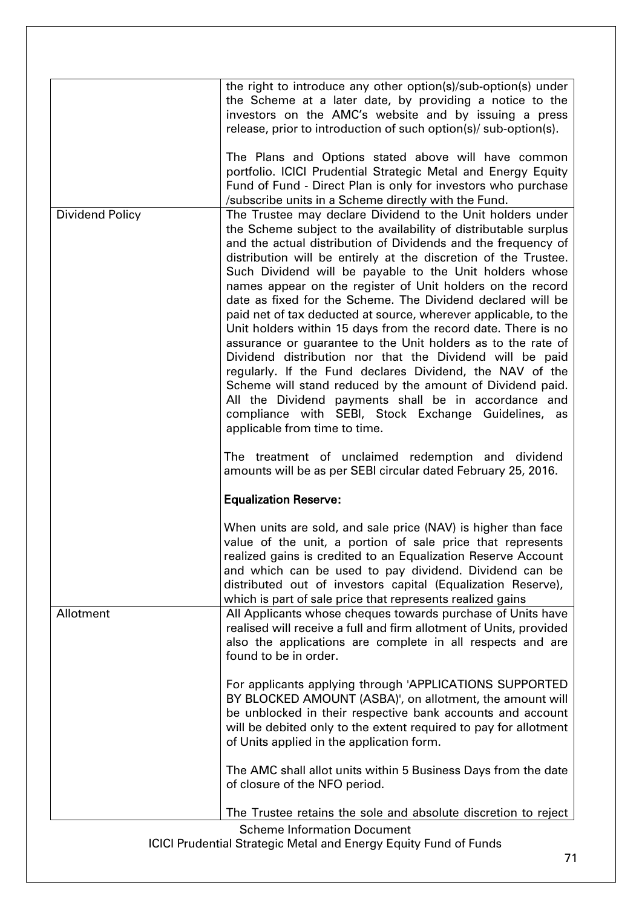| | |
|---|---|
| | the right to introduce any other option(s)/sub-option(s) under the Scheme at a later date, by providing a notice to the investors on the AMC's website and by issuing a press release, prior to introduction of such option(s)/ sub-option(s).<br><br>The Plans and Options stated above will have common portfolio. ICICI Prudential Strategic Metal and Energy Equity Fund of Fund - Direct Plan is only for investors who purchase /subscribe units in a Scheme directly with the Fund. |
| Dividend Policy | The Trustee may declare Dividend to the Unit holders under the Scheme subject to the availability of distributable surplus and the actual distribution of Dividends and the frequency of distribution will be entirely at the discretion of the Trustee. Such Dividend will be payable to the Unit holders whose names appear on the register of Unit holders on the record date as fixed for the Scheme. The Dividend declared will be paid net of tax deducted at source, wherever applicable, to the Unit holders within 15 days from the record date. There is no assurance or guarantee to the Unit holders as to the rate of Dividend distribution nor that the Dividend will be paid regularly. If the Fund declares Dividend, the NAV of the Scheme will stand reduced by the amount of Dividend paid. All the Dividend payments shall be in accordance and compliance with SEBI, Stock Exchange Guidelines, as applicable from time to time.<br><br>The treatment of unclaimed redemption and dividend amounts will be as per SEBI circular dated February 25, 2016.<br><br>**Equalization Reserve:**<br><br>When units are sold, and sale price (NAV) is higher than face value of the unit, a portion of sale price that represents realized gains is credited to an Equalization Reserve Account and which can be used to pay dividend. Dividend can be distributed out of investors capital (Equalization Reserve), which is part of sale price that represents realized gains |
| Allotment | All Applicants whose cheques towards purchase of Units have realised will receive a full and firm allotment of Units, provided also the applications are complete in all respects and are found to be in order.<br><br>For applicants applying through 'APPLICATIONS SUPPORTED BY BLOCKED AMOUNT (ASBA)', on allotment, the amount will be unblocked in their respective bank accounts and account will be debited only to the extent required to pay for allotment of Units applied in the application form.<br><br>The AMC shall allot units within 5 Business Days from the date of closure of the NFO period.<br><br>The Trustee retains the sole and absolute discretion to reject |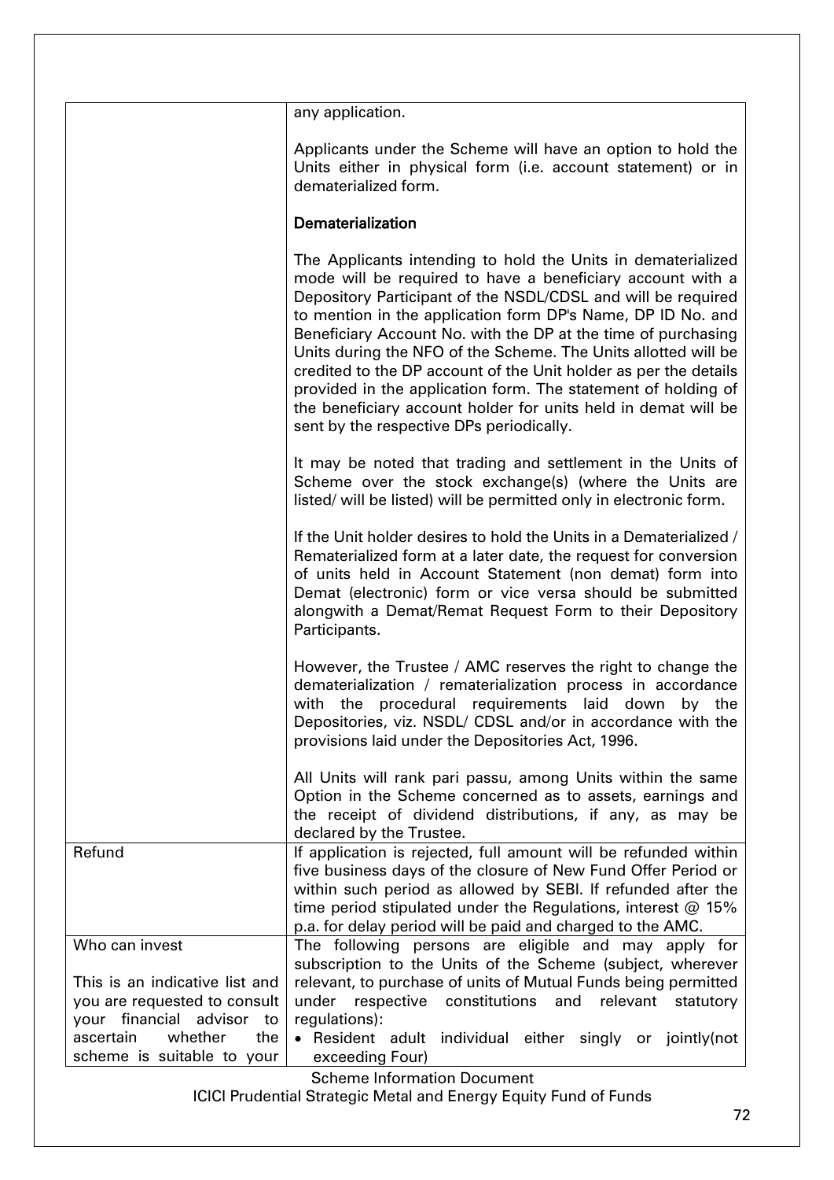| | |
|---|---|
| | any application.<br><br>Applicants under the Scheme will have an option to hold the Units either in physical form (i.e. account statement) or in dematerialized form.<br><br>**Dematerialization**<br><br>The Applicants intending to hold the Units in dematerialized mode will be required to have a beneficiary account with a Depository Participant of the NSDL/CDSL and will be required to mention in the application form DP's Name, DP ID No. and Beneficiary Account No. with the DP at the time of purchasing Units during the NFO of the Scheme. The Units allotted will be credited to the DP account of the Unit holder as per the details provided in the application form. The statement of holding of the beneficiary account holder for units held in demat will be sent by the respective DPs periodically.<br><br>It may be noted that trading and settlement in the Units of Scheme over the stock exchange(s) (where the Units are listed/ will be listed) will be permitted only in electronic form.<br><br>If the Unit holder desires to hold the Units in a Dematerialized / Rematerialized form at a later date, the request for conversion of units held in Account Statement (non demat) form into Demat (electronic) form or vice versa should be submitted alongwith a Demat/Remat Request Form to their Depository Participants.<br><br>However, the Trustee / AMC reserves the right to change the dematerialization / rematerialization process in accordance with the procedural requirements laid down by the Depositories, viz. NSDL/ CDSL and/or in accordance with the provisions laid under the Depositories Act, 1996.<br><br>All Units will rank pari passu, among Units within the same Option in the Scheme concerned as to assets, earnings and the receipt of dividend distributions, if any, as may be declared by the Trustee. |
| Refund | If application is rejected, full amount will be refunded within five business days of the closure of New Fund Offer Period or within such period as allowed by SEBI. If refunded after the time period stipulated under the Regulations, interest @ 15% p.a. for delay period will be paid and charged to the AMC. |
| Who can invest<br><br>This is an indicative list and you are requested to consult your financial advisor to ascertain whether the scheme is suitable to your | The following persons are eligible and may apply for subscription to the Units of the Scheme (subject, wherever relevant, to purchase of units of Mutual Funds being permitted under respective constitutions and relevant statutory regulations):<br>• Resident adult individual either singly or jointly(not exceeding Four) |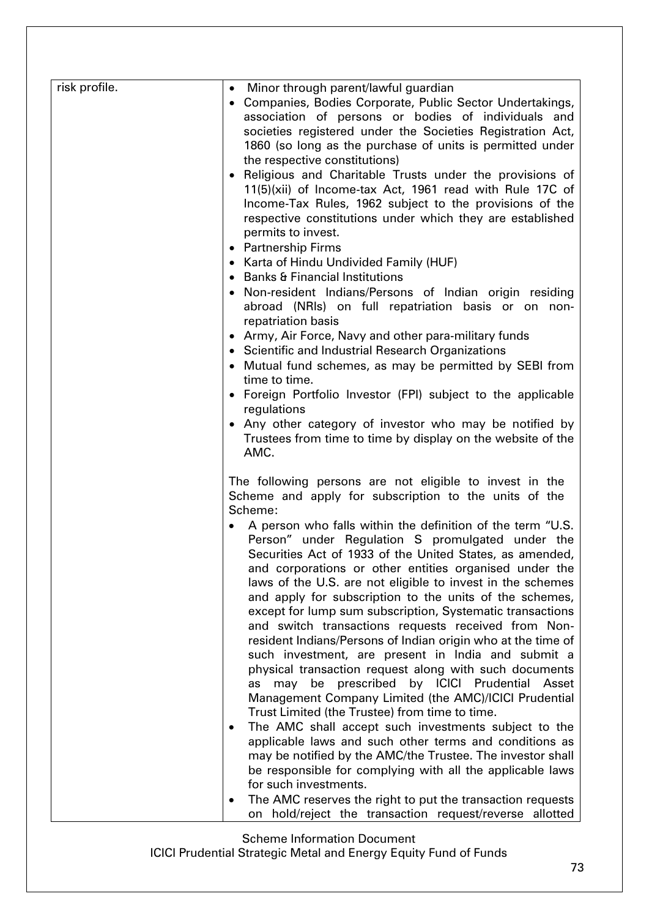| risk profile. | • Minor through parent/lawful guardian<br>• Companies, Bodies Corporate, Public Sector Undertakings, association of persons or bodies of individuals and societies registered under the Societies Registration Act, 1860 (so long as the purchase of units is permitted under the respective constitutions)<br>• Religious and Charitable Trusts under the provisions of 11(5)(xii) of Income-tax Act, 1961 read with Rule 17C of Income-Tax Rules, 1962 subject to the provisions of the respective constitutions under which they are established permits to invest.<br>• Partnership Firms<br>• Karta of Hindu Undivided Family (HUF)<br>• Banks & Financial Institutions<br>• Non-resident Indians/Persons of Indian origin residing abroad (NRIs) on full repatriation basis or on non-repatriation basis<br>• Army, Air Force, Navy and other para-military funds<br>• Scientific and Industrial Research Organizations<br>• Mutual fund schemes, as may be permitted by SEBI from time to time.<br>• Foreign Portfolio Investor (FPI) subject to the applicable regulations<br>• Any other category of investor who may be notified by Trustees from time to time by display on the website of the AMC.<br><br>The following persons are not eligible to invest in the Scheme and apply for subscription to the units of the Scheme:<br>• A person who falls within the definition of the term "U.S. Person" under Regulation S promulgated under the Securities Act of 1933 of the United States, as amended, and corporations or other entities organised under the laws of the U.S. are not eligible to invest in the schemes and apply for subscription to the units of the schemes, except for lump sum subscription, Systematic transactions and switch transactions requests received from Non-resident Indians/Persons of Indian origin who at the time of such investment, are present in India and submit a physical transaction request along with such documents as may be prescribed by ICICI Prudential Asset Management Company Limited (the AMC)/ICICI Prudential Trust Limited (the Trustee) from time to time.<br>• The AMC shall accept such investments subject to the applicable laws and such other terms and conditions as may be notified by the AMC/the Trustee. The investor shall be responsible for complying with all the applicable laws for such investments.<br>• The AMC reserves the right to put the transaction requests on hold/reject the transaction request/reverse allotted |
|---|---|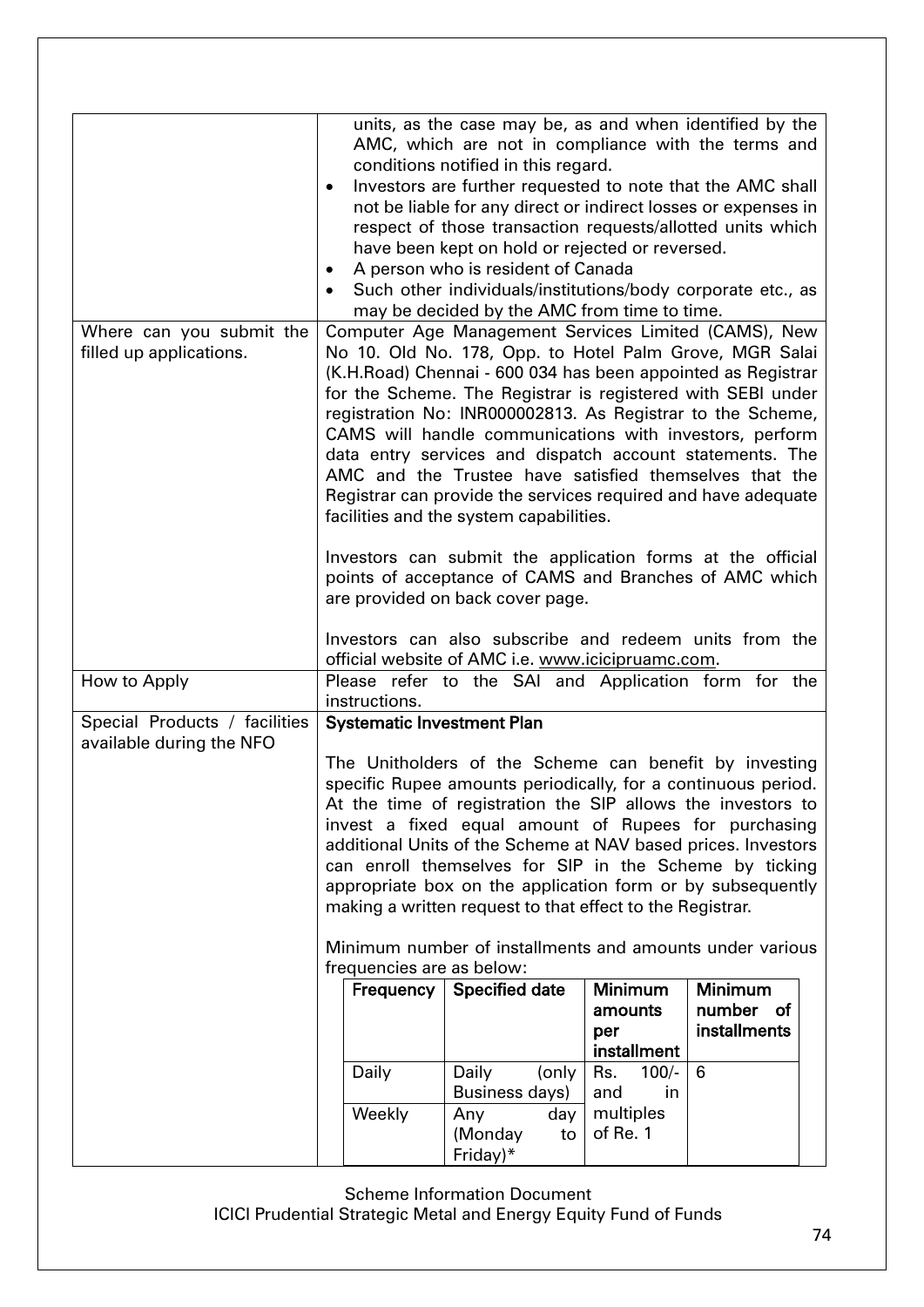| | |
|---|---|
| | units, as the case may be, as and when identified by the AMC, which are not in compliance with the terms and conditions notified in this regard.<br>• Investors are further requested to note that the AMC shall not be liable for any direct or indirect losses or expenses in respect of those transaction requests/allotted units which have been kept on hold or rejected or reversed.<br>• A person who is resident of Canada<br>• Such other individuals/institutions/body corporate etc., as may be decided by the AMC from time to time. |
| Where can you submit the filled up applications. | Computer Age Management Services Limited (CAMS), New No 10. Old No. 178, Opp. to Hotel Palm Grove, MGR Salai (K.H.Road) Chennai - 600 034 has been appointed as Registrar for the Scheme. The Registrar is registered with SEBI under registration No: INR000002813. As Registrar to the Scheme, CAMS will handle communications with investors, perform data entry services and dispatch account statements. The AMC and the Trustee have satisfied themselves that the Registrar can provide the services required and have adequate facilities and the system capabilities.<br><br>Investors can submit the application forms at the official points of acceptance of CAMS and Branches of AMC which are provided on back cover page.<br><br>Investors can also subscribe and redeem units from the official website of AMC i.e. www.icicipruamc.com. |
| How to Apply | Please refer to the SAI and Application form for the instructions. |
| Special Products / facilities available during the NFO | **Systematic Investment Plan**<br><br>The Unitholders of the Scheme can benefit by investing specific Rupee amounts periodically, for a continuous period. At the time of registration the SIP allows the investors to invest a fixed equal amount of Rupees for purchasing additional Units of the Scheme at NAV based prices. Investors can enroll themselves for SIP in the Scheme by ticking appropriate box on the application form or by subsequently making a written request to that effect to the Registrar.<br><br>Minimum number of installments and amounts under various frequencies are as below: |

| Frequency | Specified date | Minimum amounts per installment | Minimum number of installments |
|---|---|---|---|
| Daily | Daily (only Business days) | Rs. 100/- and in multiples of Re. 1 | 6 |
| Weekly | Any day (Monday to Friday)* | | |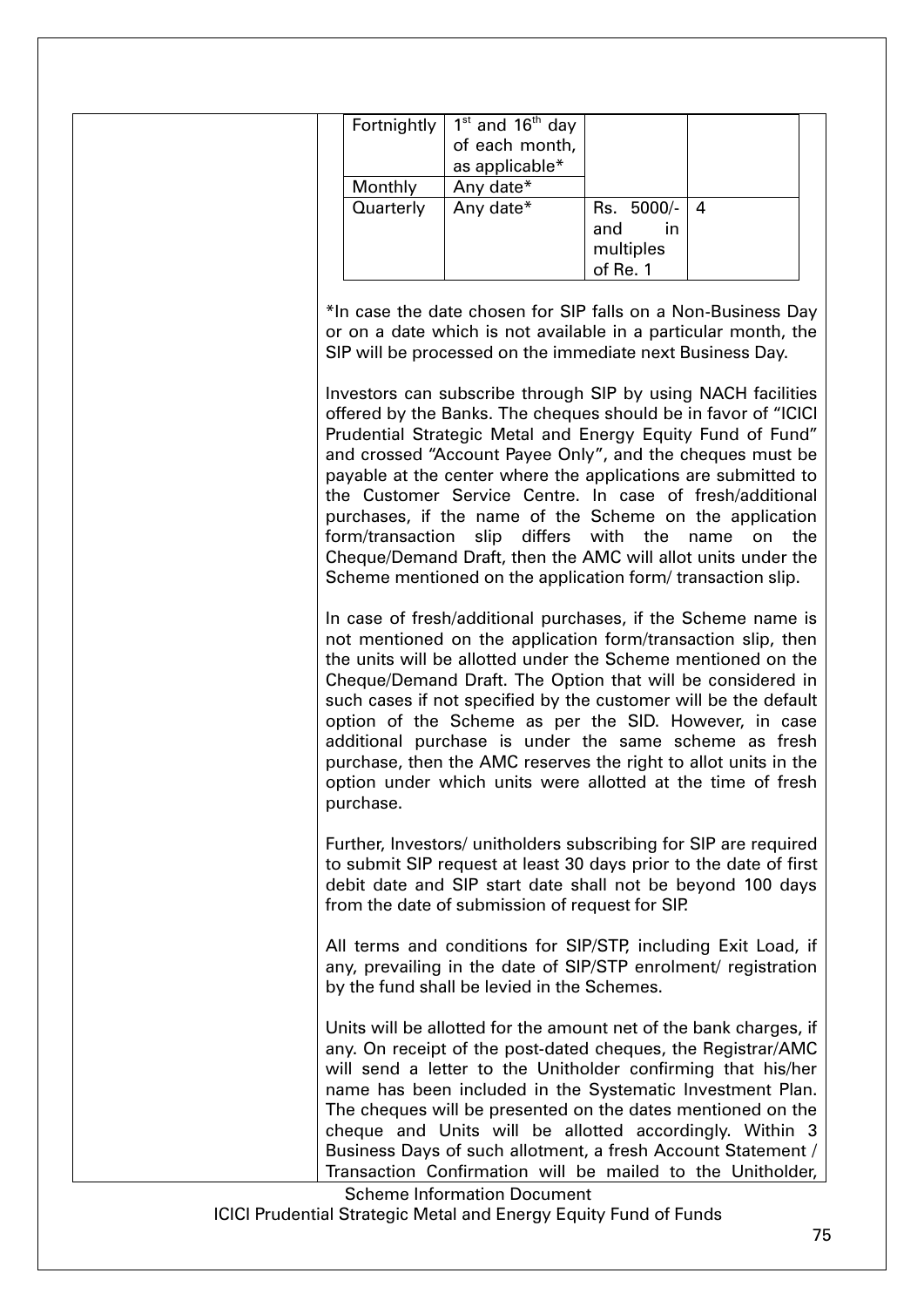| | | | |
|---|---|---|---|
| Fortnightly | 1st and 16th day of each month, as applicable* | | |
| Monthly | Any date* | | |
| Quarterly | Any date* | Rs. 5000/- and in multiples of Re. 1 | 4 |

*In case the date chosen for SIP falls on a Non-Business Day or on a date which is not available in a particular month, the SIP will be processed on the immediate next Business Day.

Investors can subscribe through SIP by using NACH facilities offered by the Banks. The cheques should be in favor of "ICICI Prudential Strategic Metal and Energy Equity Fund of Fund" and crossed "Account Payee Only", and the cheques must be payable at the center where the applications are submitted to the Customer Service Centre. In case of fresh/additional purchases, if the name of the Scheme on the application form/transaction slip differs with the name on the Cheque/Demand Draft, then the AMC will allot units under the Scheme mentioned on the application form/ transaction slip.

In case of fresh/additional purchases, if the Scheme name is not mentioned on the application form/transaction slip, then the units will be allotted under the Scheme mentioned on the Cheque/Demand Draft. The Option that will be considered in such cases if not specified by the customer will be the default option of the Scheme as per the SID. However, in case additional purchase is under the same scheme as fresh purchase, then the AMC reserves the right to allot units in the option under which units were allotted at the time of fresh purchase.

Further, Investors/ unitholders subscribing for SIP are required to submit SIP request at least 30 days prior to the date of first debit date and SIP start date shall not be beyond 100 days from the date of submission of request for SIP.

All terms and conditions for SIP/STP, including Exit Load, if any, prevailing in the date of SIP/STP enrolment/ registration by the fund shall be levied in the Schemes.

Units will be allotted for the amount net of the bank charges, if any. On receipt of the post-dated cheques, the Registrar/AMC will send a letter to the Unitholder confirming that his/her name has been included in the Systematic Investment Plan. The cheques will be presented on the dates mentioned on the cheque and Units will be allotted accordingly. Within 3 Business Days of such allotment, a fresh Account Statement / Transaction Confirmation will be mailed to the Unitholder,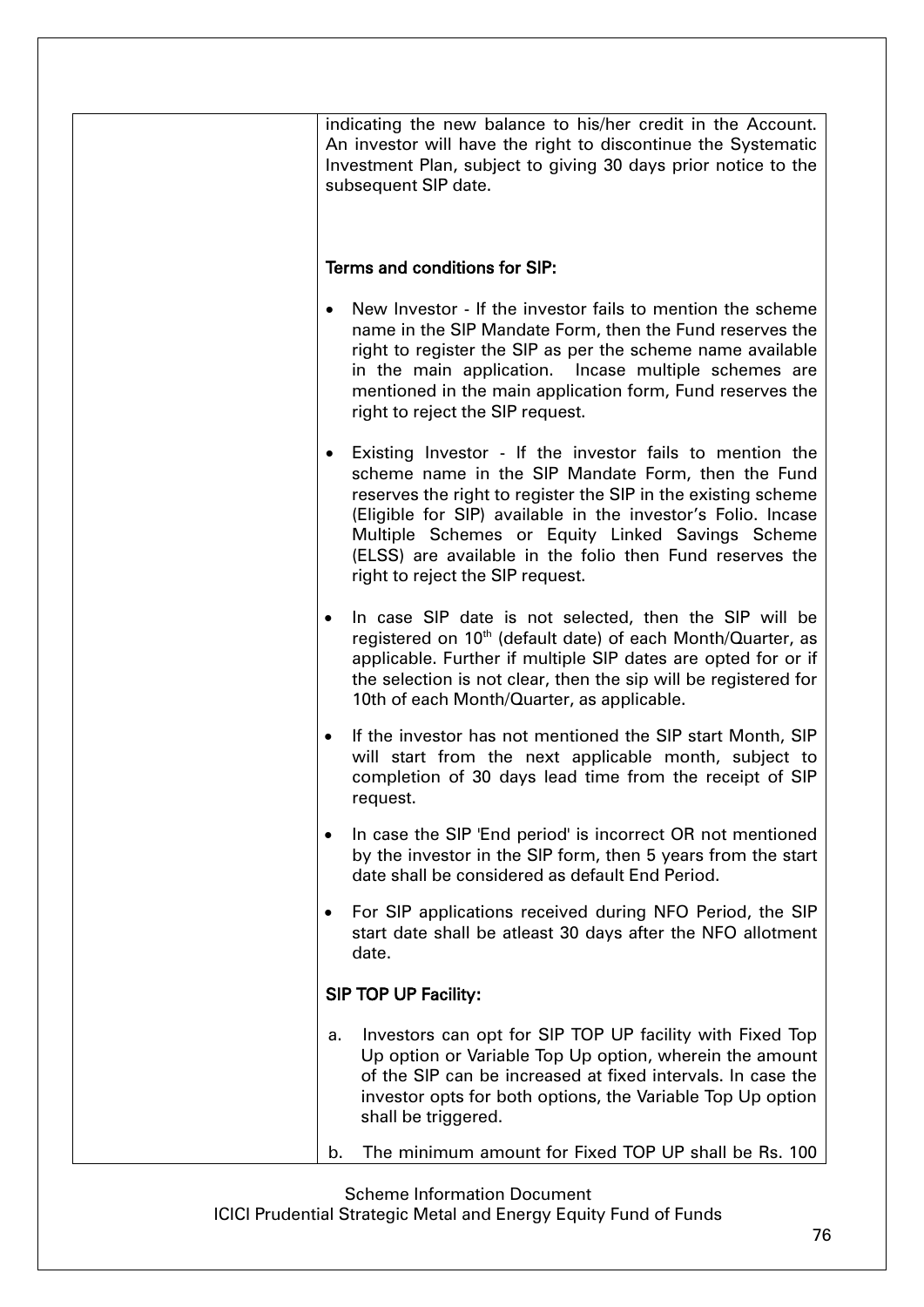indicating the new balance to his/her credit in the Account. An investor will have the right to discontinue the Systematic Investment Plan, subject to giving 30 days prior notice to the subsequent SIP date.

**Terms and conditions for SIP:**

- New Investor - If the investor fails to mention the scheme name in the SIP Mandate Form, then the Fund reserves the right to register the SIP as per the scheme name available in the main application. Incase multiple schemes are mentioned in the main application form, Fund reserves the right to reject the SIP request.
- Existing Investor - If the investor fails to mention the scheme name in the SIP Mandate Form, then the Fund reserves the right to register the SIP in the existing scheme (Eligible for SIP) available in the investor's Folio. Incase Multiple Schemes or Equity Linked Savings Scheme (ELSS) are available in the folio then Fund reserves the right to reject the SIP request.
- In case SIP date is not selected, then the SIP will be registered on 10th (default date) of each Month/Quarter, as applicable. Further if multiple SIP dates are opted for or if the selection is not clear, then the sip will be registered for 10th of each Month/Quarter, as applicable.
- If the investor has not mentioned the SIP start Month, SIP will start from the next applicable month, subject to completion of 30 days lead time from the receipt of SIP request.
- In case the SIP 'End period' is incorrect OR not mentioned by the investor in the SIP form, then 5 years from the start date shall be considered as default End Period.
- For SIP applications received during NFO Period, the SIP start date shall be atleast 30 days after the NFO allotment date.

**SIP TOP UP Facility:**

a. Investors can opt for SIP TOP UP facility with Fixed Top Up option or Variable Top Up option, wherein the amount of the SIP can be increased at fixed intervals. In case the investor opts for both options, the Variable Top Up option shall be triggered.

b. The minimum amount for Fixed TOP UP shall be Rs. 100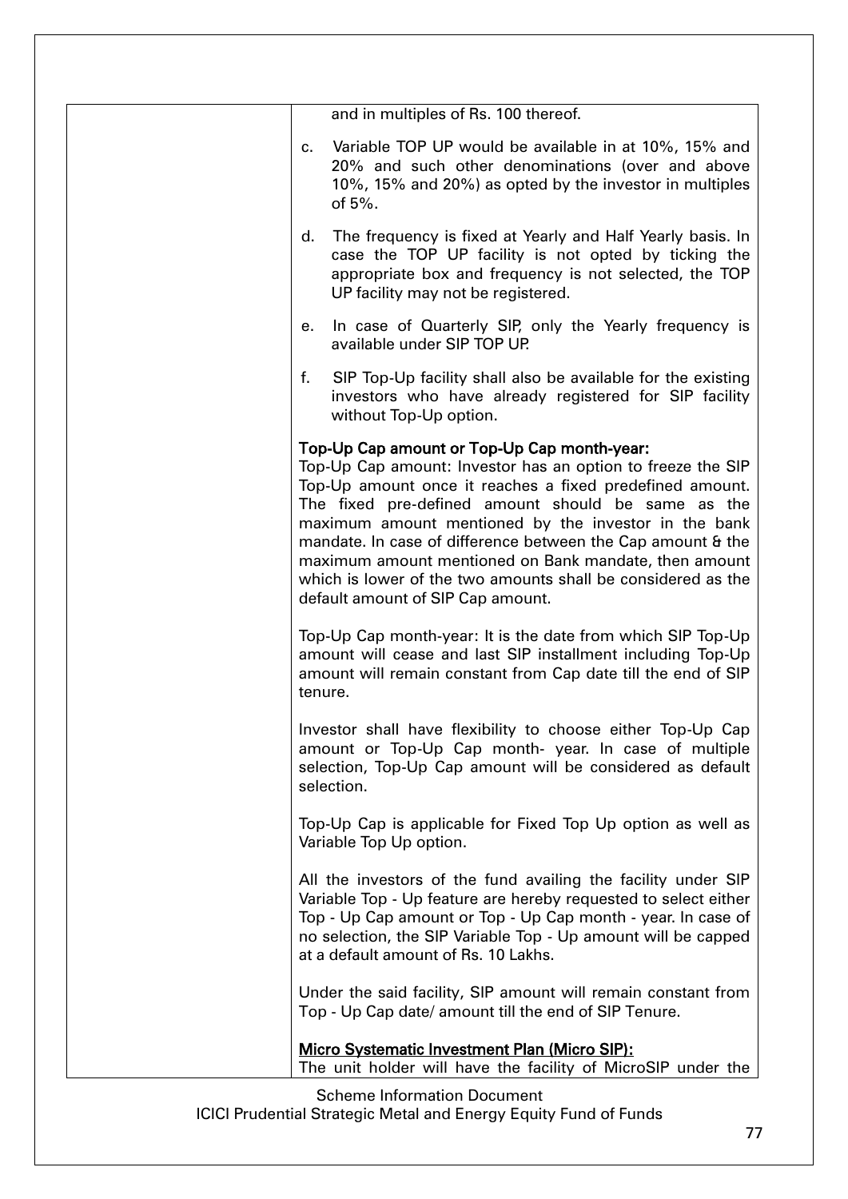| | and in multiples of Rs. 100 thereof.<br><br>c. Variable TOP UP would be available in at 10%, 15% and 20% and such other denominations (over and above 10%, 15% and 20%) as opted by the investor in multiples of 5%.<br><br>d. The frequency is fixed at Yearly and Half Yearly basis. In case the TOP UP facility is not opted by ticking the appropriate box and frequency is not selected, the TOP UP facility may not be registered.<br><br>e. In case of Quarterly SIP, only the Yearly frequency is available under SIP TOP UP.<br><br>f. SIP Top-Up facility shall also be available for the existing investors who have already registered for SIP facility without Top-Up option.<br><br>**Top-Up Cap amount or Top-Up Cap month-year:**<br>Top-Up Cap amount: Investor has an option to freeze the SIP Top-Up amount once it reaches a fixed predefined amount. The fixed pre-defined amount should be same as the maximum amount mentioned by the investor in the bank mandate. In case of difference between the Cap amount & the maximum amount mentioned on Bank mandate, then amount which is lower of the two amounts shall be considered as the default amount of SIP Cap amount.<br><br>Top-Up Cap month-year: It is the date from which SIP Top-Up amount will cease and last SIP installment including Top-Up amount will remain constant from Cap date till the end of SIP tenure.<br><br>Investor shall have flexibility to choose either Top-Up Cap amount or Top-Up Cap month- year. In case of multiple selection, Top-Up Cap amount will be considered as default selection.<br><br>Top-Up Cap is applicable for Fixed Top Up option as well as Variable Top Up option.<br><br>All the investors of the fund availing the facility under SIP Variable Top - Up feature are hereby requested to select either Top - Up Cap amount or Top - Up Cap month - year. In case of no selection, the SIP Variable Top - Up amount will be capped at a default amount of Rs. 10 Lakhs.<br><br>Under the said facility, SIP amount will remain constant from Top - Up Cap date/ amount till the end of SIP Tenure.<br><br>**<u>Micro Systematic Investment Plan (Micro SIP):</u>**<br>The unit holder will have the facility of MicroSIP under the |
|---|---|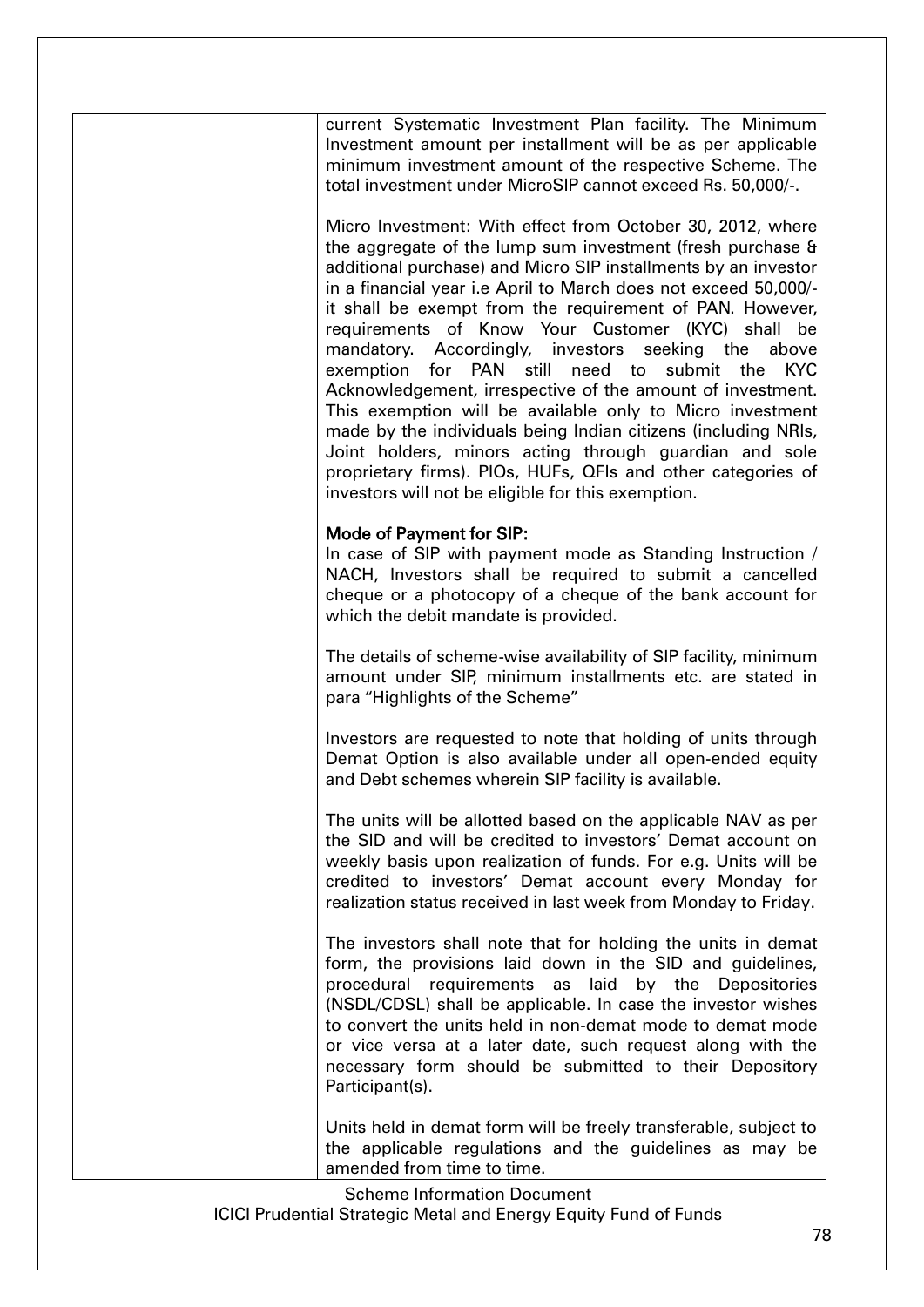| | current Systematic Investment Plan facility. The Minimum Investment amount per installment will be as per applicable minimum investment amount of the respective Scheme. The total investment under MicroSIP cannot exceed Rs. 50,000/-.<br><br>Micro Investment: With effect from October 30, 2012, where the aggregate of the lump sum investment (fresh purchase & additional purchase) and Micro SIP installments by an investor in a financial year i.e April to March does not exceed 50,000/- it shall be exempt from the requirement of PAN. However, requirements of Know Your Customer (KYC) shall be mandatory. Accordingly, investors seeking the above exemption for PAN still need to submit the KYC Acknowledgement, irrespective of the amount of investment. This exemption will be available only to Micro investment made by the individuals being Indian citizens (including NRIs, Joint holders, minors acting through guardian and sole proprietary firms). PIOs, HUFs, QFIs and other categories of investors will not be eligible for this exemption.<br><br>**Mode of Payment for SIP:**<br>In case of SIP with payment mode as Standing Instruction / NACH, Investors shall be required to submit a cancelled cheque or a photocopy of a cheque of the bank account for which the debit mandate is provided.<br><br>The details of scheme-wise availability of SIP facility, minimum amount under SIP, minimum installments etc. are stated in para "Highlights of the Scheme"<br><br>Investors are requested to note that holding of units through Demat Option is also available under all open-ended equity and Debt schemes wherein SIP facility is available.<br><br>The units will be allotted based on the applicable NAV as per the SID and will be credited to investors' Demat account on weekly basis upon realization of funds. For e.g. Units will be credited to investors' Demat account every Monday for realization status received in last week from Monday to Friday.<br><br>The investors shall note that for holding the units in demat form, the provisions laid down in the SID and guidelines, procedural requirements as laid by the Depositories (NSDL/CDSL) shall be applicable. In case the investor wishes to convert the units held in non-demat mode to demat mode or vice versa at a later date, such request along with the necessary form should be submitted to their Depository Participant(s).<br><br>Units held in demat form will be freely transferable, subject to the applicable regulations and the guidelines as may be amended from time to time. |
|---|---|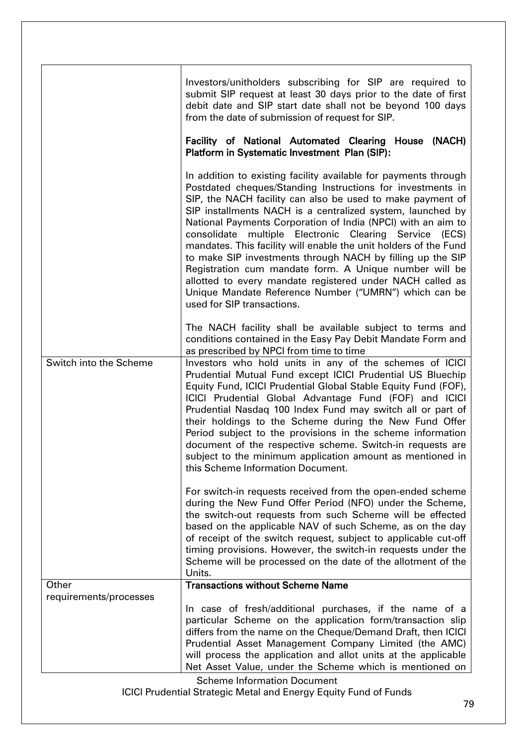| | |
|---|---|
| | Investors/unitholders subscribing for SIP are required to submit SIP request at least 30 days prior to the date of first debit date and SIP start date shall not be beyond 100 days from the date of submission of request for SIP.<br><br>**Facility of National Automated Clearing House (NACH) Platform in Systematic Investment Plan (SIP):**<br><br>In addition to existing facility available for payments through Postdated cheques/Standing Instructions for investments in SIP, the NACH facility can also be used to make payment of SIP installments NACH is a centralized system, launched by National Payments Corporation of India (NPCI) with an aim to consolidate multiple Electronic Clearing Service (ECS) mandates. This facility will enable the unit holders of the Fund to make SIP investments through NACH by filling up the SIP Registration cum mandate form. A Unique number will be allotted to every mandate registered under NACH called as Unique Mandate Reference Number ("UMRN") which can be used for SIP transactions.<br><br>The NACH facility shall be available subject to terms and conditions contained in the Easy Pay Debit Mandate Form and as prescribed by NPCI from time to time |
| Switch into the Scheme | Investors who hold units in any of the schemes of ICICI Prudential Mutual Fund except ICICI Prudential US Bluechip Equity Fund, ICICI Prudential Global Stable Equity Fund (FOF), ICICI Prudential Global Advantage Fund (FOF) and ICICI Prudential Nasdaq 100 Index Fund may switch all or part of their holdings to the Scheme during the New Fund Offer Period subject to the provisions in the scheme information document of the respective scheme. Switch-in requests are subject to the minimum application amount as mentioned in this Scheme Information Document.<br><br>For switch-in requests received from the open-ended scheme during the New Fund Offer Period (NFO) under the Scheme, the switch-out requests from such Scheme will be effected based on the applicable NAV of such Scheme, as on the day of receipt of the switch request, subject to applicable cut-off timing provisions. However, the switch-in requests under the Scheme will be processed on the date of the allotment of the Units. |
| Other requirements/processes | **Transactions without Scheme Name**<br><br>In case of fresh/additional purchases, if the name of a particular Scheme on the application form/transaction slip differs from the name on the Cheque/Demand Draft, then ICICI Prudential Asset Management Company Limited (the AMC) will process the application and allot units at the applicable Net Asset Value, under the Scheme which is mentioned on |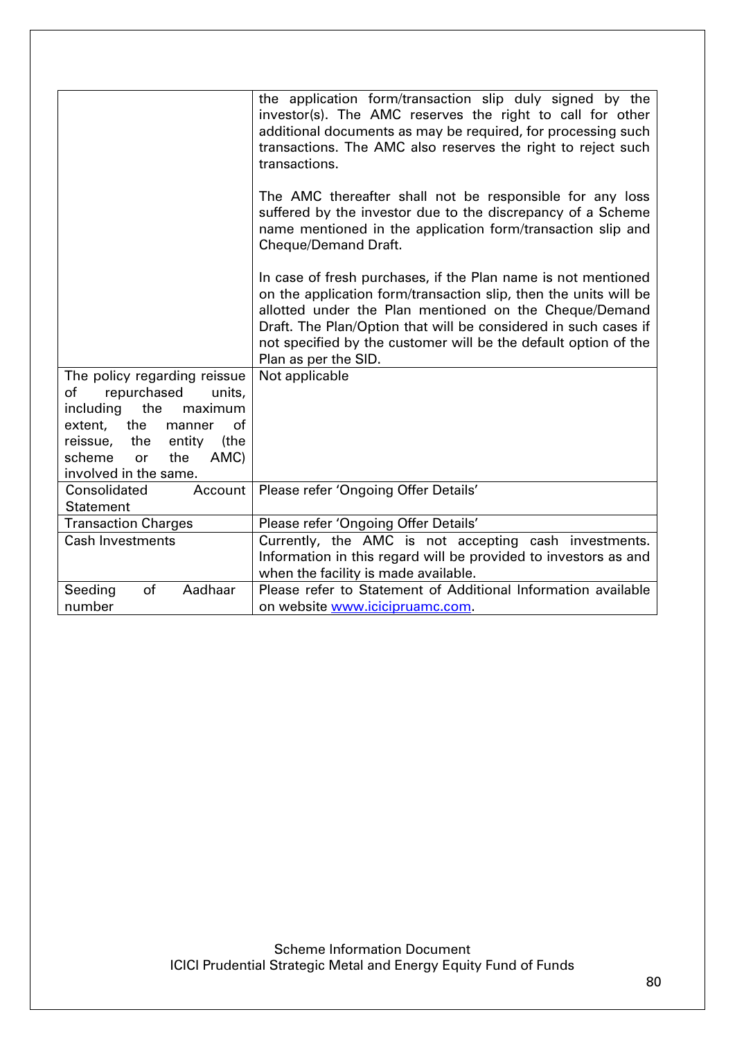| | |
|---|---|
| | the application form/transaction slip duly signed by the investor(s). The AMC reserves the right to call for other additional documents as may be required, for processing such transactions. The AMC also reserves the right to reject such transactions.<br><br>The AMC thereafter shall not be responsible for any loss suffered by the investor due to the discrepancy of a Scheme name mentioned in the application form/transaction slip and Cheque/Demand Draft.<br><br>In case of fresh purchases, if the Plan name is not mentioned on the application form/transaction slip, then the units will be allotted under the Plan mentioned on the Cheque/Demand Draft. The Plan/Option that will be considered in such cases if not specified by the customer will be the default option of the Plan as per the SID. |
| The policy regarding reissue of repurchased units, including the maximum extent, the manner of reissue, the entity (the scheme or the AMC) involved in the same. | Not applicable |
| Consolidated Account Statement | Please refer 'Ongoing Offer Details' |
| Transaction Charges | Please refer 'Ongoing Offer Details' |
| Cash Investments | Currently, the AMC is not accepting cash investments. Information in this regard will be provided to investors as and when the facility is made available. |
| Seeding of Aadhaar number | Please refer to Statement of Additional Information available on website www.icicipruamc.com. |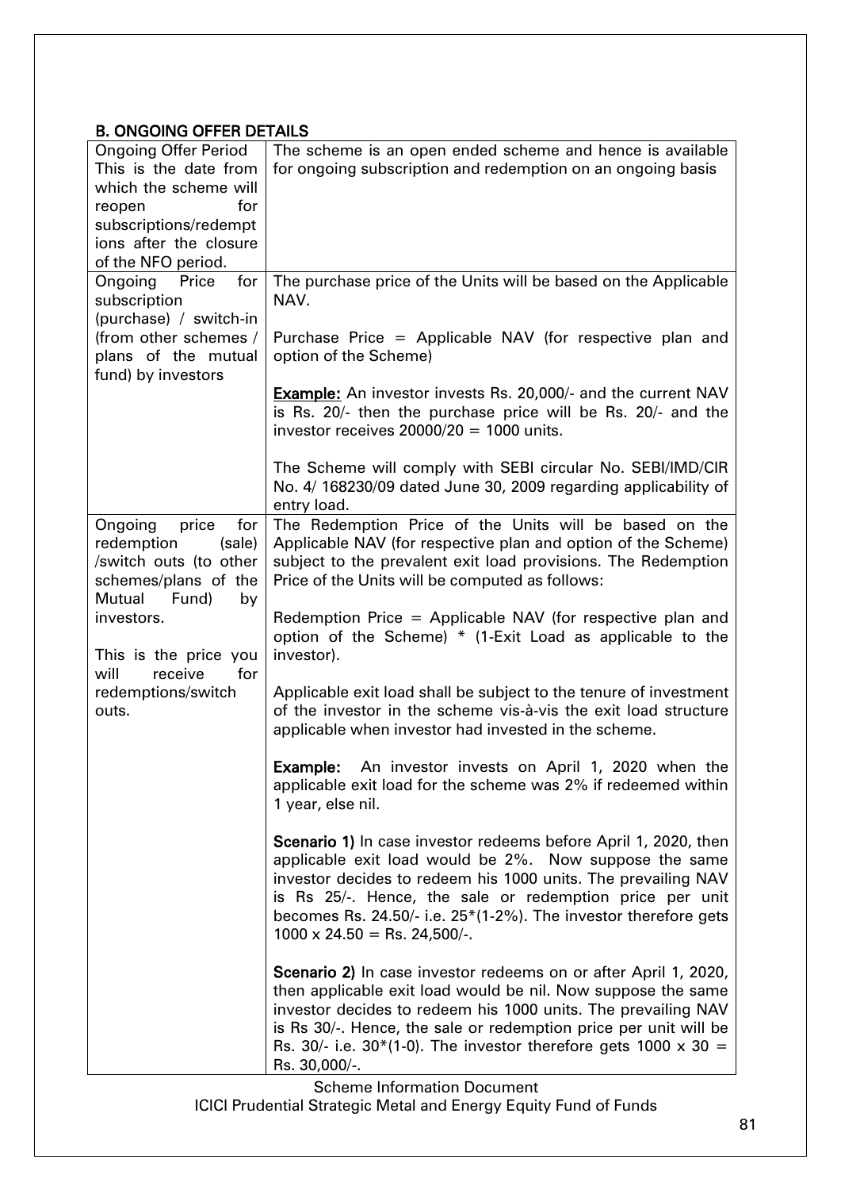## B. ONGOING OFFER DETAILS

| | |
|---|---|
| Ongoing Offer Period<br>This is the date from which the scheme will reopen for subscriptions/redemptions after the closure of the NFO period. | The scheme is an open ended scheme and hence is available for ongoing subscription and redemption on an ongoing basis |
| Ongoing Price for subscription (purchase) / switch-in (from other schemes / plans of the mutual fund) by investors | The purchase price of the Units will be based on the Applicable NAV.<br><br>Purchase Price = Applicable NAV (for respective plan and option of the Scheme)<br><br>**Example:** An investor invests Rs. 20,000/- and the current NAV is Rs. 20/- then the purchase price will be Rs. 20/- and the investor receives 20000/20 = 1000 units.<br><br>The Scheme will comply with SEBI circular No. SEBI/IMD/CIR No. 4/ 168230/09 dated June 30, 2009 regarding applicability of entry load. |
| Ongoing price for redemption (sale) /switch outs (to other schemes/plans of the Mutual Fund) by investors.<br><br>This is the price you will receive for redemptions/switch outs. | The Redemption Price of the Units will be based on the Applicable NAV (for respective plan and option of the Scheme) subject to the prevalent exit load provisions. The Redemption Price of the Units will be computed as follows:<br><br>Redemption Price = Applicable NAV (for respective plan and option of the Scheme) * (1-Exit Load as applicable to the investor).<br><br>Applicable exit load shall be subject to the tenure of investment of the investor in the scheme vis-à-vis the exit load structure applicable when investor had invested in the scheme.<br><br>**Example:** An investor invests on April 1, 2020 when the applicable exit load for the scheme was 2% if redeemed within 1 year, else nil.<br><br>**Scenario 1)** In case investor redeems before April 1, 2020, then applicable exit load would be 2%. Now suppose the same investor decides to redeem his 1000 units. The prevailing NAV is Rs 25/-. Hence, the sale or redemption price per unit becomes Rs. 24.50/- i.e. 25*(1-2%). The investor therefore gets 1000 x 24.50 = Rs. 24,500/-.<br><br>**Scenario 2)** In case investor redeems on or after April 1, 2020, then applicable exit load would be nil. Now suppose the same investor decides to redeem his 1000 units. The prevailing NAV is Rs 30/-. Hence, the sale or redemption price per unit will be Rs. 30/- i.e. 30*(1-0). The investor therefore gets 1000 x 30 = Rs. 30,000/-. |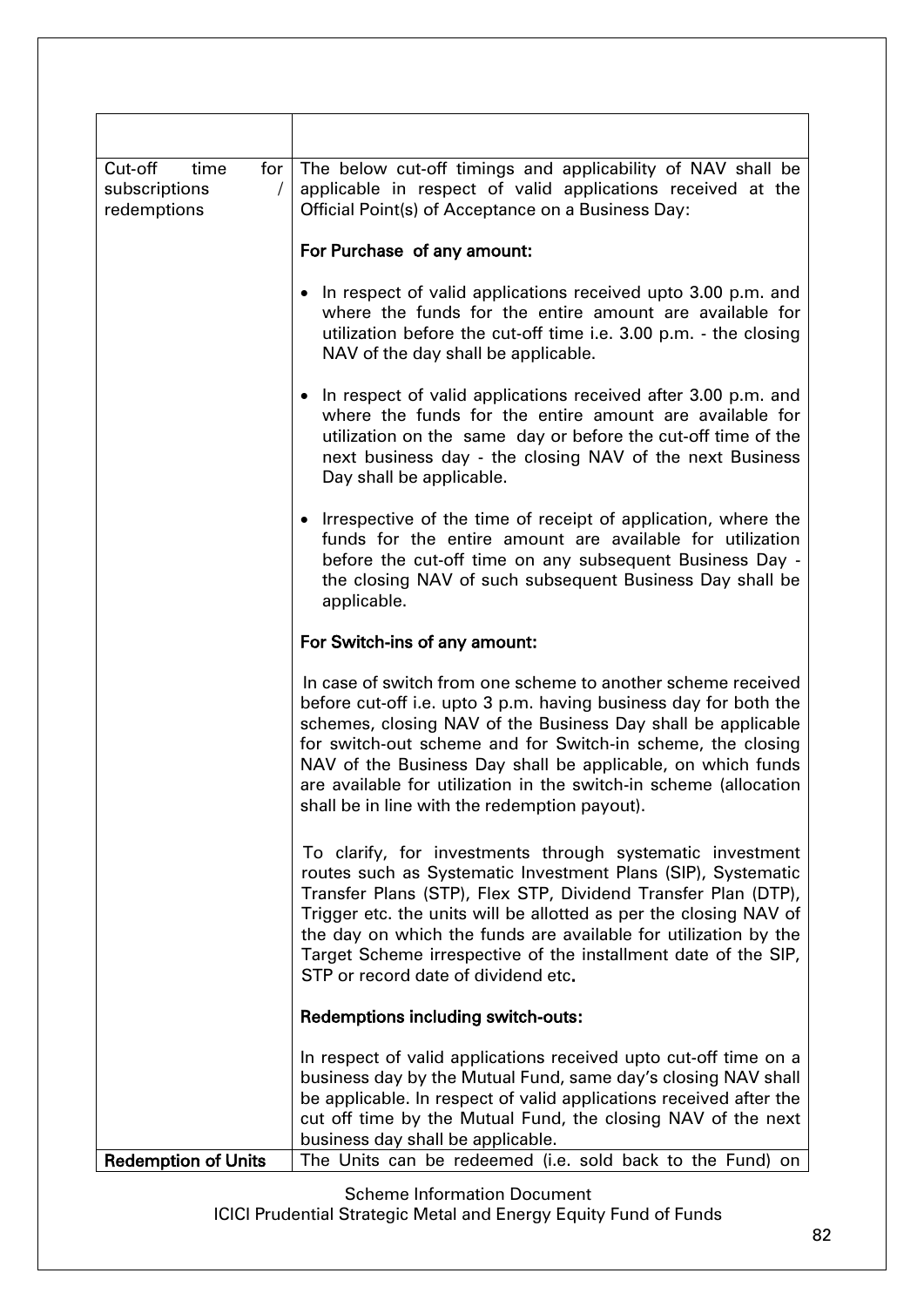| | |
|---|---|
| Cut-off time for subscriptions / redemptions | The below cut-off timings and applicability of NAV shall be applicable in respect of valid applications received at the Official Point(s) of Acceptance on a Business Day:<br><br>**For Purchase of any amount:**<br><br>• In respect of valid applications received upto 3.00 p.m. and where the funds for the entire amount are available for utilization before the cut-off time i.e. 3.00 p.m. - the closing NAV of the day shall be applicable.<br><br>• In respect of valid applications received after 3.00 p.m. and where the funds for the entire amount are available for utilization on the same day or before the cut-off time of the next business day - the closing NAV of the next Business Day shall be applicable.<br><br>• Irrespective of the time of receipt of application, where the funds for the entire amount are available for utilization before the cut-off time on any subsequent Business Day - the closing NAV of such subsequent Business Day shall be applicable.<br><br>**For Switch-ins of any amount:**<br><br>In case of switch from one scheme to another scheme received before cut-off i.e. upto 3 p.m. having business day for both the schemes, closing NAV of the Business Day shall be applicable for switch-out scheme and for Switch-in scheme, the closing NAV of the Business Day shall be applicable, on which funds are available for utilization in the switch-in scheme (allocation shall be in line with the redemption payout).<br><br>To clarify, for investments through systematic investment routes such as Systematic Investment Plans (SIP), Systematic Transfer Plans (STP), Flex STP, Dividend Transfer Plan (DTP), Trigger etc. the units will be allotted as per the closing NAV of the day on which the funds are available for utilization by the Target Scheme irrespective of the installment date of the SIP, STP or record date of dividend etc.<br><br>**Redemptions including switch-outs:**<br><br>In respect of valid applications received upto cut-off time on a business day by the Mutual Fund, same day's closing NAV shall be applicable. In respect of valid applications received after the cut off time by the Mutual Fund, the closing NAV of the next business day shall be applicable. |
| **Redemption of Units** | The Units can be redeemed (i.e. sold back to the Fund) on |

Scheme Information Document
ICICI Prudential Strategic Metal and Energy Equity Fund of Funds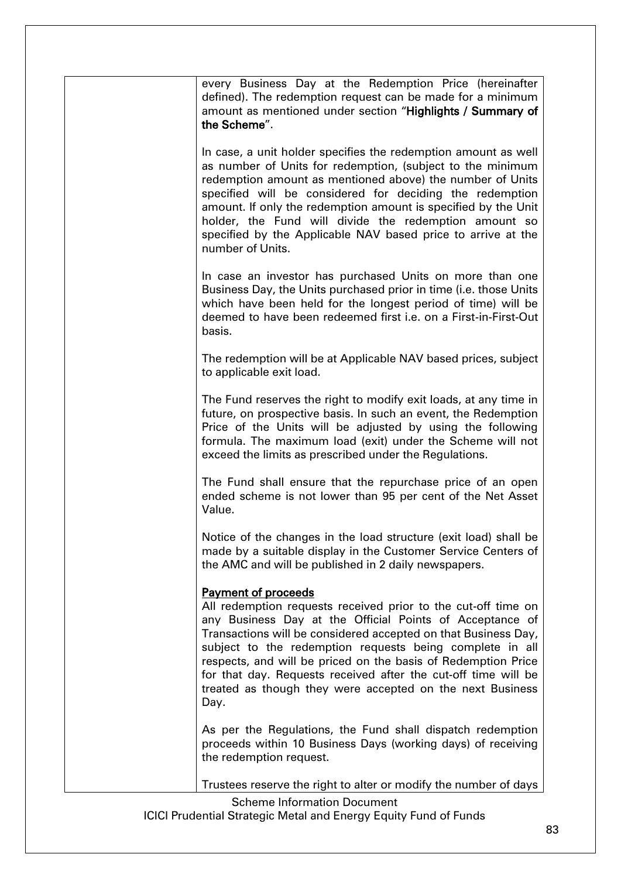| | every Business Day at the Redemption Price (hereinafter defined). The redemption request can be made for a minimum amount as mentioned under section "**Highlights / Summary of the Scheme**".<br><br>In case, a unit holder specifies the redemption amount as well as number of Units for redemption, (subject to the minimum redemption amount as mentioned above) the number of Units specified will be considered for deciding the redemption amount. If only the redemption amount is specified by the Unit holder, the Fund will divide the redemption amount so specified by the Applicable NAV based price to arrive at the number of Units.<br><br>In case an investor has purchased Units on more than one Business Day, the Units purchased prior in time (i.e. those Units which have been held for the longest period of time) will be deemed to have been redeemed first i.e. on a First-in-First-Out basis.<br><br>The redemption will be at Applicable NAV based prices, subject to applicable exit load.<br><br>The Fund reserves the right to modify exit loads, at any time in future, on prospective basis. In such an event, the Redemption Price of the Units will be adjusted by using the following formula. The maximum load (exit) under the Scheme will not exceed the limits as prescribed under the Regulations.<br><br>The Fund shall ensure that the repurchase price of an open ended scheme is not lower than 95 per cent of the Net Asset Value.<br><br>Notice of the changes in the load structure (exit load) shall be made by a suitable display in the Customer Service Centers of the AMC and will be published in 2 daily newspapers.<br><br>**Payment of proceeds**<br>All redemption requests received prior to the cut-off time on any Business Day at the Official Points of Acceptance of Transactions will be considered accepted on that Business Day, subject to the redemption requests being complete in all respects, and will be priced on the basis of Redemption Price for that day. Requests received after the cut-off time will be treated as though they were accepted on the next Business Day.<br><br>As per the Regulations, the Fund shall dispatch redemption proceeds within 10 Business Days (working days) of receiving the redemption request.<br><br>Trustees reserve the right to alter or modify the number of days |
|---|---|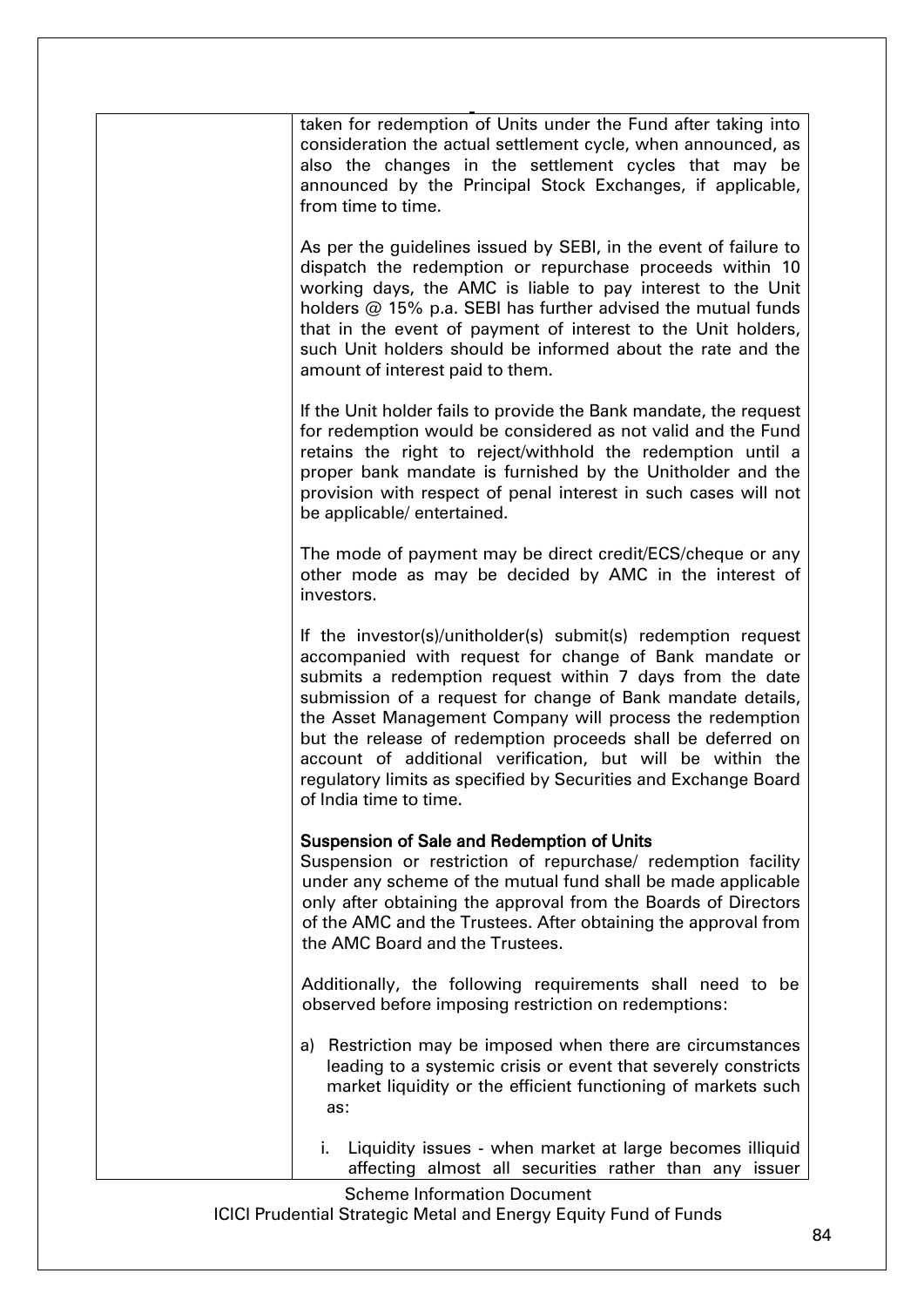| | taken for redemption of Units under the Fund after taking into consideration the actual settlement cycle, when announced, as also the changes in the settlement cycles that may be announced by the Principal Stock Exchanges, if applicable, from time to time.<br><br>As per the guidelines issued by SEBI, in the event of failure to dispatch the redemption or repurchase proceeds within 10 working days, the AMC is liable to pay interest to the Unit holders @ 15% p.a. SEBI has further advised the mutual funds that in the event of payment of interest to the Unit holders, such Unit holders should be informed about the rate and the amount of interest paid to them.<br><br>If the Unit holder fails to provide the Bank mandate, the request for redemption would be considered as not valid and the Fund retains the right to reject/withhold the redemption until a proper bank mandate is furnished by the Unitholder and the provision with respect of penal interest in such cases will not be applicable/ entertained.<br><br>The mode of payment may be direct credit/ECS/cheque or any other mode as may be decided by AMC in the interest of investors.<br><br>If the investor(s)/unitholder(s) submit(s) redemption request accompanied with request for change of Bank mandate or submits a redemption request within 7 days from the date submission of a request for change of Bank mandate details, the Asset Management Company will process the redemption but the release of redemption proceeds shall be deferred on account of additional verification, but will be within the regulatory limits as specified by Securities and Exchange Board of India time to time.<br><br>**Suspension of Sale and Redemption of Units**<br>Suspension or restriction of repurchase/ redemption facility under any scheme of the mutual fund shall be made applicable only after obtaining the approval from the Boards of Directors of the AMC and the Trustees. After obtaining the approval from the AMC Board and the Trustees.<br><br>Additionally, the following requirements shall need to be observed before imposing restriction on redemptions:<br><br>a) Restriction may be imposed when there are circumstances leading to a systemic crisis or event that severely constricts market liquidity or the efficient functioning of markets such as:<br><br>i. Liquidity issues - when market at large becomes illiquid affecting almost all securities rather than any issuer |
|---|---|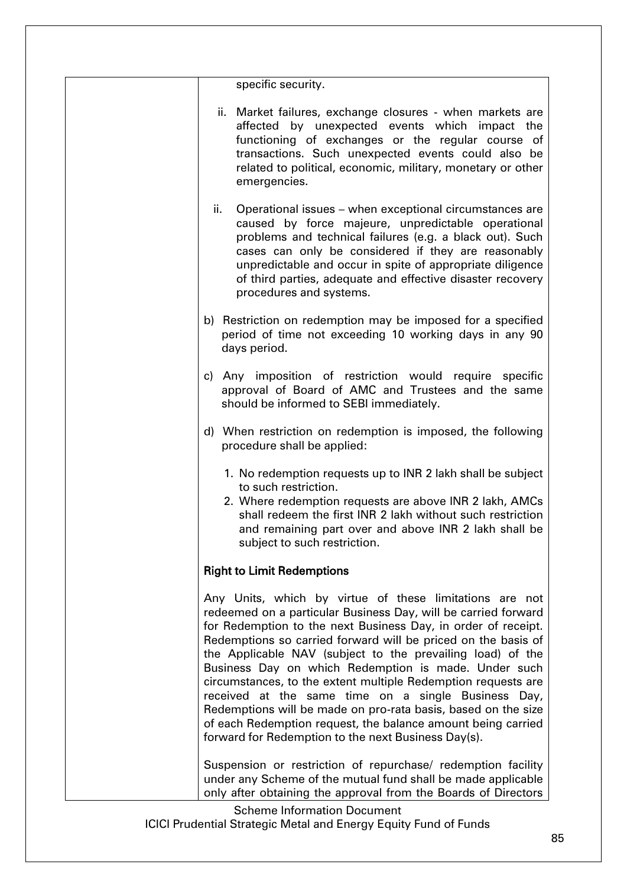| | specific security.<br><br>ii. Market failures, exchange closures - when markets are affected by unexpected events which impact the functioning of exchanges or the regular course of transactions. Such unexpected events could also be related to political, economic, military, monetary or other emergencies.<br><br>ii. Operational issues – when exceptional circumstances are caused by force majeure, unpredictable operational problems and technical failures (e.g. a black out). Such cases can only be considered if they are reasonably unpredictable and occur in spite of appropriate diligence of third parties, adequate and effective disaster recovery procedures and systems.<br><br>b) Restriction on redemption may be imposed for a specified period of time not exceeding 10 working days in any 90 days period.<br><br>c) Any imposition of restriction would require specific approval of Board of AMC and Trustees and the same should be informed to SEBI immediately.<br><br>d) When restriction on redemption is imposed, the following procedure shall be applied:<br><br>1. No redemption requests up to INR 2 lakh shall be subject to such restriction.<br>2. Where redemption requests are above INR 2 lakh, AMCs shall redeem the first INR 2 lakh without such restriction and remaining part over and above INR 2 lakh shall be subject to such restriction.<br><br>**Right to Limit Redemptions**<br><br>Any Units, which by virtue of these limitations are not redeemed on a particular Business Day, will be carried forward for Redemption to the next Business Day, in order of receipt. Redemptions so carried forward will be priced on the basis of the Applicable NAV (subject to the prevailing load) of the Business Day on which Redemption is made. Under such circumstances, to the extent multiple Redemption requests are received at the same time on a single Business Day, Redemptions will be made on pro-rata basis, based on the size of each Redemption request, the balance amount being carried forward for Redemption to the next Business Day(s).<br><br>Suspension or restriction of repurchase/ redemption facility under any Scheme of the mutual fund shall be made applicable only after obtaining the approval from the Boards of Directors |
|---|---|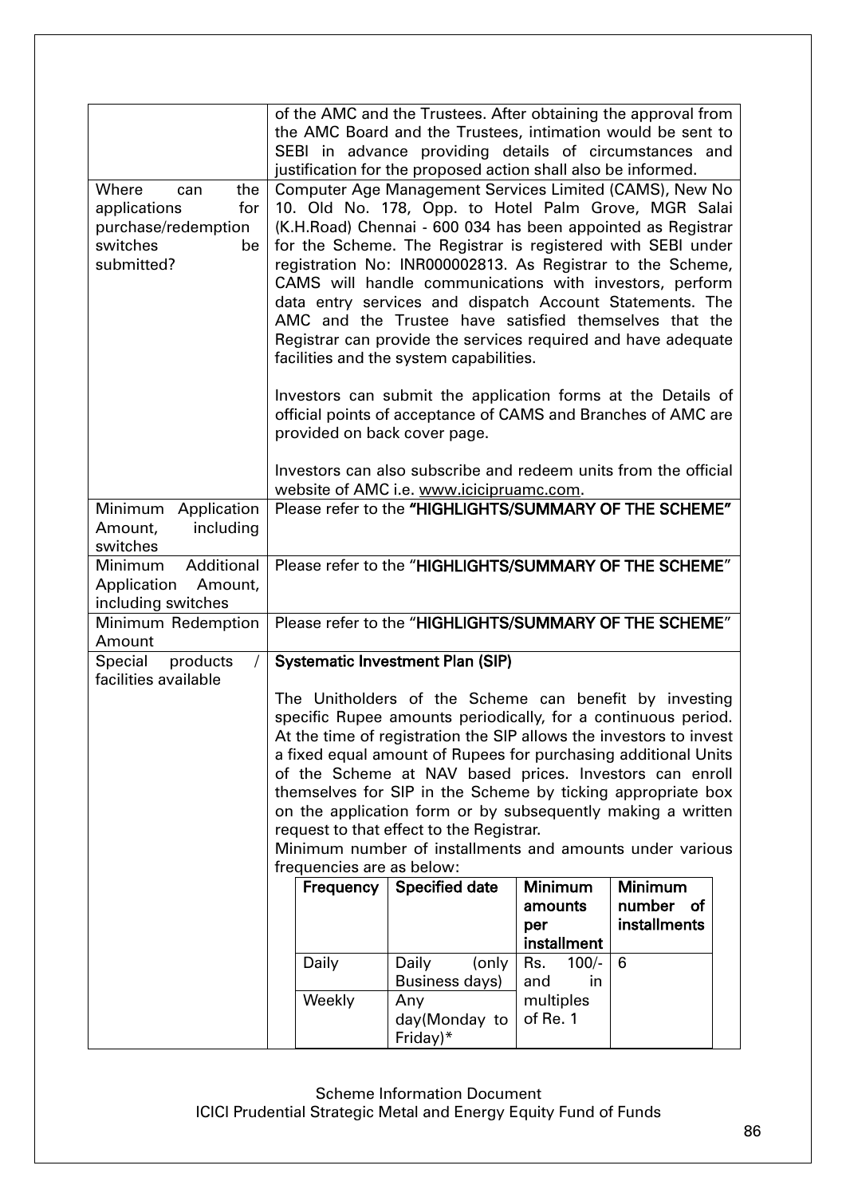| | |
|---|---|
| | of the AMC and the Trustees. After obtaining the approval from the AMC Board and the Trustees, intimation would be sent to SEBI in advance providing details of circumstances and justification for the proposed action shall also be informed. |
| Where can the applications for purchase/redemption switches be submitted? | Computer Age Management Services Limited (CAMS), New No 10. Old No. 178, Opp. to Hotel Palm Grove, MGR Salai (K.H.Road) Chennai - 600 034 has been appointed as Registrar for the Scheme. The Registrar is registered with SEBI under registration No: INR000002813. As Registrar to the Scheme, CAMS will handle communications with investors, perform data entry services and dispatch Account Statements. The AMC and the Trustee have satisfied themselves that the Registrar can provide the services required and have adequate facilities and the system capabilities.<br><br>Investors can submit the application forms at the Details of official points of acceptance of CAMS and Branches of AMC are provided on back cover page.<br><br>Investors can also subscribe and redeem units from the official website of AMC i.e. www.icicipruamc.com. |
| Minimum Application Amount, including switches | Please refer to the **"HIGHLIGHTS/SUMMARY OF THE SCHEME"** |
| Minimum Additional Application Amount, including switches | Please refer to the "**HIGHLIGHTS/SUMMARY OF THE SCHEME**" |
| Minimum Redemption Amount | Please refer to the "**HIGHLIGHTS/SUMMARY OF THE SCHEME**" |
| Special products / facilities available | **Systematic Investment Plan (SIP)**<br><br>The Unitholders of the Scheme can benefit by investing specific Rupee amounts periodically, for a continuous period. At the time of registration the SIP allows the investors to invest a fixed equal amount of Rupees for purchasing additional Units of the Scheme at NAV based prices. Investors can enroll themselves for SIP in the Scheme by ticking appropriate box on the application form or by subsequently making a written request to that effect to the Registrar.<br>Minimum number of installments and amounts under various frequencies are as below: |

| Frequency | Specified date | Minimum amounts per installment | Minimum number of installments |
|---|---|---|---|
| Daily | Daily (only Business days) | Rs. 100/- and in multiples of Re. 1 | 6 |
| Weekly | Any day(Monday to Friday)* | | |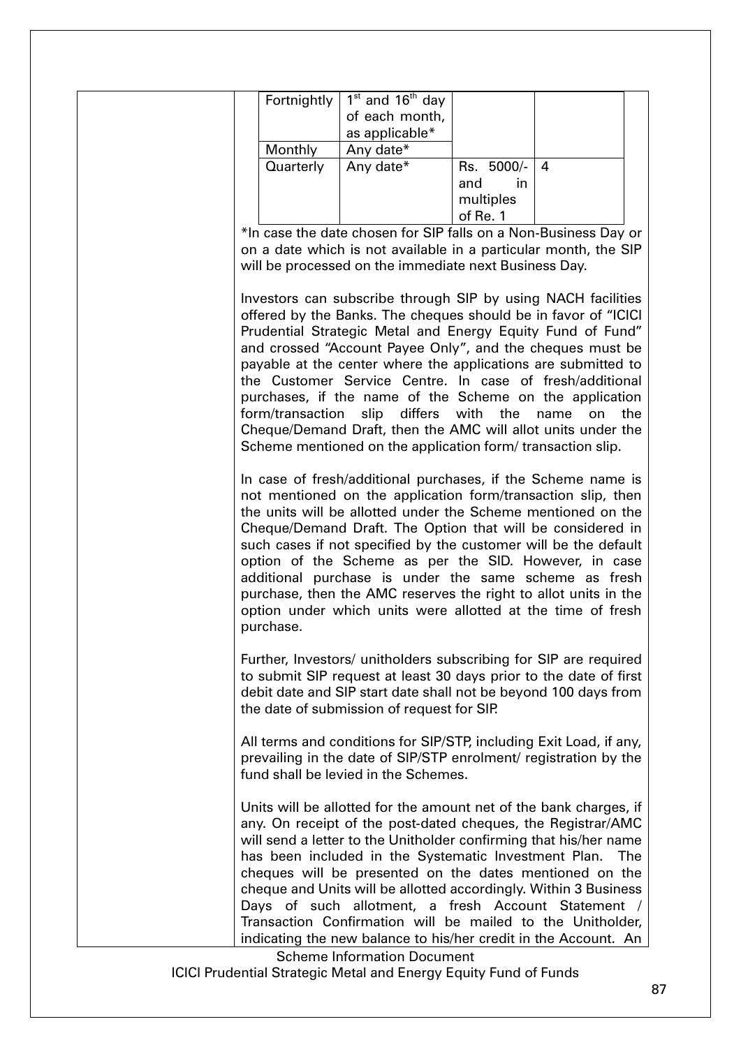| Fortnightly | 1st and 16th day of each month, as applicable* | | |
|---|---|---|---|
| Monthly | Any date* | | |
| Quarterly | Any date* | Rs. 5000/- and in multiples of Re. 1 | 4 |

*In case the date chosen for SIP falls on a Non-Business Day or on a date which is not available in a particular month, the SIP will be processed on the immediate next Business Day.

Investors can subscribe through SIP by using NACH facilities offered by the Banks. The cheques should be in favor of "ICICI Prudential Strategic Metal and Energy Equity Fund of Fund" and crossed "Account Payee Only", and the cheques must be payable at the center where the applications are submitted to the Customer Service Centre. In case of fresh/additional purchases, if the name of the Scheme on the application form/transaction slip differs with the name on the Cheque/Demand Draft, then the AMC will allot units under the Scheme mentioned on the application form/ transaction slip.

In case of fresh/additional purchases, if the Scheme name is not mentioned on the application form/transaction slip, then the units will be allotted under the Scheme mentioned on the Cheque/Demand Draft. The Option that will be considered in such cases if not specified by the customer will be the default option of the Scheme as per the SID. However, in case additional purchase is under the same scheme as fresh purchase, then the AMC reserves the right to allot units in the option under which units were allotted at the time of fresh purchase.

Further, Investors/ unitholders subscribing for SIP are required to submit SIP request at least 30 days prior to the date of first debit date and SIP start date shall not be beyond 100 days from the date of submission of request for SIP.

All terms and conditions for SIP/STP, including Exit Load, if any, prevailing in the date of SIP/STP enrolment/ registration by the fund shall be levied in the Schemes.

Units will be allotted for the amount net of the bank charges, if any. On receipt of the post-dated cheques, the Registrar/AMC will send a letter to the Unitholder confirming that his/her name has been included in the Systematic Investment Plan. The cheques will be presented on the dates mentioned on the cheque and Units will be allotted accordingly. Within 3 Business Days of such allotment, a fresh Account Statement / Transaction Confirmation will be mailed to the Unitholder, indicating the new balance to his/her credit in the Account. An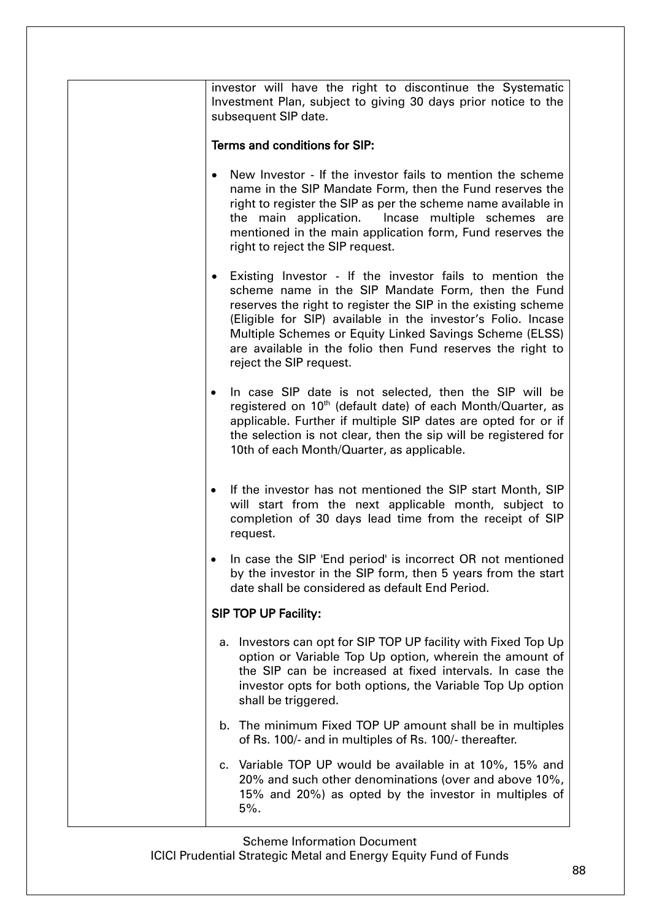| | investor will have the right to discontinue the Systematic Investment Plan, subject to giving 30 days prior notice to the subsequent SIP date.<br><br>**Terms and conditions for SIP:**<br><br>• New Investor - If the investor fails to mention the scheme name in the SIP Mandate Form, then the Fund reserves the right to register the SIP as per the scheme name available in the main application. Incase multiple schemes are mentioned in the main application form, Fund reserves the right to reject the SIP request.<br><br>• Existing Investor - If the investor fails to mention the scheme name in the SIP Mandate Form, then the Fund reserves the right to register the SIP in the existing scheme (Eligible for SIP) available in the investor's Folio. Incase Multiple Schemes or Equity Linked Savings Scheme (ELSS) are available in the folio then Fund reserves the right to reject the SIP request.<br><br>• In case SIP date is not selected, then the SIP will be registered on 10th (default date) of each Month/Quarter, as applicable. Further if multiple SIP dates are opted for or if the selection is not clear, then the sip will be registered for 10th of each Month/Quarter, as applicable.<br><br>• If the investor has not mentioned the SIP start Month, SIP will start from the next applicable month, subject to completion of 30 days lead time from the receipt of SIP request.<br><br>• In case the SIP 'End period' is incorrect OR not mentioned by the investor in the SIP form, then 5 years from the start date shall be considered as default End Period.<br><br>**SIP TOP UP Facility:**<br><br>a. Investors can opt for SIP TOP UP facility with Fixed Top Up option or Variable Top Up option, wherein the amount of the SIP can be increased at fixed intervals. In case the investor opts for both options, the Variable Top Up option shall be triggered.<br><br>b. The minimum Fixed TOP UP amount shall be in multiples of Rs. 100/- and in multiples of Rs. 100/- thereafter.<br><br>c. Variable TOP UP would be available in at 10%, 15% and 20% and such other denominations (over and above 10%, 15% and 20%) as opted by the investor in multiples of 5%. |
|---|---|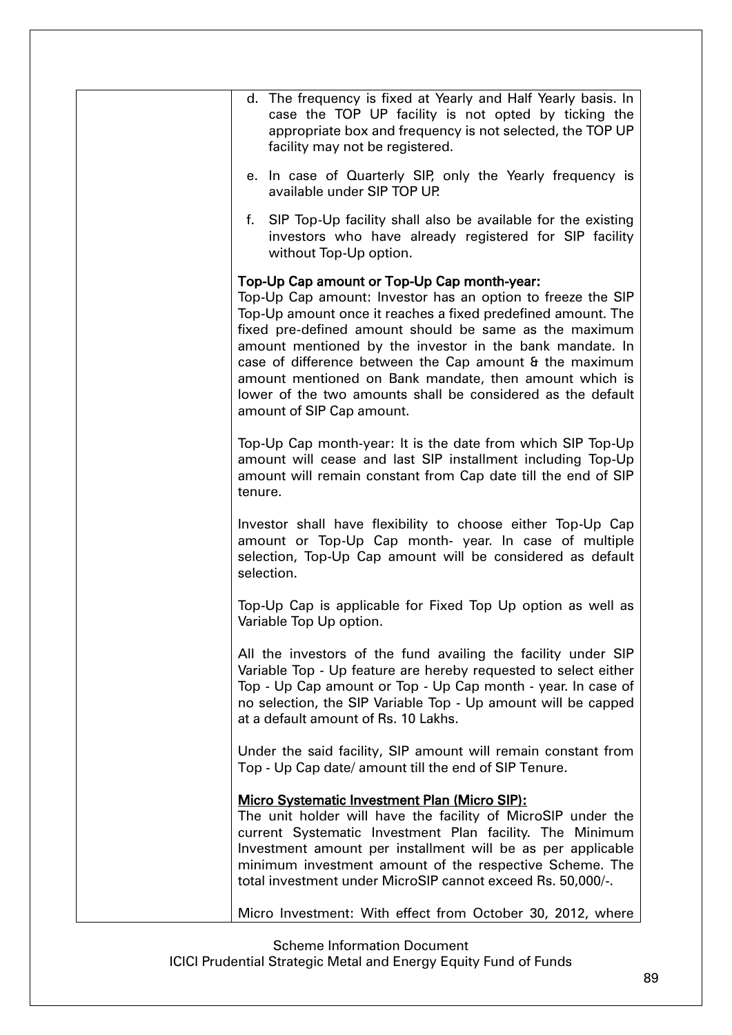| | d. The frequency is fixed at Yearly and Half Yearly basis. In case the TOP UP facility is not opted by ticking the appropriate box and frequency is not selected, the TOP UP facility may not be registered.<br><br>e. In case of Quarterly SIP, only the Yearly frequency is available under SIP TOP UP.<br><br>f. SIP Top-Up facility shall also be available for the existing investors who have already registered for SIP facility without Top-Up option.<br><br>**Top-Up Cap amount or Top-Up Cap month-year:**<br>Top-Up Cap amount: Investor has an option to freeze the SIP Top-Up amount once it reaches a fixed predefined amount. The fixed pre-defined amount should be same as the maximum amount mentioned by the investor in the bank mandate. In case of difference between the Cap amount & the maximum amount mentioned on Bank mandate, then amount which is lower of the two amounts shall be considered as the default amount of SIP Cap amount.<br><br>Top-Up Cap month-year: It is the date from which SIP Top-Up amount will cease and last SIP installment including Top-Up amount will remain constant from Cap date till the end of SIP tenure.<br><br>Investor shall have flexibility to choose either Top-Up Cap amount or Top-Up Cap month- year. In case of multiple selection, Top-Up Cap amount will be considered as default selection.<br><br>Top-Up Cap is applicable for Fixed Top Up option as well as Variable Top Up option.<br><br>All the investors of the fund availing the facility under SIP Variable Top - Up feature are hereby requested to select either Top - Up Cap amount or Top - Up Cap month - year. In case of no selection, the SIP Variable Top - Up amount will be capped at a default amount of Rs. 10 Lakhs.<br><br>Under the said facility, SIP amount will remain constant from Top - Up Cap date/ amount till the end of SIP Tenure.<br><br>**<u>Micro Systematic Investment Plan (Micro SIP):</u>**<br>The unit holder will have the facility of MicroSIP under the current Systematic Investment Plan facility. The Minimum Investment amount per installment will be as per applicable minimum investment amount of the respective Scheme. The total investment under MicroSIP cannot exceed Rs. 50,000/-.<br><br>Micro Investment: With effect from October 30, 2012, where |
|---|---|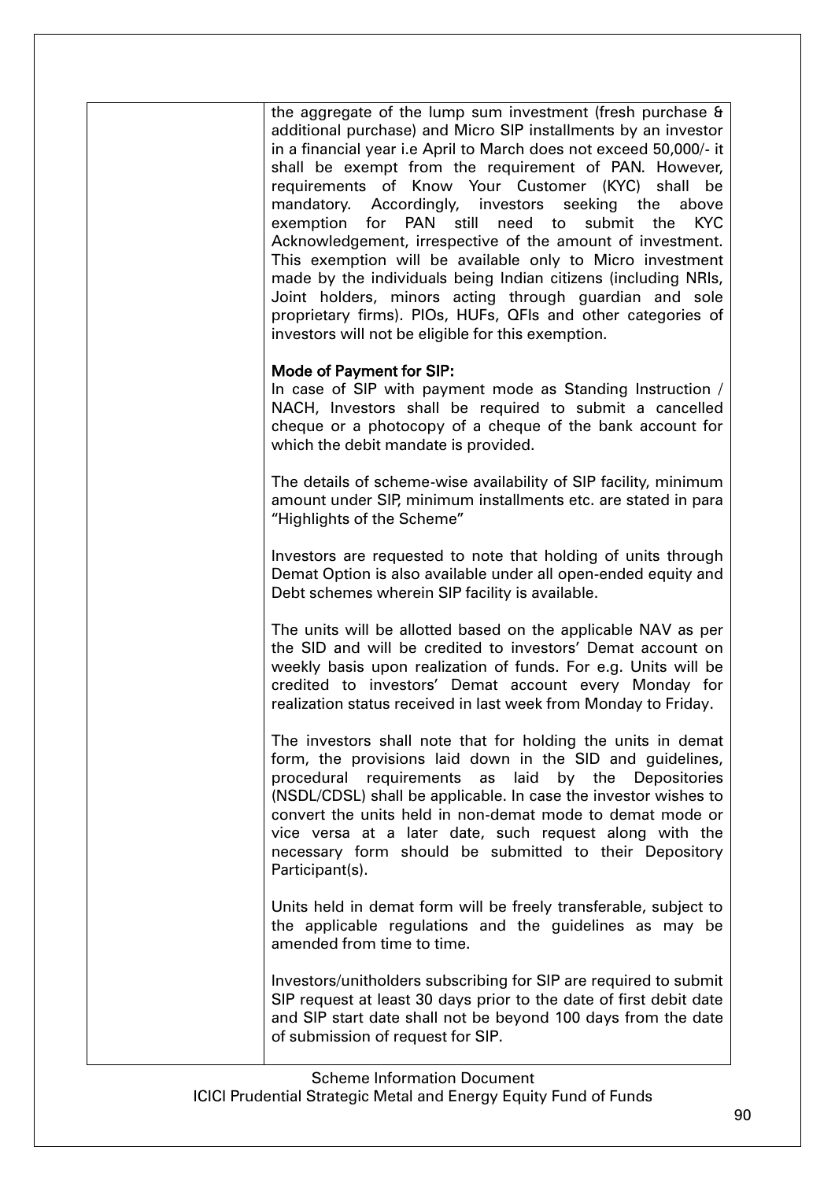| | |
|---|---|
| | the aggregate of the lump sum investment (fresh purchase & additional purchase) and Micro SIP installments by an investor in a financial year i.e April to March does not exceed 50,000/- it shall be exempt from the requirement of PAN. However, requirements of Know Your Customer (KYC) shall be mandatory. Accordingly, investors seeking the above exemption for PAN still need to submit the KYC Acknowledgement, irrespective of the amount of investment. This exemption will be available only to Micro investment made by the individuals being Indian citizens (including NRIs, Joint holders, minors acting through guardian and sole proprietary firms). PIOs, HUFs, QFIs and other categories of investors will not be eligible for this exemption.<br><br>**Mode of Payment for SIP:**<br>In case of SIP with payment mode as Standing Instruction / NACH, Investors shall be required to submit a cancelled cheque or a photocopy of a cheque of the bank account for which the debit mandate is provided.<br><br>The details of scheme-wise availability of SIP facility, minimum amount under SIP, minimum installments etc. are stated in para "Highlights of the Scheme"<br><br>Investors are requested to note that holding of units through Demat Option is also available under all open-ended equity and Debt schemes wherein SIP facility is available.<br><br>The units will be allotted based on the applicable NAV as per the SID and will be credited to investors' Demat account on weekly basis upon realization of funds. For e.g. Units will be credited to investors' Demat account every Monday for realization status received in last week from Monday to Friday.<br><br>The investors shall note that for holding the units in demat form, the provisions laid down in the SID and guidelines, procedural requirements as laid by the Depositories (NSDL/CDSL) shall be applicable. In case the investor wishes to convert the units held in non-demat mode to demat mode or vice versa at a later date, such request along with the necessary form should be submitted to their Depository Participant(s).<br><br>Units held in demat form will be freely transferable, subject to the applicable regulations and the guidelines as may be amended from time to time.<br><br>Investors/unitholders subscribing for SIP are required to submit SIP request at least 30 days prior to the date of first debit date and SIP start date shall not be beyond 100 days from the date of submission of request for SIP. |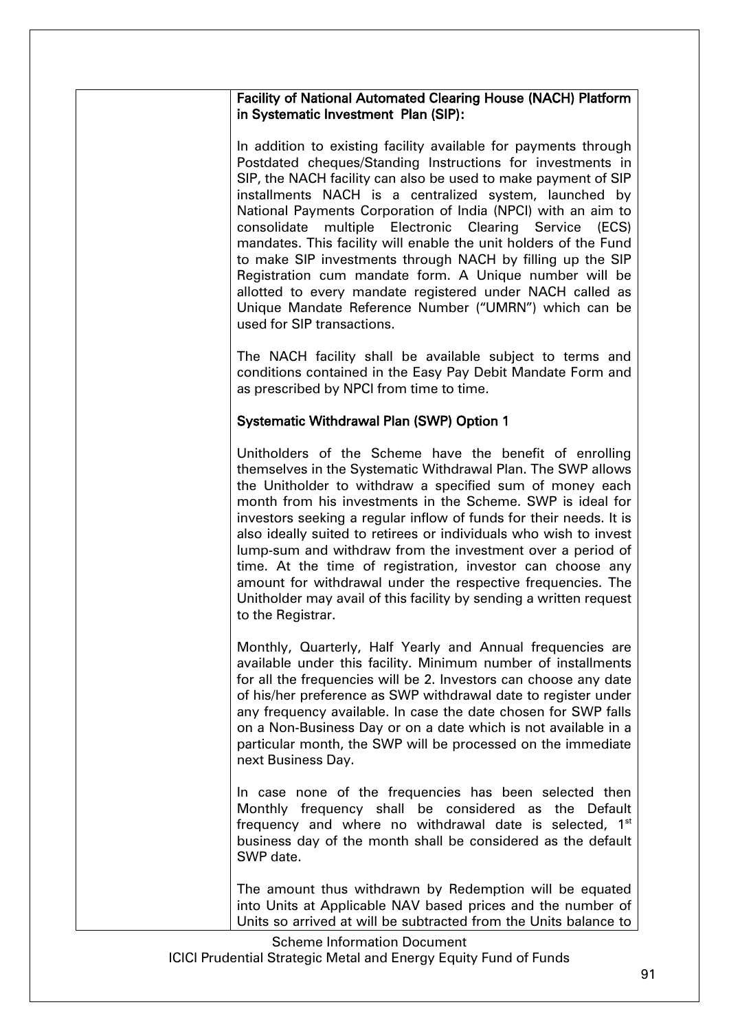| | **Facility of National Automated Clearing House (NACH) Platform in Systematic Investment Plan (SIP):**<br><br>In addition to existing facility available for payments through Postdated cheques/Standing Instructions for investments in SIP, the NACH facility can also be used to make payment of SIP installments NACH is a centralized system, launched by National Payments Corporation of India (NPCI) with an aim to consolidate multiple Electronic Clearing Service (ECS) mandates. This facility will enable the unit holders of the Fund to make SIP investments through NACH by filling up the SIP Registration cum mandate form. A Unique number will be allotted to every mandate registered under NACH called as Unique Mandate Reference Number ("UMRN") which can be used for SIP transactions.<br><br>The NACH facility shall be available subject to terms and conditions contained in the Easy Pay Debit Mandate Form and as prescribed by NPCI from time to time.<br><br>**Systematic Withdrawal Plan (SWP) Option 1**<br><br>Unitholders of the Scheme have the benefit of enrolling themselves in the Systematic Withdrawal Plan. The SWP allows the Unitholder to withdraw a specified sum of money each month from his investments in the Scheme. SWP is ideal for investors seeking a regular inflow of funds for their needs. It is also ideally suited to retirees or individuals who wish to invest lump-sum and withdraw from the investment over a period of time. At the time of registration, investor can choose any amount for withdrawal under the respective frequencies. The Unitholder may avail of this facility by sending a written request to the Registrar.<br><br>Monthly, Quarterly, Half Yearly and Annual frequencies are available under this facility. Minimum number of installments for all the frequencies will be 2. Investors can choose any date of his/her preference as SWP withdrawal date to register under any frequency available. In case the date chosen for SWP falls on a Non-Business Day or on a date which is not available in a particular month, the SWP will be processed on the immediate next Business Day.<br><br>In case none of the frequencies has been selected then Monthly frequency shall be considered as the Default frequency and where no withdrawal date is selected, 1st business day of the month shall be considered as the default SWP date.<br><br>The amount thus withdrawn by Redemption will be equated into Units at Applicable NAV based prices and the number of Units so arrived at will be subtracted from the Units balance to |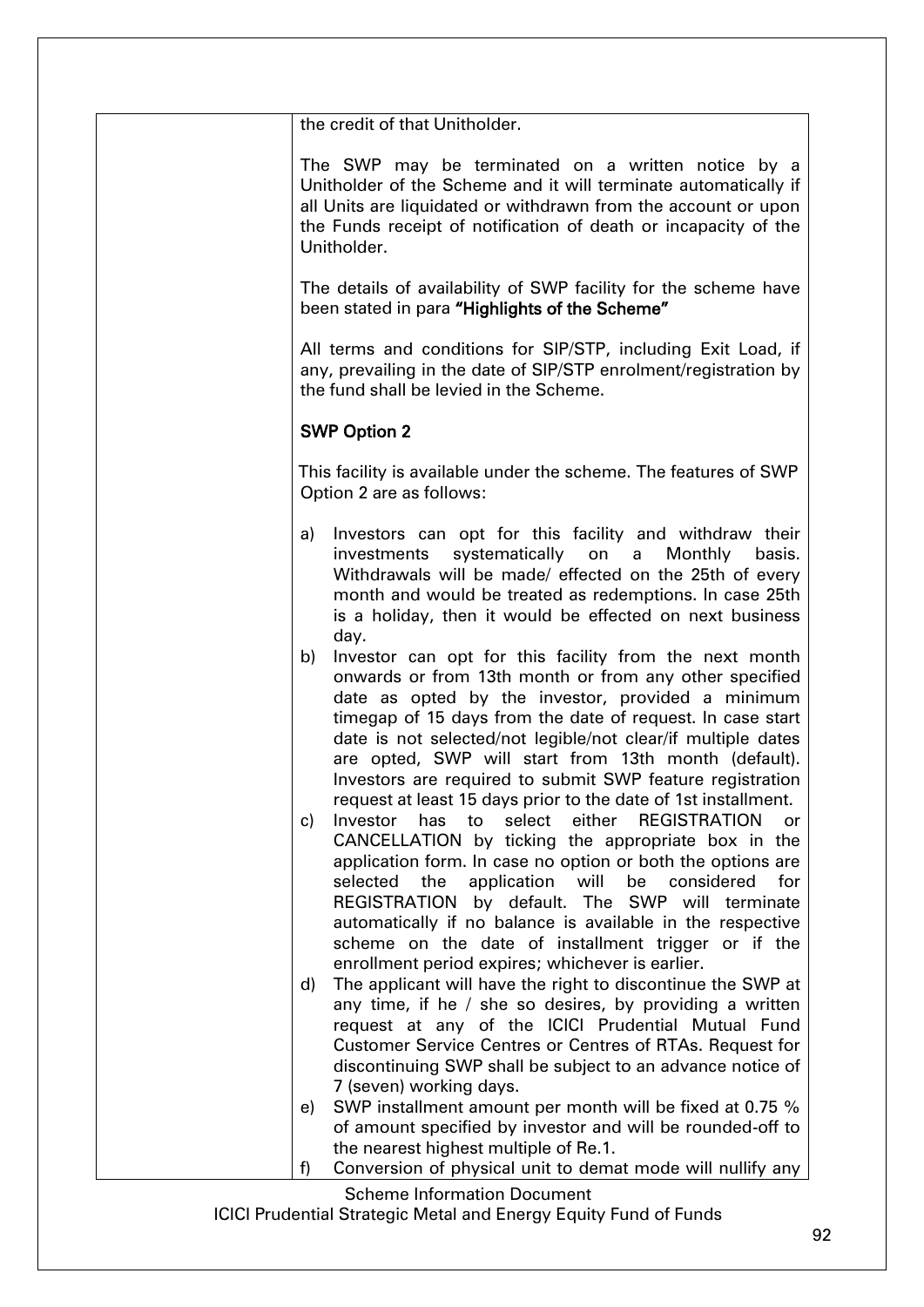the credit of that Unitholder.

The SWP may be terminated on a written notice by a Unitholder of the Scheme and it will terminate automatically if all Units are liquidated or withdrawn from the account or upon the Funds receipt of notification of death or incapacity of the Unitholder.

The details of availability of SWP facility for the scheme have been stated in para **"Highlights of the Scheme"**

All terms and conditions for SIP/STP, including Exit Load, if any, prevailing in the date of SIP/STP enrolment/registration by the fund shall be levied in the Scheme.

**SWP Option 2**

This facility is available under the scheme. The features of SWP Option 2 are as follows:

a) Investors can opt for this facility and withdraw their investments systematically on a Monthly basis. Withdrawals will be made/ effected on the 25th of every month and would be treated as redemptions. In case 25th is a holiday, then it would be effected on next business day.
b) Investor can opt for this facility from the next month onwards or from 13th month or from any other specified date as opted by the investor, provided a minimum timegap of 15 days from the date of request. In case start date is not selected/not legible/not clear/if multiple dates are opted, SWP will start from 13th month (default). Investors are required to submit SWP feature registration request at least 15 days prior to the date of 1st installment.
c) Investor has to select either REGISTRATION or CANCELLATION by ticking the appropriate box in the application form. In case no option or both the options are selected the application will be considered for REGISTRATION by default. The SWP will terminate automatically if no balance is available in the respective scheme on the date of installment trigger or if the enrollment period expires; whichever is earlier.
d) The applicant will have the right to discontinue the SWP at any time, if he / she so desires, by providing a written request at any of the ICICI Prudential Mutual Fund Customer Service Centres or Centres of RTAs. Request for discontinuing SWP shall be subject to an advance notice of 7 (seven) working days.
e) SWP installment amount per month will be fixed at 0.75 % of amount specified by investor and will be rounded-off to the nearest highest multiple of Re.1.
f) Conversion of physical unit to demat mode will nullify any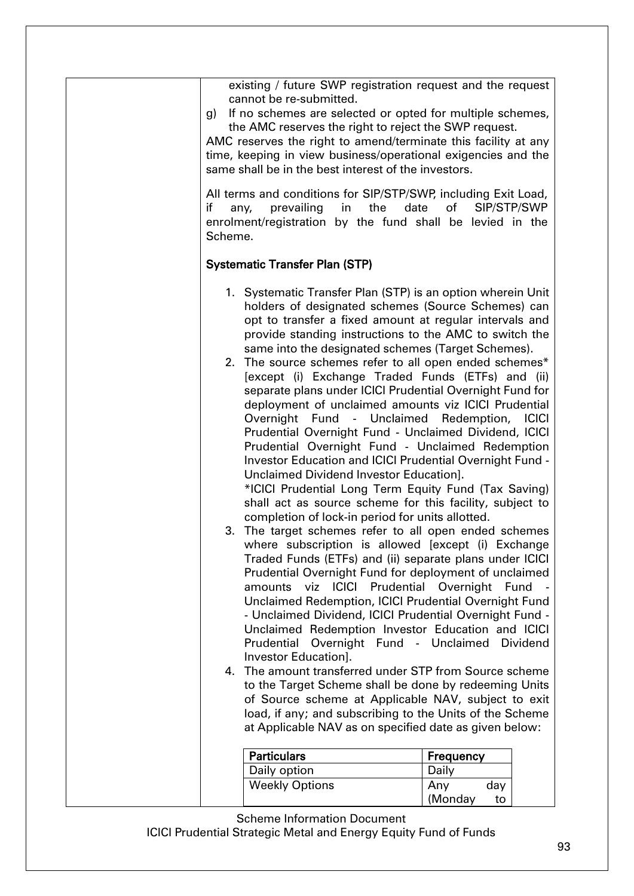existing / future SWP registration request and the request cannot be re-submitted.

g) If no schemes are selected or opted for multiple schemes, the AMC reserves the right to reject the SWP request.

AMC reserves the right to amend/terminate this facility at any time, keeping in view business/operational exigencies and the same shall be in the best interest of the investors.

All terms and conditions for SIP/STP/SWP, including Exit Load, if any, prevailing in the date of SIP/STP/SWP enrolment/registration by the fund shall be levied in the Scheme.

**Systematic Transfer Plan (STP)**

1. Systematic Transfer Plan (STP) is an option wherein Unit holders of designated schemes (Source Schemes) can opt to transfer a fixed amount at regular intervals and provide standing instructions to the AMC to switch the same into the designated schemes (Target Schemes).
2. The source schemes refer to all open ended schemes* [except (i) Exchange Traded Funds (ETFs) and (ii) separate plans under ICICI Prudential Overnight Fund for deployment of unclaimed amounts viz ICICI Prudential Overnight Fund - Unclaimed Redemption, ICICI Prudential Overnight Fund - Unclaimed Dividend, ICICI Prudential Overnight Fund - Unclaimed Redemption Investor Education and ICICI Prudential Overnight Fund - Unclaimed Dividend Investor Education].
*ICICI Prudential Long Term Equity Fund (Tax Saving) shall act as source scheme for this facility, subject to completion of lock-in period for units allotted.
3. The target schemes refer to all open ended schemes where subscription is allowed [except (i) Exchange Traded Funds (ETFs) and (ii) separate plans under ICICI Prudential Overnight Fund for deployment of unclaimed amounts viz ICICI Prudential Overnight Fund - Unclaimed Redemption, ICICI Prudential Overnight Fund - Unclaimed Dividend, ICICI Prudential Overnight Fund - Unclaimed Redemption Investor Education and ICICI Prudential Overnight Fund - Unclaimed Dividend Investor Education].
4. The amount transferred under STP from Source scheme to the Target Scheme shall be done by redeeming Units of Source scheme at Applicable NAV, subject to exit load, if any; and subscribing to the Units of the Scheme at Applicable NAV as on specified date as given below:

| Particulars | Frequency |
|---|---|
| Daily option | Daily |
| Weekly Options | Any day (Monday to |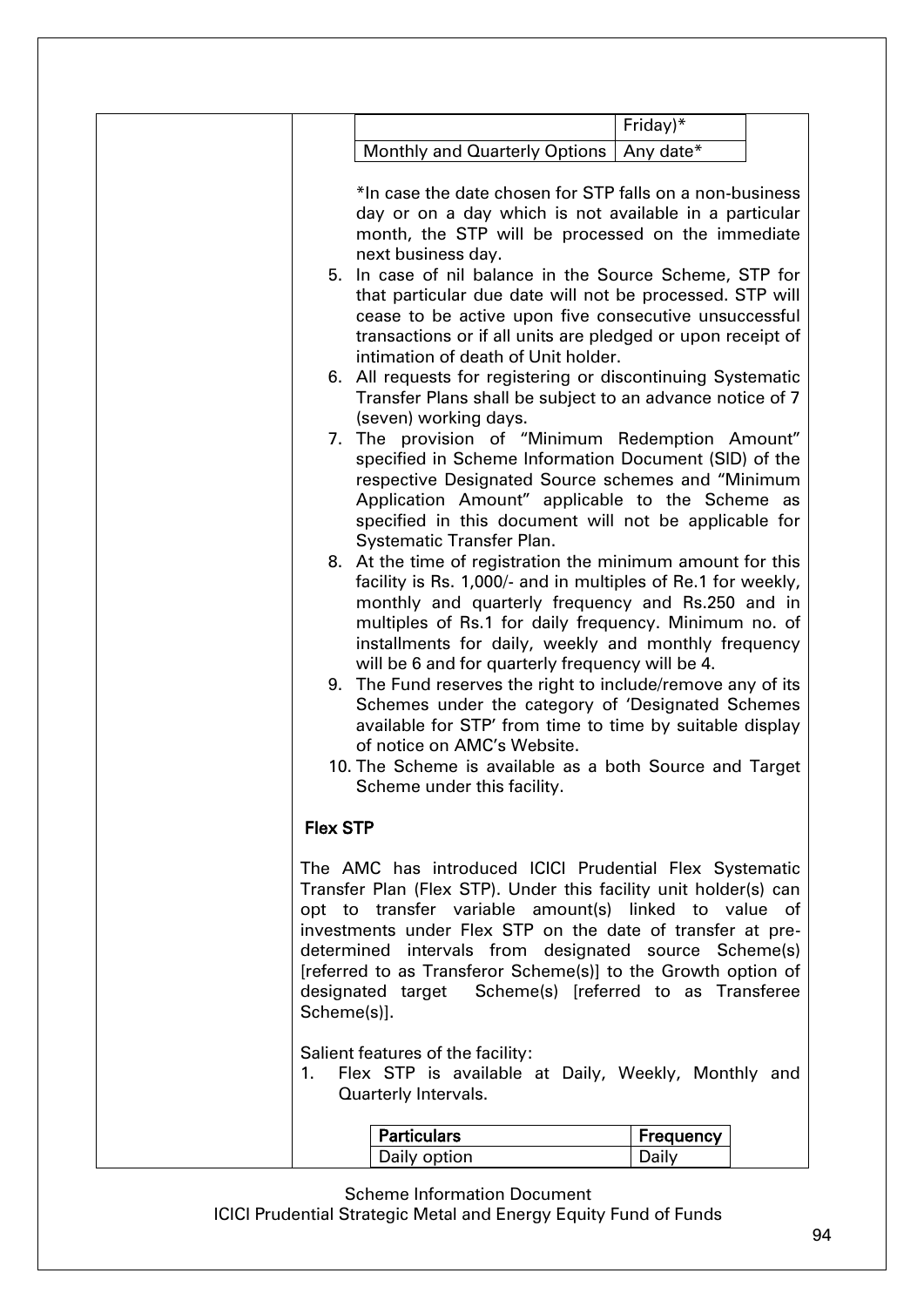| | |
|---|---|
| | Friday)* |
| Monthly and Quarterly Options | Any date* |

*In case the date chosen for STP falls on a non-business day or on a day which is not available in a particular month, the STP will be processed on the immediate next business day.

5. In case of nil balance in the Source Scheme, STP for that particular due date will not be processed. STP will cease to be active upon five consecutive unsuccessful transactions or if all units are pledged or upon receipt of intimation of death of Unit holder.
6. All requests for registering or discontinuing Systematic Transfer Plans shall be subject to an advance notice of 7 (seven) working days.
7. The provision of "Minimum Redemption Amount" specified in Scheme Information Document (SID) of the respective Designated Source schemes and "Minimum Application Amount" applicable to the Scheme as specified in this document will not be applicable for Systematic Transfer Plan.
8. At the time of registration the minimum amount for this facility is Rs. 1,000/- and in multiples of Re.1 for weekly, monthly and quarterly frequency and Rs.250 and in multiples of Rs.1 for daily frequency. Minimum no. of installments for daily, weekly and monthly frequency will be 6 and for quarterly frequency will be 4.
9. The Fund reserves the right to include/remove any of its Schemes under the category of 'Designated Schemes available for STP' from time to time by suitable display of notice on AMC's Website.
10. The Scheme is available as a both Source and Target Scheme under this facility.

**Flex STP**

The AMC has introduced ICICI Prudential Flex Systematic Transfer Plan (Flex STP). Under this facility unit holder(s) can opt to transfer variable amount(s) linked to value of investments under Flex STP on the date of transfer at pre-determined intervals from designated source Scheme(s) [referred to as Transferor Scheme(s)] to the Growth option of designated target Scheme(s) [referred to as Transferee Scheme(s)].

Salient features of the facility:

1. Flex STP is available at Daily, Weekly, Monthly and Quarterly Intervals.

| Particulars | Frequency |
|---|---|
| Daily option | Daily |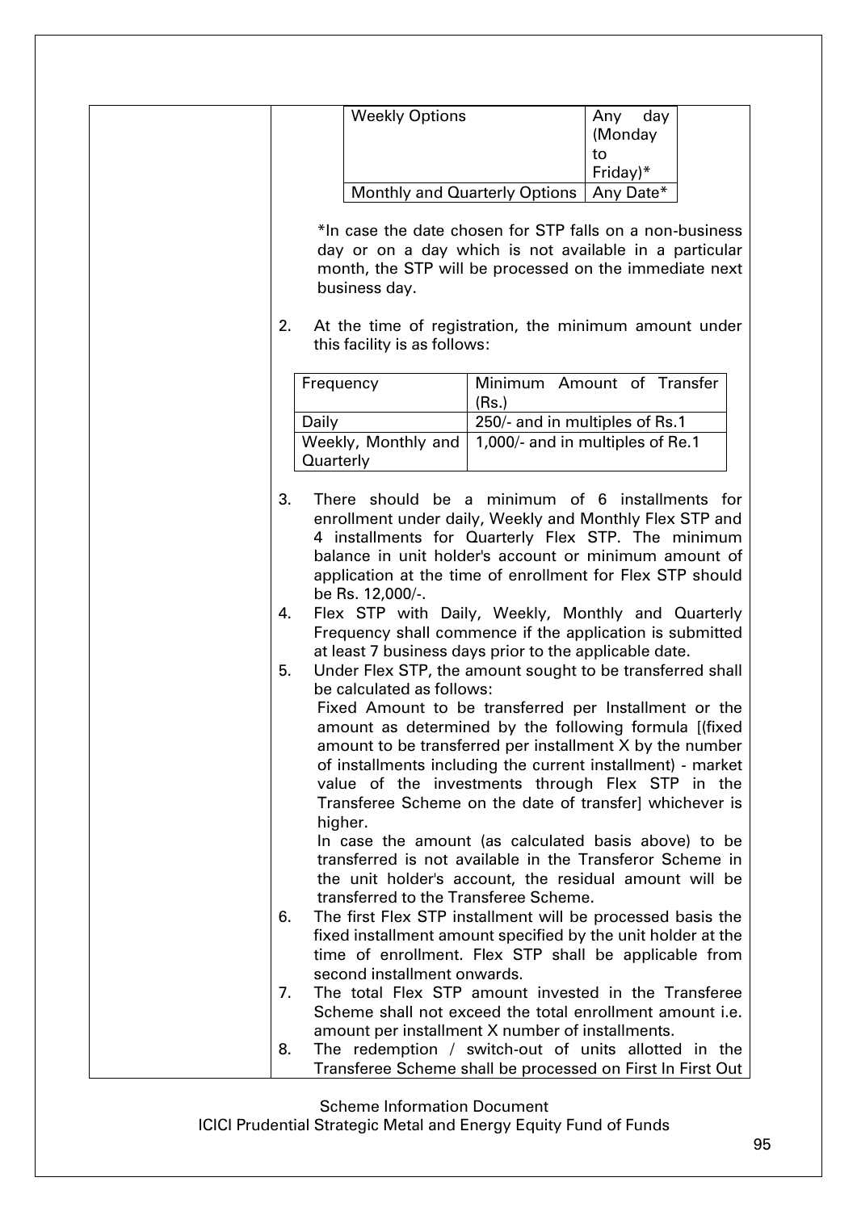| Weekly Options | Any day (Monday to Friday)* |
|---|---|
| Monthly and Quarterly Options | Any Date* |

*In case the date chosen for STP falls on a non-business day or on a day which is not available in a particular month, the STP will be processed on the immediate next business day.

2. At the time of registration, the minimum amount under this facility is as follows:

| Frequency | Minimum Amount of Transfer (Rs.) |
|---|---|
| Daily | 250/- and in multiples of Rs.1 |
| Weekly, Monthly and Quarterly | 1,000/- and in multiples of Re.1 |

3. There should be a minimum of 6 installments for enrollment under daily, Weekly and Monthly Flex STP and 4 installments for Quarterly Flex STP. The minimum balance in unit holder's account or minimum amount of application at the time of enrollment for Flex STP should be Rs. 12,000/-.
4. Flex STP with Daily, Weekly, Monthly and Quarterly Frequency shall commence if the application is submitted at least 7 business days prior to the applicable date.
5. Under Flex STP, the amount sought to be transferred shall be calculated as follows:
   Fixed Amount to be transferred per Installment or the amount as determined by the following formula [(fixed amount to be transferred per installment X by the number of installments including the current installment) - market value of the investments through Flex STP in the Transferee Scheme on the date of transfer] whichever is higher.
   In case the amount (as calculated basis above) to be transferred is not available in the Transferor Scheme in the unit holder's account, the residual amount will be transferred to the Transferee Scheme.
6. The first Flex STP installment will be processed basis the fixed installment amount specified by the unit holder at the time of enrollment. Flex STP shall be applicable from second installment onwards.
7. The total Flex STP amount invested in the Transferee Scheme shall not exceed the total enrollment amount i.e. amount per installment X number of installments.
8. The redemption / switch-out of units allotted in the Transferee Scheme shall be processed on First In First Out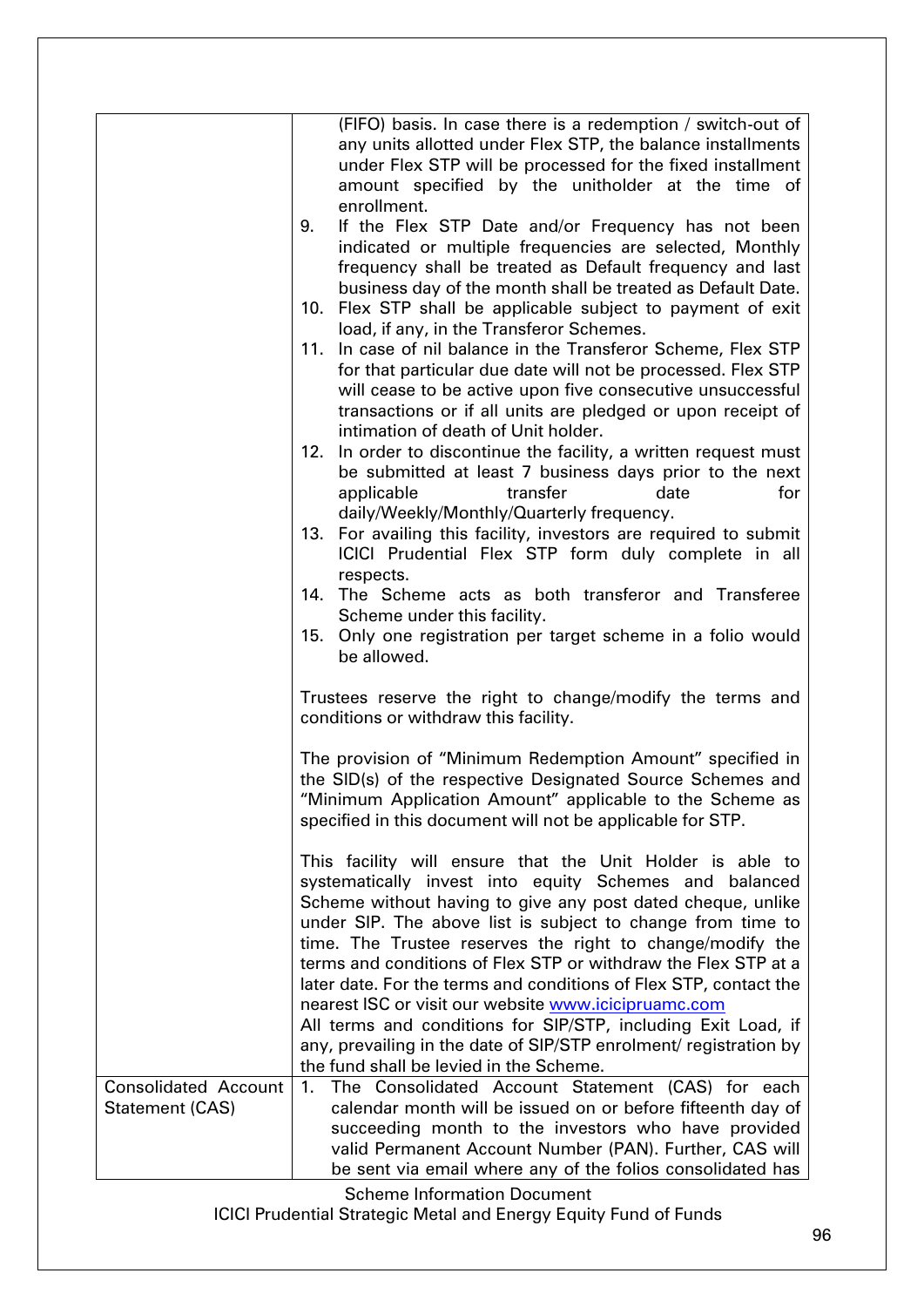| | |
|---|---|
| | (FIFO) basis. In case there is a redemption / switch-out of any units allotted under Flex STP, the balance installments under Flex STP will be processed for the fixed installment amount specified by the unitholder at the time of enrollment.<br>9. If the Flex STP Date and/or Frequency has not been indicated or multiple frequencies are selected, Monthly frequency shall be treated as Default frequency and last business day of the month shall be treated as Default Date.<br>10. Flex STP shall be applicable subject to payment of exit load, if any, in the Transferor Schemes.<br>11. In case of nil balance in the Transferor Scheme, Flex STP for that particular due date will not be processed. Flex STP will cease to be active upon five consecutive unsuccessful transactions or if all units are pledged or upon receipt of intimation of death of Unit holder.<br>12. In order to discontinue the facility, a written request must be submitted at least 7 business days prior to the next applicable transfer date for daily/Weekly/Monthly/Quarterly frequency.<br>13. For availing this facility, investors are required to submit ICICI Prudential Flex STP form duly complete in all respects.<br>14. The Scheme acts as both transferor and Transferee Scheme under this facility.<br>15. Only one registration per target scheme in a folio would be allowed.<br><br>Trustees reserve the right to change/modify the terms and conditions or withdraw this facility.<br><br>The provision of "Minimum Redemption Amount" specified in the SID(s) of the respective Designated Source Schemes and "Minimum Application Amount" applicable to the Scheme as specified in this document will not be applicable for STP.<br><br>This facility will ensure that the Unit Holder is able to systematically invest into equity Schemes and balanced Scheme without having to give any post dated cheque, unlike under SIP. The above list is subject to change from time to time. The Trustee reserves the right to change/modify the terms and conditions of Flex STP or withdraw the Flex STP at a later date. For the terms and conditions of Flex STP, contact the nearest ISC or visit our website www.icicipruamc.com<br>All terms and conditions for SIP/STP, including Exit Load, if any, prevailing in the date of SIP/STP enrolment/ registration by the fund shall be levied in the Scheme. |
| Consolidated Account Statement (CAS) | 1. The Consolidated Account Statement (CAS) for each calendar month will be issued on or before fifteenth day of succeeding month to the investors who have provided valid Permanent Account Number (PAN). Further, CAS will be sent via email where any of the folios consolidated has |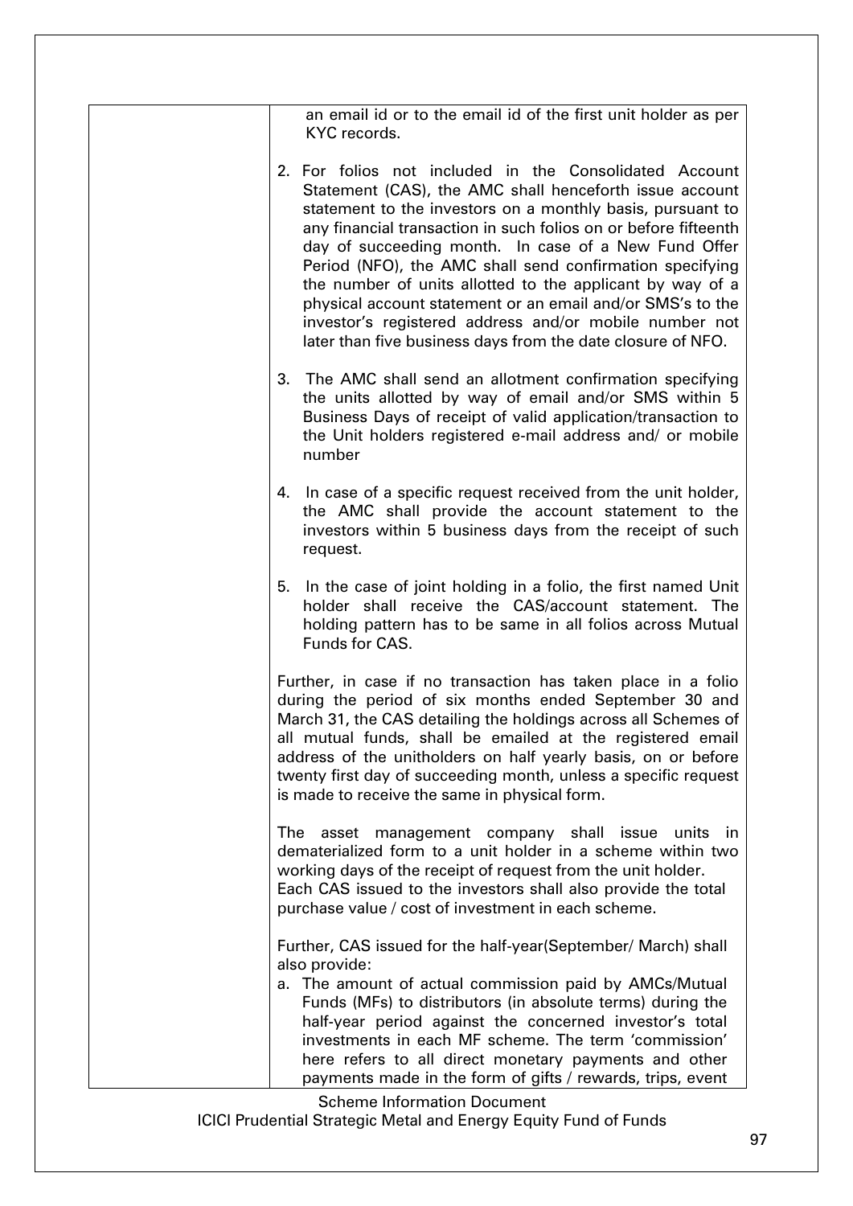| | an email id or to the email id of the first unit holder as per KYC records.<br><br>2. For folios not included in the Consolidated Account Statement (CAS), the AMC shall henceforth issue account statement to the investors on a monthly basis, pursuant to any financial transaction in such folios on or before fifteenth day of succeeding month. In case of a New Fund Offer Period (NFO), the AMC shall send confirmation specifying the number of units allotted to the applicant by way of a physical account statement or an email and/or SMS's to the investor's registered address and/or mobile number not later than five business days from the date closure of NFO.<br><br>3. The AMC shall send an allotment confirmation specifying the units allotted by way of email and/or SMS within 5 Business Days of receipt of valid application/transaction to the Unit holders registered e-mail address and/ or mobile number<br><br>4. In case of a specific request received from the unit holder, the AMC shall provide the account statement to the investors within 5 business days from the receipt of such request.<br><br>5. In the case of joint holding in a folio, the first named Unit holder shall receive the CAS/account statement. The holding pattern has to be same in all folios across Mutual Funds for CAS.<br><br>Further, in case if no transaction has taken place in a folio during the period of six months ended September 30 and March 31, the CAS detailing the holdings across all Schemes of all mutual funds, shall be emailed at the registered email address of the unitholders on half yearly basis, on or before twenty first day of succeeding month, unless a specific request is made to receive the same in physical form.<br><br>The asset management company shall issue units in dematerialized form to a unit holder in a scheme within two working days of the receipt of request from the unit holder.<br>Each CAS issued to the investors shall also provide the total purchase value / cost of investment in each scheme.<br><br>Further, CAS issued for the half-year(September/ March) shall also provide:<br>a. The amount of actual commission paid by AMCs/Mutual Funds (MFs) to distributors (in absolute terms) during the half-year period against the concerned investor's total investments in each MF scheme. The term 'commission' here refers to all direct monetary payments and other payments made in the form of gifts / rewards, trips, event |
|---|---|

Scheme Information Document
ICICI Prudential Strategic Metal and Energy Equity Fund of Funds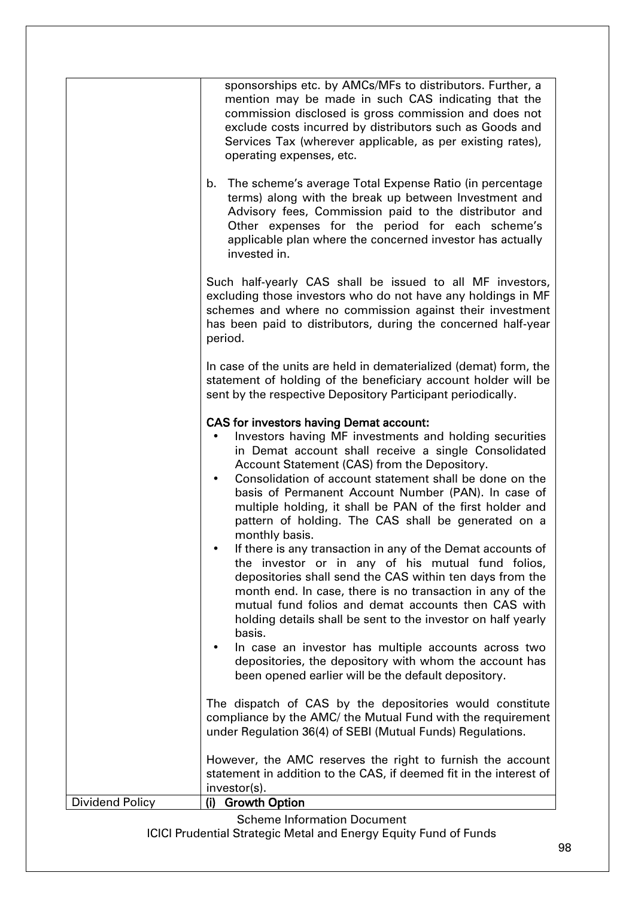| | |
|---|---|
| | sponsorships etc. by AMCs/MFs to distributors. Further, a mention may be made in such CAS indicating that the commission disclosed is gross commission and does not exclude costs incurred by distributors such as Goods and Services Tax (wherever applicable, as per existing rates), operating expenses, etc.<br><br>b. The scheme's average Total Expense Ratio (in percentage terms) along with the break up between Investment and Advisory fees, Commission paid to the distributor and Other expenses for the period for each scheme's applicable plan where the concerned investor has actually invested in.<br><br>Such half-yearly CAS shall be issued to all MF investors, excluding those investors who do not have any holdings in MF schemes and where no commission against their investment has been paid to distributors, during the concerned half-year period.<br><br>In case of the units are held in dematerialized (demat) form, the statement of holding of the beneficiary account holder will be sent by the respective Depository Participant periodically.<br><br>**CAS for investors having Demat account:**<br>• Investors having MF investments and holding securities in Demat account shall receive a single Consolidated Account Statement (CAS) from the Depository.<br>• Consolidation of account statement shall be done on the basis of Permanent Account Number (PAN). In case of multiple holding, it shall be PAN of the first holder and pattern of holding. The CAS shall be generated on a monthly basis.<br>• If there is any transaction in any of the Demat accounts of the investor or in any of his mutual fund folios, depositories shall send the CAS within ten days from the month end. In case, there is no transaction in any of the mutual fund folios and demat accounts then CAS with holding details shall be sent to the investor on half yearly basis.<br>• In case an investor has multiple accounts across two depositories, the depository with whom the account has been opened earlier will be the default depository.<br><br>The dispatch of CAS by the depositories would constitute compliance by the AMC/ the Mutual Fund with the requirement under Regulation 36(4) of SEBI (Mutual Funds) Regulations.<br><br>However, the AMC reserves the right to furnish the account statement in addition to the CAS, if deemed fit in the interest of investor(s). |
| Dividend Policy | **(i) Growth Option** |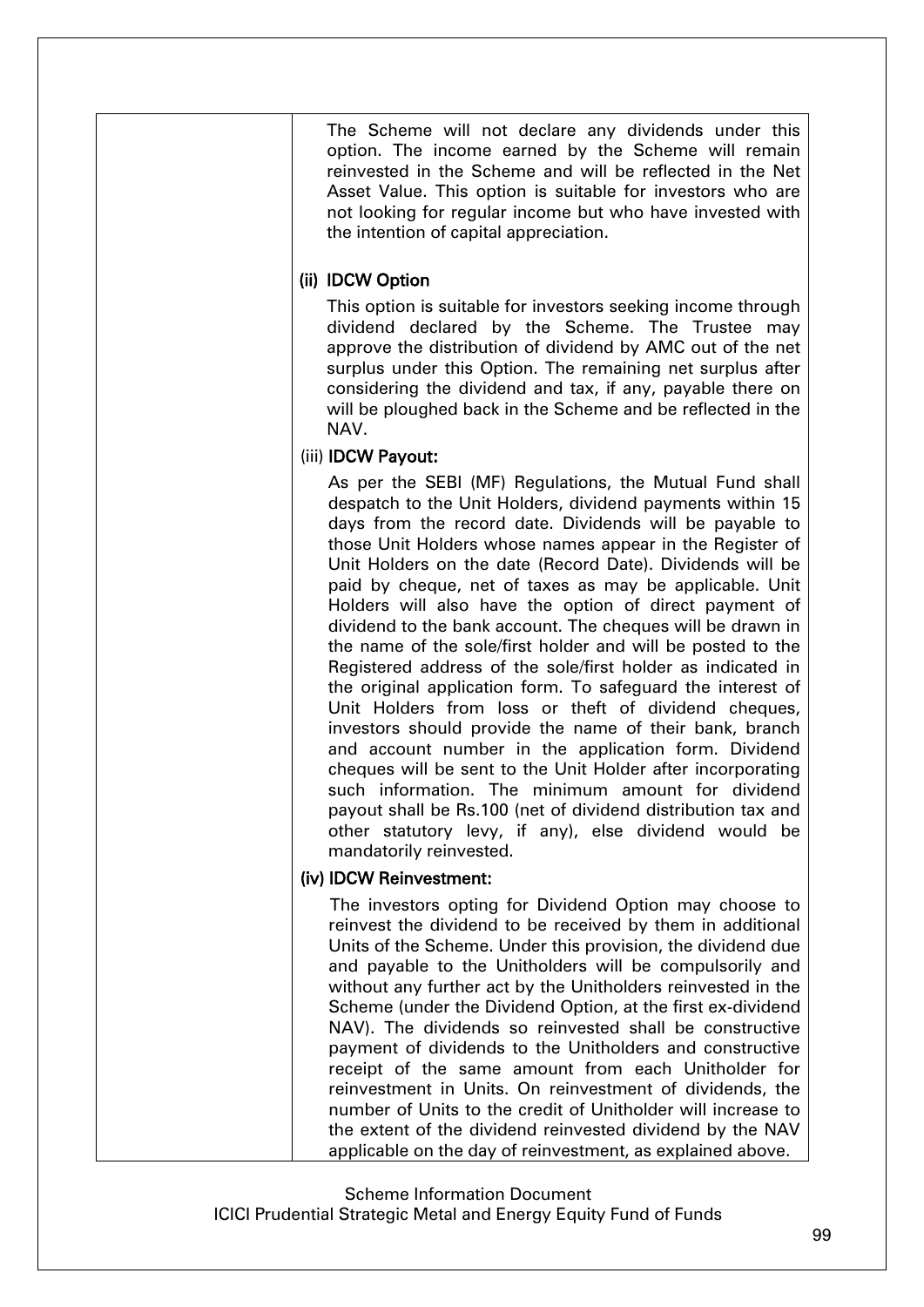| | |
|---|---|
| | The Scheme will not declare any dividends under this option. The income earned by the Scheme will remain reinvested in the Scheme and will be reflected in the Net Asset Value. This option is suitable for investors who are not looking for regular income but who have invested with the intention of capital appreciation.<br><br>**(ii) IDCW Option**<br><br>This option is suitable for investors seeking income through dividend declared by the Scheme. The Trustee may approve the distribution of dividend by AMC out of the net surplus under this Option. The remaining net surplus after considering the dividend and tax, if any, payable there on will be ploughed back in the Scheme and be reflected in the NAV.<br><br>(iii) **IDCW Payout:**<br><br>As per the SEBI (MF) Regulations, the Mutual Fund shall despatch to the Unit Holders, dividend payments within 15 days from the record date. Dividends will be payable to those Unit Holders whose names appear in the Register of Unit Holders on the date (Record Date). Dividends will be paid by cheque, net of taxes as may be applicable. Unit Holders will also have the option of direct payment of dividend to the bank account. The cheques will be drawn in the name of the sole/first holder and will be posted to the Registered address of the sole/first holder as indicated in the original application form. To safeguard the interest of Unit Holders from loss or theft of dividend cheques, investors should provide the name of their bank, branch and account number in the application form. Dividend cheques will be sent to the Unit Holder after incorporating such information. The minimum amount for dividend payout shall be Rs.100 (net of dividend distribution tax and other statutory levy, if any), else dividend would be mandatorily reinvested.<br><br>**(iv) IDCW Reinvestment:**<br><br>The investors opting for Dividend Option may choose to reinvest the dividend to be received by them in additional Units of the Scheme. Under this provision, the dividend due and payable to the Unitholders will be compulsorily and without any further act by the Unitholders reinvested in the Scheme (under the Dividend Option, at the first ex-dividend NAV). The dividends so reinvested shall be constructive payment of dividends to the Unitholders and constructive receipt of the same amount from each Unitholder for reinvestment in Units. On reinvestment of dividends, the number of Units to the credit of Unitholder will increase to the extent of the dividend reinvested dividend by the NAV applicable on the day of reinvestment, as explained above. |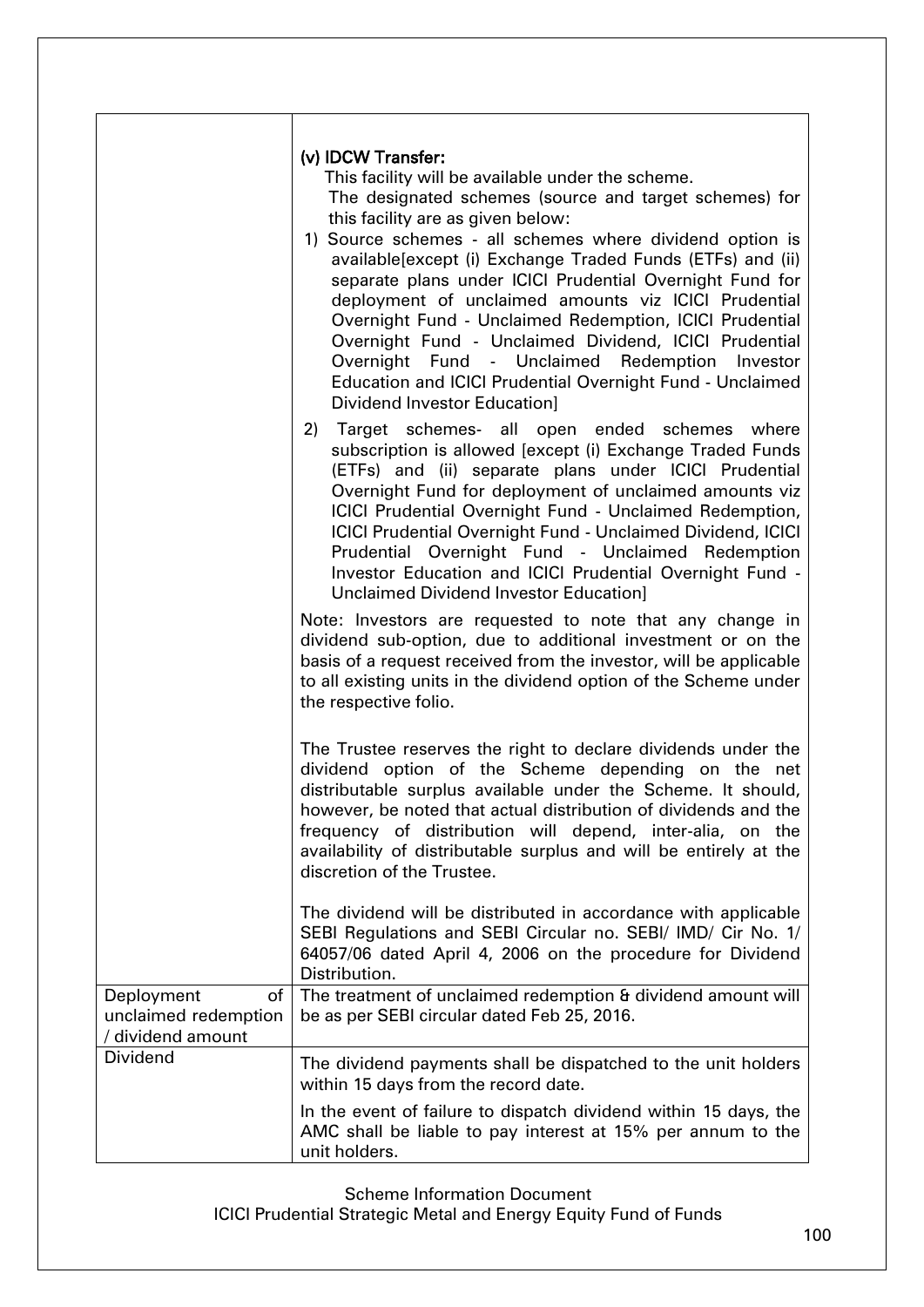| | |
|---|---|
| | **(v) IDCW Transfer:**<br>This facility will be available under the scheme.<br>The designated schemes (source and target schemes) for this facility are as given below:<br>1) Source schemes - all schemes where dividend option is available[except (i) Exchange Traded Funds (ETFs) and (ii) separate plans under ICICI Prudential Overnight Fund for deployment of unclaimed amounts viz ICICI Prudential Overnight Fund - Unclaimed Redemption, ICICI Prudential Overnight Fund - Unclaimed Dividend, ICICI Prudential Overnight Fund - Unclaimed Redemption Investor Education and ICICI Prudential Overnight Fund - Unclaimed Dividend Investor Education]<br>2) Target schemes- all open ended schemes where subscription is allowed [except (i) Exchange Traded Funds (ETFs) and (ii) separate plans under ICICI Prudential Overnight Fund for deployment of unclaimed amounts viz ICICI Prudential Overnight Fund - Unclaimed Redemption, ICICI Prudential Overnight Fund - Unclaimed Dividend, ICICI Prudential Overnight Fund - Unclaimed Redemption Investor Education and ICICI Prudential Overnight Fund - Unclaimed Dividend Investor Education]<br><br>Note: Investors are requested to note that any change in dividend sub-option, due to additional investment or on the basis of a request received from the investor, will be applicable to all existing units in the dividend option of the Scheme under the respective folio.<br><br>The Trustee reserves the right to declare dividends under the dividend option of the Scheme depending on the net distributable surplus available under the Scheme. It should, however, be noted that actual distribution of dividends and the frequency of distribution will depend, inter-alia, on the availability of distributable surplus and will be entirely at the discretion of the Trustee.<br><br>The dividend will be distributed in accordance with applicable SEBI Regulations and SEBI Circular no. SEBI/ IMD/ Cir No. 1/ 64057/06 dated April 4, 2006 on the procedure for Dividend Distribution. |
| Deployment of unclaimed redemption / dividend amount | The treatment of unclaimed redemption & dividend amount will be as per SEBI circular dated Feb 25, 2016. |
| Dividend | The dividend payments shall be dispatched to the unit holders within 15 days from the record date.<br><br>In the event of failure to dispatch dividend within 15 days, the AMC shall be liable to pay interest at 15% per annum to the unit holders. |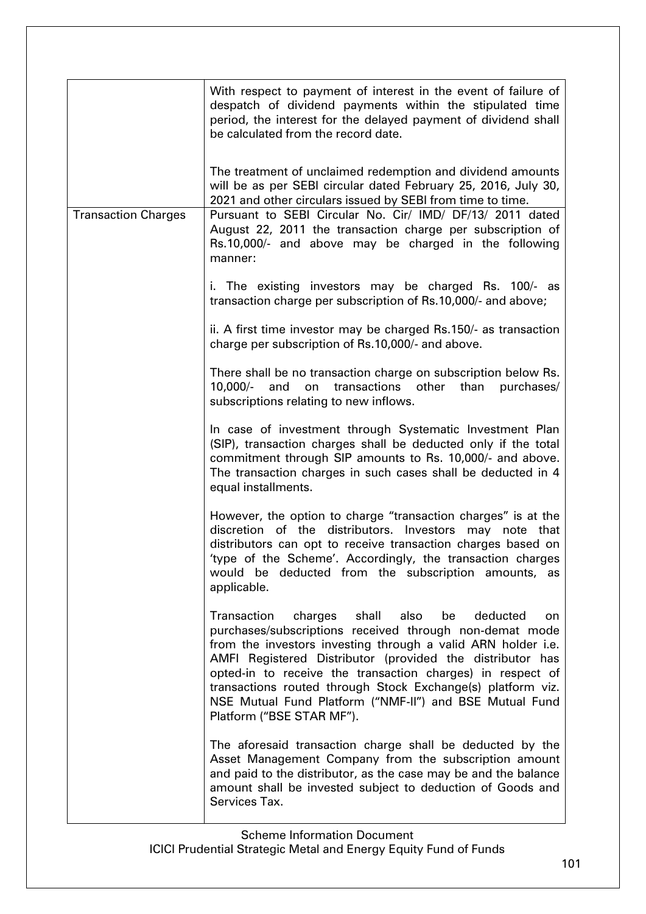| | |
|---|---|
| | With respect to payment of interest in the event of failure of despatch of dividend payments within the stipulated time period, the interest for the delayed payment of dividend shall be calculated from the record date.<br><br>The treatment of unclaimed redemption and dividend amounts will be as per SEBI circular dated February 25, 2016, July 30, 2021 and other circulars issued by SEBI from time to time. |
| Transaction Charges | Pursuant to SEBI Circular No. Cir/ IMD/ DF/13/ 2011 dated August 22, 2011 the transaction charge per subscription of Rs.10,000/- and above may be charged in the following manner:<br><br>i. The existing investors may be charged Rs. 100/- as transaction charge per subscription of Rs.10,000/- and above;<br><br>ii. A first time investor may be charged Rs.150/- as transaction charge per subscription of Rs.10,000/- and above.<br><br>There shall be no transaction charge on subscription below Rs. 10,000/- and on transactions other than purchases/ subscriptions relating to new inflows.<br><br>In case of investment through Systematic Investment Plan (SIP), transaction charges shall be deducted only if the total commitment through SIP amounts to Rs. 10,000/- and above. The transaction charges in such cases shall be deducted in 4 equal installments.<br><br>However, the option to charge "transaction charges" is at the discretion of the distributors. Investors may note that distributors can opt to receive transaction charges based on 'type of the Scheme'. Accordingly, the transaction charges would be deducted from the subscription amounts, as applicable.<br><br>Transaction charges shall also be deducted on purchases/subscriptions received through non-demat mode from the investors investing through a valid ARN holder i.e. AMFI Registered Distributor (provided the distributor has opted-in to receive the transaction charges) in respect of transactions routed through Stock Exchange(s) platform viz. NSE Mutual Fund Platform ("NMF-II") and BSE Mutual Fund Platform ("BSE STAR MF").<br><br>The aforesaid transaction charge shall be deducted by the Asset Management Company from the subscription amount and paid to the distributor, as the case may be and the balance amount shall be invested subject to deduction of Goods and Services Tax. |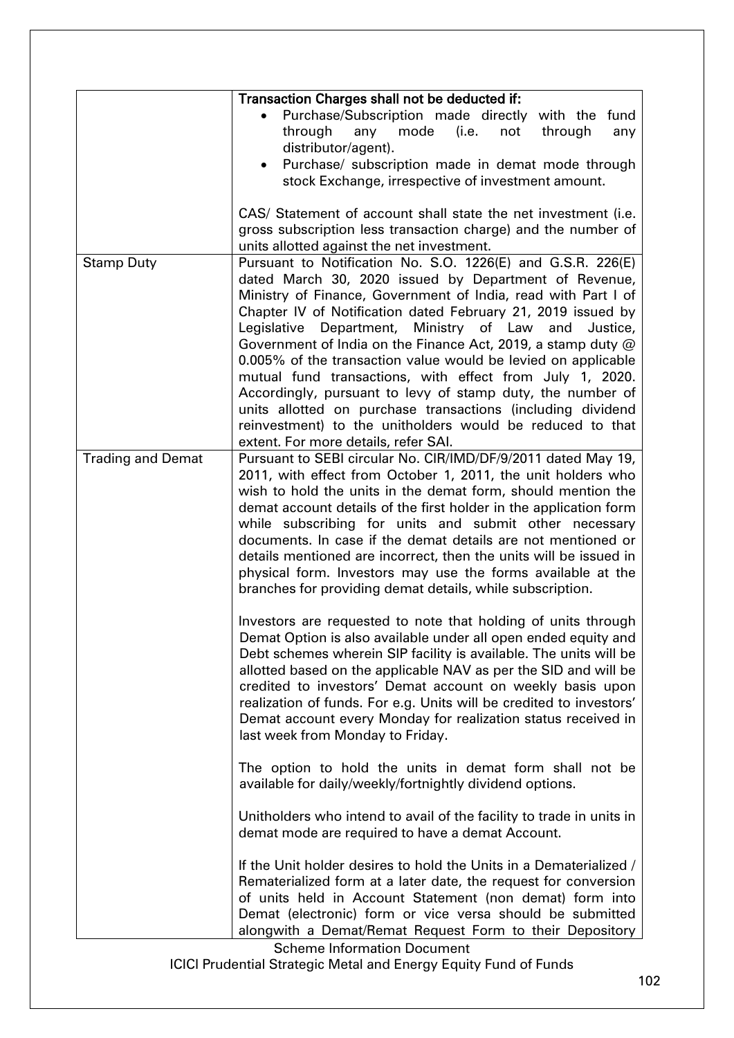|  |  |
|---|---|
|  | **Transaction Charges shall not be deducted if:**<br>• Purchase/Subscription made directly with the fund through any mode (i.e. not through any distributor/agent).<br>• Purchase/ subscription made in demat mode through stock Exchange, irrespective of investment amount.<br><br>CAS/ Statement of account shall state the net investment (i.e. gross subscription less transaction charge) and the number of units allotted against the net investment. |
| Stamp Duty | Pursuant to Notification No. S.O. 1226(E) and G.S.R. 226(E) dated March 30, 2020 issued by Department of Revenue, Ministry of Finance, Government of India, read with Part I of Chapter IV of Notification dated February 21, 2019 issued by Legislative Department, Ministry of Law and Justice, Government of India on the Finance Act, 2019, a stamp duty @ 0.005% of the transaction value would be levied on applicable mutual fund transactions, with effect from July 1, 2020. Accordingly, pursuant to levy of stamp duty, the number of units allotted on purchase transactions (including dividend reinvestment) to the unitholders would be reduced to that extent. For more details, refer SAI. |
| Trading and Demat | Pursuant to SEBI circular No. CIR/IMD/DF/9/2011 dated May 19, 2011, with effect from October 1, 2011, the unit holders who wish to hold the units in the demat form, should mention the demat account details of the first holder in the application form while subscribing for units and submit other necessary documents. In case if the demat details are not mentioned or details mentioned are incorrect, then the units will be issued in physical form. Investors may use the forms available at the branches for providing demat details, while subscription.<br><br>Investors are requested to note that holding of units through Demat Option is also available under all open ended equity and Debt schemes wherein SIP facility is available. The units will be allotted based on the applicable NAV as per the SID and will be credited to investors' Demat account on weekly basis upon realization of funds. For e.g. Units will be credited to investors' Demat account every Monday for realization status received in last week from Monday to Friday.<br><br>The option to hold the units in demat form shall not be available for daily/weekly/fortnightly dividend options.<br><br>Unitholders who intend to avail of the facility to trade in units in demat mode are required to have a demat Account.<br><br>If the Unit holder desires to hold the Units in a Dematerialized / Rematerialized form at a later date, the request for conversion of units held in Account Statement (non demat) form into Demat (electronic) form or vice versa should be submitted alongwith a Demat/Remat Request Form to their Depository |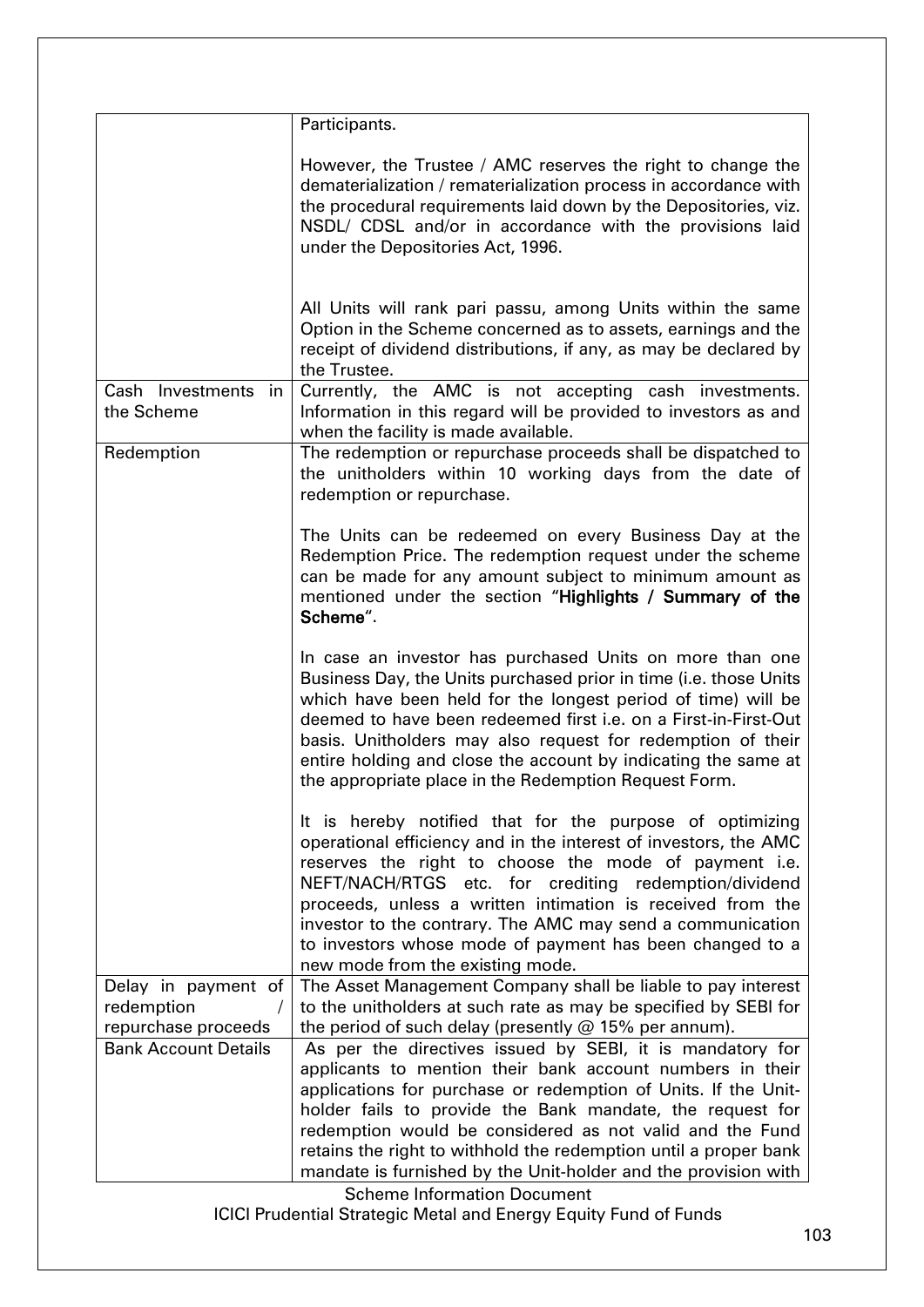| | |
|---|---|
| | Participants.<br><br>However, the Trustee / AMC reserves the right to change the dematerialization / rematerialization process in accordance with the procedural requirements laid down by the Depositories, viz. NSDL/ CDSL and/or in accordance with the provisions laid under the Depositories Act, 1996.<br><br>All Units will rank pari passu, among Units within the same Option in the Scheme concerned as to assets, earnings and the receipt of dividend distributions, if any, as may be declared by the Trustee. |
| Cash Investments in the Scheme | Currently, the AMC is not accepting cash investments. Information in this regard will be provided to investors as and when the facility is made available. |
| Redemption | The redemption or repurchase proceeds shall be dispatched to the unitholders within 10 working days from the date of redemption or repurchase.<br><br>The Units can be redeemed on every Business Day at the Redemption Price. The redemption request under the scheme can be made for any amount subject to minimum amount as mentioned under the section "**Highlights / Summary of the Scheme**".<br><br>In case an investor has purchased Units on more than one Business Day, the Units purchased prior in time (i.e. those Units which have been held for the longest period of time) will be deemed to have been redeemed first i.e. on a First-in-First-Out basis. Unitholders may also request for redemption of their entire holding and close the account by indicating the same at the appropriate place in the Redemption Request Form.<br><br>It is hereby notified that for the purpose of optimizing operational efficiency and in the interest of investors, the AMC reserves the right to choose the mode of payment i.e. NEFT/NACH/RTGS etc. for crediting redemption/dividend proceeds, unless a written intimation is received from the investor to the contrary. The AMC may send a communication to investors whose mode of payment has been changed to a new mode from the existing mode. |
| Delay in payment of redemption / repurchase proceeds | The Asset Management Company shall be liable to pay interest to the unitholders at such rate as may be specified by SEBI for the period of such delay (presently @ 15% per annum). |
| Bank Account Details | As per the directives issued by SEBI, it is mandatory for applicants to mention their bank account numbers in their applications for purchase or redemption of Units. If the Unit-holder fails to provide the Bank mandate, the request for redemption would be considered as not valid and the Fund retains the right to withhold the redemption until a proper bank mandate is furnished by the Unit-holder and the provision with |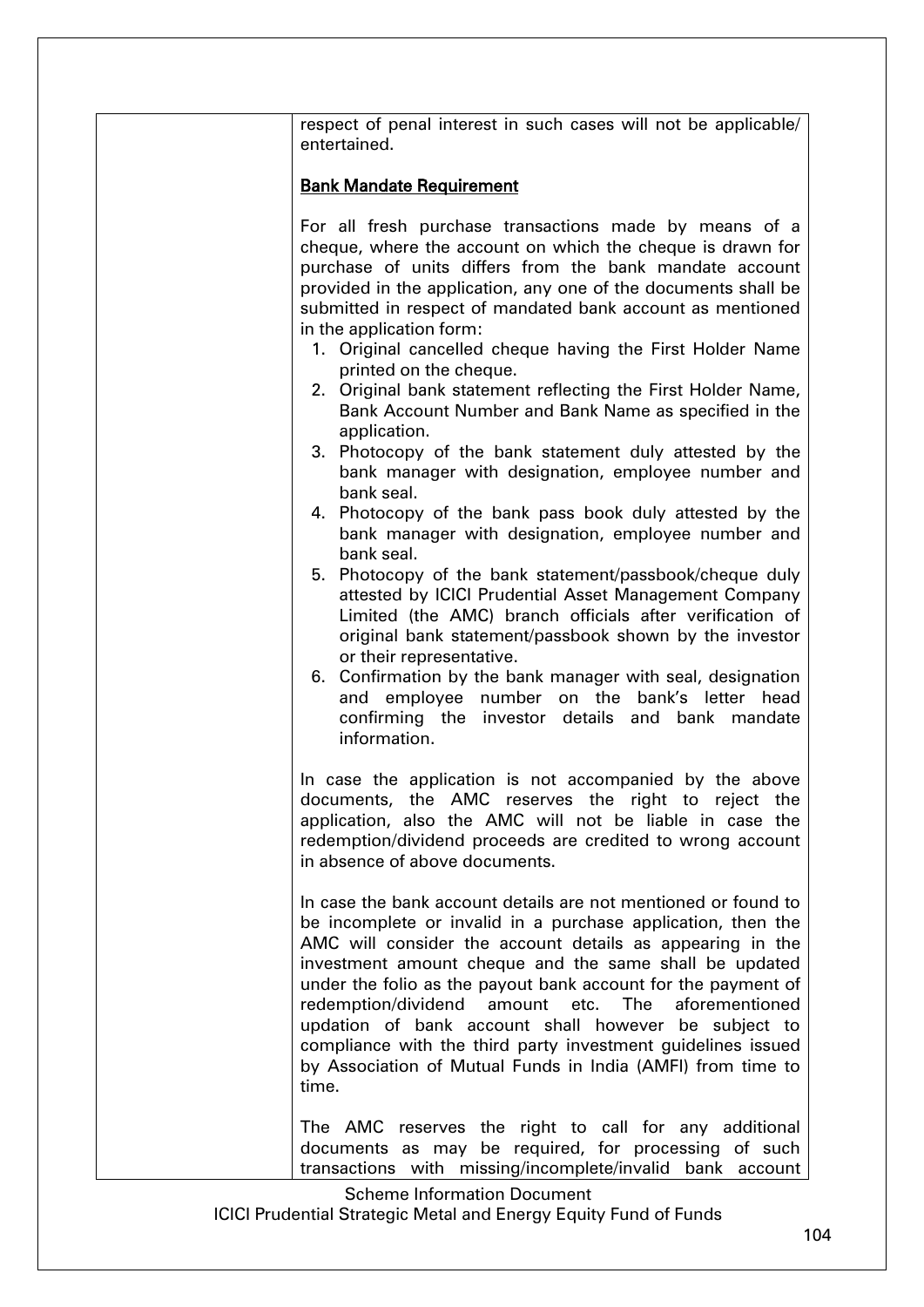respect of penal interest in such cases will not be applicable/ entertained.

**Bank Mandate Requirement**

For all fresh purchase transactions made by means of a cheque, where the account on which the cheque is drawn for purchase of units differs from the bank mandate account provided in the application, any one of the documents shall be submitted in respect of mandated bank account as mentioned in the application form:

1. Original cancelled cheque having the First Holder Name printed on the cheque.
2. Original bank statement reflecting the First Holder Name, Bank Account Number and Bank Name as specified in the application.
3. Photocopy of the bank statement duly attested by the bank manager with designation, employee number and bank seal.
4. Photocopy of the bank pass book duly attested by the bank manager with designation, employee number and bank seal.
5. Photocopy of the bank statement/passbook/cheque duly attested by ICICI Prudential Asset Management Company Limited (the AMC) branch officials after verification of original bank statement/passbook shown by the investor or their representative.
6. Confirmation by the bank manager with seal, designation and employee number on the bank's letter head confirming the investor details and bank mandate information.

In case the application is not accompanied by the above documents, the AMC reserves the right to reject the application, also the AMC will not be liable in case the redemption/dividend proceeds are credited to wrong account in absence of above documents.

In case the bank account details are not mentioned or found to be incomplete or invalid in a purchase application, then the AMC will consider the account details as appearing in the investment amount cheque and the same shall be updated under the folio as the payout bank account for the payment of redemption/dividend amount etc. The aforementioned updation of bank account shall however be subject to compliance with the third party investment guidelines issued by Association of Mutual Funds in India (AMFI) from time to time.

The AMC reserves the right to call for any additional documents as may be required, for processing of such transactions with missing/incomplete/invalid bank account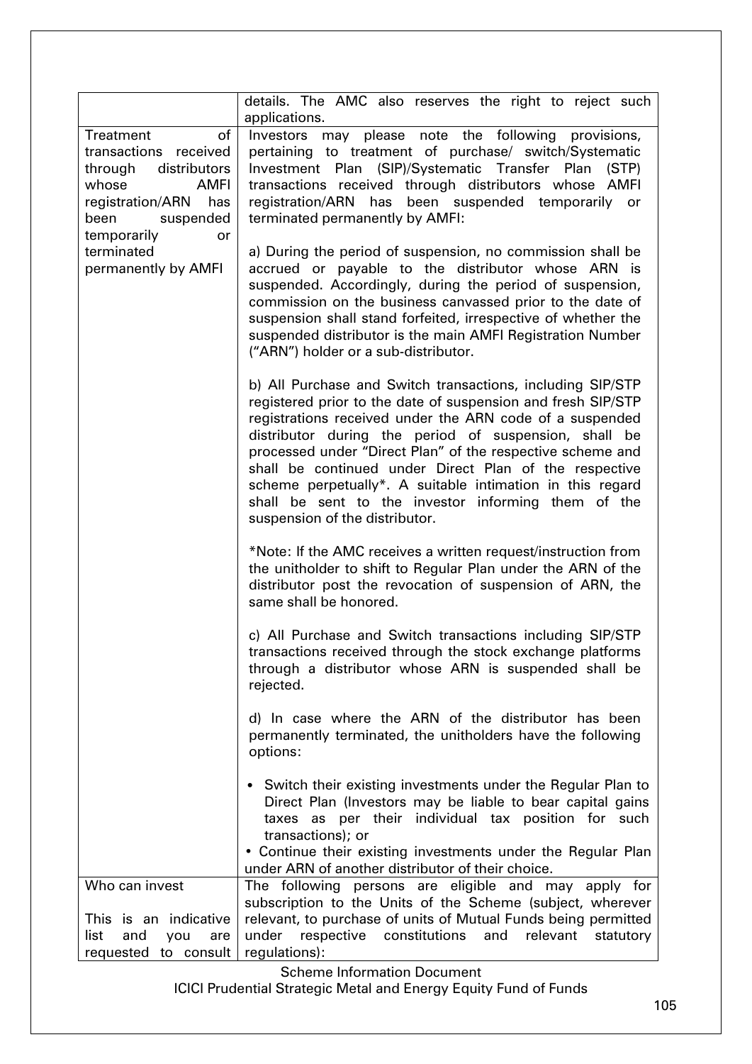| | |
|---|---|
| | details. The AMC also reserves the right to reject such applications. |
| Treatment of transactions received through distributors whose AMFI registration/ARN has been suspended temporarily or terminated permanently by AMFI | Investors may please note the following provisions, pertaining to treatment of purchase/ switch/Systematic Investment Plan (SIP)/Systematic Transfer Plan (STP) transactions received through distributors whose AMFI registration/ARN has been suspended temporarily or terminated permanently by AMFI:<br><br>a) During the period of suspension, no commission shall be accrued or payable to the distributor whose ARN is suspended. Accordingly, during the period of suspension, commission on the business canvassed prior to the date of suspension shall stand forfeited, irrespective of whether the suspended distributor is the main AMFI Registration Number ("ARN") holder or a sub-distributor.<br><br>b) All Purchase and Switch transactions, including SIP/STP registered prior to the date of suspension and fresh SIP/STP registrations received under the ARN code of a suspended distributor during the period of suspension, shall be processed under "Direct Plan" of the respective scheme and shall be continued under Direct Plan of the respective scheme perpetually*. A suitable intimation in this regard shall be sent to the investor informing them of the suspension of the distributor.<br><br>*Note: If the AMC receives a written request/instruction from the unitholder to shift to Regular Plan under the ARN of the distributor post the revocation of suspension of ARN, the same shall be honored.<br><br>c) All Purchase and Switch transactions including SIP/STP transactions received through the stock exchange platforms through a distributor whose ARN is suspended shall be rejected.<br><br>d) In case where the ARN of the distributor has been permanently terminated, the unitholders have the following options:<br><br>• Switch their existing investments under the Regular Plan to Direct Plan (Investors may be liable to bear capital gains taxes as per their individual tax position for such transactions); or<br>• Continue their existing investments under the Regular Plan under ARN of another distributor of their choice. |
| Who can invest<br><br>This is an indicative list and you are requested to consult | The following persons are eligible and may apply for subscription to the Units of the Scheme (subject, wherever relevant, to purchase of units of Mutual Funds being permitted under respective constitutions and relevant statutory regulations): |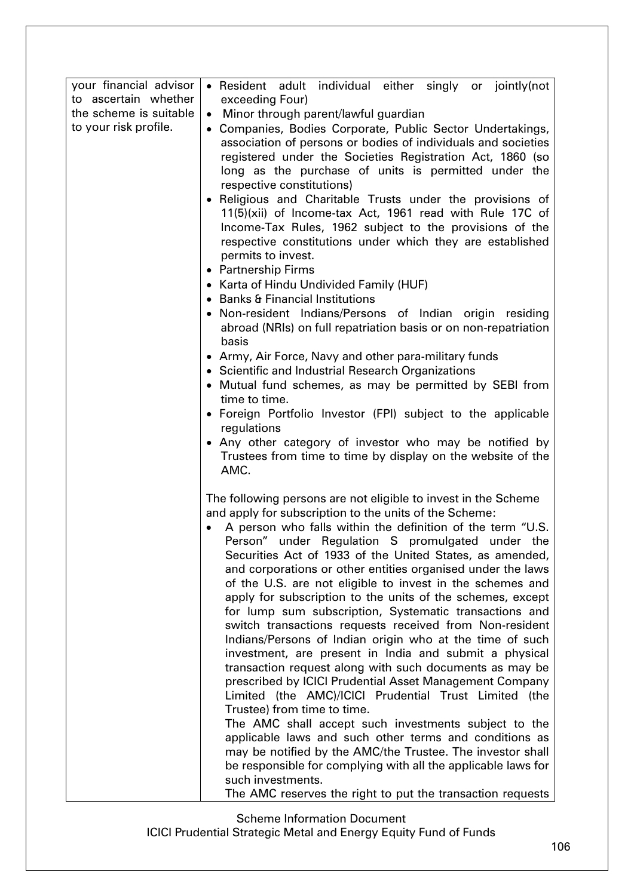| your financial advisor to ascertain whether the scheme is suitable to your risk profile. | • Resident adult individual either singly or jointly(not exceeding Four)<br>• Minor through parent/lawful guardian<br>• Companies, Bodies Corporate, Public Sector Undertakings, association of persons or bodies of individuals and societies registered under the Societies Registration Act, 1860 (so long as the purchase of units is permitted under the respective constitutions)<br>• Religious and Charitable Trusts under the provisions of 11(5)(xii) of Income-tax Act, 1961 read with Rule 17C of Income-Tax Rules, 1962 subject to the provisions of the respective constitutions under which they are established permits to invest.<br>• Partnership Firms<br>• Karta of Hindu Undivided Family (HUF)<br>• Banks & Financial Institutions<br>• Non-resident Indians/Persons of Indian origin residing abroad (NRIs) on full repatriation basis or on non-repatriation basis<br>• Army, Air Force, Navy and other para-military funds<br>• Scientific and Industrial Research Organizations<br>• Mutual fund schemes, as may be permitted by SEBI from time to time.<br>• Foreign Portfolio Investor (FPI) subject to the applicable regulations<br>• Any other category of investor who may be notified by Trustees from time to time by display on the website of the AMC.<br><br>The following persons are not eligible to invest in the Scheme and apply for subscription to the units of the Scheme:<br>• A person who falls within the definition of the term "U.S. Person" under Regulation S promulgated under the Securities Act of 1933 of the United States, as amended, and corporations or other entities organised under the laws of the U.S. are not eligible to invest in the schemes and apply for subscription to the units of the schemes, except for lump sum subscription, Systematic transactions and switch transactions requests received from Non-resident Indians/Persons of Indian origin who at the time of such investment, are present in India and submit a physical transaction request along with such documents as may be prescribed by ICICI Prudential Asset Management Company Limited (the AMC)/ICICI Prudential Trust Limited (the Trustee) from time to time.<br>The AMC shall accept such investments subject to the applicable laws and such other terms and conditions as may be notified by the AMC/the Trustee. The investor shall be responsible for complying with all the applicable laws for such investments.<br>The AMC reserves the right to put the transaction requests |
|---|---|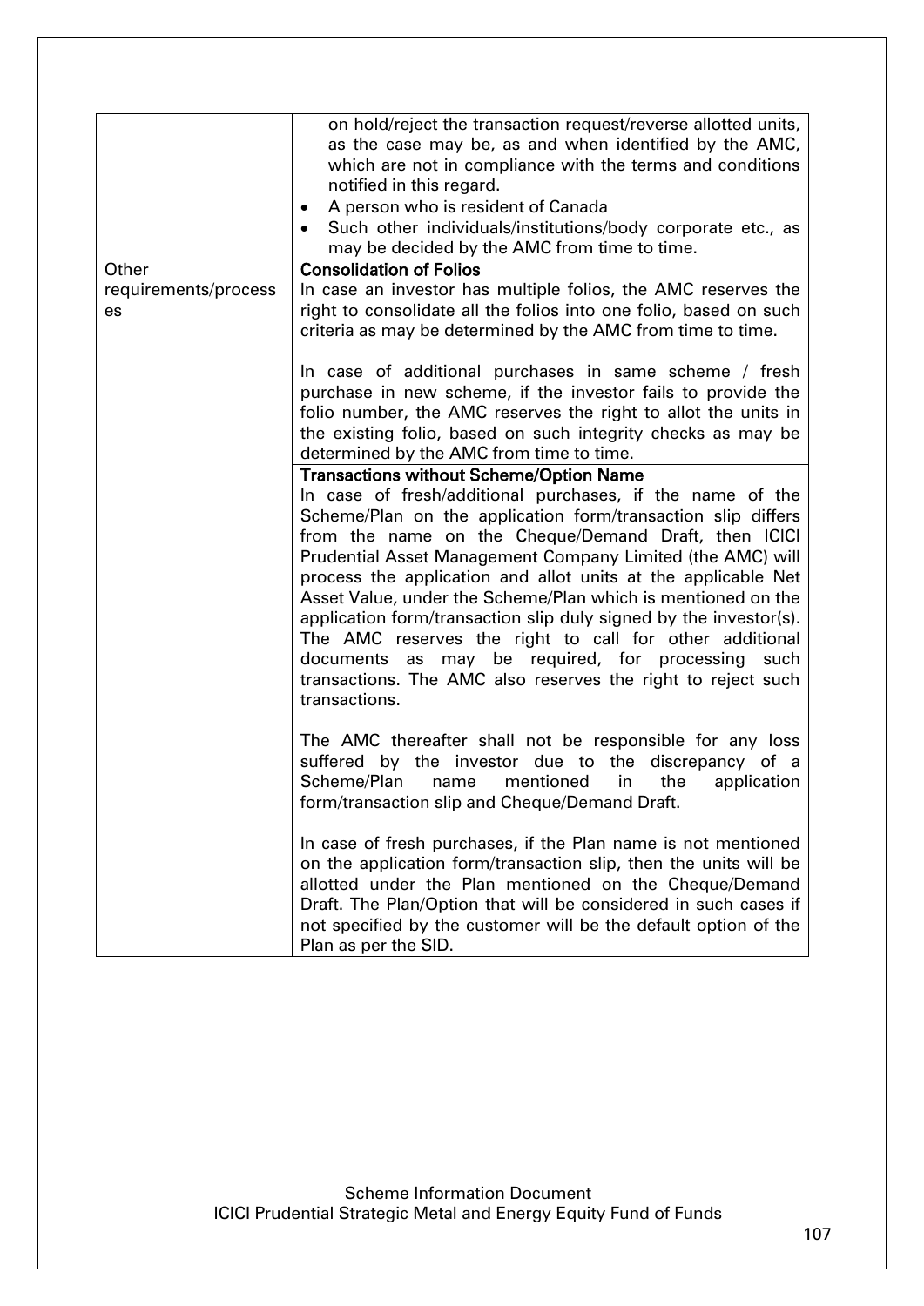| | |
|---|---|
| | on hold/reject the transaction request/reverse allotted units, as the case may be, as and when identified by the AMC, which are not in compliance with the terms and conditions notified in this regard.<br>• A person who is resident of Canada<br>• Such other individuals/institutions/body corporate etc., as may be decided by the AMC from time to time. |
| Other requirements/processes | **Consolidation of Folios**<br>In case an investor has multiple folios, the AMC reserves the right to consolidate all the folios into one folio, based on such criteria as may be determined by the AMC from time to time.<br><br>In case of additional purchases in same scheme / fresh purchase in new scheme, if the investor fails to provide the folio number, the AMC reserves the right to allot the units in the existing folio, based on such integrity checks as may be determined by the AMC from time to time. |
| | **Transactions without Scheme/Option Name**<br>In case of fresh/additional purchases, if the name of the Scheme/Plan on the application form/transaction slip differs from the name on the Cheque/Demand Draft, then ICICI Prudential Asset Management Company Limited (the AMC) will process the application and allot units at the applicable Net Asset Value, under the Scheme/Plan which is mentioned on the application form/transaction slip duly signed by the investor(s). The AMC reserves the right to call for other additional documents as may be required, for processing such transactions. The AMC also reserves the right to reject such transactions.<br><br>The AMC thereafter shall not be responsible for any loss suffered by the investor due to the discrepancy of a Scheme/Plan name mentioned in the application form/transaction slip and Cheque/Demand Draft.<br><br>In case of fresh purchases, if the Plan name is not mentioned on the application form/transaction slip, then the units will be allotted under the Plan mentioned on the Cheque/Demand Draft. The Plan/Option that will be considered in such cases if not specified by the customer will be the default option of the Plan as per the SID. |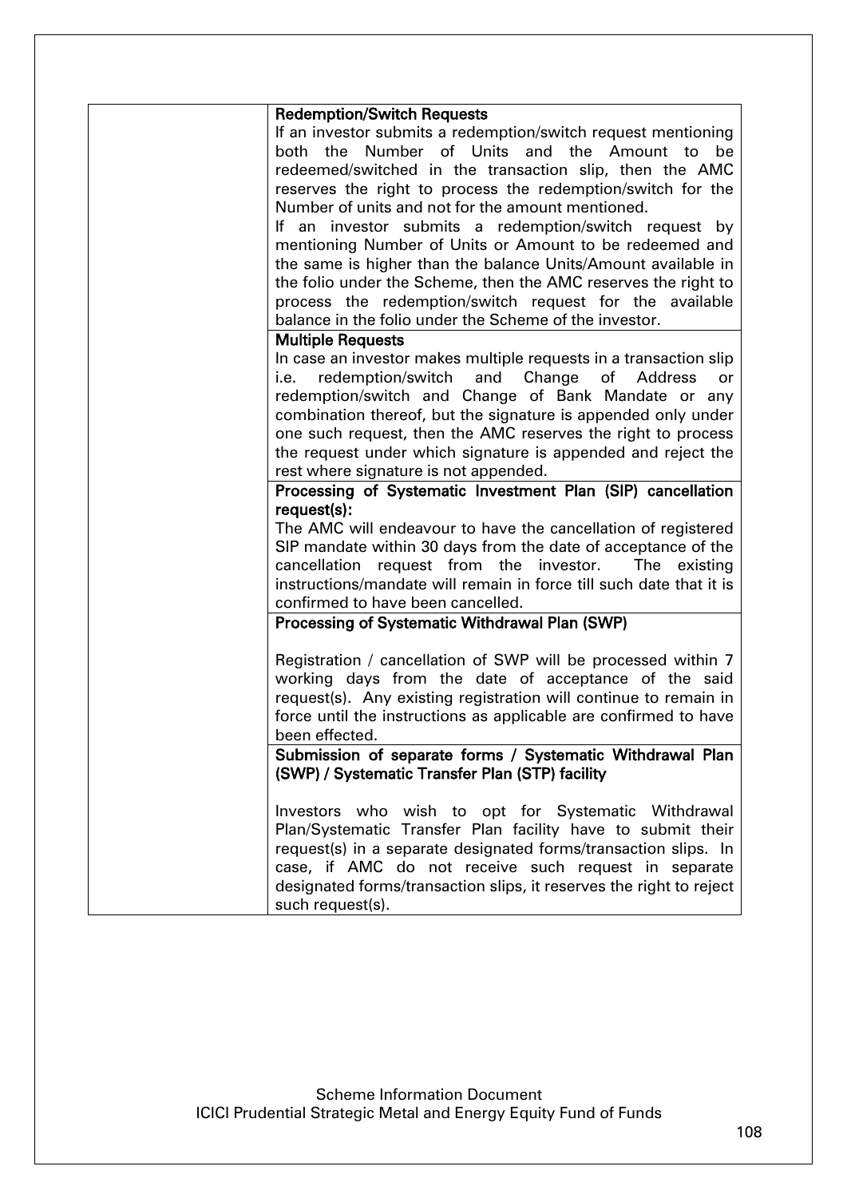| | |
|---|---|
| | **Redemption/Switch Requests**<br>If an investor submits a redemption/switch request mentioning both the Number of Units and the Amount to be redeemed/switched in the transaction slip, then the AMC reserves the right to process the redemption/switch for the Number of units and not for the amount mentioned.<br>If an investor submits a redemption/switch request by mentioning Number of Units or Amount to be redeemed and the same is higher than the balance Units/Amount available in the folio under the Scheme, then the AMC reserves the right to process the redemption/switch request for the available balance in the folio under the Scheme of the investor. |
| | **Multiple Requests**<br>In case an investor makes multiple requests in a transaction slip i.e. redemption/switch and Change of Address or redemption/switch and Change of Bank Mandate or any combination thereof, but the signature is appended only under one such request, then the AMC reserves the right to process the request under which signature is appended and reject the rest where signature is not appended. |
| | **Processing of Systematic Investment Plan (SIP) cancellation request(s):**<br>The AMC will endeavour to have the cancellation of registered SIP mandate within 30 days from the date of acceptance of the cancellation request from the investor. The existing instructions/mandate will remain in force till such date that it is confirmed to have been cancelled. |
| | **Processing of Systematic Withdrawal Plan (SWP)**<br><br>Registration / cancellation of SWP will be processed within 7 working days from the date of acceptance of the said request(s). Any existing registration will continue to remain in force until the instructions as applicable are confirmed to have been effected. |
| | **Submission of separate forms / Systematic Withdrawal Plan (SWP) / Systematic Transfer Plan (STP) facility**<br><br>Investors who wish to opt for Systematic Withdrawal Plan/Systematic Transfer Plan facility have to submit their request(s) in a separate designated forms/transaction slips. In case, if AMC do not receive such request in separate designated forms/transaction slips, it reserves the right to reject such request(s). |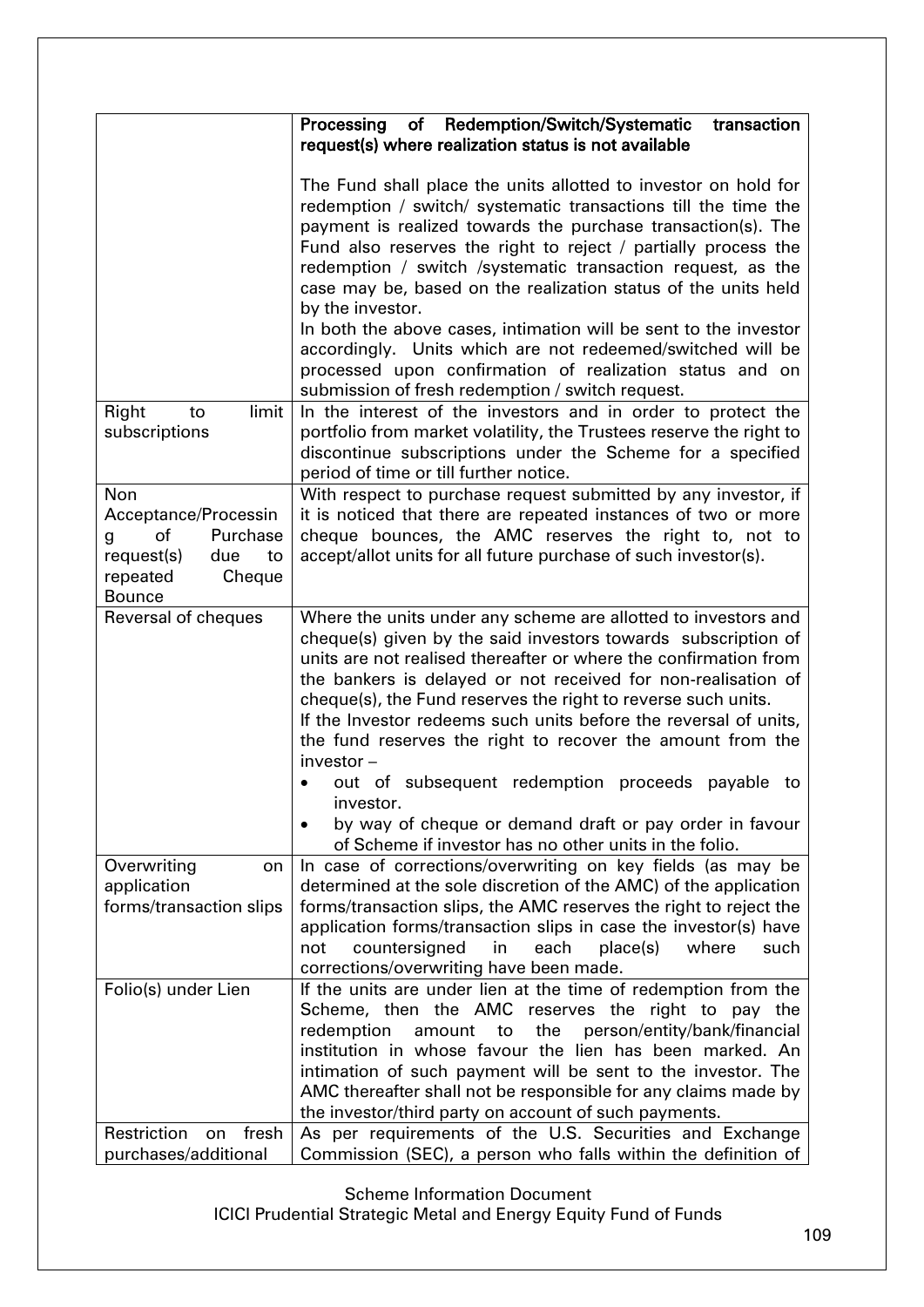| | |
|---|---|
| | **Processing of Redemption/Switch/Systematic transaction request(s) where realization status is not available**<br><br>The Fund shall place the units allotted to investor on hold for redemption / switch/ systematic transactions till the time the payment is realized towards the purchase transaction(s). The Fund also reserves the right to reject / partially process the redemption / switch /systematic transaction request, as the case may be, based on the realization status of the units held by the investor.<br>In both the above cases, intimation will be sent to the investor accordingly. Units which are not redeemed/switched will be processed upon confirmation of realization status and on submission of fresh redemption / switch request. |
| Right to limit subscriptions | In the interest of the investors and in order to protect the portfolio from market volatility, the Trustees reserve the right to discontinue subscriptions under the Scheme for a specified period of time or till further notice. |
| Non Acceptance/Processing of Purchase request(s) due to repeated Cheque Bounce | With respect to purchase request submitted by any investor, if it is noticed that there are repeated instances of two or more cheque bounces, the AMC reserves the right to, not to accept/allot units for all future purchase of such investor(s). |
| Reversal of cheques | Where the units under any scheme are allotted to investors and cheque(s) given by the said investors towards subscription of units are not realised thereafter or where the confirmation from the bankers is delayed or not received for non-realisation of cheque(s), the Fund reserves the right to reverse such units.<br>If the Investor redeems such units before the reversal of units, the fund reserves the right to recover the amount from the investor –<br>• out of subsequent redemption proceeds payable to investor.<br>• by way of cheque or demand draft or pay order in favour of Scheme if investor has no other units in the folio. |
| Overwriting on application forms/transaction slips | In case of corrections/overwriting on key fields (as may be determined at the sole discretion of the AMC) of the application forms/transaction slips, the AMC reserves the right to reject the application forms/transaction slips in case the investor(s) have not countersigned in each place(s) where such corrections/overwriting have been made. |
| Folio(s) under Lien | If the units are under lien at the time of redemption from the Scheme, then the AMC reserves the right to pay the redemption amount to the person/entity/bank/financial institution in whose favour the lien has been marked. An intimation of such payment will be sent to the investor. The AMC thereafter shall not be responsible for any claims made by the investor/third party on account of such payments. |
| Restriction on fresh purchases/additional | As per requirements of the U.S. Securities and Exchange Commission (SEC), a person who falls within the definition of |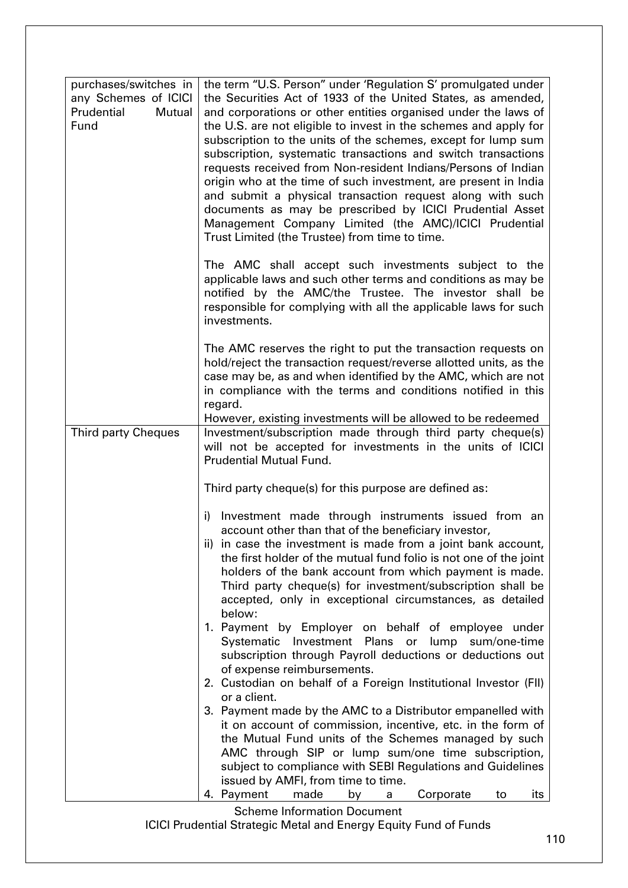| | |
|---|---|
| purchases/switches in any Schemes of ICICI Prudential Mutual Fund | the term "U.S. Person" under 'Regulation S' promulgated under the Securities Act of 1933 of the United States, as amended, and corporations or other entities organised under the laws of the U.S. are not eligible to invest in the schemes and apply for subscription to the units of the schemes, except for lump sum subscription, systematic transactions and switch transactions requests received from Non-resident Indians/Persons of Indian origin who at the time of such investment, are present in India and submit a physical transaction request along with such documents as may be prescribed by ICICI Prudential Asset Management Company Limited (the AMC)/ICICI Prudential Trust Limited (the Trustee) from time to time.<br><br>The AMC shall accept such investments subject to the applicable laws and such other terms and conditions as may be notified by the AMC/the Trustee. The investor shall be responsible for complying with all the applicable laws for such investments.<br><br>The AMC reserves the right to put the transaction requests on hold/reject the transaction request/reverse allotted units, as the case may be, as and when identified by the AMC, which are not in compliance with the terms and conditions notified in this regard.<br>However, existing investments will be allowed to be redeemed |
| Third party Cheques | Investment/subscription made through third party cheque(s) will not be accepted for investments in the units of ICICI Prudential Mutual Fund.<br><br>Third party cheque(s) for this purpose are defined as:<br><br>i) Investment made through instruments issued from an account other than that of the beneficiary investor,<br>ii) in case the investment is made from a joint bank account, the first holder of the mutual fund folio is not one of the joint holders of the bank account from which payment is made. Third party cheque(s) for investment/subscription shall be accepted, only in exceptional circumstances, as detailed below:<br>1. Payment by Employer on behalf of employee under Systematic Investment Plans or lump sum/one-time subscription through Payroll deductions or deductions out of expense reimbursements.<br>2. Custodian on behalf of a Foreign Institutional Investor (FII) or a client.<br>3. Payment made by the AMC to a Distributor empanelled with it on account of commission, incentive, etc. in the form of the Mutual Fund units of the Schemes managed by such AMC through SIP or lump sum/one time subscription, subject to compliance with SEBI Regulations and Guidelines issued by AMFI, from time to time.<br>4. Payment made by a Corporate to its |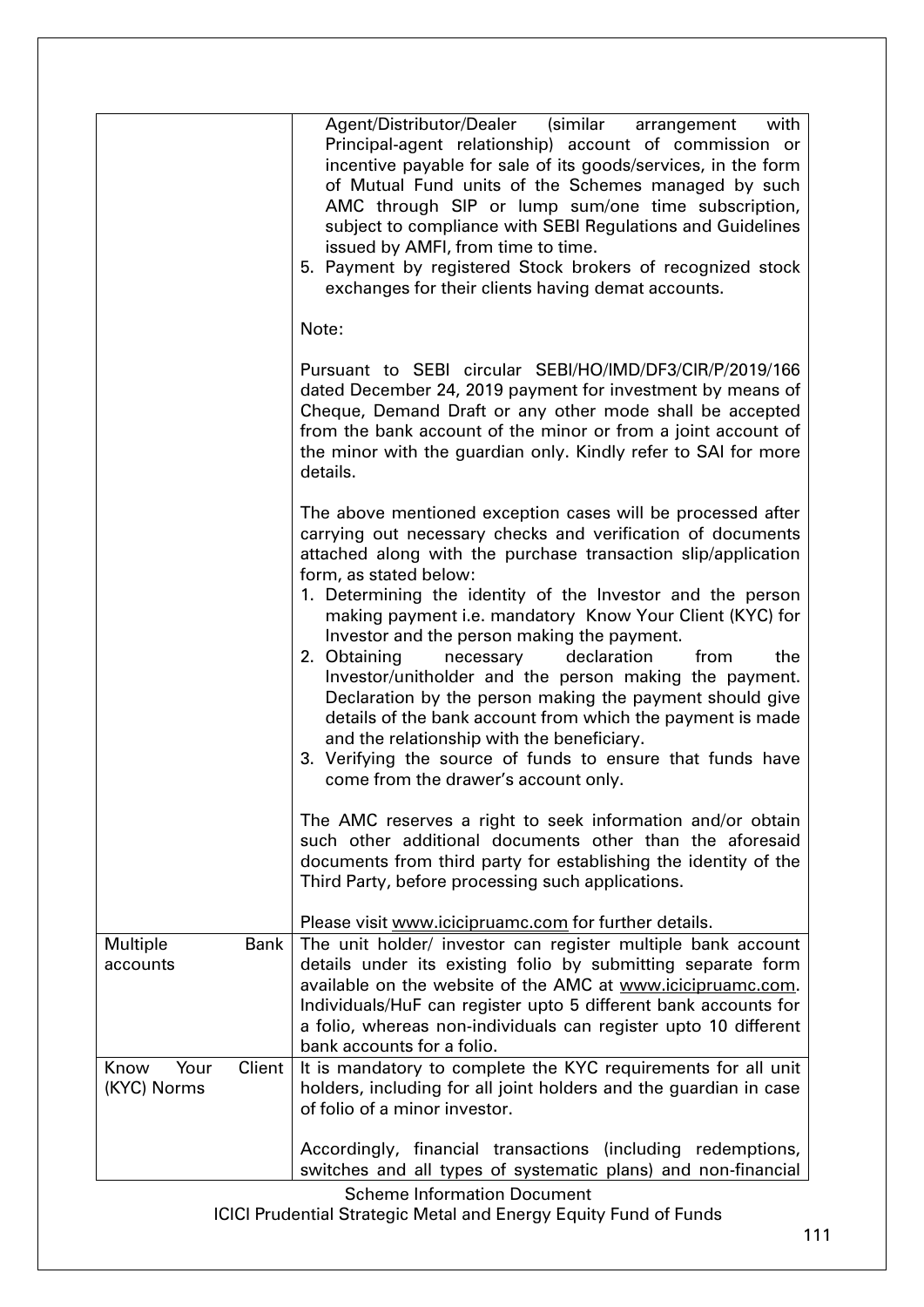| | |
|---|---|
| | Agent/Distributor/Dealer (similar arrangement with Principal-agent relationship) account of commission or incentive payable for sale of its goods/services, in the form of Mutual Fund units of the Schemes managed by such AMC through SIP or lump sum/one time subscription, subject to compliance with SEBI Regulations and Guidelines issued by AMFI, from time to time.<br>5. Payment by registered Stock brokers of recognized stock exchanges for their clients having demat accounts.<br><br>Note:<br><br>Pursuant to SEBI circular SEBI/HO/IMD/DF3/CIR/P/2019/166 dated December 24, 2019 payment for investment by means of Cheque, Demand Draft or any other mode shall be accepted from the bank account of the minor or from a joint account of the minor with the guardian only. Kindly refer to SAI for more details.<br><br>The above mentioned exception cases will be processed after carrying out necessary checks and verification of documents attached along with the purchase transaction slip/application form, as stated below:<br>1. Determining the identity of the Investor and the person making payment i.e. mandatory Know Your Client (KYC) for Investor and the person making the payment.<br>2. Obtaining necessary declaration from the Investor/unitholder and the person making the payment. Declaration by the person making the payment should give details of the bank account from which the payment is made and the relationship with the beneficiary.<br>3. Verifying the source of funds to ensure that funds have come from the drawer's account only.<br><br>The AMC reserves a right to seek information and/or obtain such other additional documents other than the aforesaid documents from third party for establishing the identity of the Third Party, before processing such applications.<br><br>Please visit www.icicipruamc.com for further details. |
| Multiple Bank accounts | The unit holder/ investor can register multiple bank account details under its existing folio by submitting separate form available on the website of the AMC at www.icicipruamc.com. Individuals/HuF can register upto 5 different bank accounts for a folio, whereas non-individuals can register upto 10 different bank accounts for a folio. |
| Know Your Client (KYC) Norms | It is mandatory to complete the KYC requirements for all unit holders, including for all joint holders and the guardian in case of folio of a minor investor.<br><br>Accordingly, financial transactions (including redemptions, switches and all types of systematic plans) and non-financial |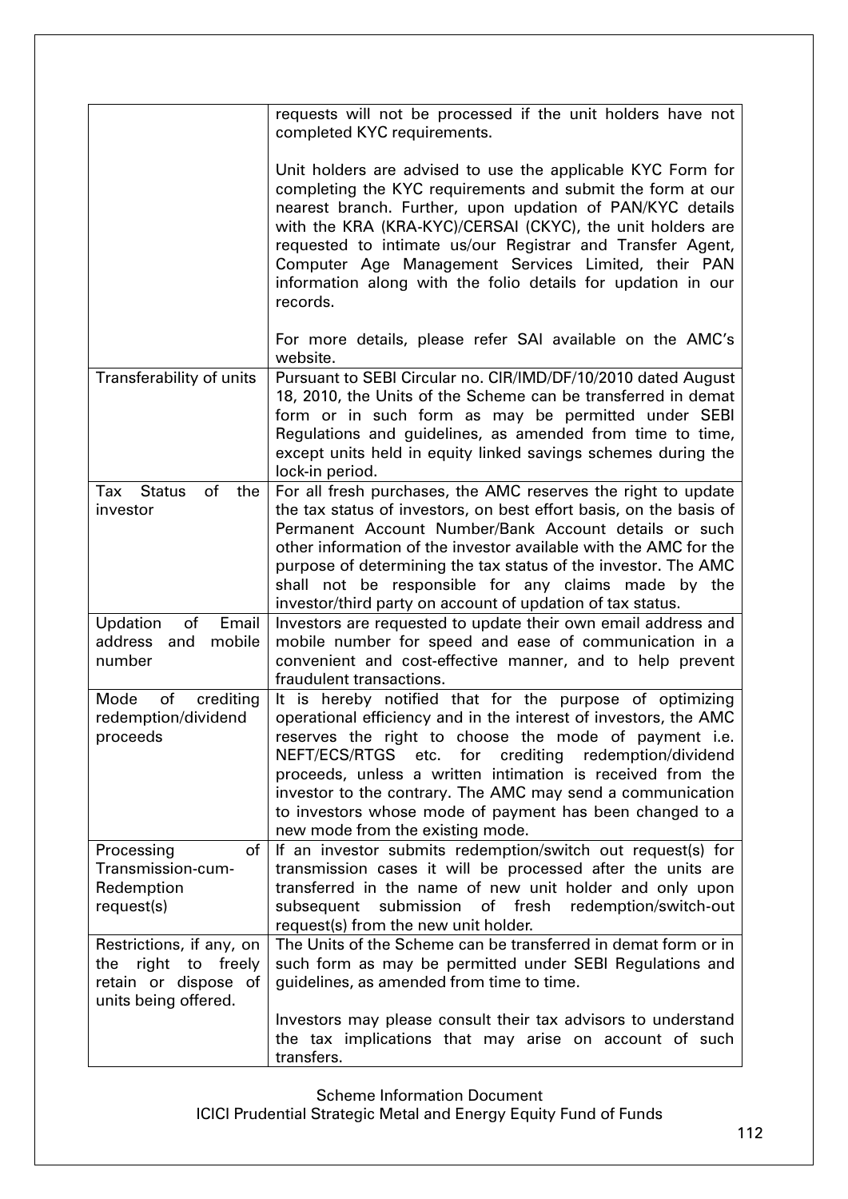| | |
|---|---|
| | requests will not be processed if the unit holders have not completed KYC requirements.<br><br>Unit holders are advised to use the applicable KYC Form for completing the KYC requirements and submit the form at our nearest branch. Further, upon updation of PAN/KYC details with the KRA (KRA-KYC)/CERSAI (CKYC), the unit holders are requested to intimate us/our Registrar and Transfer Agent, Computer Age Management Services Limited, their PAN information along with the folio details for updation in our records.<br><br>For more details, please refer SAI available on the AMC's website. |
| Transferability of units | Pursuant to SEBI Circular no. CIR/IMD/DF/10/2010 dated August 18, 2010, the Units of the Scheme can be transferred in demat form or in such form as may be permitted under SEBI Regulations and guidelines, as amended from time to time, except units held in equity linked savings schemes during the lock-in period. |
| Tax Status of the investor | For all fresh purchases, the AMC reserves the right to update the tax status of investors, on best effort basis, on the basis of Permanent Account Number/Bank Account details or such other information of the investor available with the AMC for the purpose of determining the tax status of the investor. The AMC shall not be responsible for any claims made by the investor/third party on account of updation of tax status. |
| Updation of Email address and mobile number | Investors are requested to update their own email address and mobile number for speed and ease of communication in a convenient and cost-effective manner, and to help prevent fraudulent transactions. |
| Mode of crediting redemption/dividend proceeds | It is hereby notified that for the purpose of optimizing operational efficiency and in the interest of investors, the AMC reserves the right to choose the mode of payment i.e. NEFT/ECS/RTGS etc. for crediting redemption/dividend proceeds, unless a written intimation is received from the investor to the contrary. The AMC may send a communication to investors whose mode of payment has been changed to a new mode from the existing mode. |
| Processing of Transmission-cum-Redemption request(s) | If an investor submits redemption/switch out request(s) for transmission cases it will be processed after the units are transferred in the name of new unit holder and only upon subsequent submission of fresh redemption/switch-out request(s) from the new unit holder. |
| Restrictions, if any, on the right to freely retain or dispose of units being offered. | The Units of the Scheme can be transferred in demat form or in such form as may be permitted under SEBI Regulations and guidelines, as amended from time to time.<br><br>Investors may please consult their tax advisors to understand the tax implications that may arise on account of such transfers. |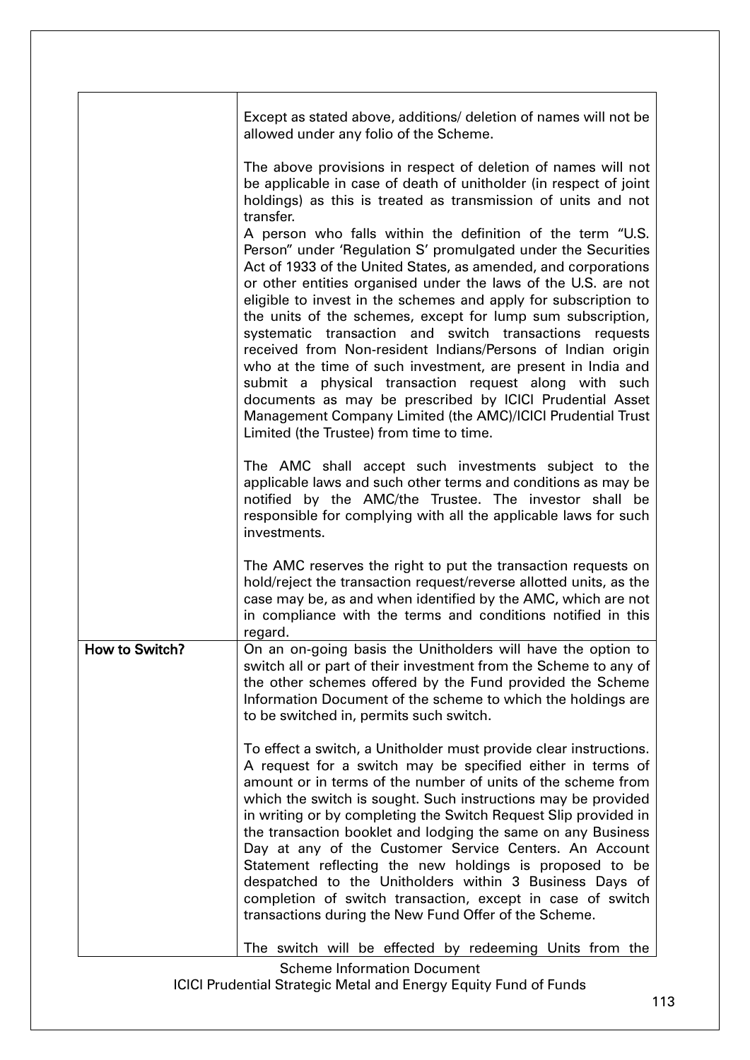| | |
|---|---|
| | Except as stated above, additions/ deletion of names will not be allowed under any folio of the Scheme.<br><br>The above provisions in respect of deletion of names will not be applicable in case of death of unitholder (in respect of joint holdings) as this is treated as transmission of units and not transfer.<br>A person who falls within the definition of the term "U.S. Person" under 'Regulation S' promulgated under the Securities Act of 1933 of the United States, as amended, and corporations or other entities organised under the laws of the U.S. are not eligible to invest in the schemes and apply for subscription to the units of the schemes, except for lump sum subscription, systematic transaction and switch transactions requests received from Non-resident Indians/Persons of Indian origin who at the time of such investment, are present in India and submit a physical transaction request along with such documents as may be prescribed by ICICI Prudential Asset Management Company Limited (the AMC)/ICICI Prudential Trust Limited (the Trustee) from time to time.<br><br>The AMC shall accept such investments subject to the applicable laws and such other terms and conditions as may be notified by the AMC/the Trustee. The investor shall be responsible for complying with all the applicable laws for such investments.<br><br>The AMC reserves the right to put the transaction requests on hold/reject the transaction request/reverse allotted units, as the case may be, as and when identified by the AMC, which are not in compliance with the terms and conditions notified in this regard. |
| **How to Switch?** | On an on-going basis the Unitholders will have the option to switch all or part of their investment from the Scheme to any of the other schemes offered by the Fund provided the Scheme Information Document of the scheme to which the holdings are to be switched in, permits such switch.<br><br>To effect a switch, a Unitholder must provide clear instructions. A request for a switch may be specified either in terms of amount or in terms of the number of units of the scheme from which the switch is sought. Such instructions may be provided in writing or by completing the Switch Request Slip provided in the transaction booklet and lodging the same on any Business Day at any of the Customer Service Centers. An Account Statement reflecting the new holdings is proposed to be despatched to the Unitholders within 3 Business Days of completion of switch transaction, except in case of switch transactions during the New Fund Offer of the Scheme.<br><br>The switch will be effected by redeeming Units from the |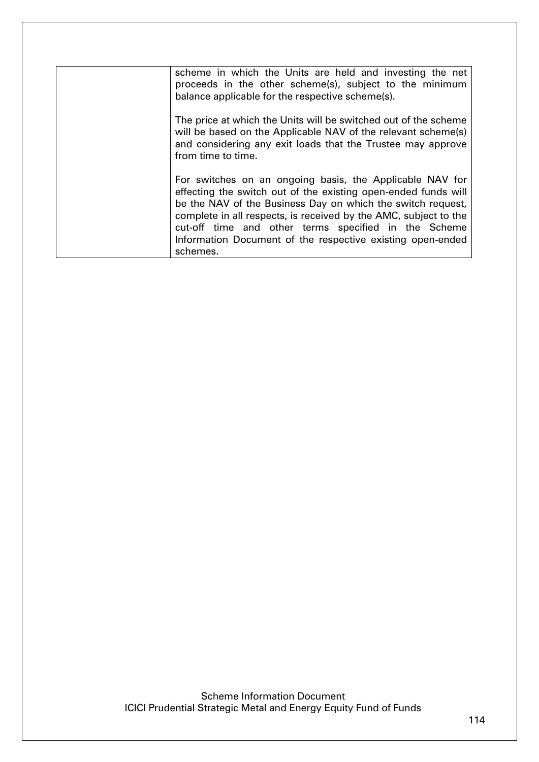| | scheme in which the Units are held and investing the net proceeds in the other scheme(s), subject to the minimum balance applicable for the respective scheme(s).<br><br>The price at which the Units will be switched out of the scheme will be based on the Applicable NAV of the relevant scheme(s) and considering any exit loads that the Trustee may approve from time to time.<br><br>For switches on an ongoing basis, the Applicable NAV for effecting the switch out of the existing open-ended funds will be the NAV of the Business Day on which the switch request, complete in all respects, is received by the AMC, subject to the cut-off time and other terms specified in the Scheme Information Document of the respective existing open-ended schemes. |
|---|---|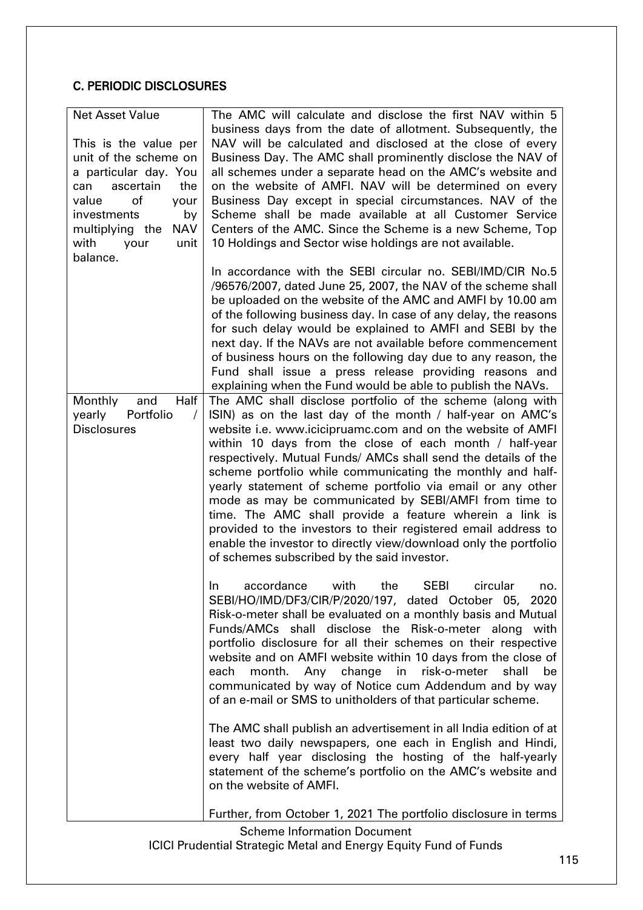## C. PERIODIC DISCLOSURES

| | |
|---|---|
| Net Asset Value<br><br>This is the value per unit of the scheme on a particular day. You can ascertain the value of your investments by multiplying the NAV with your unit balance. | The AMC will calculate and disclose the first NAV within 5 business days from the date of allotment. Subsequently, the NAV will be calculated and disclosed at the close of every Business Day. The AMC shall prominently disclose the NAV of all schemes under a separate head on the AMC's website and on the website of AMFI. NAV will be determined on every Business Day except in special circumstances. NAV of the Scheme shall be made available at all Customer Service Centers of the AMC. Since the Scheme is a new Scheme, Top 10 Holdings and Sector wise holdings are not available.<br><br>In accordance with the SEBI circular no. SEBI/IMD/CIR No.5 /96576/2007, dated June 25, 2007, the NAV of the scheme shall be uploaded on the website of the AMC and AMFI by 10.00 am of the following business day. In case of any delay, the reasons for such delay would be explained to AMFI and SEBI by the next day. If the NAVs are not available before commencement of business hours on the following day due to any reason, the Fund shall issue a press release providing reasons and explaining when the Fund would be able to publish the NAVs. |
| Monthly and Half yearly Portfolio / Disclosures | The AMC shall disclose portfolio of the scheme (along with ISIN) as on the last day of the month / half-year on AMC's website i.e. www.icicipruamc.com and on the website of AMFI within 10 days from the close of each month / half-year respectively. Mutual Funds/ AMCs shall send the details of the scheme portfolio while communicating the monthly and half-yearly statement of scheme portfolio via email or any other mode as may be communicated by SEBI/AMFI from time to time. The AMC shall provide a feature wherein a link is provided to the investors to their registered email address to enable the investor to directly view/download only the portfolio of schemes subscribed by the said investor.<br><br>In accordance with the SEBI circular no. SEBI/HO/IMD/DF3/CIR/P/2020/197, dated October 05, 2020 Risk-o-meter shall be evaluated on a monthly basis and Mutual Funds/AMCs shall disclose the Risk-o-meter along with portfolio disclosure for all their schemes on their respective website and on AMFI website within 10 days from the close of each month. Any change in risk-o-meter shall be communicated by way of Notice cum Addendum and by way of an e-mail or SMS to unitholders of that particular scheme.<br><br>The AMC shall publish an advertisement in all India edition of at least two daily newspapers, one each in English and Hindi, every half year disclosing the hosting of the half-yearly statement of the scheme's portfolio on the AMC's website and on the website of AMFI.<br><br>Further, from October 1, 2021 The portfolio disclosure in terms |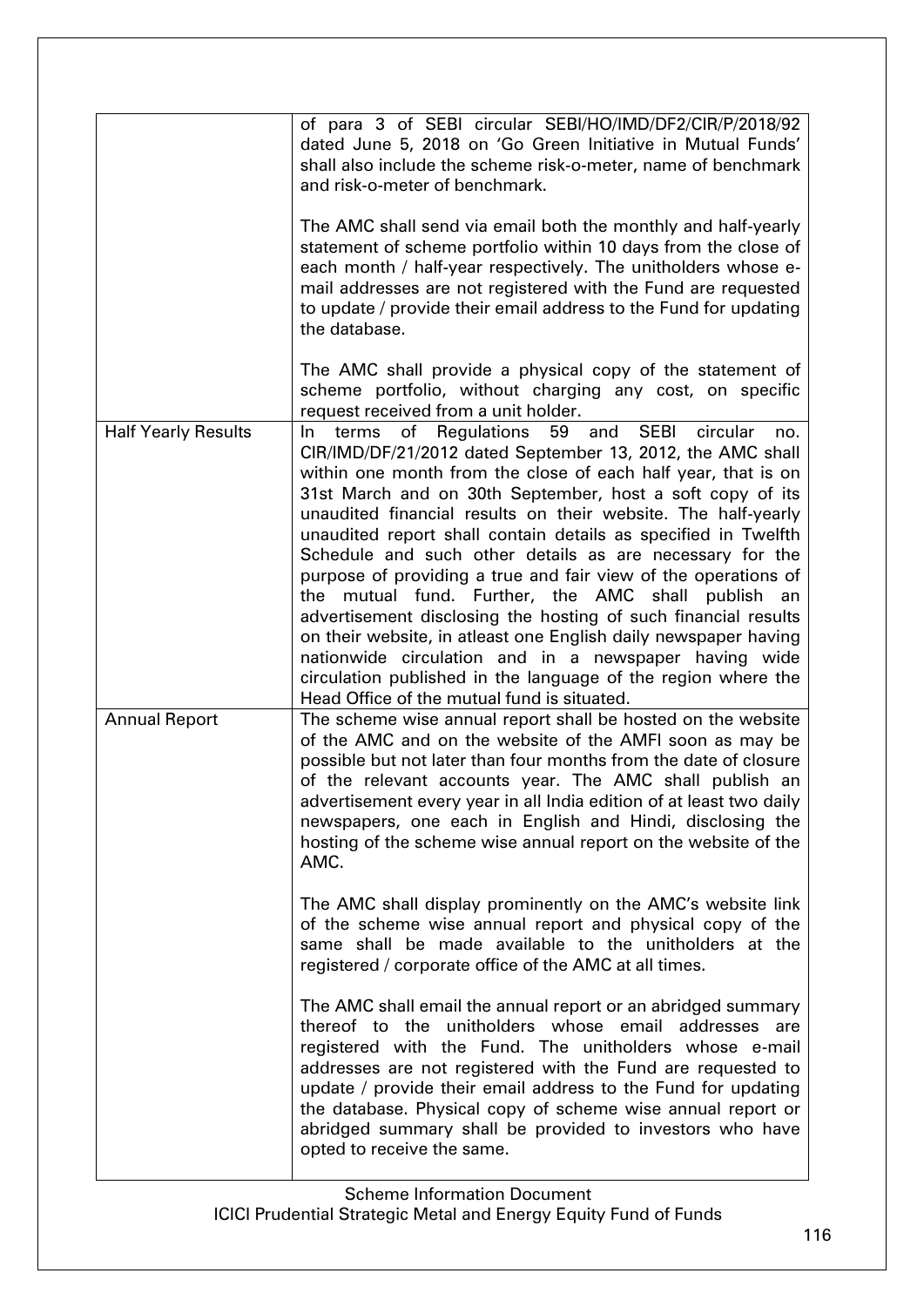|  |  |
|---|---|
|  | of para 3 of SEBI circular SEBI/HO/IMD/DF2/CIR/P/2018/92 dated June 5, 2018 on 'Go Green Initiative in Mutual Funds' shall also include the scheme risk-o-meter, name of benchmark and risk-o-meter of benchmark.<br><br>The AMC shall send via email both the monthly and half-yearly statement of scheme portfolio within 10 days from the close of each month / half-year respectively. The unitholders whose e-mail addresses are not registered with the Fund are requested to update / provide their email address to the Fund for updating the database.<br><br>The AMC shall provide a physical copy of the statement of scheme portfolio, without charging any cost, on specific request received from a unit holder. |
| Half Yearly Results | In terms of Regulations 59 and SEBI circular no. CIR/IMD/DF/21/2012 dated September 13, 2012, the AMC shall within one month from the close of each half year, that is on 31st March and on 30th September, host a soft copy of its unaudited financial results on their website. The half-yearly unaudited report shall contain details as specified in Twelfth Schedule and such other details as are necessary for the purpose of providing a true and fair view of the operations of the mutual fund. Further, the AMC shall publish an advertisement disclosing the hosting of such financial results on their website, in atleast one English daily newspaper having nationwide circulation and in a newspaper having wide circulation published in the language of the region where the Head Office of the mutual fund is situated. |
| Annual Report | The scheme wise annual report shall be hosted on the website of the AMC and on the website of the AMFI soon as may be possible but not later than four months from the date of closure of the relevant accounts year. The AMC shall publish an advertisement every year in all India edition of at least two daily newspapers, one each in English and Hindi, disclosing the hosting of the scheme wise annual report on the website of the AMC.<br><br>The AMC shall display prominently on the AMC's website link of the scheme wise annual report and physical copy of the same shall be made available to the unitholders at the registered / corporate office of the AMC at all times.<br><br>The AMC shall email the annual report or an abridged summary thereof to the unitholders whose email addresses are registered with the Fund. The unitholders whose e-mail addresses are not registered with the Fund are requested to update / provide their email address to the Fund for updating the database. Physical copy of scheme wise annual report or abridged summary shall be provided to investors who have opted to receive the same. |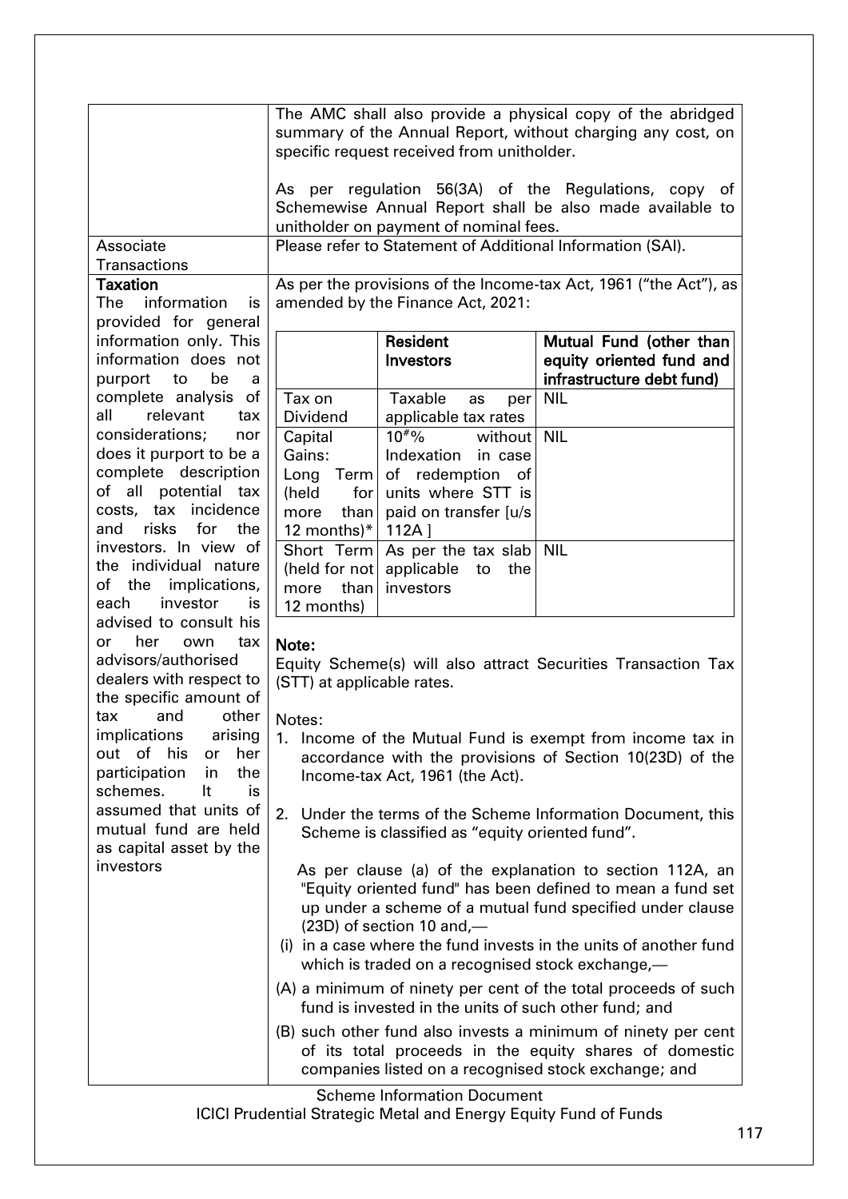| | |
|---|---|
| | The AMC shall also provide a physical copy of the abridged summary of the Annual Report, without charging any cost, on specific request received from unitholder.<br><br>As per regulation 56(3A) of the Regulations, copy of Schemewise Annual Report shall be also made available to unitholder on payment of nominal fees. |
| Associate Transactions | Please refer to Statement of Additional Information (SAI). |

**Taxation**

The information is provided for general information only. This information does not purport to be a complete analysis of all relevant tax considerations; nor does it purport to be a complete description of all potential tax costs, tax incidence and risks for the investors. In view of the individual nature of the implications, each investor is advised to consult his or her own tax advisors/authorised dealers with respect to the specific amount of tax and other implications arising out of his or her participation in the schemes. It is assumed that units of mutual fund are held as capital asset by the investors

As per the provisions of the Income-tax Act, 1961 ("the Act"), as amended by the Finance Act, 2021:

| | **Resident Investors** | **Mutual Fund (other than equity oriented fund and infrastructure debt fund)** |
|---|---|---|
| Tax on Dividend | Taxable as per applicable tax rates | NIL |
| Capital Gains: Long Term (held for more than 12 months)* | 10#% without Indexation in case of redemption of units where STT is paid on transfer [u/s 112A ] | NIL |
| Short Term (held for not more than 12 months) | As per the tax slab applicable to the investors | NIL |

**Note:**

Equity Scheme(s) will also attract Securities Transaction Tax (STT) at applicable rates.

Notes:

1. Income of the Mutual Fund is exempt from income tax in accordance with the provisions of Section 10(23D) of the Income-tax Act, 1961 (the Act).

2. Under the terms of the Scheme Information Document, this Scheme is classified as "equity oriented fund".

   As per clause (a) of the explanation to section 112A, an "Equity oriented fund" has been defined to mean a fund set up under a scheme of a mutual fund specified under clause (23D) of section 10 and,—

(i) in a case where the fund invests in the units of another fund which is traded on a recognised stock exchange,—

(A) a minimum of ninety per cent of the total proceeds of such fund is invested in the units of such other fund; and

(B) such other fund also invests a minimum of ninety per cent of its total proceeds in the equity shares of domestic companies listed on a recognised stock exchange; and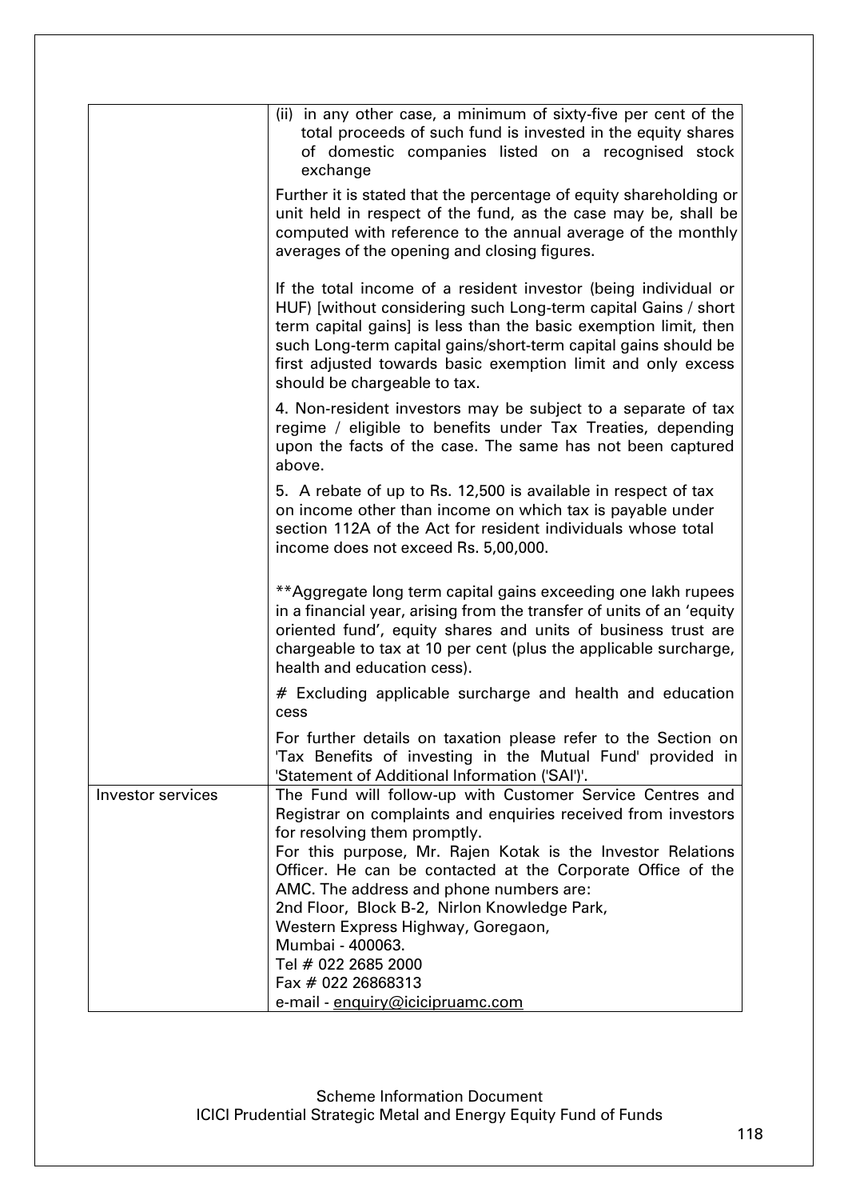| | |
|---|---|
| | (ii) in any other case, a minimum of sixty-five per cent of the total proceeds of such fund is invested in the equity shares of domestic companies listed on a recognised stock exchange<br><br>Further it is stated that the percentage of equity shareholding or unit held in respect of the fund, as the case may be, shall be computed with reference to the annual average of the monthly averages of the opening and closing figures.<br><br>If the total income of a resident investor (being individual or HUF) [without considering such Long-term capital Gains / short term capital gains] is less than the basic exemption limit, then such Long-term capital gains/short-term capital gains should be first adjusted towards basic exemption limit and only excess should be chargeable to tax.<br><br>4. Non-resident investors may be subject to a separate of tax regime / eligible to benefits under Tax Treaties, depending upon the facts of the case. The same has not been captured above.<br><br>5. A rebate of up to Rs. 12,500 is available in respect of tax on income other than income on which tax is payable under section 112A of the Act for resident individuals whose total income does not exceed Rs. 5,00,000.<br><br>**Aggregate long term capital gains exceeding one lakh rupees in a financial year, arising from the transfer of units of an 'equity oriented fund', equity shares and units of business trust are chargeable to tax at 10 per cent (plus the applicable surcharge, health and education cess).<br><br># Excluding applicable surcharge and health and education cess<br><br>For further details on taxation please refer to the Section on 'Tax Benefits of investing in the Mutual Fund' provided in 'Statement of Additional Information ('SAI')'. |
| Investor services | The Fund will follow-up with Customer Service Centres and Registrar on complaints and enquiries received from investors for resolving them promptly.<br>For this purpose, Mr. Rajen Kotak is the Investor Relations Officer. He can be contacted at the Corporate Office of the AMC. The address and phone numbers are:<br>2nd Floor, Block B-2, Nirlon Knowledge Park,<br>Western Express Highway, Goregaon,<br>Mumbai - 400063.<br>Tel # 022 2685 2000<br>Fax # 022 26868313<br>e-mail - enquiry@icicipruamc.com |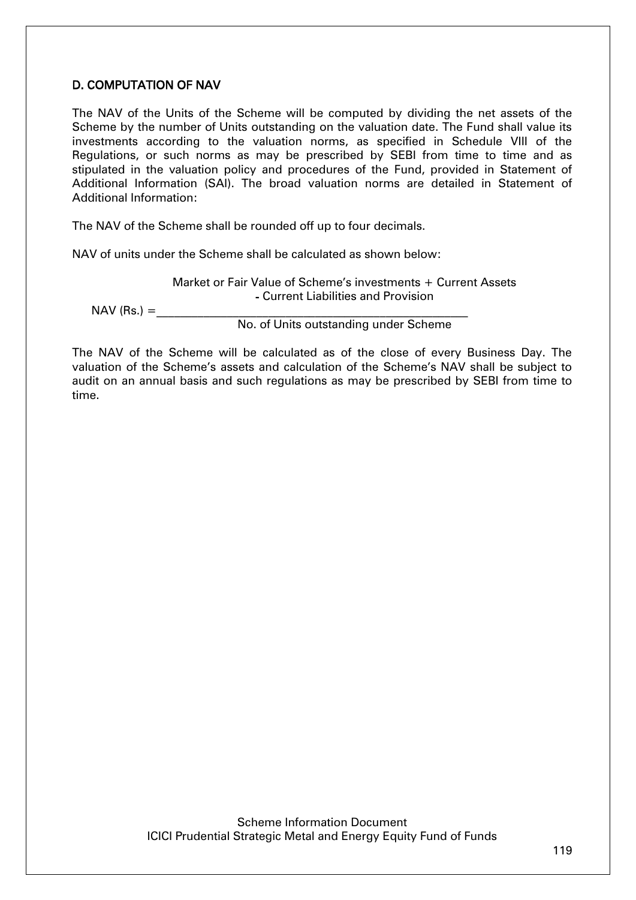## D. COMPUTATION OF NAV

The NAV of the Units of the Scheme will be computed by dividing the net assets of the Scheme by the number of Units outstanding on the valuation date. The Fund shall value its investments according to the valuation norms, as specified in Schedule VIII of the Regulations, or such norms as may be prescribed by SEBI from time to time and as stipulated in the valuation policy and procedures of the Fund, provided in Statement of Additional Information (SAI). The broad valuation norms are detailed in Statement of Additional Information:

The NAV of the Scheme shall be rounded off up to four decimals.

NAV of units under the Scheme shall be calculated as shown below:

$$\text{NAV (Rs.)} = \frac{\text{Market or Fair Value of Scheme's investments + Current Assets - Current Liabilities and Provision}}{\text{No. of Units outstanding under Scheme}}$$

The NAV of the Scheme will be calculated as of the close of every Business Day. The valuation of the Scheme's assets and calculation of the Scheme's NAV shall be subject to audit on an annual basis and such regulations as may be prescribed by SEBI from time to time.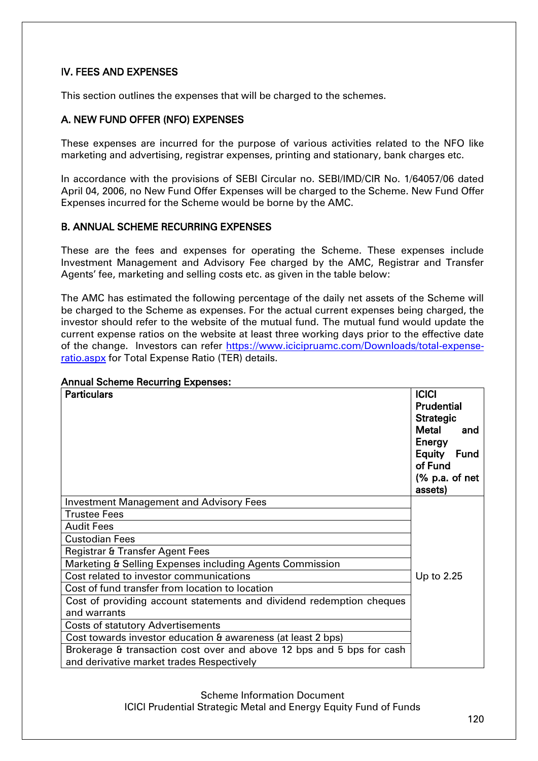## IV. FEES AND EXPENSES

This section outlines the expenses that will be charged to the schemes.

### A. NEW FUND OFFER (NFO) EXPENSES

These expenses are incurred for the purpose of various activities related to the NFO like marketing and advertising, registrar expenses, printing and stationary, bank charges etc.

In accordance with the provisions of SEBI Circular no. SEBI/IMD/CIR No. 1/64057/06 dated April 04, 2006, no New Fund Offer Expenses will be charged to the Scheme. New Fund Offer Expenses incurred for the Scheme would be borne by the AMC.

### B. ANNUAL SCHEME RECURRING EXPENSES

These are the fees and expenses for operating the Scheme. These expenses include Investment Management and Advisory Fee charged by the AMC, Registrar and Transfer Agents' fee, marketing and selling costs etc. as given in the table below:

The AMC has estimated the following percentage of the daily net assets of the Scheme will be charged to the Scheme as expenses. For the actual current expenses being charged, the investor should refer to the website of the mutual fund. The mutual fund would update the current expense ratios on the website at least three working days prior to the effective date of the change. Investors can refer [https://www.icicipruamc.com/Downloads/total-expense-ratio.aspx](https://www.icicipruamc.com/Downloads/total-expense-ratio.aspx) for Total Expense Ratio (TER) details.

**Annual Scheme Recurring Expenses:**

| Particulars | ICICI Prudential Strategic Metal and Energy Equity Fund of Fund (% p.a. of net assets) |
|---|---|
| Investment Management and Advisory Fees | Up to 2.25 |
| Trustee Fees | |
| Audit Fees | |
| Custodian Fees | |
| Registrar & Transfer Agent Fees | |
| Marketing & Selling Expenses including Agents Commission | |
| Cost related to investor communications | |
| Cost of fund transfer from location to location | |
| Cost of providing account statements and dividend redemption cheques and warrants | |
| Costs of statutory Advertisements | |
| Cost towards investor education & awareness (at least 2 bps) | |
| Brokerage & transaction cost over and above 12 bps and 5 bps for cash and derivative market trades Respectively | |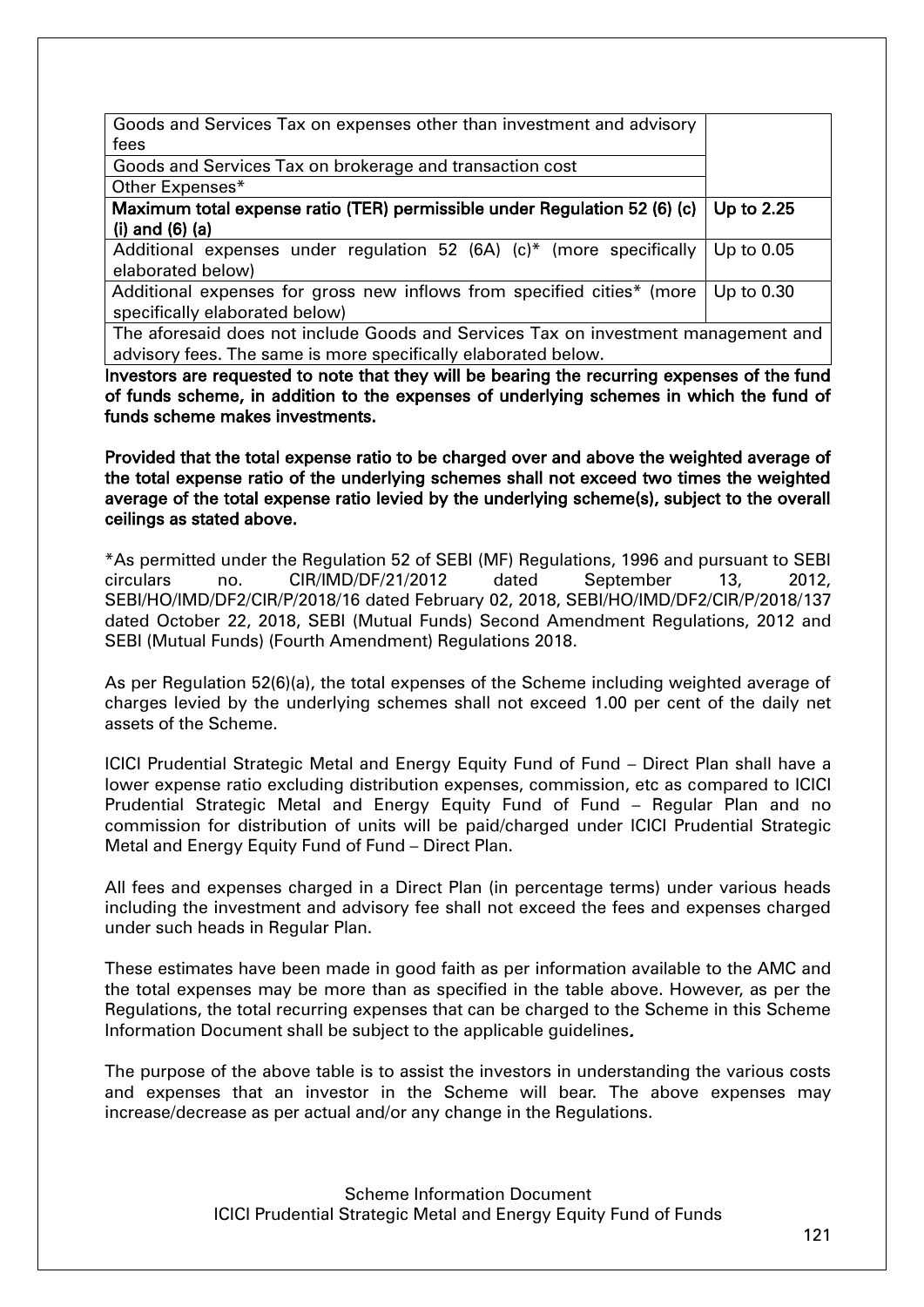| | |
|---|---|
| Goods and Services Tax on expenses other than investment and advisory fees | |
| Goods and Services Tax on brokerage and transaction cost | |
| Other Expenses* | |
| **Maximum total expense ratio (TER) permissible under Regulation 52 (6) (c) (i) and (6) (a)** | **Up to 2.25** |
| Additional expenses under regulation 52 (6A) (c)* (more specifically elaborated below) | Up to 0.05 |
| Additional expenses for gross new inflows from specified cities* (more specifically elaborated below) | Up to 0.30 |
| The aforesaid does not include Goods and Services Tax on investment management and advisory fees. The same is more specifically elaborated below. | |

**Investors are requested to note that they will be bearing the recurring expenses of the fund of funds scheme, in addition to the expenses of underlying schemes in which the fund of funds scheme makes investments.**

**Provided that the total expense ratio to be charged over and above the weighted average of the total expense ratio of the underlying schemes shall not exceed two times the weighted average of the total expense ratio levied by the underlying scheme(s), subject to the overall ceilings as stated above.**

*As permitted under the Regulation 52 of SEBI (MF) Regulations, 1996 and pursuant to SEBI circulars no. CIR/IMD/DF/21/2012 dated September 13, 2012, SEBI/HO/IMD/DF2/CIR/P/2018/16 dated February 02, 2018, SEBI/HO/IMD/DF2/CIR/P/2018/137 dated October 22, 2018, SEBI (Mutual Funds) Second Amendment Regulations, 2012 and SEBI (Mutual Funds) (Fourth Amendment) Regulations 2018.

As per Regulation 52(6)(a), the total expenses of the Scheme including weighted average of charges levied by the underlying schemes shall not exceed 1.00 per cent of the daily net assets of the Scheme.

ICICI Prudential Strategic Metal and Energy Equity Fund of Fund – Direct Plan shall have a lower expense ratio excluding distribution expenses, commission, etc as compared to ICICI Prudential Strategic Metal and Energy Equity Fund of Fund – Regular Plan and no commission for distribution of units will be paid/charged under ICICI Prudential Strategic Metal and Energy Equity Fund of Fund – Direct Plan.

All fees and expenses charged in a Direct Plan (in percentage terms) under various heads including the investment and advisory fee shall not exceed the fees and expenses charged under such heads in Regular Plan.

These estimates have been made in good faith as per information available to the AMC and the total expenses may be more than as specified in the table above. However, as per the Regulations, the total recurring expenses that can be charged to the Scheme in this Scheme Information Document shall be subject to the applicable guidelines.

The purpose of the above table is to assist the investors in understanding the various costs and expenses that an investor in the Scheme will bear. The above expenses may increase/decrease as per actual and/or any change in the Regulations.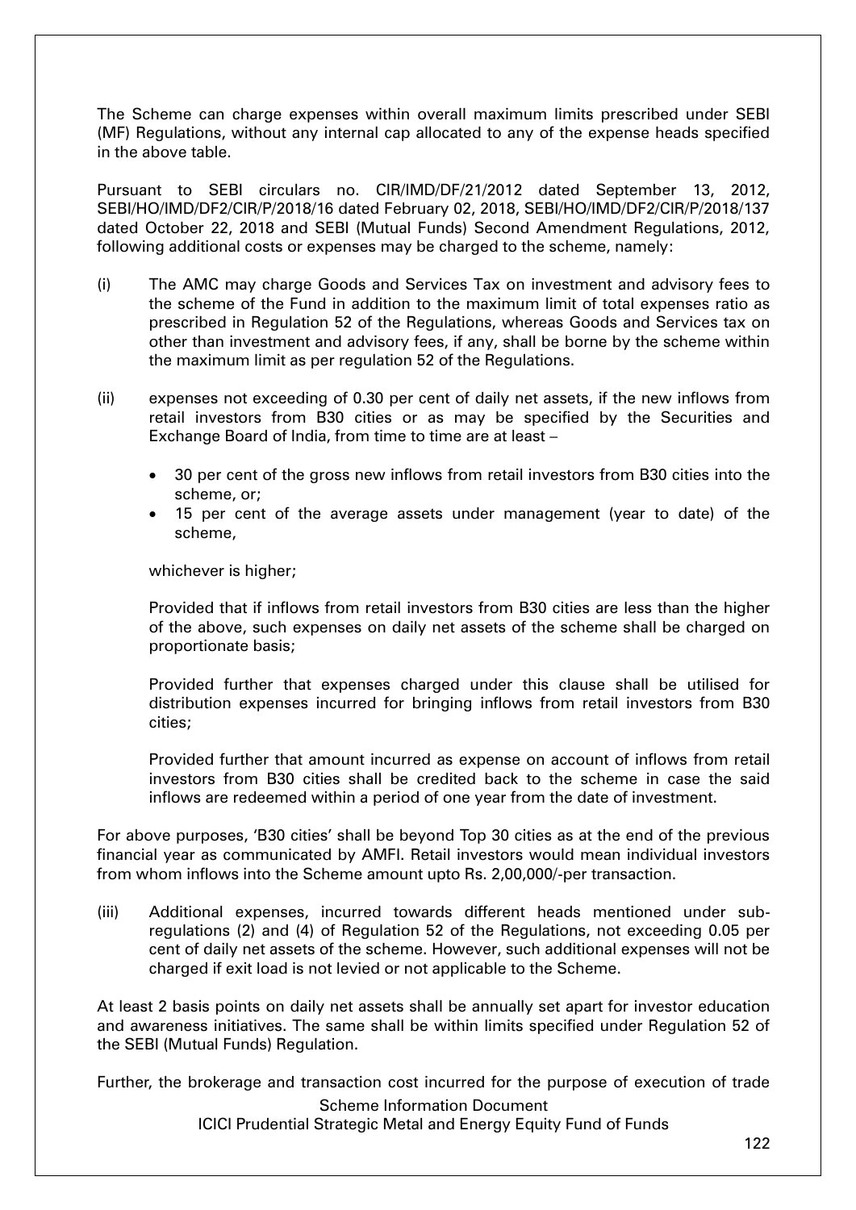The Scheme can charge expenses within overall maximum limits prescribed under SEBI (MF) Regulations, without any internal cap allocated to any of the expense heads specified in the above table.

Pursuant to SEBI circulars no. CIR/IMD/DF/21/2012 dated September 13, 2012, SEBI/HO/IMD/DF2/CIR/P/2018/16 dated February 02, 2018, SEBI/HO/IMD/DF2/CIR/P/2018/137 dated October 22, 2018 and SEBI (Mutual Funds) Second Amendment Regulations, 2012, following additional costs or expenses may be charged to the scheme, namely:

(i) The AMC may charge Goods and Services Tax on investment and advisory fees to the scheme of the Fund in addition to the maximum limit of total expenses ratio as prescribed in Regulation 52 of the Regulations, whereas Goods and Services tax on other than investment and advisory fees, if any, shall be borne by the scheme within the maximum limit as per regulation 52 of the Regulations.

(ii) expenses not exceeding of 0.30 per cent of daily net assets, if the new inflows from retail investors from B30 cities or as may be specified by the Securities and Exchange Board of India, from time to time are at least –

- 30 per cent of the gross new inflows from retail investors from B30 cities into the scheme, or;
- 15 per cent of the average assets under management (year to date) of the scheme,

whichever is higher;

Provided that if inflows from retail investors from B30 cities are less than the higher of the above, such expenses on daily net assets of the scheme shall be charged on proportionate basis;

Provided further that expenses charged under this clause shall be utilised for distribution expenses incurred for bringing inflows from retail investors from B30 cities;

Provided further that amount incurred as expense on account of inflows from retail investors from B30 cities shall be credited back to the scheme in case the said inflows are redeemed within a period of one year from the date of investment.

For above purposes, 'B30 cities' shall be beyond Top 30 cities as at the end of the previous financial year as communicated by AMFI. Retail investors would mean individual investors from whom inflows into the Scheme amount upto Rs. 2,00,000/-per transaction.

(iii) Additional expenses, incurred towards different heads mentioned under sub-regulations (2) and (4) of Regulation 52 of the Regulations, not exceeding 0.05 per cent of daily net assets of the scheme. However, such additional expenses will not be charged if exit load is not levied or not applicable to the Scheme.

At least 2 basis points on daily net assets shall be annually set apart for investor education and awareness initiatives. The same shall be within limits specified under Regulation 52 of the SEBI (Mutual Funds) Regulation.

Further, the brokerage and transaction cost incurred for the purpose of execution of trade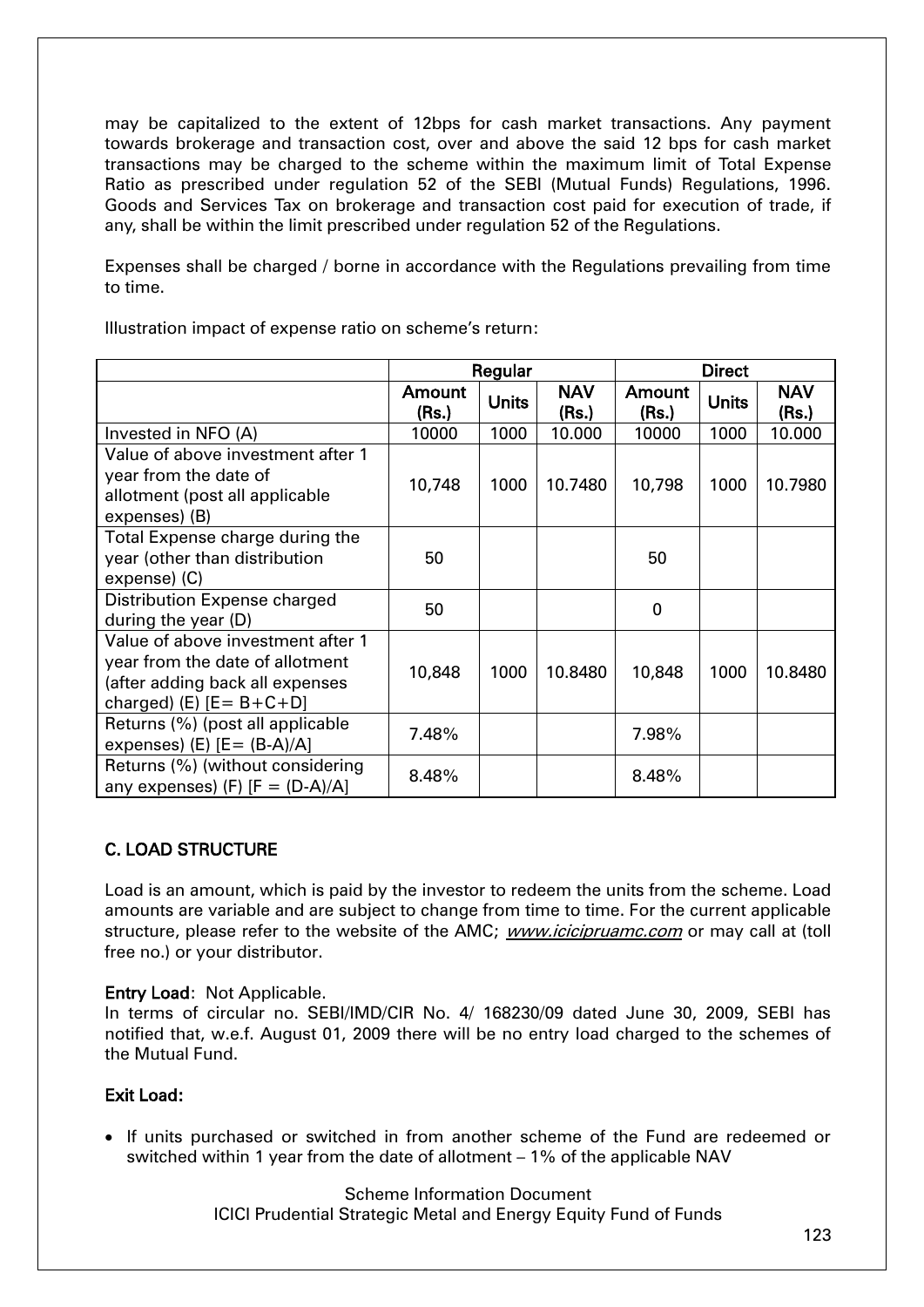may be capitalized to the extent of 12bps for cash market transactions. Any payment towards brokerage and transaction cost, over and above the said 12 bps for cash market transactions may be charged to the scheme within the maximum limit of Total Expense Ratio as prescribed under regulation 52 of the SEBI (Mutual Funds) Regulations, 1996. Goods and Services Tax on brokerage and transaction cost paid for execution of trade, if any, shall be within the limit prescribed under regulation 52 of the Regulations.

Expenses shall be charged / borne in accordance with the Regulations prevailing from time to time.

Illustration impact of expense ratio on scheme's return:

| | Regular | | | Direct | | |
|---|---|---|---|---|---|---|
| | Amount (Rs.) | Units | NAV (Rs.) | Amount (Rs.) | Units | NAV (Rs.) |
| Invested in NFO (A) | 10000 | 1000 | 10.000 | 10000 | 1000 | 10.000 |
| Value of above investment after 1 year from the date of allotment (post all applicable expenses) (B) | 10,748 | 1000 | 10.7480 | 10,798 | 1000 | 10.7980 |
| Total Expense charge during the year (other than distribution expense) (C) | 50 | | | 50 | | |
| Distribution Expense charged during the year (D) | 50 | | | 0 | | |
| Value of above investment after 1 year from the date of allotment (after adding back all expenses charged) (E) [E= B+C+D] | 10,848 | 1000 | 10.8480 | 10,848 | 1000 | 10.8480 |
| Returns (%) (post all applicable expenses) (E) [E= (B-A)/A] | 7.48% | | | 7.98% | | |
| Returns (%) (without considering any expenses) (F) [F = (D-A)/A] | 8.48% | | | 8.48% | | |

## C. LOAD STRUCTURE

Load is an amount, which is paid by the investor to redeem the units from the scheme. Load amounts are variable and are subject to change from time to time. For the current applicable structure, please refer to the website of the AMC; *www.icicipruamc.com* or may call at (toll free no.) or your distributor.

**Entry Load**: Not Applicable.
In terms of circular no. SEBI/IMD/CIR No. 4/ 168230/09 dated June 30, 2009, SEBI has notified that, w.e.f. August 01, 2009 there will be no entry load charged to the schemes of the Mutual Fund.

**Exit Load:**

- If units purchased or switched in from another scheme of the Fund are redeemed or switched within 1 year from the date of allotment – 1% of the applicable NAV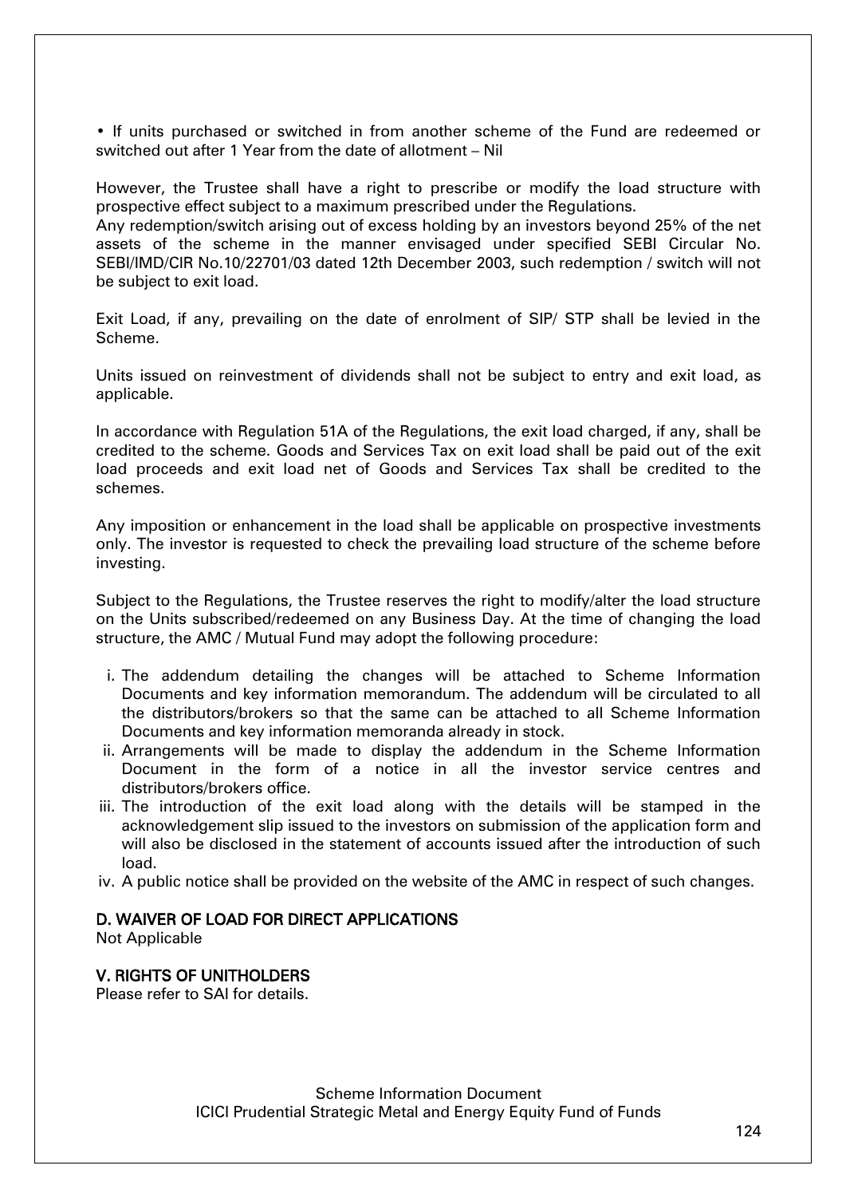- If units purchased or switched in from another scheme of the Fund are redeemed or switched out after 1 Year from the date of allotment – Nil

However, the Trustee shall have a right to prescribe or modify the load structure with prospective effect subject to a maximum prescribed under the Regulations.
Any redemption/switch arising out of excess holding by an investors beyond 25% of the net assets of the scheme in the manner envisaged under specified SEBI Circular No. SEBI/IMD/CIR No.10/22701/03 dated 12th December 2003, such redemption / switch will not be subject to exit load.

Exit Load, if any, prevailing on the date of enrolment of SIP/ STP shall be levied in the Scheme.

Units issued on reinvestment of dividends shall not be subject to entry and exit load, as applicable.

In accordance with Regulation 51A of the Regulations, the exit load charged, if any, shall be credited to the scheme. Goods and Services Tax on exit load shall be paid out of the exit load proceeds and exit load net of Goods and Services Tax shall be credited to the schemes.

Any imposition or enhancement in the load shall be applicable on prospective investments only. The investor is requested to check the prevailing load structure of the scheme before investing.

Subject to the Regulations, the Trustee reserves the right to modify/alter the load structure on the Units subscribed/redeemed on any Business Day. At the time of changing the load structure, the AMC / Mutual Fund may adopt the following procedure:

i. The addendum detailing the changes will be attached to Scheme Information Documents and key information memorandum. The addendum will be circulated to all the distributors/brokers so that the same can be attached to all Scheme Information Documents and key information memoranda already in stock.
ii. Arrangements will be made to display the addendum in the Scheme Information Document in the form of a notice in all the investor service centres and distributors/brokers office.
iii. The introduction of the exit load along with the details will be stamped in the acknowledgement slip issued to the investors on submission of the application form and will also be disclosed in the statement of accounts issued after the introduction of such load.
iv. A public notice shall be provided on the website of the AMC in respect of such changes.

## D. WAIVER OF LOAD FOR DIRECT APPLICATIONS

Not Applicable

## V. RIGHTS OF UNITHOLDERS

Please refer to SAI for details.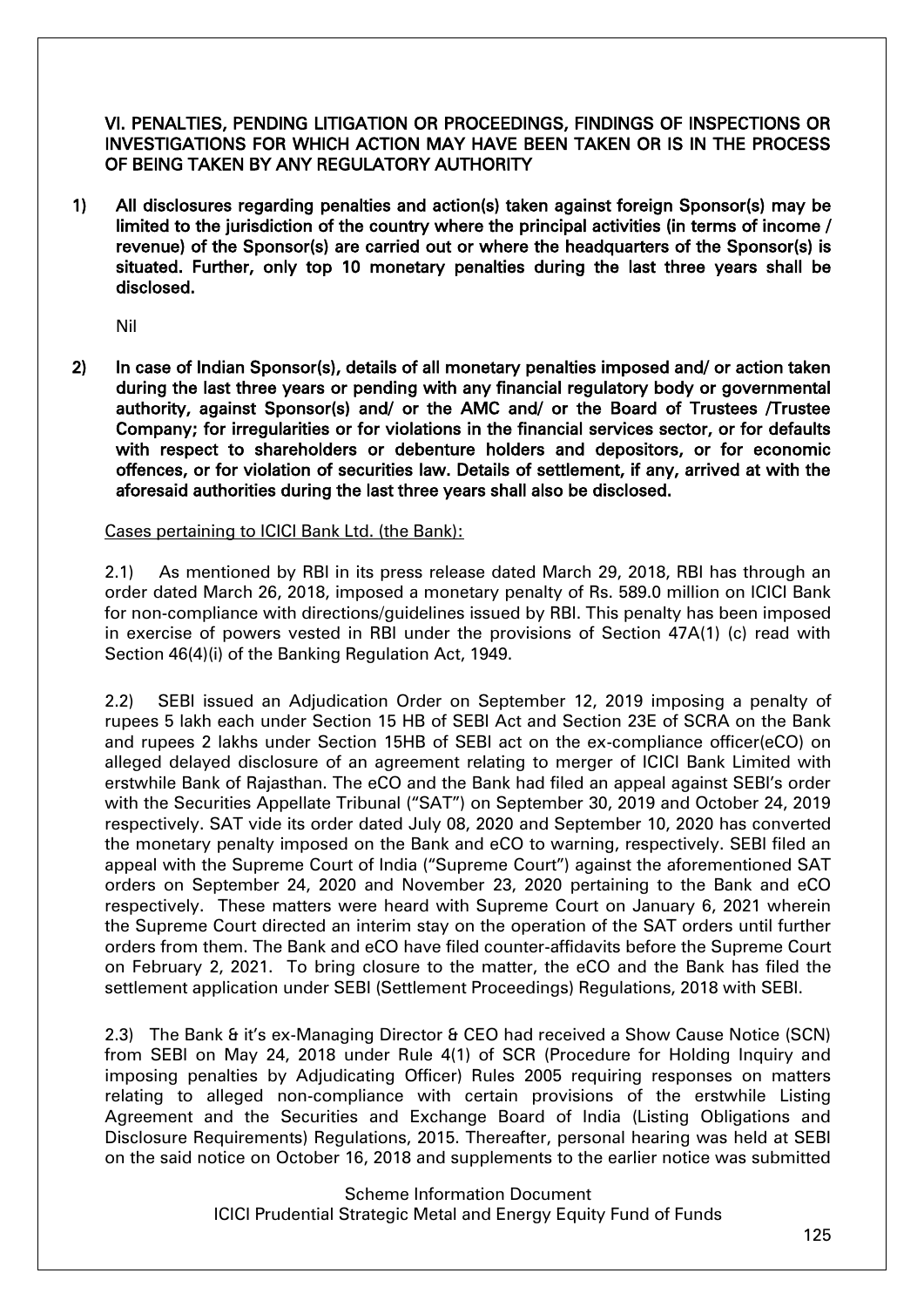## VI. PENALTIES, PENDING LITIGATION OR PROCEEDINGS, FINDINGS OF INSPECTIONS OR INVESTIGATIONS FOR WHICH ACTION MAY HAVE BEEN TAKEN OR IS IN THE PROCESS OF BEING TAKEN BY ANY REGULATORY AUTHORITY

**1) All disclosures regarding penalties and action(s) taken against foreign Sponsor(s) may be limited to the jurisdiction of the country where the principal activities (in terms of income / revenue) of the Sponsor(s) are carried out or where the headquarters of the Sponsor(s) is situated. Further, only top 10 monetary penalties during the last three years shall be disclosed.**

Nil

**2) In case of Indian Sponsor(s), details of all monetary penalties imposed and/ or action taken during the last three years or pending with any financial regulatory body or governmental authority, against Sponsor(s) and/ or the AMC and/ or the Board of Trustees /Trustee Company; for irregularities or for violations in the financial services sector, or for defaults with respect to shareholders or debenture holders and depositors, or for economic offences, or for violation of securities law. Details of settlement, if any, arrived at with the aforesaid authorities during the last three years shall also be disclosed.**

Cases pertaining to ICICI Bank Ltd. (the Bank):

2.1) As mentioned by RBI in its press release dated March 29, 2018, RBI has through an order dated March 26, 2018, imposed a monetary penalty of Rs. 589.0 million on ICICI Bank for non-compliance with directions/guidelines issued by RBI. This penalty has been imposed in exercise of powers vested in RBI under the provisions of Section 47A(1) (c) read with Section 46(4)(i) of the Banking Regulation Act, 1949.

2.2) SEBI issued an Adjudication Order on September 12, 2019 imposing a penalty of rupees 5 lakh each under Section 15 HB of SEBI Act and Section 23E of SCRA on the Bank and rupees 2 lakhs under Section 15HB of SEBI act on the ex-compliance officer(eCO) on alleged delayed disclosure of an agreement relating to merger of ICICI Bank Limited with erstwhile Bank of Rajasthan. The eCO and the Bank had filed an appeal against SEBI's order with the Securities Appellate Tribunal ("SAT") on September 30, 2019 and October 24, 2019 respectively. SAT vide its order dated July 08, 2020 and September 10, 2020 has converted the monetary penalty imposed on the Bank and eCO to warning, respectively. SEBI filed an appeal with the Supreme Court of India ("Supreme Court") against the aforementioned SAT orders on September 24, 2020 and November 23, 2020 pertaining to the Bank and eCO respectively. These matters were heard with Supreme Court on January 6, 2021 wherein the Supreme Court directed an interim stay on the operation of the SAT orders until further orders from them. The Bank and eCO have filed counter-affidavits before the Supreme Court on February 2, 2021. To bring closure to the matter, the eCO and the Bank has filed the settlement application under SEBI (Settlement Proceedings) Regulations, 2018 with SEBI.

2.3) The Bank & it's ex-Managing Director & CEO had received a Show Cause Notice (SCN) from SEBI on May 24, 2018 under Rule 4(1) of SCR (Procedure for Holding Inquiry and imposing penalties by Adjudicating Officer) Rules 2005 requiring responses on matters relating to alleged non-compliance with certain provisions of the erstwhile Listing Agreement and the Securities and Exchange Board of India (Listing Obligations and Disclosure Requirements) Regulations, 2015. Thereafter, personal hearing was held at SEBI on the said notice on October 16, 2018 and supplements to the earlier notice was submitted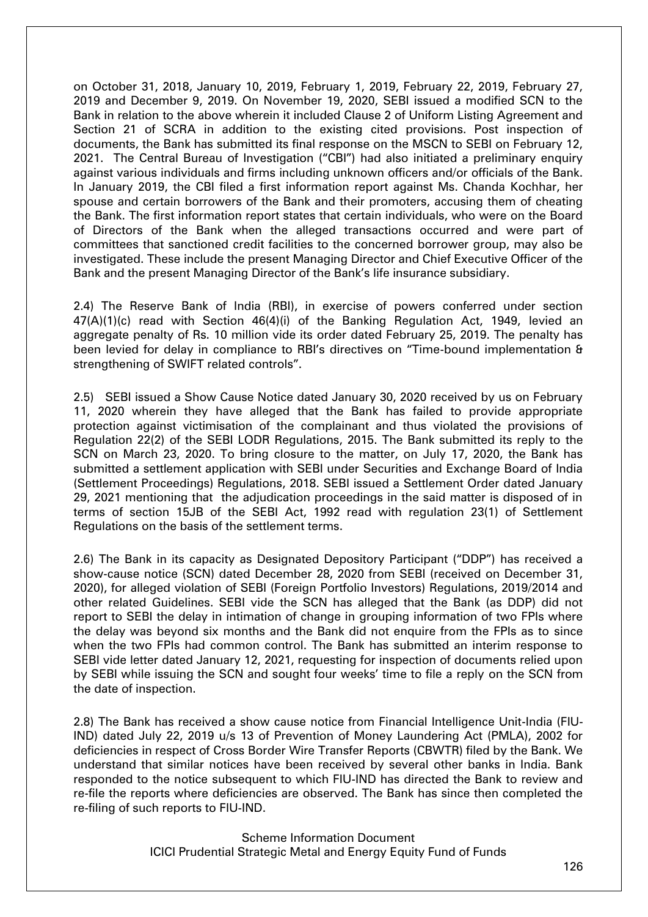on October 31, 2018, January 10, 2019, February 1, 2019, February 22, 2019, February 27, 2019 and December 9, 2019. On November 19, 2020, SEBI issued a modified SCN to the Bank in relation to the above wherein it included Clause 2 of Uniform Listing Agreement and Section 21 of SCRA in addition to the existing cited provisions. Post inspection of documents, the Bank has submitted its final response on the MSCN to SEBI on February 12, 2021. The Central Bureau of Investigation ("CBI") had also initiated a preliminary enquiry against various individuals and firms including unknown officers and/or officials of the Bank. In January 2019, the CBI filed a first information report against Ms. Chanda Kochhar, her spouse and certain borrowers of the Bank and their promoters, accusing them of cheating the Bank. The first information report states that certain individuals, who were on the Board of Directors of the Bank when the alleged transactions occurred and were part of committees that sanctioned credit facilities to the concerned borrower group, may also be investigated. These include the present Managing Director and Chief Executive Officer of the Bank and the present Managing Director of the Bank's life insurance subsidiary.

2.4) The Reserve Bank of India (RBI), in exercise of powers conferred under section 47(A)(1)(c) read with Section 46(4)(i) of the Banking Regulation Act, 1949, levied an aggregate penalty of Rs. 10 million vide its order dated February 25, 2019. The penalty has been levied for delay in compliance to RBI's directives on "Time-bound implementation & strengthening of SWIFT related controls".

2.5) SEBI issued a Show Cause Notice dated January 30, 2020 received by us on February 11, 2020 wherein they have alleged that the Bank has failed to provide appropriate protection against victimisation of the complainant and thus violated the provisions of Regulation 22(2) of the SEBI LODR Regulations, 2015. The Bank submitted its reply to the SCN on March 23, 2020. To bring closure to the matter, on July 17, 2020, the Bank has submitted a settlement application with SEBI under Securities and Exchange Board of India (Settlement Proceedings) Regulations, 2018. SEBI issued a Settlement Order dated January 29, 2021 mentioning that the adjudication proceedings in the said matter is disposed of in terms of section 15JB of the SEBI Act, 1992 read with regulation 23(1) of Settlement Regulations on the basis of the settlement terms.

2.6) The Bank in its capacity as Designated Depository Participant ("DDP") has received a show-cause notice (SCN) dated December 28, 2020 from SEBI (received on December 31, 2020), for alleged violation of SEBI (Foreign Portfolio Investors) Regulations, 2019/2014 and other related Guidelines. SEBI vide the SCN has alleged that the Bank (as DDP) did not report to SEBI the delay in intimation of change in grouping information of two FPIs where the delay was beyond six months and the Bank did not enquire from the FPIs as to since when the two FPIs had common control. The Bank has submitted an interim response to SEBI vide letter dated January 12, 2021, requesting for inspection of documents relied upon by SEBI while issuing the SCN and sought four weeks' time to file a reply on the SCN from the date of inspection.

2.8) The Bank has received a show cause notice from Financial Intelligence Unit-India (FIU-IND) dated July 22, 2019 u/s 13 of Prevention of Money Laundering Act (PMLA), 2002 for deficiencies in respect of Cross Border Wire Transfer Reports (CBWTR) filed by the Bank. We understand that similar notices have been received by several other banks in India. Bank responded to the notice subsequent to which FIU-IND has directed the Bank to review and re-file the reports where deficiencies are observed. The Bank has since then completed the re-filing of such reports to FIU-IND.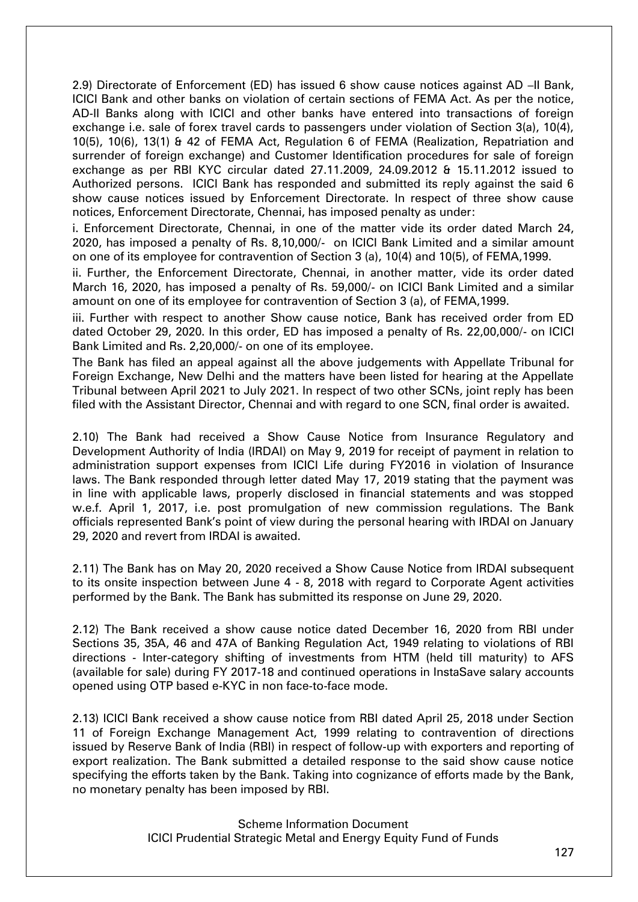2.9) Directorate of Enforcement (ED) has issued 6 show cause notices against AD –II Bank, ICICI Bank and other banks on violation of certain sections of FEMA Act. As per the notice, AD-II Banks along with ICICI and other banks have entered into transactions of foreign exchange i.e. sale of forex travel cards to passengers under violation of Section 3(a), 10(4), 10(5), 10(6), 13(1) & 42 of FEMA Act, Regulation 6 of FEMA (Realization, Repatriation and surrender of foreign exchange) and Customer Identification procedures for sale of foreign exchange as per RBI KYC circular dated 27.11.2009, 24.09.2012 & 15.11.2012 issued to Authorized persons. ICICI Bank has responded and submitted its reply against the said 6 show cause notices issued by Enforcement Directorate. In respect of three show cause notices, Enforcement Directorate, Chennai, has imposed penalty as under:

i. Enforcement Directorate, Chennai, in one of the matter vide its order dated March 24, 2020, has imposed a penalty of Rs. 8,10,000/- on ICICI Bank Limited and a similar amount on one of its employee for contravention of Section 3 (a), 10(4) and 10(5), of FEMA,1999.

ii. Further, the Enforcement Directorate, Chennai, in another matter, vide its order dated March 16, 2020, has imposed a penalty of Rs. 59,000/- on ICICI Bank Limited and a similar amount on one of its employee for contravention of Section 3 (a), of FEMA,1999.

iii. Further with respect to another Show cause notice, Bank has received order from ED dated October 29, 2020. In this order, ED has imposed a penalty of Rs. 22,00,000/- on ICICI Bank Limited and Rs. 2,20,000/- on one of its employee.

The Bank has filed an appeal against all the above judgements with Appellate Tribunal for Foreign Exchange, New Delhi and the matters have been listed for hearing at the Appellate Tribunal between April 2021 to July 2021. In respect of two other SCNs, joint reply has been filed with the Assistant Director, Chennai and with regard to one SCN, final order is awaited.

2.10) The Bank had received a Show Cause Notice from Insurance Regulatory and Development Authority of India (IRDAI) on May 9, 2019 for receipt of payment in relation to administration support expenses from ICICI Life during FY2016 in violation of Insurance laws. The Bank responded through letter dated May 17, 2019 stating that the payment was in line with applicable laws, properly disclosed in financial statements and was stopped w.e.f. April 1, 2017, i.e. post promulgation of new commission regulations. The Bank officials represented Bank's point of view during the personal hearing with IRDAI on January 29, 2020 and revert from IRDAI is awaited.

2.11) The Bank has on May 20, 2020 received a Show Cause Notice from IRDAI subsequent to its onsite inspection between June 4 - 8, 2018 with regard to Corporate Agent activities performed by the Bank. The Bank has submitted its response on June 29, 2020.

2.12) The Bank received a show cause notice dated December 16, 2020 from RBI under Sections 35, 35A, 46 and 47A of Banking Regulation Act, 1949 relating to violations of RBI directions - Inter-category shifting of investments from HTM (held till maturity) to AFS (available for sale) during FY 2017-18 and continued operations in InstaSave salary accounts opened using OTP based e-KYC in non face-to-face mode.

2.13) ICICI Bank received a show cause notice from RBI dated April 25, 2018 under Section 11 of Foreign Exchange Management Act, 1999 relating to contravention of directions issued by Reserve Bank of India (RBI) in respect of follow-up with exporters and reporting of export realization. The Bank submitted a detailed response to the said show cause notice specifying the efforts taken by the Bank. Taking into cognizance of efforts made by the Bank, no monetary penalty has been imposed by RBI.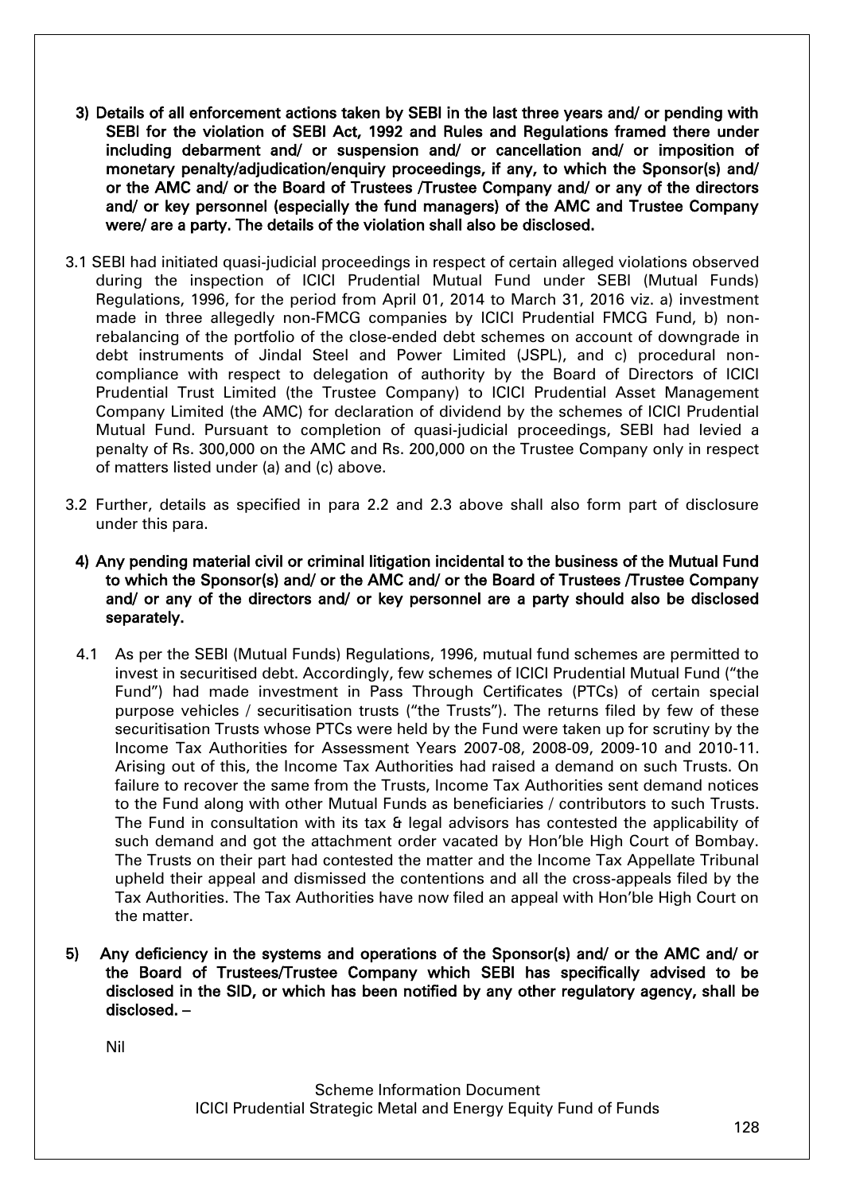**3) Details of all enforcement actions taken by SEBI in the last three years and/ or pending with SEBI for the violation of SEBI Act, 1992 and Rules and Regulations framed there under including debarment and/ or suspension and/ or cancellation and/ or imposition of monetary penalty/adjudication/enquiry proceedings, if any, to which the Sponsor(s) and/ or the AMC and/ or the Board of Trustees /Trustee Company and/ or any of the directors and/ or key personnel (especially the fund managers) of the AMC and Trustee Company were/ are a party. The details of the violation shall also be disclosed.**

3.1 SEBI had initiated quasi-judicial proceedings in respect of certain alleged violations observed during the inspection of ICICI Prudential Mutual Fund under SEBI (Mutual Funds) Regulations, 1996, for the period from April 01, 2014 to March 31, 2016 viz. a) investment made in three allegedly non-FMCG companies by ICICI Prudential FMCG Fund, b) non-rebalancing of the portfolio of the close-ended debt schemes on account of downgrade in debt instruments of Jindal Steel and Power Limited (JSPL), and c) procedural non-compliance with respect to delegation of authority by the Board of Directors of ICICI Prudential Trust Limited (the Trustee Company) to ICICI Prudential Asset Management Company Limited (the AMC) for declaration of dividend by the schemes of ICICI Prudential Mutual Fund. Pursuant to completion of quasi-judicial proceedings, SEBI had levied a penalty of Rs. 300,000 on the AMC and Rs. 200,000 on the Trustee Company only in respect of matters listed under (a) and (c) above.

3.2 Further, details as specified in para 2.2 and 2.3 above shall also form part of disclosure under this para.

**4) Any pending material civil or criminal litigation incidental to the business of the Mutual Fund to which the Sponsor(s) and/ or the AMC and/ or the Board of Trustees /Trustee Company and/ or any of the directors and/ or key personnel are a party should also be disclosed separately.**

4.1 As per the SEBI (Mutual Funds) Regulations, 1996, mutual fund schemes are permitted to invest in securitised debt. Accordingly, few schemes of ICICI Prudential Mutual Fund ("the Fund") had made investment in Pass Through Certificates (PTCs) of certain special purpose vehicles / securitisation trusts ("the Trusts"). The returns filed by few of these securitisation Trusts whose PTCs were held by the Fund were taken up for scrutiny by the Income Tax Authorities for Assessment Years 2007-08, 2008-09, 2009-10 and 2010-11. Arising out of this, the Income Tax Authorities had raised a demand on such Trusts. On failure to recover the same from the Trusts, Income Tax Authorities sent demand notices to the Fund along with other Mutual Funds as beneficiaries / contributors to such Trusts. The Fund in consultation with its tax & legal advisors has contested the applicability of such demand and got the attachment order vacated by Hon'ble High Court of Bombay. The Trusts on their part had contested the matter and the Income Tax Appellate Tribunal upheld their appeal and dismissed the contentions and all the cross-appeals filed by the Tax Authorities. The Tax Authorities have now filed an appeal with Hon'ble High Court on the matter.

**5) Any deficiency in the systems and operations of the Sponsor(s) and/ or the AMC and/ or the Board of Trustees/Trustee Company which SEBI has specifically advised to be disclosed in the SID, or which has been notified by any other regulatory agency, shall be disclosed. –**

Nil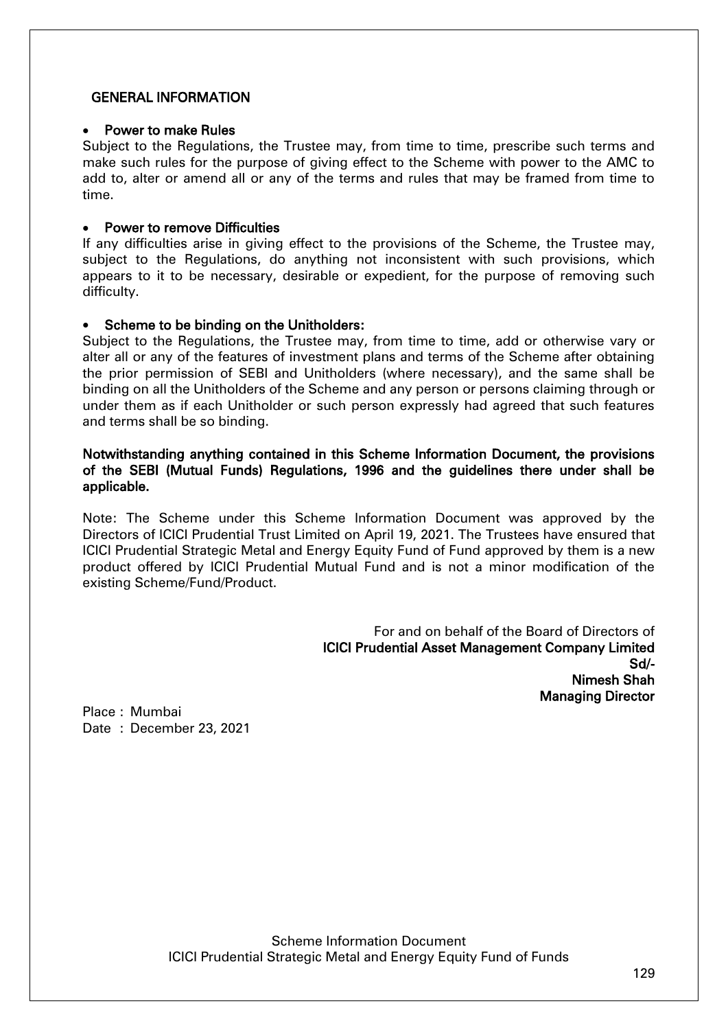## GENERAL INFORMATION

- **Power to make Rules**

Subject to the Regulations, the Trustee may, from time to time, prescribe such terms and make such rules for the purpose of giving effect to the Scheme with power to the AMC to add to, alter or amend all or any of the terms and rules that may be framed from time to time.

- **Power to remove Difficulties**

If any difficulties arise in giving effect to the provisions of the Scheme, the Trustee may, subject to the Regulations, do anything not inconsistent with such provisions, which appears to it to be necessary, desirable or expedient, for the purpose of removing such difficulty.

- **Scheme to be binding on the Unitholders:**

Subject to the Regulations, the Trustee may, from time to time, add or otherwise vary or alter all or any of the features of investment plans and terms of the Scheme after obtaining the prior permission of SEBI and Unitholders (where necessary), and the same shall be binding on all the Unitholders of the Scheme and any person or persons claiming through or under them as if each Unitholder or such person expressly had agreed that such features and terms shall be so binding.

**Notwithstanding anything contained in this Scheme Information Document, the provisions of the SEBI (Mutual Funds) Regulations, 1996 and the guidelines there under shall be applicable.**

Note: The Scheme under this Scheme Information Document was approved by the Directors of ICICI Prudential Trust Limited on April 19, 2021. The Trustees have ensured that ICICI Prudential Strategic Metal and Energy Equity Fund of Fund approved by them is a new product offered by ICICI Prudential Mutual Fund and is not a minor modification of the existing Scheme/Fund/Product.

For and on behalf of the Board of Directors of
**ICICI Prudential Asset Management Company Limited**
**Sd/-**
**Nimesh Shah**
**Managing Director**

Place : Mumbai
Date : December 23, 2021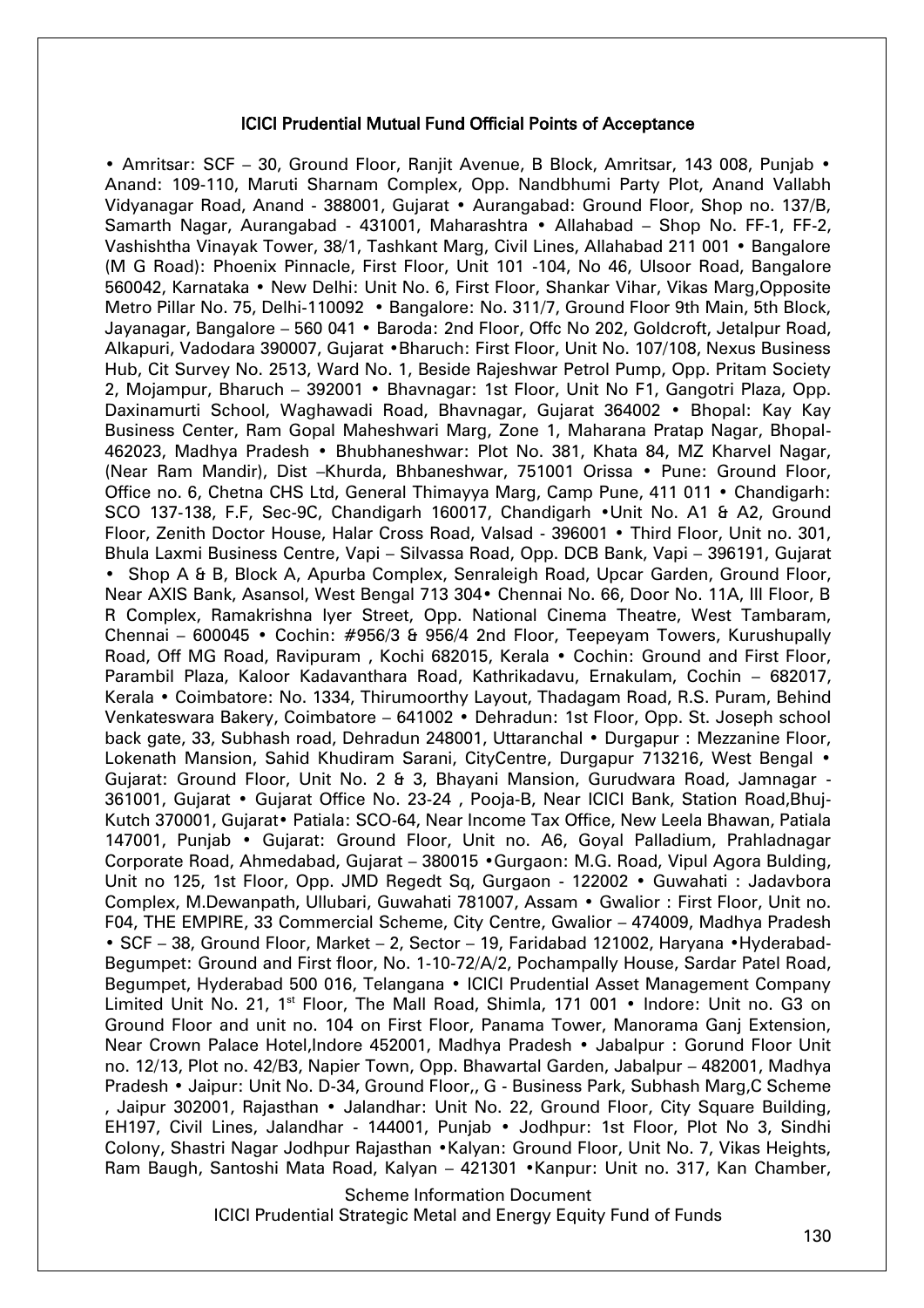### ICICI Prudential Mutual Fund Official Points of Acceptance

• Amritsar: SCF – 30, Ground Floor, Ranjit Avenue, B Block, Amritsar, 143 008, Punjab • Anand: 109-110, Maruti Sharnam Complex, Opp. Nandbhumi Party Plot, Anand Vallabh Vidyanagar Road, Anand - 388001, Gujarat • Aurangabad: Ground Floor, Shop no. 137/B, Samarth Nagar, Aurangabad - 431001, Maharashtra • Allahabad – Shop No. FF-1, FF-2, Vashishtha Vinayak Tower, 38/1, Tashkant Marg, Civil Lines, Allahabad 211 001 • Bangalore (M G Road): Phoenix Pinnacle, First Floor, Unit 101 -104, No 46, Ulsoor Road, Bangalore 560042, Karnataka • New Delhi: Unit No. 6, First Floor, Shankar Vihar, Vikas Marg,Opposite Metro Pillar No. 75, Delhi-110092 • Bangalore: No. 311/7, Ground Floor 9th Main, 5th Block, Jayanagar, Bangalore – 560 041 • Baroda: 2nd Floor, Offc No 202, Goldcroft, Jetalpur Road, Alkapuri, Vadodara 390007, Gujarat •Bharuch: First Floor, Unit No. 107/108, Nexus Business Hub, Cit Survey No. 2513, Ward No. 1, Beside Rajeshwar Petrol Pump, Opp. Pritam Society 2, Mojampur, Bharuch – 392001 • Bhavnagar: 1st Floor, Unit No F1, Gangotri Plaza, Opp. Daxinamurti School, Waghawadi Road, Bhavnagar, Gujarat 364002 • Bhopal: Kay Kay Business Center, Ram Gopal Maheshwari Marg, Zone 1, Maharana Pratap Nagar, Bhopal-462023, Madhya Pradesh • Bhubhaneshwar: Plot No. 381, Khata 84, MZ Kharvel Nagar, (Near Ram Mandir), Dist –Khurda, Bhbaneshwar, 751001 Orissa • Pune: Ground Floor, Office no. 6, Chetna CHS Ltd, General Thimayya Marg, Camp Pune, 411 011 • Chandigarh: SCO 137-138, F.F, Sec-9C, Chandigarh 160017, Chandigarh •Unit No. A1 & A2, Ground Floor, Zenith Doctor House, Halar Cross Road, Valsad - 396001 • Third Floor, Unit no. 301, Bhula Laxmi Business Centre, Vapi – Silvassa Road, Opp. DCB Bank, Vapi – 396191, Gujarat • Shop A & B, Block A, Apurba Complex, Senraleigh Road, Upcar Garden, Ground Floor, Near AXIS Bank, Asansol, West Bengal 713 304• Chennai No. 66, Door No. 11A, III Floor, B R Complex, Ramakrishna Iyer Street, Opp. National Cinema Theatre, West Tambaram, Chennai – 600045 • Cochin: #956/3 & 956/4 2nd Floor, Teepeyam Towers, Kurushupally Road, Off MG Road, Ravipuram , Kochi 682015, Kerala • Cochin: Ground and First Floor, Parambil Plaza, Kaloor Kadavanthara Road, Kathrikadavu, Ernakulam, Cochin – 682017, Kerala • Coimbatore: No. 1334, Thirumoorthy Layout, Thadagam Road, R.S. Puram, Behind Venkateswara Bakery, Coimbatore – 641002 • Dehradun: 1st Floor, Opp. St. Joseph school back gate, 33, Subhash road, Dehradun 248001, Uttaranchal • Durgapur : Mezzanine Floor, Lokenath Mansion, Sahid Khudiram Sarani, CityCentre, Durgapur 713216, West Bengal • Gujarat: Ground Floor, Unit No. 2 & 3, Bhayani Mansion, Gurudwara Road, Jamnagar - 361001, Gujarat • Gujarat Office No. 23-24 , Pooja-B, Near ICICI Bank, Station Road,Bhuj-Kutch 370001, Gujarat• Patiala: SCO-64, Near Income Tax Office, New Leela Bhawan, Patiala 147001, Punjab • Gujarat: Ground Floor, Unit no. A6, Goyal Palladium, Prahladnagar Corporate Road, Ahmedabad, Gujarat – 380015 •Gurgaon: M.G. Road, Vipul Agora Bulding, Unit no 125, 1st Floor, Opp. JMD Regedt Sq, Gurgaon - 122002 • Guwahati : Jadavbora Complex, M.Dewanpath, Ullubari, Guwahati 781007, Assam • Gwalior : First Floor, Unit no. F04, THE EMPIRE, 33 Commercial Scheme, City Centre, Gwalior – 474009, Madhya Pradesh • SCF – 38, Ground Floor, Market – 2, Sector – 19, Faridabad 121002, Haryana •Hyderabad-Begumpet: Ground and First floor, No. 1-10-72/A/2, Pochampally House, Sardar Patel Road, Begumpet, Hyderabad 500 016, Telangana • ICICI Prudential Asset Management Company Limited Unit No. 21, 1st Floor, The Mall Road, Shimla, 171 001 • Indore: Unit no. G3 on Ground Floor and unit no. 104 on First Floor, Panama Tower, Manorama Ganj Extension, Near Crown Palace Hotel,Indore 452001, Madhya Pradesh • Jabalpur : Gorund Floor Unit no. 12/13, Plot no. 42/B3, Napier Town, Opp. Bhawartal Garden, Jabalpur – 482001, Madhya Pradesh • Jaipur: Unit No. D-34, Ground Floor,, G - Business Park, Subhash Marg,C Scheme , Jaipur 302001, Rajasthan • Jalandhar: Unit No. 22, Ground Floor, City Square Building, EH197, Civil Lines, Jalandhar - 144001, Punjab • Jodhpur: 1st Floor, Plot No 3, Sindhi Colony, Shastri Nagar Jodhpur Rajasthan •Kalyan: Ground Floor, Unit No. 7, Vikas Heights, Ram Baugh, Santoshi Mata Road, Kalyan – 421301 •Kanpur: Unit no. 317, Kan Chamber,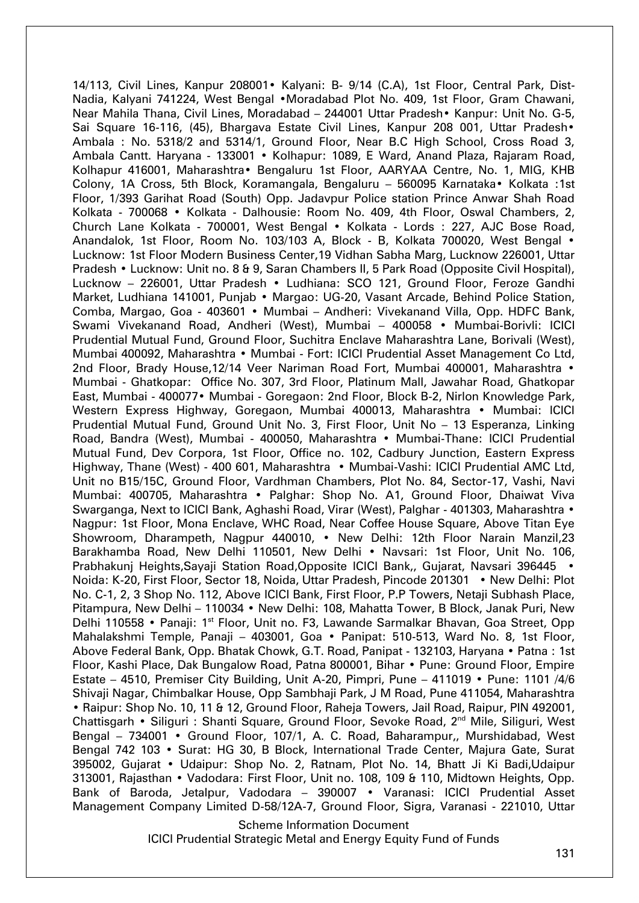14/113, Civil Lines, Kanpur 208001• Kalyani: B- 9/14 (C.A), 1st Floor, Central Park, Dist-Nadia, Kalyani 741224, West Bengal •Moradabad Plot No. 409, 1st Floor, Gram Chawani, Near Mahila Thana, Civil Lines, Moradabad – 244001 Uttar Pradesh• Kanpur: Unit No. G-5, Sai Square 16-116, (45), Bhargava Estate Civil Lines, Kanpur 208 001, Uttar Pradesh• Ambala : No. 5318/2 and 5314/1, Ground Floor, Near B.C High School, Cross Road 3, Ambala Cantt. Haryana - 133001 • Kolhapur: 1089, E Ward, Anand Plaza, Rajaram Road, Kolhapur 416001, Maharashtra• Bengaluru 1st Floor, AARYAA Centre, No. 1, MIG, KHB Colony, 1A Cross, 5th Block, Koramangala, Bengaluru – 560095 Karnataka• Kolkata :1st Floor, 1/393 Garihat Road (South) Opp. Jadavpur Police station Prince Anwar Shah Road Kolkata - 700068 • Kolkata - Dalhousie: Room No. 409, 4th Floor, Oswal Chambers, 2, Church Lane Kolkata - 700001, West Bengal • Kolkata - Lords : 227, AJC Bose Road, Anandalok, 1st Floor, Room No. 103/103 A, Block - B, Kolkata 700020, West Bengal • Lucknow: 1st Floor Modern Business Center,19 Vidhan Sabha Marg, Lucknow 226001, Uttar Pradesh • Lucknow: Unit no. 8 & 9, Saran Chambers II, 5 Park Road (Opposite Civil Hospital), Lucknow – 226001, Uttar Pradesh • Ludhiana: SCO 121, Ground Floor, Feroze Gandhi Market, Ludhiana 141001, Punjab • Margao: UG-20, Vasant Arcade, Behind Police Station, Comba, Margao, Goa - 403601 • Mumbai – Andheri: Vivekanand Villa, Opp. HDFC Bank, Swami Vivekanand Road, Andheri (West), Mumbai – 400058 • Mumbai-Borivli: ICICI Prudential Mutual Fund, Ground Floor, Suchitra Enclave Maharashtra Lane, Borivali (West), Mumbai 400092, Maharashtra • Mumbai - Fort: ICICI Prudential Asset Management Co Ltd, 2nd Floor, Brady House,12/14 Veer Nariman Road Fort, Mumbai 400001, Maharashtra • Mumbai - Ghatkopar: Office No. 307, 3rd Floor, Platinum Mall, Jawahar Road, Ghatkopar East, Mumbai - 400077• Mumbai - Goregaon: 2nd Floor, Block B-2, Nirlon Knowledge Park, Western Express Highway, Goregaon, Mumbai 400013, Maharashtra • Mumbai: ICICI Prudential Mutual Fund, Ground Unit No. 3, First Floor, Unit No – 13 Esperanza, Linking Road, Bandra (West), Mumbai - 400050, Maharashtra • Mumbai-Thane: ICICI Prudential Mutual Fund, Dev Corpora, 1st Floor, Office no. 102, Cadbury Junction, Eastern Express Highway, Thane (West) - 400 601, Maharashtra • Mumbai-Vashi: ICICI Prudential AMC Ltd, Unit no B15/15C, Ground Floor, Vardhman Chambers, Plot No. 84, Sector-17, Vashi, Navi Mumbai: 400705, Maharashtra • Palghar: Shop No. A1, Ground Floor, Dhaiwat Viva Swarganga, Next to ICICI Bank, Aghashi Road, Virar (West), Palghar - 401303, Maharashtra • Nagpur: 1st Floor, Mona Enclave, WHC Road, Near Coffee House Square, Above Titan Eye Showroom, Dharampeth, Nagpur 440010, • New Delhi: 12th Floor Narain Manzil,23 Barakhamba Road, New Delhi 110501, New Delhi • Navsari: 1st Floor, Unit No. 106, Prabhakunj Heights,Sayaji Station Road,Opposite ICICI Bank,, Gujarat, Navsari 396445 • Noida: K-20, First Floor, Sector 18, Noida, Uttar Pradesh, Pincode 201301 • New Delhi: Plot No. C-1, 2, 3 Shop No. 112, Above ICICI Bank, First Floor, P.P Towers, Netaji Subhash Place, Pitampura, New Delhi – 110034 • New Delhi: 108, Mahatta Tower, B Block, Janak Puri, New Delhi 110558 • Panaji: 1st Floor, Unit no. F3, Lawande Sarmalkar Bhavan, Goa Street, Opp Mahalakshmi Temple, Panaji – 403001, Goa • Panipat: 510-513, Ward No. 8, 1st Floor, Above Federal Bank, Opp. Bhatak Chowk, G.T. Road, Panipat - 132103, Haryana • Patna : 1st Floor, Kashi Place, Dak Bungalow Road, Patna 800001, Bihar • Pune: Ground Floor, Empire Estate – 4510, Premiser City Building, Unit A-20, Pimpri, Pune – 411019 • Pune: 1101 /4/6 Shivaji Nagar, Chimbalkar House, Opp Sambhaji Park, J M Road, Pune 411054, Maharashtra • Raipur: Shop No. 10, 11 & 12, Ground Floor, Raheja Towers, Jail Road, Raipur, PIN 492001, Chattisgarh • Siliguri : Shanti Square, Ground Floor, Sevoke Road, 2nd Mile, Siliguri, West Bengal – 734001 • Ground Floor, 107/1, A. C. Road, Baharampur,, Murshidabad, West Bengal 742 103 • Surat: HG 30, B Block, International Trade Center, Majura Gate, Surat 395002, Gujarat • Udaipur: Shop No. 2, Ratnam, Plot No. 14, Bhatt Ji Ki Badi,Udaipur 313001, Rajasthan • Vadodara: First Floor, Unit no. 108, 109 & 110, Midtown Heights, Opp. Bank of Baroda, Jetalpur, Vadodara – 390007 • Varanasi: ICICI Prudential Asset Management Company Limited D-58/12A-7, Ground Floor, Sigra, Varanasi - 221010, Uttar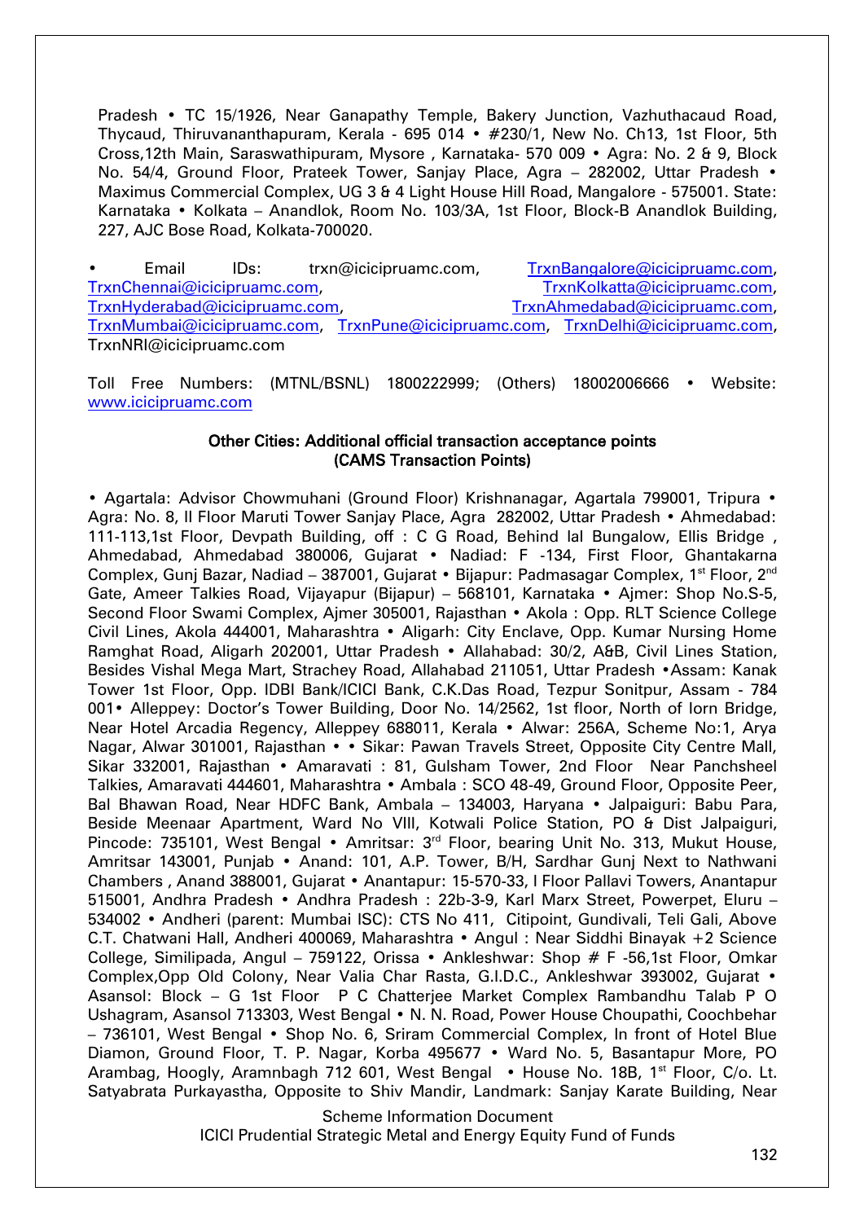Pradesh • TC 15/1926, Near Ganapathy Temple, Bakery Junction, Vazhuthacaud Road, Thycaud, Thiruvananthapuram, Kerala - 695 014 • #230/1, New No. Ch13, 1st Floor, 5th Cross,12th Main, Saraswathipuram, Mysore , Karnataka- 570 009 • Agra: No. 2 & 9, Block No. 54/4, Ground Floor, Prateek Tower, Sanjay Place, Agra – 282002, Uttar Pradesh • Maximus Commercial Complex, UG 3 & 4 Light House Hill Road, Mangalore - 575001. State: Karnataka • Kolkata – Anandlok, Room No. 103/3A, 1st Floor, Block-B Anandlok Building, 227, AJC Bose Road, Kolkata-700020.

• Email IDs: trxn@icicipruamc.com, TrxnBangalore@icicipruamc.com, TrxnChennai@icicipruamc.com, TrxnKolkatta@icicipruamc.com, TrxnHyderabad@icicipruamc.com, TrxnAhmedabad@icicipruamc.com, TrxnMumbai@icicipruamc.com, TrxnPune@icicipruamc.com, TrxnDelhi@icicipruamc.com, TrxnNRI@icicipruamc.com

Toll Free Numbers: (MTNL/BSNL) 1800222999; (Others) 18002006666 • Website: www.icicipruamc.com

**Other Cities: Additional official transaction acceptance points (CAMS Transaction Points)**

• Agartala: Advisor Chowmuhani (Ground Floor) Krishnanagar, Agartala 799001, Tripura • Agra: No. 8, II Floor Maruti Tower Sanjay Place, Agra 282002, Uttar Pradesh • Ahmedabad: 111-113,1st Floor, Devpath Building, off : C G Road, Behind lal Bungalow, Ellis Bridge , Ahmedabad, Ahmedabad 380006, Gujarat • Nadiad: F -134, First Floor, Ghantakarna Complex, Gunj Bazar, Nadiad – 387001, Gujarat • Bijapur: Padmasagar Complex, 1st Floor, 2nd Gate, Ameer Talkies Road, Vijayapur (Bijapur) – 568101, Karnataka • Ajmer: Shop No.S-5, Second Floor Swami Complex, Ajmer 305001, Rajasthan • Akola : Opp. RLT Science College Civil Lines, Akola 444001, Maharashtra • Aligarh: City Enclave, Opp. Kumar Nursing Home Ramghat Road, Aligarh 202001, Uttar Pradesh • Allahabad: 30/2, A&B, Civil Lines Station, Besides Vishal Mega Mart, Strachey Road, Allahabad 211051, Uttar Pradesh •Assam: Kanak Tower 1st Floor, Opp. IDBI Bank/ICICI Bank, C.K.Das Road, Tezpur Sonitpur, Assam - 784 001• Alleppey: Doctor's Tower Building, Door No. 14/2562, 1st floor, North of Iorn Bridge, Near Hotel Arcadia Regency, Alleppey 688011, Kerala • Alwar: 256A, Scheme No:1, Arya Nagar, Alwar 301001, Rajasthan • • Sikar: Pawan Travels Street, Opposite City Centre Mall, Sikar 332001, Rajasthan • Amaravati : 81, Gulsham Tower, 2nd Floor Near Panchsheel Talkies, Amaravati 444601, Maharashtra • Ambala : SCO 48-49, Ground Floor, Opposite Peer, Bal Bhawan Road, Near HDFC Bank, Ambala – 134003, Haryana • Jalpaiguri: Babu Para, Beside Meenaar Apartment, Ward No VIII, Kotwali Police Station, PO & Dist Jalpaiguri, Pincode: 735101, West Bengal • Amritsar: 3rd Floor, bearing Unit No. 313, Mukut House, Amritsar 143001, Punjab • Anand: 101, A.P. Tower, B/H, Sardhar Gunj Next to Nathwani Chambers , Anand 388001, Gujarat • Anantapur: 15-570-33, I Floor Pallavi Towers, Anantapur 515001, Andhra Pradesh • Andhra Pradesh : 22b-3-9, Karl Marx Street, Powerpet, Eluru – 534002 • Andheri (parent: Mumbai ISC): CTS No 411, Citipoint, Gundivali, Teli Gali, Above C.T. Chatwani Hall, Andheri 400069, Maharashtra • Angul : Near Siddhi Binayak +2 Science College, Similipada, Angul – 759122, Orissa • Ankleshwar: Shop # F -56,1st Floor, Omkar Complex,Opp Old Colony, Near Valia Char Rasta, G.I.D.C., Ankleshwar 393002, Gujarat • Asansol: Block – G 1st Floor P C Chatterjee Market Complex Rambandhu Talab P O Ushagram, Asansol 713303, West Bengal • N. N. Road, Power House Choupathi, Coochbehar – 736101, West Bengal • Shop No. 6, Sriram Commercial Complex, In front of Hotel Blue Diamon, Ground Floor, T. P. Nagar, Korba 495677 • Ward No. 5, Basantapur More, PO Arambag, Hoogly, Aramnbagh 712 601, West Bengal • House No. 18B, 1st Floor, C/o. Lt. Satyabrata Purkayastha, Opposite to Shiv Mandir, Landmark: Sanjay Karate Building, Near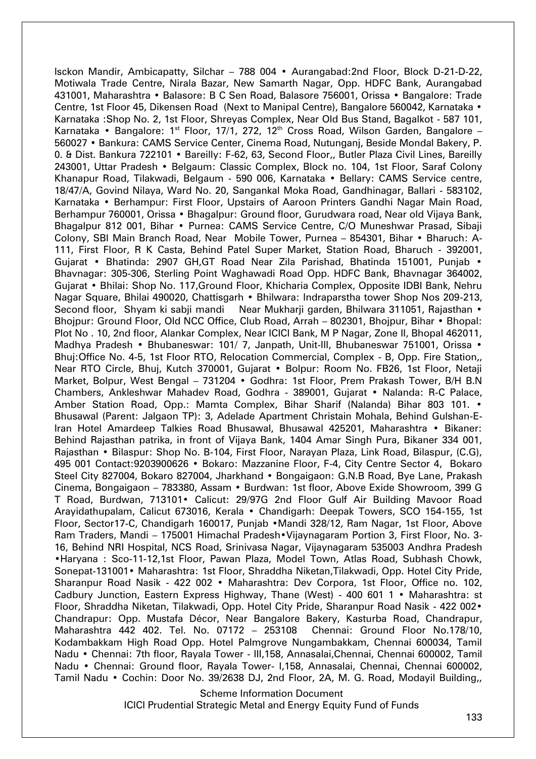Isckon Mandir, Ambicapatty, Silchar – 788 004 • Aurangabad:2nd Floor, Block D-21-D-22, Motiwala Trade Centre, Nirala Bazar, New Samarth Nagar, Opp. HDFC Bank, Aurangabad 431001, Maharashtra • Balasore: B C Sen Road, Balasore 756001, Orissa • Bangalore: Trade Centre, 1st Floor 45, Dikensen Road (Next to Manipal Centre), Bangalore 560042, Karnataka • Karnataka :Shop No. 2, 1st Floor, Shreyas Complex, Near Old Bus Stand, Bagalkot - 587 101, Karnataka • Bangalore: 1st Floor, 17/1, 272, 12th Cross Road, Wilson Garden, Bangalore – 560027 • Bankura: CAMS Service Center, Cinema Road, Nutunganj, Beside Mondal Bakery, P. 0. & Dist. Bankura 722101 • Bareilly: F-62, 63, Second Floor,, Butler Plaza Civil Lines, Bareilly 243001, Uttar Pradesh • Belgaum: Classic Complex, Block no. 104, 1st Floor, Saraf Colony Khanapur Road, Tilakwadi, Belgaum - 590 006, Karnataka • Bellary: CAMS Service centre, 18/47/A, Govind Nilaya, Ward No. 20, Sangankal Moka Road, Gandhinagar, Ballari - 583102, Karnataka • Berhampur: First Floor, Upstairs of Aaroon Printers Gandhi Nagar Main Road, Berhampur 760001, Orissa • Bhagalpur: Ground floor, Gurudwara road, Near old Vijaya Bank, Bhagalpur 812 001, Bihar • Purnea: CAMS Service Centre, C/O Muneshwar Prasad, Sibaji Colony, SBI Main Branch Road, Near Mobile Tower, Purnea – 854301, Bihar • Bharuch: A-111, First Floor, R K Casta, Behind Patel Super Market, Station Road, Bharuch - 392001, Gujarat • Bhatinda: 2907 GH,GT Road Near Zila Parishad, Bhatinda 151001, Punjab • Bhavnagar: 305-306, Sterling Point Waghawadi Road Opp. HDFC Bank, Bhavnagar 364002, Gujarat • Bhilai: Shop No. 117,Ground Floor, Khicharia Complex, Opposite IDBI Bank, Nehru Nagar Square, Bhilai 490020, Chattisgarh • Bhilwara: Indraparstha tower Shop Nos 209-213, Second floor, Shyam ki sabji mandi Near Mukharji garden, Bhilwara 311051, Rajasthan • Bhojpur: Ground Floor, Old NCC Office, Club Road, Arrah – 802301, Bhojpur, Bihar • Bhopal: Plot No . 10, 2nd floor, Alankar Complex, Near ICICI Bank, M P Nagar, Zone II, Bhopal 462011, Madhya Pradesh • Bhubaneswar: 101/ 7, Janpath, Unit-III, Bhubaneswar 751001, Orissa • Bhuj:Office No. 4-5, 1st Floor RTO, Relocation Commercial, Complex - B, Opp. Fire Station,, Near RTO Circle, Bhuj, Kutch 370001, Gujarat • Bolpur: Room No. FB26, 1st Floor, Netaji Market, Bolpur, West Bengal – 731204 • Godhra: 1st Floor, Prem Prakash Tower, B/H B.N Chambers, Ankleshwar Mahadev Road, Godhra - 389001, Gujarat • Nalanda: R-C Palace, Amber Station Road, Opp.: Mamta Complex, Bihar Sharif (Nalanda) Bihar 803 101. • Bhusawal (Parent: Jalgaon TP): 3, Adelade Apartment Christain Mohala, Behind Gulshan-E-Iran Hotel Amardeep Talkies Road Bhusawal, Bhusawal 425201, Maharashtra • Bikaner: Behind Rajasthan patrika, in front of Vijaya Bank, 1404 Amar Singh Pura, Bikaner 334 001, Rajasthan • Bilaspur: Shop No. B-104, First Floor, Narayan Plaza, Link Road, Bilaspur, (C.G), 495 001 Contact:9203900626 • Bokaro: Mazzanine Floor, F-4, City Centre Sector 4, Bokaro Steel City 827004, Bokaro 827004, Jharkhand • Bongaigaon: G.N.B Road, Bye Lane, Prakash Cinema, Bongaigaon – 783380, Assam • Burdwan: 1st floor, Above Exide Showroom, 399 G T Road, Burdwan, 713101• Calicut: 29/97G 2nd Floor Gulf Air Building Mavoor Road Arayidathupalam, Calicut 673016, Kerala • Chandigarh: Deepak Towers, SCO 154-155, 1st Floor, Sector17-C, Chandigarh 160017, Punjab •Mandi 328/12, Ram Nagar, 1st Floor, Above Ram Traders, Mandi – 175001 Himachal Pradesh•Vijaynagaram Portion 3, First Floor, No. 3-16, Behind NRI Hospital, NCS Road, Srinivasa Nagar, Vijaynagaram 535003 Andhra Pradesh •Haryana : Sco-11-12,1st Floor, Pawan Plaza, Model Town, Atlas Road, Subhash Chowk, Sonepat-131001• Maharashtra: 1st Floor, Shraddha Niketan,Tilakwadi, Opp. Hotel City Pride, Sharanpur Road Nasik - 422 002 • Maharashtra: Dev Corpora, 1st Floor, Office no. 102, Cadbury Junction, Eastern Express Highway, Thane (West) - 400 601 1 • Maharashtra: st Floor, Shraddha Niketan, Tilakwadi, Opp. Hotel City Pride, Sharanpur Road Nasik - 422 002• Chandrapur: Opp. Mustafa Décor, Near Bangalore Bakery, Kasturba Road, Chandrapur, Maharashtra 442 402. Tel. No. 07172 – 253108 Chennai: Ground Floor No.178/10, Kodambakkam High Road Opp. Hotel Palmgrove Nungambakkam, Chennai 600034, Tamil Nadu • Chennai: 7th floor, Rayala Tower - III,158, Annasalai,Chennai, Chennai 600002, Tamil Nadu • Chennai: Ground floor, Rayala Tower- I,158, Annasalai, Chennai, Chennai 600002, Tamil Nadu • Cochin: Door No. 39/2638 DJ, 2nd Floor, 2A, M. G. Road, Modayil Building,,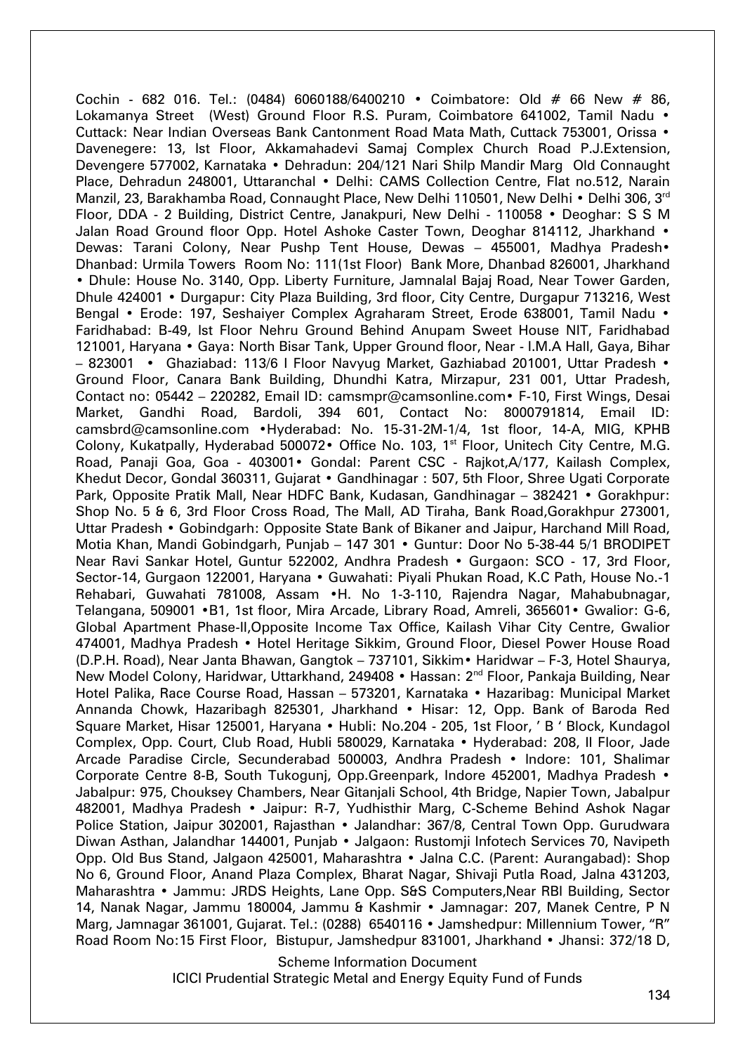Cochin - 682 016. Tel.: (0484) 6060188/6400210 • Coimbatore: Old # 66 New # 86, Lokamanya Street (West) Ground Floor R.S. Puram, Coimbatore 641002, Tamil Nadu • Cuttack: Near Indian Overseas Bank Cantonment Road Mata Math, Cuttack 753001, Orissa • Davenegere: 13, Ist Floor, Akkamahadevi Samaj Complex Church Road P.J.Extension, Devengere 577002, Karnataka • Dehradun: 204/121 Nari Shilp Mandir Marg Old Connaught Place, Dehradun 248001, Uttaranchal • Delhi: CAMS Collection Centre, Flat no.512, Narain Manzil, 23, Barakhamba Road, Connaught Place, New Delhi 110501, New Delhi • Delhi 306, 3rd Floor, DDA - 2 Building, District Centre, Janakpuri, New Delhi - 110058 • Deoghar: S S M Jalan Road Ground floor Opp. Hotel Ashoke Caster Town, Deoghar 814112, Jharkhand • Dewas: Tarani Colony, Near Pushp Tent House, Dewas – 455001, Madhya Pradesh• Dhanbad: Urmila Towers Room No: 111(1st Floor) Bank More, Dhanbad 826001, Jharkhand • Dhule: House No. 3140, Opp. Liberty Furniture, Jamnalal Bajaj Road, Near Tower Garden, Dhule 424001 • Durgapur: City Plaza Building, 3rd floor, City Centre, Durgapur 713216, West Bengal • Erode: 197, Seshaiyer Complex Agraharam Street, Erode 638001, Tamil Nadu • Faridhabad: B-49, Ist Floor Nehru Ground Behind Anupam Sweet House NIT, Faridhabad 121001, Haryana • Gaya: North Bisar Tank, Upper Ground floor, Near - I.M.A Hall, Gaya, Bihar – 823001 • Ghaziabad: 113/6 I Floor Navyug Market, Gazhiabad 201001, Uttar Pradesh • Ground Floor, Canara Bank Building, Dhundhi Katra, Mirzapur, 231 001, Uttar Pradesh, Contact no: 05442 – 220282, Email ID: camsmpr@camsonline.com• F-10, First Wings, Desai Market, Gandhi Road, Bardoli, 394 601, Contact No: 8000791814, Email ID: camsbrd@camsonline.com •Hyderabad: No. 15-31-2M-1/4, 1st floor, 14-A, MIG, KPHB Colony, Kukatpally, Hyderabad 500072• Office No. 103, 1st Floor, Unitech City Centre, M.G. Road, Panaji Goa, Goa - 403001• Gondal: Parent CSC - Rajkot,A/177, Kailash Complex, Khedut Decor, Gondal 360311, Gujarat • Gandhinagar : 507, 5th Floor, Shree Ugati Corporate Park, Opposite Pratik Mall, Near HDFC Bank, Kudasan, Gandhinagar – 382421 • Gorakhpur: Shop No. 5 & 6, 3rd Floor Cross Road, The Mall, AD Tiraha, Bank Road,Gorakhpur 273001, Uttar Pradesh • Gobindgarh: Opposite State Bank of Bikaner and Jaipur, Harchand Mill Road, Motia Khan, Mandi Gobindgarh, Punjab – 147 301 • Guntur: Door No 5-38-44 5/1 BRODIPET Near Ravi Sankar Hotel, Guntur 522002, Andhra Pradesh • Gurgaon: SCO - 17, 3rd Floor, Sector-14, Gurgaon 122001, Haryana • Guwahati: Piyali Phukan Road, K.C Path, House No.-1 Rehabari, Guwahati 781008, Assam •H. No 1-3-110, Rajendra Nagar, Mahabubnagar, Telangana, 509001 •B1, 1st floor, Mira Arcade, Library Road, Amreli, 365601• Gwalior: G-6, Global Apartment Phase-II,Opposite Income Tax Office, Kailash Vihar City Centre, Gwalior 474001, Madhya Pradesh • Hotel Heritage Sikkim, Ground Floor, Diesel Power House Road (D.P.H. Road), Near Janta Bhawan, Gangtok – 737101, Sikkim• Haridwar – F-3, Hotel Shaurya, New Model Colony, Haridwar, Uttarkhand, 249408 • Hassan: 2nd Floor, Pankaja Building, Near Hotel Palika, Race Course Road, Hassan – 573201, Karnataka • Hazaribag: Municipal Market Annanda Chowk, Hazaribagh 825301, Jharkhand • Hisar: 12, Opp. Bank of Baroda Red Square Market, Hisar 125001, Haryana • Hubli: No.204 - 205, 1st Floor, ' B ' Block, Kundagol Complex, Opp. Court, Club Road, Hubli 580029, Karnataka • Hyderabad: 208, II Floor, Jade Arcade Paradise Circle, Secunderabad 500003, Andhra Pradesh • Indore: 101, Shalimar Corporate Centre 8-B, South Tukogunj, Opp.Greenpark, Indore 452001, Madhya Pradesh • Jabalpur: 975, Chouksey Chambers, Near Gitanjali School, 4th Bridge, Napier Town, Jabalpur 482001, Madhya Pradesh • Jaipur: R-7, Yudhisthir Marg, C-Scheme Behind Ashok Nagar Police Station, Jaipur 302001, Rajasthan • Jalandhar: 367/8, Central Town Opp. Gurudwara Diwan Asthan, Jalandhar 144001, Punjab • Jalgaon: Rustomji Infotech Services 70, Navipeth Opp. Old Bus Stand, Jalgaon 425001, Maharashtra • Jalna C.C. (Parent: Aurangabad): Shop No 6, Ground Floor, Anand Plaza Complex, Bharat Nagar, Shivaji Putla Road, Jalna 431203, Maharashtra • Jammu: JRDS Heights, Lane Opp. S&S Computers,Near RBI Building, Sector 14, Nanak Nagar, Jammu 180004, Jammu & Kashmir • Jamnagar: 207, Manek Centre, P N Marg, Jamnagar 361001, Gujarat. Tel.: (0288) 6540116 • Jamshedpur: Millennium Tower, "R" Road Room No:15 First Floor, Bistupur, Jamshedpur 831001, Jharkhand • Jhansi: 372/18 D,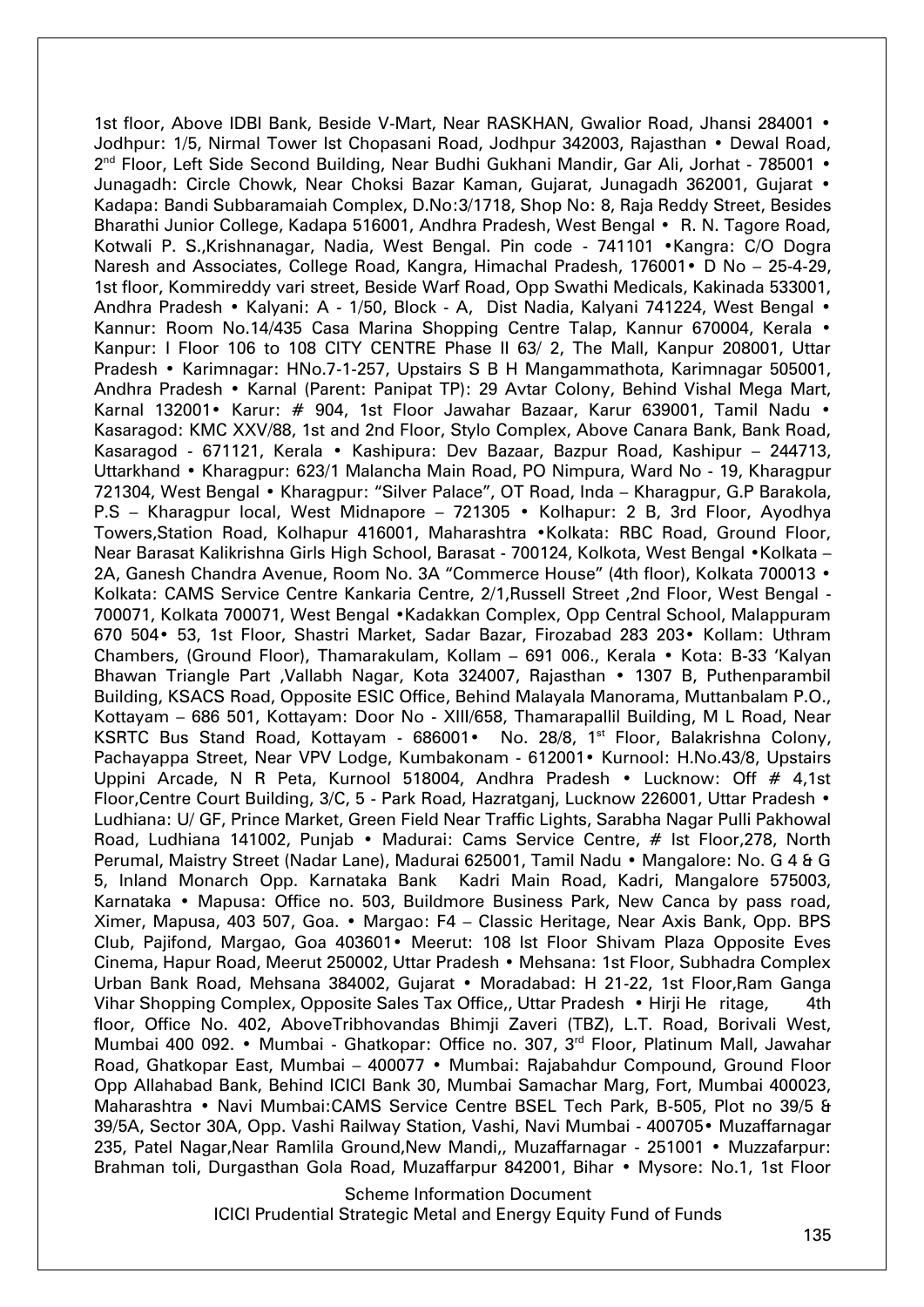1st floor, Above IDBI Bank, Beside V-Mart, Near RASKHAN, Gwalior Road, Jhansi 284001 • Jodhpur: 1/5, Nirmal Tower Ist Chopasani Road, Jodhpur 342003, Rajasthan • Dewal Road, 2nd Floor, Left Side Second Building, Near Budhi Gukhani Mandir, Gar Ali, Jorhat - 785001 • Junagadh: Circle Chowk, Near Choksi Bazar Kaman, Gujarat, Junagadh 362001, Gujarat • Kadapa: Bandi Subbaramaiah Complex, D.No:3/1718, Shop No: 8, Raja Reddy Street, Besides Bharathi Junior College, Kadapa 516001, Andhra Pradesh, West Bengal • R. N. Tagore Road, Kotwali P. S.,Krishnanagar, Nadia, West Bengal. Pin code - 741101 •Kangra: C/O Dogra Naresh and Associates, College Road, Kangra, Himachal Pradesh, 176001• D No – 25-4-29, 1st floor, Kommireddy vari street, Beside Warf Road, Opp Swathi Medicals, Kakinada 533001, Andhra Pradesh • Kalyani: A - 1/50, Block - A, Dist Nadia, Kalyani 741224, West Bengal • Kannur: Room No.14/435 Casa Marina Shopping Centre Talap, Kannur 670004, Kerala • Kanpur: I Floor 106 to 108 CITY CENTRE Phase II 63/ 2, The Mall, Kanpur 208001, Uttar Pradesh • Karimnagar: HNo.7-1-257, Upstairs S B H Mangammathota, Karimnagar 505001, Andhra Pradesh • Karnal (Parent: Panipat TP): 29 Avtar Colony, Behind Vishal Mega Mart, Karnal 132001• Karur: # 904, 1st Floor Jawahar Bazaar, Karur 639001, Tamil Nadu • Kasaragod: KMC XXV/88, 1st and 2nd Floor, Stylo Complex, Above Canara Bank, Bank Road, Kasaragod - 671121, Kerala • Kashipura: Dev Bazaar, Bazpur Road, Kashipur – 244713, Uttarkhand • Kharagpur: 623/1 Malancha Main Road, PO Nimpura, Ward No - 19, Kharagpur 721304, West Bengal • Kharagpur: "Silver Palace", OT Road, Inda – Kharagpur, G.P Barakola, P.S – Kharagpur local, West Midnapore – 721305 • Kolhapur: 2 B, 3rd Floor, Ayodhya Towers,Station Road, Kolhapur 416001, Maharashtra •Kolkata: RBC Road, Ground Floor, Near Barasat Kalikrishna Girls High School, Barasat - 700124, Kolkota, West Bengal •Kolkata – 2A, Ganesh Chandra Avenue, Room No. 3A "Commerce House" (4th floor), Kolkata 700013 • Kolkata: CAMS Service Centre Kankaria Centre, 2/1,Russell Street ,2nd Floor, West Bengal - 700071, Kolkata 700071, West Bengal •Kadakkan Complex, Opp Central School, Malappuram 670 504• 53, 1st Floor, Shastri Market, Sadar Bazar, Firozabad 283 203• Kollam: Uthram Chambers, (Ground Floor), Thamarakulam, Kollam – 691 006., Kerala • Kota: B-33 'Kalyan Bhawan Triangle Part ,Vallabh Nagar, Kota 324007, Rajasthan • 1307 B, Puthenparambil Building, KSACS Road, Opposite ESIC Office, Behind Malayala Manorama, Muttanbalam P.O., Kottayam – 686 501, Kottayam: Door No - XIII/658, Thamarapallil Building, M L Road, Near KSRTC Bus Stand Road, Kottayam - 686001• No. 28/8, 1st Floor, Balakrishna Colony, Pachayappa Street, Near VPV Lodge, Kumbakonam - 612001• Kurnool: H.No.43/8, Upstairs Uppini Arcade, N R Peta, Kurnool 518004, Andhra Pradesh • Lucknow: Off # 4,1st Floor,Centre Court Building, 3/C, 5 - Park Road, Hazratganj, Lucknow 226001, Uttar Pradesh • Ludhiana: U/ GF, Prince Market, Green Field Near Traffic Lights, Sarabha Nagar Pulli Pakhowal Road, Ludhiana 141002, Punjab • Madurai: Cams Service Centre, # Ist Floor,278, North Perumal, Maistry Street (Nadar Lane), Madurai 625001, Tamil Nadu • Mangalore: No. G 4 & G 5, Inland Monarch Opp. Karnataka Bank Kadri Main Road, Kadri, Mangalore 575003, Karnataka • Mapusa: Office no. 503, Buildmore Business Park, New Canca by pass road, Ximer, Mapusa, 403 507, Goa. • Margao: F4 – Classic Heritage, Near Axis Bank, Opp. BPS Club, Pajifond, Margao, Goa 403601• Meerut: 108 Ist Floor Shivam Plaza Opposite Eves Cinema, Hapur Road, Meerut 250002, Uttar Pradesh • Mehsana: 1st Floor, Subhadra Complex Urban Bank Road, Mehsana 384002, Gujarat • Moradabad: H 21-22, 1st Floor,Ram Ganga Vihar Shopping Complex, Opposite Sales Tax Office,, Uttar Pradesh • Hirji He ritage, 4th floor, Office No. 402, AboveTribhovandas Bhimji Zaveri (TBZ), L.T. Road, Borivali West, Mumbai 400 092. • Mumbai - Ghatkopar: Office no. 307, 3rd Floor, Platinum Mall, Jawahar Road, Ghatkopar East, Mumbai – 400077 • Mumbai: Rajabahdur Compound, Ground Floor Opp Allahabad Bank, Behind ICICI Bank 30, Mumbai Samachar Marg, Fort, Mumbai 400023, Maharashtra • Navi Mumbai:CAMS Service Centre BSEL Tech Park, B-505, Plot no 39/5 & 39/5A, Sector 30A, Opp. Vashi Railway Station, Vashi, Navi Mumbai - 400705• Muzaffarnagar 235, Patel Nagar,Near Ramlila Ground,New Mandi,, Muzaffarnagar - 251001 • Muzzafarpur: Brahman toli, Durgasthan Gola Road, Muzaffarpur 842001, Bihar • Mysore: No.1, 1st Floor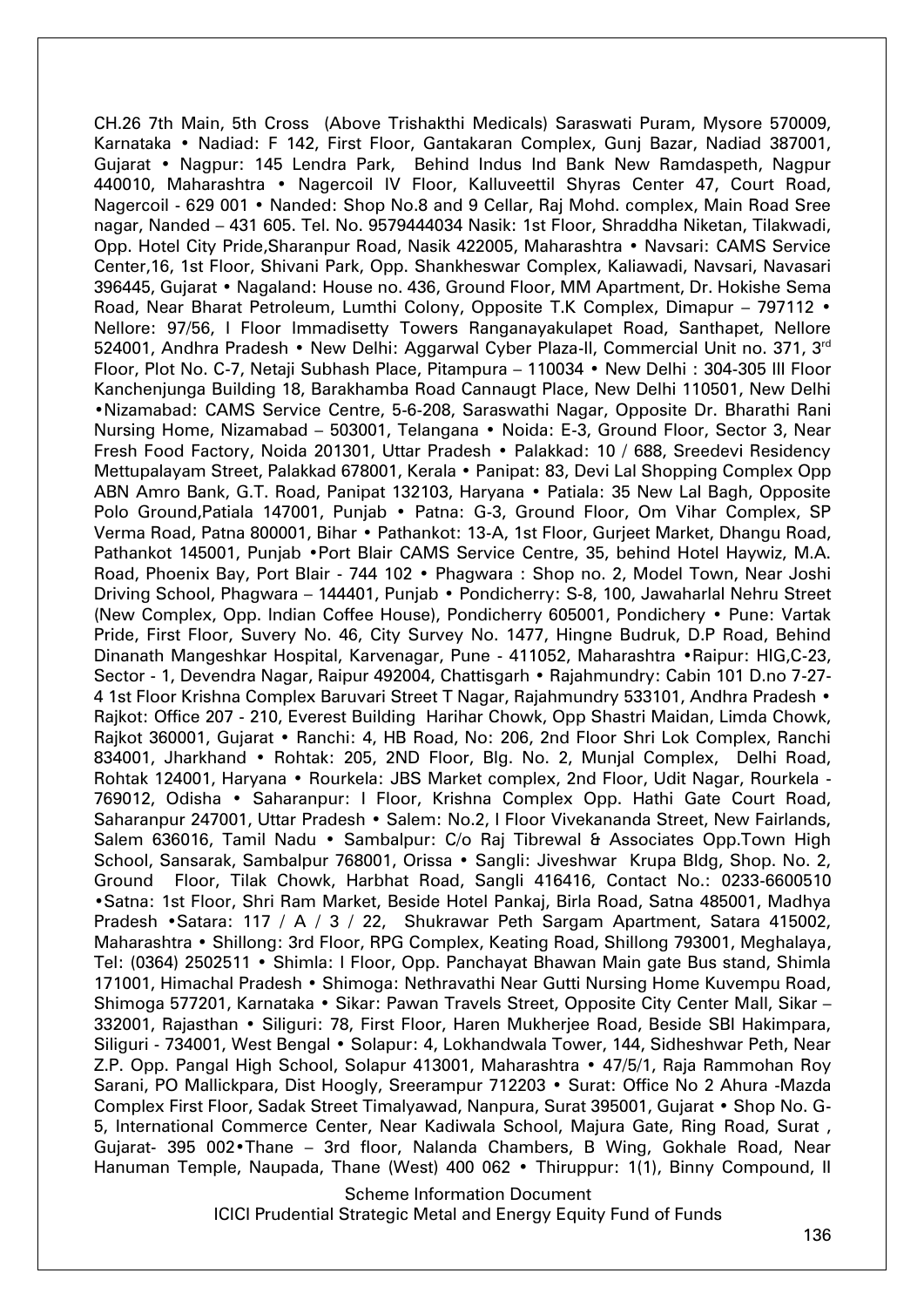CH.26 7th Main, 5th Cross (Above Trishakthi Medicals) Saraswati Puram, Mysore 570009, Karnataka • Nadiad: F 142, First Floor, Gantakaran Complex, Gunj Bazar, Nadiad 387001, Gujarat • Nagpur: 145 Lendra Park, Behind Indus Ind Bank New Ramdaspeth, Nagpur 440010, Maharashtra • Nagercoil IV Floor, Kalluveettil Shyras Center 47, Court Road, Nagercoil - 629 001 • Nanded: Shop No.8 and 9 Cellar, Raj Mohd. complex, Main Road Sree nagar, Nanded – 431 605. Tel. No. 9579444034 Nasik: 1st Floor, Shraddha Niketan, Tilakwadi, Opp. Hotel City Pride,Sharanpur Road, Nasik 422005, Maharashtra • Navsari: CAMS Service Center,16, 1st Floor, Shivani Park, Opp. Shankheswar Complex, Kaliawadi, Navsari, Navasari 396445, Gujarat • Nagaland: House no. 436, Ground Floor, MM Apartment, Dr. Hokishe Sema Road, Near Bharat Petroleum, Lumthi Colony, Opposite T.K Complex, Dimapur – 797112 • Nellore: 97/56, I Floor Immadisetty Towers Ranganayakulapet Road, Santhapet, Nellore 524001, Andhra Pradesh • New Delhi: Aggarwal Cyber Plaza-II, Commercial Unit no. 371, 3rd Floor, Plot No. C-7, Netaji Subhash Place, Pitampura – 110034 • New Delhi : 304-305 III Floor Kanchenjunga Building 18, Barakhamba Road Cannaugt Place, New Delhi 110501, New Delhi •Nizamabad: CAMS Service Centre, 5-6-208, Saraswathi Nagar, Opposite Dr. Bharathi Rani Nursing Home, Nizamabad – 503001, Telangana • Noida: E-3, Ground Floor, Sector 3, Near Fresh Food Factory, Noida 201301, Uttar Pradesh • Palakkad: 10 / 688, Sreedevi Residency Mettupalayam Street, Palakkad 678001, Kerala • Panipat: 83, Devi Lal Shopping Complex Opp ABN Amro Bank, G.T. Road, Panipat 132103, Haryana • Patiala: 35 New Lal Bagh, Opposite Polo Ground,Patiala 147001, Punjab • Patna: G-3, Ground Floor, Om Vihar Complex, SP Verma Road, Patna 800001, Bihar • Pathankot: 13-A, 1st Floor, Gurjeet Market, Dhangu Road, Pathankot 145001, Punjab •Port Blair CAMS Service Centre, 35, behind Hotel Haywiz, M.A. Road, Phoenix Bay, Port Blair - 744 102 • Phagwara : Shop no. 2, Model Town, Near Joshi Driving School, Phagwara – 144401, Punjab • Pondicherry: S-8, 100, Jawaharlal Nehru Street (New Complex, Opp. Indian Coffee House), Pondicherry 605001, Pondichery • Pune: Vartak Pride, First Floor, Suvery No. 46, City Survey No. 1477, Hingne Budruk, D.P Road, Behind Dinanath Mangeshkar Hospital, Karvenagar, Pune - 411052, Maharashtra •Raipur: HIG,C-23, Sector - 1, Devendra Nagar, Raipur 492004, Chattisgarh • Rajahmundry: Cabin 101 D.no 7-27-4 1st Floor Krishna Complex Baruvari Street T Nagar, Rajahmundry 533101, Andhra Pradesh • Rajkot: Office 207 - 210, Everest Building Harihar Chowk, Opp Shastri Maidan, Limda Chowk, Rajkot 360001, Gujarat • Ranchi: 4, HB Road, No: 206, 2nd Floor Shri Lok Complex, Ranchi 834001, Jharkhand • Rohtak: 205, 2ND Floor, Blg. No. 2, Munjal Complex, Delhi Road, Rohtak 124001, Haryana • Rourkela: JBS Market complex, 2nd Floor, Udit Nagar, Rourkela - 769012, Odisha • Saharanpur: I Floor, Krishna Complex Opp. Hathi Gate Court Road, Saharanpur 247001, Uttar Pradesh • Salem: No.2, I Floor Vivekananda Street, New Fairlands, Salem 636016, Tamil Nadu • Sambalpur: C/o Raj Tibrewal & Associates Opp.Town High School, Sansarak, Sambalpur 768001, Orissa • Sangli: Jiveshwar Krupa Bldg, Shop. No. 2, Ground Floor, Tilak Chowk, Harbhat Road, Sangli 416416, Contact No.: 0233-6600510 •Satna: 1st Floor, Shri Ram Market, Beside Hotel Pankaj, Birla Road, Satna 485001, Madhya Pradesh •Satara: 117 / A / 3 / 22, Shukrawar Peth Sargam Apartment, Satara 415002, Maharashtra • Shillong: 3rd Floor, RPG Complex, Keating Road, Shillong 793001, Meghalaya, Tel: (0364) 2502511 • Shimla: I Floor, Opp. Panchayat Bhawan Main gate Bus stand, Shimla 171001, Himachal Pradesh • Shimoga: Nethravathi Near Gutti Nursing Home Kuvempu Road, Shimoga 577201, Karnataka • Sikar: Pawan Travels Street, Opposite City Center Mall, Sikar – 332001, Rajasthan • Siliguri: 78, First Floor, Haren Mukherjee Road, Beside SBI Hakimpara, Siliguri - 734001, West Bengal • Solapur: 4, Lokhandwala Tower, 144, Sidheshwar Peth, Near Z.P. Opp. Pangal High School, Solapur 413001, Maharashtra • 47/5/1, Raja Rammohan Roy Sarani, PO Mallickpara, Dist Hoogly, Sreerampur 712203 • Surat: Office No 2 Ahura -Mazda Complex First Floor, Sadak Street Timalyawad, Nanpura, Surat 395001, Gujarat • Shop No. G-5, International Commerce Center, Near Kadiwala School, Majura Gate, Ring Road, Surat , Gujarat- 395 002•Thane – 3rd floor, Nalanda Chambers, B Wing, Gokhale Road, Near Hanuman Temple, Naupada, Thane (West) 400 062 • Thiruppur: 1(1), Binny Compound, II

Scheme Information Document
ICICI Prudential Strategic Metal and Energy Equity Fund of Funds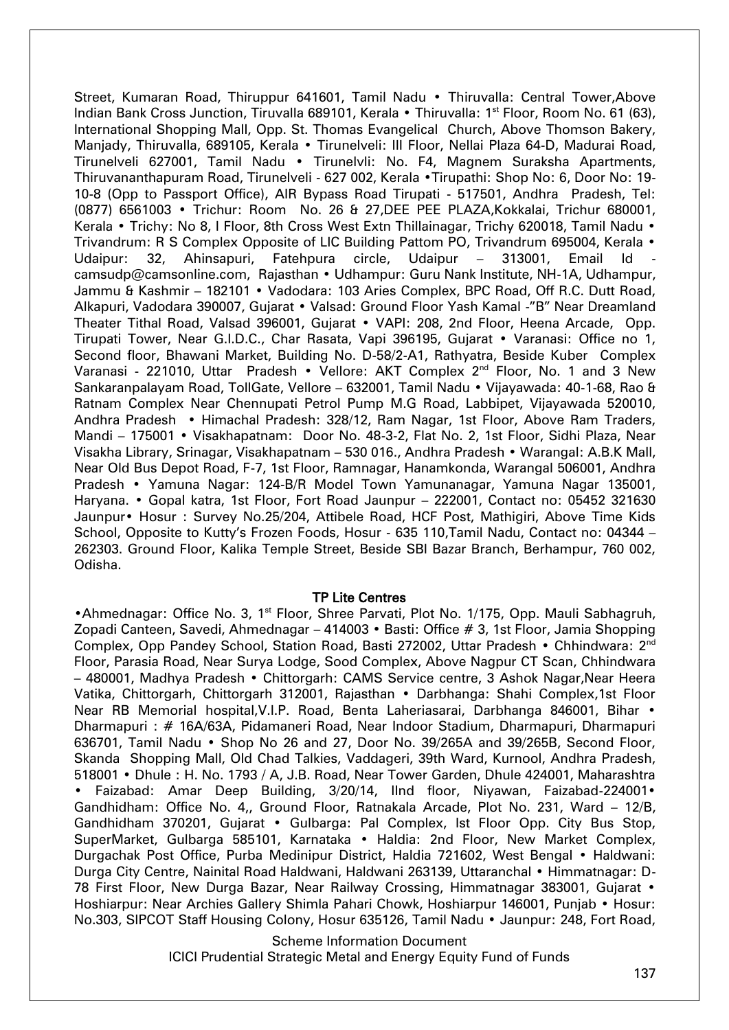Street, Kumaran Road, Thiruppur 641601, Tamil Nadu • Thiruvalla: Central Tower,Above Indian Bank Cross Junction, Tiruvalla 689101, Kerala • Thiruvalla: 1st Floor, Room No. 61 (63), International Shopping Mall, Opp. St. Thomas Evangelical Church, Above Thomson Bakery, Manjady, Thiruvalla, 689105, Kerala • Tirunelveli: III Floor, Nellai Plaza 64-D, Madurai Road, Tirunelveli 627001, Tamil Nadu • Tirunelvli: No. F4, Magnem Suraksha Apartments, Thiruvananthapuram Road, Tirunelveli - 627 002, Kerala •Tirupathi: Shop No: 6, Door No: 19-10-8 (Opp to Passport Office), AIR Bypass Road Tirupati - 517501, Andhra Pradesh, Tel: (0877) 6561003 • Trichur: Room No. 26 & 27,DEE PEE PLAZA,Kokkalai, Trichur 680001, Kerala • Trichy: No 8, I Floor, 8th Cross West Extn Thillainagar, Trichy 620018, Tamil Nadu • Trivandrum: R S Complex Opposite of LIC Building Pattom PO, Trivandrum 695004, Kerala • Udaipur: 32, Ahinsapuri, Fatehpura circle, Udaipur – 313001, Email Id - camsudp@camsonline.com, Rajasthan • Udhampur: Guru Nank Institute, NH-1A, Udhampur, Jammu & Kashmir – 182101 • Vadodara: 103 Aries Complex, BPC Road, Off R.C. Dutt Road, Alkapuri, Vadodara 390007, Gujarat • Valsad: Ground Floor Yash Kamal -"B" Near Dreamland Theater Tithal Road, Valsad 396001, Gujarat • VAPI: 208, 2nd Floor, Heena Arcade, Opp. Tirupati Tower, Near G.I.D.C., Char Rasata, Vapi 396195, Gujarat • Varanasi: Office no 1, Second floor, Bhawani Market, Building No. D-58/2-A1, Rathyatra, Beside Kuber Complex Varanasi - 221010, Uttar Pradesh • Vellore: AKT Complex 2nd Floor, No. 1 and 3 New Sankaranpalayam Road, TollGate, Vellore – 632001, Tamil Nadu • Vijayawada: 40-1-68, Rao & Ratnam Complex Near Chennupati Petrol Pump M.G Road, Labbipet, Vijayawada 520010, Andhra Pradesh • Himachal Pradesh: 328/12, Ram Nagar, 1st Floor, Above Ram Traders, Mandi – 175001 • Visakhapatnam: Door No. 48-3-2, Flat No. 2, 1st Floor, Sidhi Plaza, Near Visakha Library, Srinagar, Visakhapatnam – 530 016., Andhra Pradesh • Warangal: A.B.K Mall, Near Old Bus Depot Road, F-7, 1st Floor, Ramnagar, Hanamkonda, Warangal 506001, Andhra Pradesh • Yamuna Nagar: 124-B/R Model Town Yamunanagar, Yamuna Nagar 135001, Haryana. • Gopal katra, 1st Floor, Fort Road Jaunpur – 222001, Contact no: 05452 321630 Jaunpur• Hosur : Survey No.25/204, Attibele Road, HCF Post, Mathigiri, Above Time Kids School, Opposite to Kutty's Frozen Foods, Hosur - 635 110,Tamil Nadu, Contact no: 04344 – 262303. Ground Floor, Kalika Temple Street, Beside SBI Bazar Branch, Berhampur, 760 002, Odisha.

## TP Lite Centres

•Ahmednagar: Office No. 3, 1st Floor, Shree Parvati, Plot No. 1/175, Opp. Mauli Sabhagruh, Zopadi Canteen, Savedi, Ahmednagar – 414003 • Basti: Office # 3, 1st Floor, Jamia Shopping Complex, Opp Pandey School, Station Road, Basti 272002, Uttar Pradesh • Chhindwara: 2nd Floor, Parasia Road, Near Surya Lodge, Sood Complex, Above Nagpur CT Scan, Chhindwara – 480001, Madhya Pradesh • Chittorgarh: CAMS Service centre, 3 Ashok Nagar,Near Heera Vatika, Chittorgarh, Chittorgarh 312001, Rajasthan • Darbhanga: Shahi Complex,1st Floor Near RB Memorial hospital,V.I.P. Road, Benta Laheriasarai, Darbhanga 846001, Bihar • Dharmapuri : # 16A/63A, Pidamaneri Road, Near Indoor Stadium, Dharmapuri, Dharmapuri 636701, Tamil Nadu • Shop No 26 and 27, Door No. 39/265A and 39/265B, Second Floor, Skanda Shopping Mall, Old Chad Talkies, Vaddageri, 39th Ward, Kurnool, Andhra Pradesh, 518001 • Dhule : H. No. 1793 / A, J.B. Road, Near Tower Garden, Dhule 424001, Maharashtra • Faizabad: Amar Deep Building, 3/20/14, IInd floor, Niyawan, Faizabad-224001• Gandhidham: Office No. 4,, Ground Floor, Ratnakala Arcade, Plot No. 231, Ward – 12/B, Gandhidham 370201, Gujarat • Gulbarga: Pal Complex, Ist Floor Opp. City Bus Stop, SuperMarket, Gulbarga 585101, Karnataka • Haldia: 2nd Floor, New Market Complex, Durgachak Post Office, Purba Medinipur District, Haldia 721602, West Bengal • Haldwani: Durga City Centre, Nainital Road Haldwani, Haldwani 263139, Uttaranchal • Himmatnagar: D-78 First Floor, New Durga Bazar, Near Railway Crossing, Himmatnagar 383001, Gujarat • Hoshiarpur: Near Archies Gallery Shimla Pahari Chowk, Hoshiarpur 146001, Punjab • Hosur: No.303, SIPCOT Staff Housing Colony, Hosur 635126, Tamil Nadu • Jaunpur: 248, Fort Road,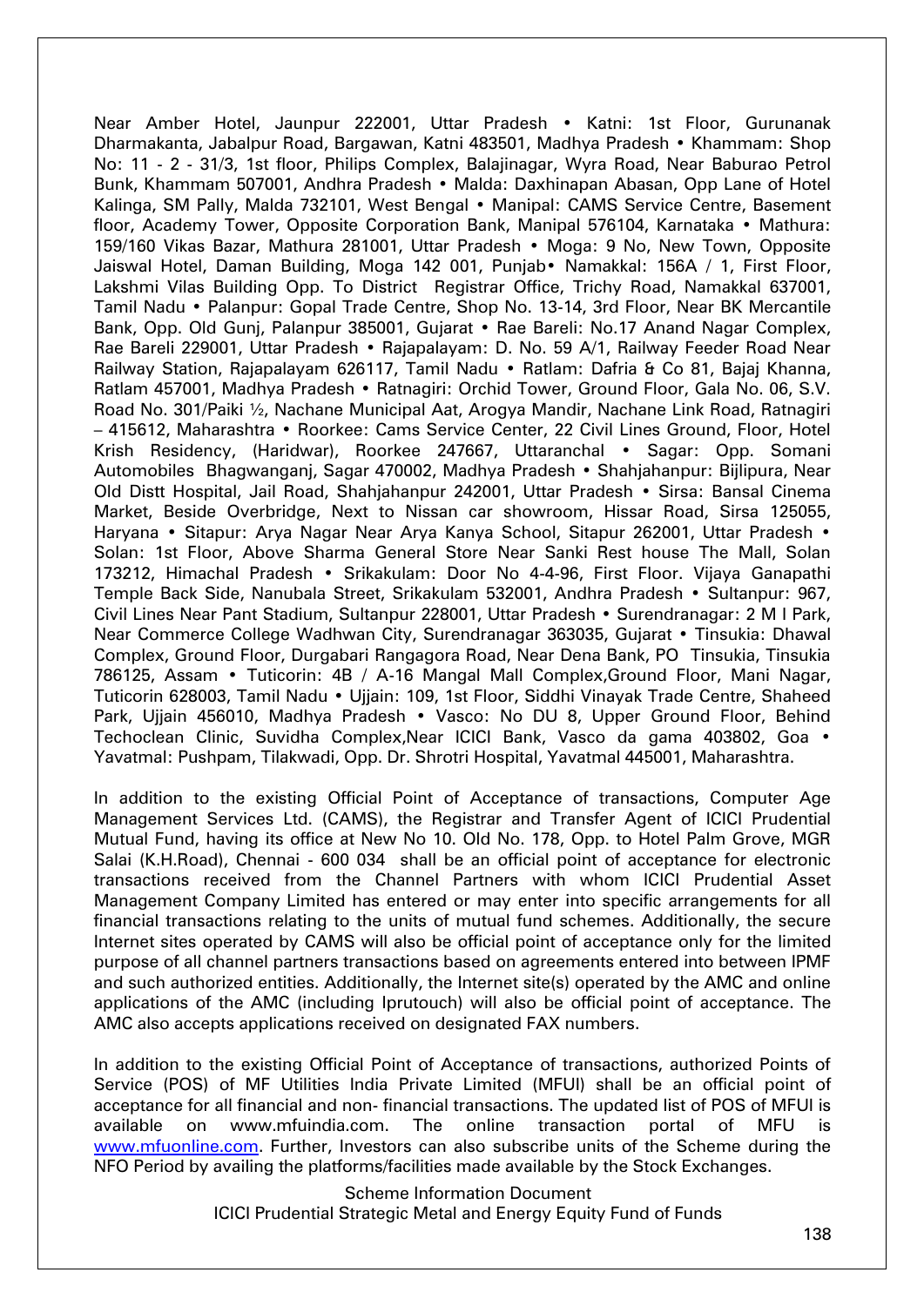Near Amber Hotel, Jaunpur 222001, Uttar Pradesh • Katni: 1st Floor, Gurunanak Dharmakanta, Jabalpur Road, Bargawan, Katni 483501, Madhya Pradesh • Khammam: Shop No: 11 - 2 - 31/3, 1st floor, Philips Complex, Balajinagar, Wyra Road, Near Baburao Petrol Bunk, Khammam 507001, Andhra Pradesh • Malda: Daxhinapan Abasan, Opp Lane of Hotel Kalinga, SM Pally, Malda 732101, West Bengal • Manipal: CAMS Service Centre, Basement floor, Academy Tower, Opposite Corporation Bank, Manipal 576104, Karnataka • Mathura: 159/160 Vikas Bazar, Mathura 281001, Uttar Pradesh • Moga: 9 No, New Town, Opposite Jaiswal Hotel, Daman Building, Moga 142 001, Punjab• Namakkal: 156A / 1, First Floor, Lakshmi Vilas Building Opp. To District Registrar Office, Trichy Road, Namakkal 637001, Tamil Nadu • Palanpur: Gopal Trade Centre, Shop No. 13-14, 3rd Floor, Near BK Mercantile Bank, Opp. Old Gunj, Palanpur 385001, Gujarat • Rae Bareli: No.17 Anand Nagar Complex, Rae Bareli 229001, Uttar Pradesh • Rajapalayam: D. No. 59 A/1, Railway Feeder Road Near Railway Station, Rajapalayam 626117, Tamil Nadu • Ratlam: Dafria & Co 81, Bajaj Khanna, Ratlam 457001, Madhya Pradesh • Ratnagiri: Orchid Tower, Ground Floor, Gala No. 06, S.V. Road No. 301/Paiki ½, Nachane Municipal Aat, Arogya Mandir, Nachane Link Road, Ratnagiri – 415612, Maharashtra • Roorkee: Cams Service Center, 22 Civil Lines Ground, Floor, Hotel Krish Residency, (Haridwar), Roorkee 247667, Uttaranchal • Sagar: Opp. Somani Automobiles Bhagwanganj, Sagar 470002, Madhya Pradesh • Shahjahanpur: Bijlipura, Near Old Distt Hospital, Jail Road, Shahjahanpur 242001, Uttar Pradesh • Sirsa: Bansal Cinema Market, Beside Overbridge, Next to Nissan car showroom, Hissar Road, Sirsa 125055, Haryana • Sitapur: Arya Nagar Near Arya Kanya School, Sitapur 262001, Uttar Pradesh • Solan: 1st Floor, Above Sharma General Store Near Sanki Rest house The Mall, Solan 173212, Himachal Pradesh • Srikakulam: Door No 4-4-96, First Floor. Vijaya Ganapathi Temple Back Side, Nanubala Street, Srikakulam 532001, Andhra Pradesh • Sultanpur: 967, Civil Lines Near Pant Stadium, Sultanpur 228001, Uttar Pradesh • Surendranagar: 2 M I Park, Near Commerce College Wadhwan City, Surendranagar 363035, Gujarat • Tinsukia: Dhawal Complex, Ground Floor, Durgabari Rangagora Road, Near Dena Bank, PO Tinsukia, Tinsukia 786125, Assam • Tuticorin: 4B / A-16 Mangal Mall Complex,Ground Floor, Mani Nagar, Tuticorin 628003, Tamil Nadu • Ujjain: 109, 1st Floor, Siddhi Vinayak Trade Centre, Shaheed Park, Ujjain 456010, Madhya Pradesh • Vasco: No DU 8, Upper Ground Floor, Behind Techoclean Clinic, Suvidha Complex,Near ICICI Bank, Vasco da gama 403802, Goa • Yavatmal: Pushpam, Tilakwadi, Opp. Dr. Shrotri Hospital, Yavatmal 445001, Maharashtra.

In addition to the existing Official Point of Acceptance of transactions, Computer Age Management Services Ltd. (CAMS), the Registrar and Transfer Agent of ICICI Prudential Mutual Fund, having its office at New No 10. Old No. 178, Opp. to Hotel Palm Grove, MGR Salai (K.H.Road), Chennai - 600 034 shall be an official point of acceptance for electronic transactions received from the Channel Partners with whom ICICI Prudential Asset Management Company Limited has entered or may enter into specific arrangements for all financial transactions relating to the units of mutual fund schemes. Additionally, the secure Internet sites operated by CAMS will also be official point of acceptance only for the limited purpose of all channel partners transactions based on agreements entered into between IPMF and such authorized entities. Additionally, the Internet site(s) operated by the AMC and online applications of the AMC (including Iprutouch) will also be official point of acceptance. The AMC also accepts applications received on designated FAX numbers.

In addition to the existing Official Point of Acceptance of transactions, authorized Points of Service (POS) of MF Utilities India Private Limited (MFUI) shall be an official point of acceptance for all financial and non- financial transactions. The updated list of POS of MFUI is available on www.mfuindia.com. The online transaction portal of MFU is www.mfuonline.com. Further, Investors can also subscribe units of the Scheme during the NFO Period by availing the platforms/facilities made available by the Stock Exchanges.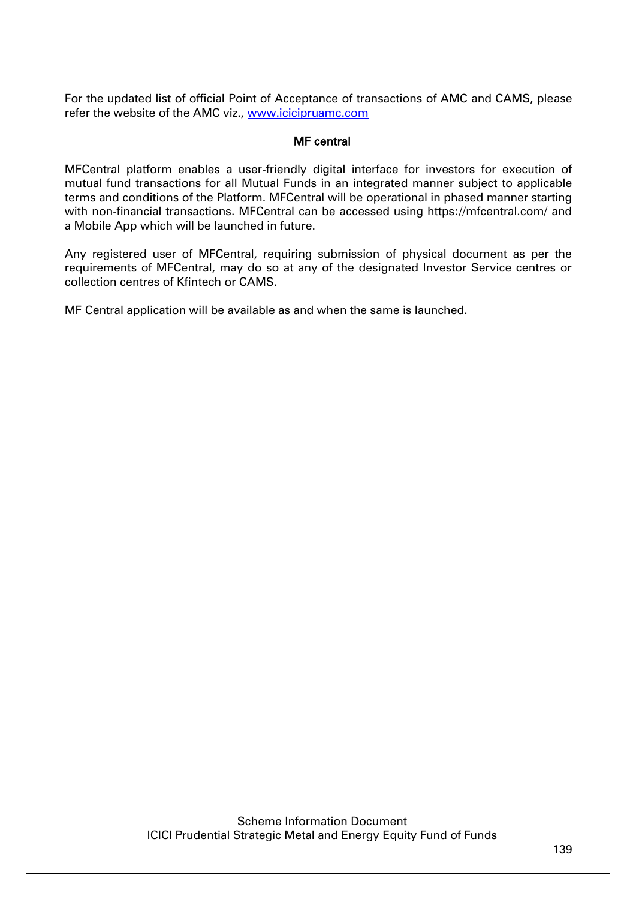For the updated list of official Point of Acceptance of transactions of AMC and CAMS, please refer the website of the AMC viz., www.icicipruamc.com

## MF central

MFCentral platform enables a user-friendly digital interface for investors for execution of mutual fund transactions for all Mutual Funds in an integrated manner subject to applicable terms and conditions of the Platform. MFCentral will be operational in phased manner starting with non-financial transactions. MFCentral can be accessed using https://mfcentral.com/ and a Mobile App which will be launched in future.

Any registered user of MFCentral, requiring submission of physical document as per the requirements of MFCentral, may do so at any of the designated Investor Service centres or collection centres of Kfintech or CAMS.

MF Central application will be available as and when the same is launched.